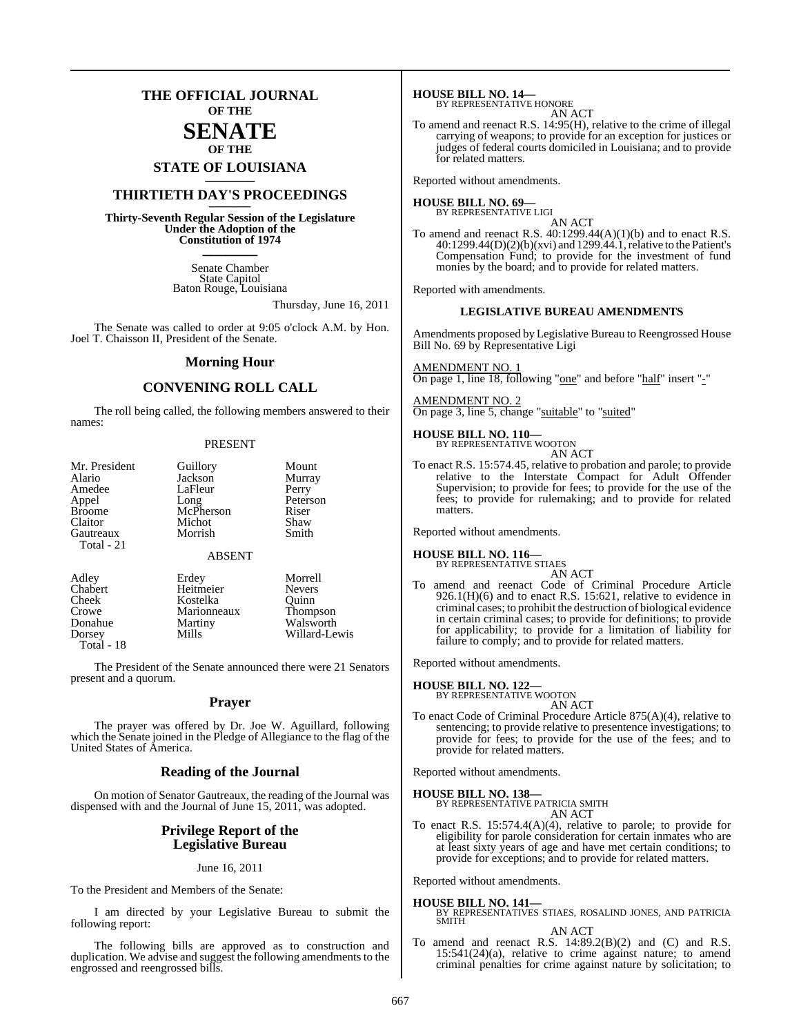# THE OFFICIAL JOURNAL OF THE SENATE OF THE STATE OF LOUISIANA

## THIRTIETH DAY'S PROCEEDINGS

**Thirty-Seventh Regular Session of the Legislature Under the Adoption of the Constitution of 1974**

Senate Chamber
State Capitol
Baton Rouge, Louisiana

Thursday, June 16, 2011

The Senate was called to order at 9:05 o'clock A.M. by Hon. Joel T. Chaisson II, President of the Senate.

## Morning Hour

## CONVENING ROLL CALL

The roll being called, the following members answered to their names:

PRESENT

| | | |
|---|---|---|
| Mr. President | Guillory | Mount |
| Alario | Jackson | Murray |
| Amedee | LaFleur | Perry |
| Appel | Long | Peterson |
| Broome | McPherson | Riser |
| Claitor | Michot | Shaw |
| Gautreaux | Morrish | Smith |
| Total - 21 | | |

ABSENT

| | | |
|---|---|---|
| Adley | Erdey | Morrell |
| Chabert | Heitmeier | Nevers |
| Cheek | Kostelka | Quinn |
| Crowe | Marionneaux | Thompson |
| Donahue | Martiny | Walsworth |
| Dorsey | Mills | Willard-Lewis |
| Total - 18 | | |

The President of the Senate announced there were 21 Senators present and a quorum.

## Prayer

The prayer was offered by Dr. Joe W. Aguillard, following which the Senate joined in the Pledge of Allegiance to the flag of the United States of America.

## Reading of the Journal

On motion of Senator Gautreaux, the reading of the Journal was dispensed with and the Journal of June 15, 2011, was adopted.

## Privilege Report of the Legislative Bureau

June 16, 2011

To the President and Members of the Senate:

I am directed by your Legislative Bureau to submit the following report:

The following bills are approved as to construction and duplication. We advise and suggest the following amendments to the engrossed and reengrossed bills.

**HOUSE BILL NO. 14—**
BY REPRESENTATIVE HONORE
AN ACT

To amend and reenact R.S. 14:95(H), relative to the crime of illegal carrying of weapons; to provide for an exception for justices or judges of federal courts domiciled in Louisiana; and to provide for related matters.

Reported without amendments.

**HOUSE BILL NO. 69—**
BY REPRESENTATIVE LIGI
AN ACT

To amend and reenact R.S. 40:1299.44(A)(1)(b) and to enact R.S. 40:1299.44(D)(2)(b)(xvi) and 1299.44.1, relative to the Patient's Compensation Fund; to provide for the investment of fund monies by the board; and to provide for related matters.

Reported with amendments.

**LEGISLATIVE BUREAU AMENDMENTS**

Amendments proposed by Legislative Bureau to Reengrossed House Bill No. 69 by Representative Ligi

AMENDMENT NO. 1
On page 1, line 18, following "one" and before "half" insert "-"

AMENDMENT NO. 2
On page 3, line 5, change "suitable" to "suited"

**HOUSE BILL NO. 110—**
BY REPRESENTATIVE WOOTON
AN ACT

To enact R.S. 15:574.45, relative to probation and parole; to provide relative to the Interstate Compact for Adult Offender Supervision; to provide for fees; to provide for the use of the fees; to provide for rulemaking; and to provide for related matters.

Reported without amendments.

**HOUSE BILL NO. 116—**
BY REPRESENTATIVE STIAES
AN ACT

To amend and reenact Code of Criminal Procedure Article 926.1(H)(6) and to enact R.S. 15:621, relative to evidence in criminal cases; to prohibit the destruction of biological evidence in certain criminal cases; to provide for definitions; to provide for applicability; to provide for a limitation of liability for failure to comply; and to provide for related matters.

Reported without amendments.

**HOUSE BILL NO. 122—**
BY REPRESENTATIVE WOOTON
AN ACT

To enact Code of Criminal Procedure Article 875(A)(4), relative to sentencing; to provide relative to presentence investigations; to provide for fees; to provide for the use of the fees; and to provide for related matters.

Reported without amendments.

**HOUSE BILL NO. 138—**
BY REPRESENTATIVE PATRICIA SMITH
AN ACT

To enact R.S. 15:574.4(A)(4), relative to parole; to provide for eligibility for parole consideration for certain inmates who are at least sixty years of age and have met certain conditions; to provide for exceptions; and to provide for related matters.

Reported without amendments.

**HOUSE BILL NO. 141—**
BY REPRESENTATIVES STIAES, ROSALIND JONES, AND PATRICIA SMITH
AN ACT

To amend and reenact R.S. 14:89.2(B)(2) and (C) and R.S. 15:541(24)(a), relative to crime against nature; to amend criminal penalties for crime against nature by solicitation; to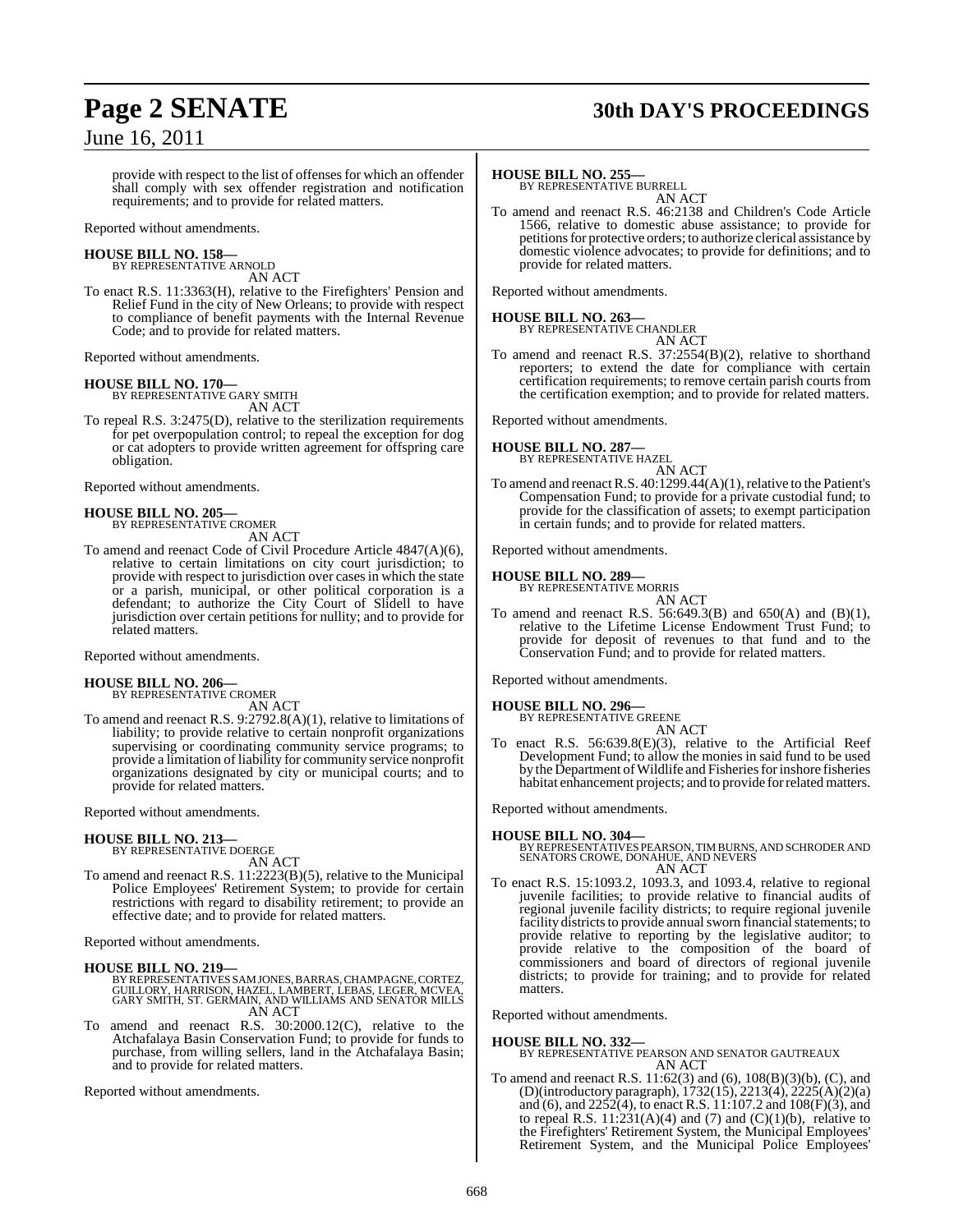provide with respect to the list of offenses for which an offender shall comply with sex offender registration and notification requirements; and to provide for related matters.

Reported without amendments.

**HOUSE BILL NO. 158—**
BY REPRESENTATIVE ARNOLD
AN ACT

To enact R.S. 11:3363(H), relative to the Firefighters' Pension and Relief Fund in the city of New Orleans; to provide with respect to compliance of benefit payments with the Internal Revenue Code; and to provide for related matters.

Reported without amendments.

**HOUSE BILL NO. 170—**
BY REPRESENTATIVE GARY SMITH
AN ACT

To repeal R.S. 3:2475(D), relative to the sterilization requirements for pet overpopulation control; to repeal the exception for dog or cat adopters to provide written agreement for offspring care obligation.

Reported without amendments.

**HOUSE BILL NO. 205—**
BY REPRESENTATIVE CROMER
AN ACT

To amend and reenact Code of Civil Procedure Article 4847(A)(6), relative to certain limitations on city court jurisdiction; to provide with respect to jurisdiction over cases in which the state or a parish, municipal, or other political corporation is a defendant; to authorize the City Court of Slidell to have jurisdiction over certain petitions for nullity; and to provide for related matters.

Reported without amendments.

**HOUSE BILL NO. 206—**
BY REPRESENTATIVE CROMER
AN ACT

To amend and reenact R.S. 9:2792.8(A)(1), relative to limitations of liability; to provide relative to certain nonprofit organizations supervising or coordinating community service programs; to provide a limitation of liability for community service nonprofit organizations designated by city or municipal courts; and to provide for related matters.

Reported without amendments.

**HOUSE BILL NO. 213—**
BY REPRESENTATIVE DOERGE
AN ACT

To amend and reenact R.S. 11:2223(B)(5), relative to the Municipal Police Employees' Retirement System; to provide for certain restrictions with regard to disability retirement; to provide an effective date; and to provide for related matters.

Reported without amendments.

**HOUSE BILL NO. 219—**
BY REPRESENTATIVES SAM JONES, BARRAS, CHAMPAGNE, CORTEZ, GUILLORY, HARRISON, HAZEL, LAMBERT, LEBAS, LEGER, MCVEA, GARY SMITH, ST. GERMAIN, AND WILLIAMS AND SENATOR MILLS
AN ACT

To amend and reenact R.S. 30:2000.12(C), relative to the Atchafalaya Basin Conservation Fund; to provide for funds to purchase, from willing sellers, land in the Atchafalaya Basin; and to provide for related matters.

Reported without amendments.

**HOUSE BILL NO. 255—**
BY REPRESENTATIVE BURRELL
AN ACT

To amend and reenact R.S. 46:2138 and Children's Code Article 1566, relative to domestic abuse assistance; to provide for petitions for protective orders; to authorize clerical assistance by domestic violence advocates; to provide for definitions; and to provide for related matters.

Reported without amendments.

**HOUSE BILL NO. 263—**
BY REPRESENTATIVE CHANDLER
AN ACT

To amend and reenact R.S. 37:2554(B)(2), relative to shorthand reporters; to extend the date for compliance with certain certification requirements; to remove certain parish courts from the certification exemption; and to provide for related matters.

Reported without amendments.

**HOUSE BILL NO. 287—**
BY REPRESENTATIVE HAZEL
AN ACT

To amend and reenact R.S. 40:1299.44(A)(1), relative to the Patient's Compensation Fund; to provide for a private custodial fund; to provide for the classification of assets; to exempt participation in certain funds; and to provide for related matters.

Reported without amendments.

**HOUSE BILL NO. 289—**
BY REPRESENTATIVE MORRIS
AN ACT

To amend and reenact R.S. 56:649.3(B) and 650(A) and (B)(1), relative to the Lifetime License Endowment Trust Fund; to provide for deposit of revenues to that fund and to the Conservation Fund; and to provide for related matters.

Reported without amendments.

**HOUSE BILL NO. 296—**
BY REPRESENTATIVE GREENE
AN ACT

To enact R.S. 56:639.8(E)(3), relative to the Artificial Reef Development Fund; to allow the monies in said fund to be used by the Department of Wildlife and Fisheries for inshore fisheries habitat enhancement projects; and to provide for related matters.

Reported without amendments.

**HOUSE BILL NO. 304—**
BY REPRESENTATIVES PEARSON, TIM BURNS, AND SCHRODER AND SENATORS CROWE, DONAHUE, AND NEVERS
AN ACT

To enact R.S. 15:1093.2, 1093.3, and 1093.4, relative to regional juvenile facilities; to provide relative to financial audits of regional juvenile facility districts; to require regional juvenile facility districts to provide annual sworn financial statements; to provide relative to reporting by the legislative auditor; to provide relative to the composition of the board of commissioners and board of directors of regional juvenile districts; to provide for training; and to provide for related matters.

Reported without amendments.

**HOUSE BILL NO. 332—**
BY REPRESENTATIVE PEARSON AND SENATOR GAUTREAUX
AN ACT

To amend and reenact R.S. 11:62(3) and (6), 108(B)(3)(b), (C), and (D)(introductory paragraph), 1732(15), 2213(4), 2225(A)(2)(a) and (6), and 2252(4), to enact R.S. 11:107.2 and 108(F)(3), and to repeal R.S. 11:231(A)(4) and (7) and (C)(1)(b), relative to the Firefighters' Retirement System, the Municipal Employees' Retirement System, and the Municipal Police Employees'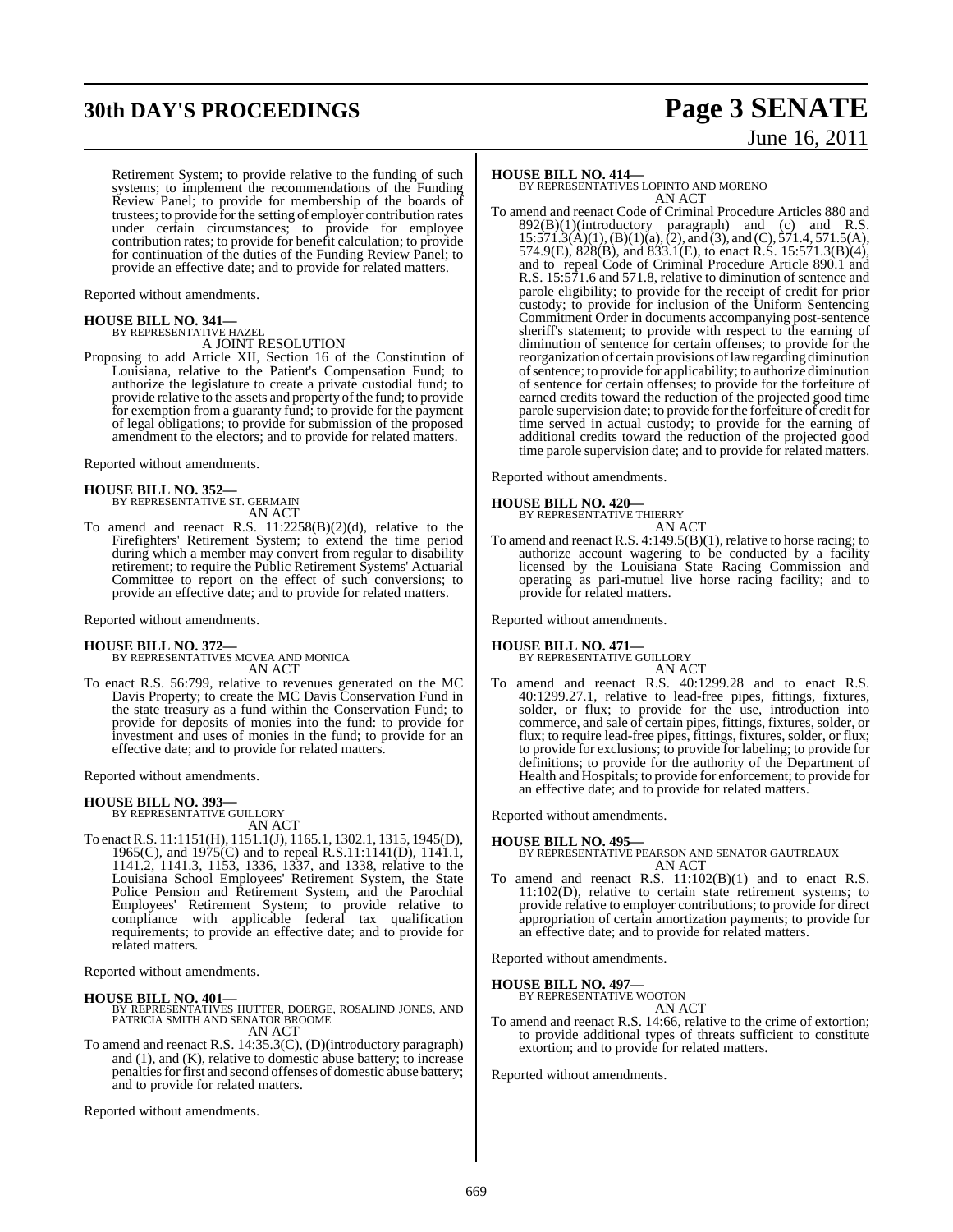Retirement System; to provide relative to the funding of such systems; to implement the recommendations of the Funding Review Panel; to provide for membership of the boards of trustees; to provide for the setting of employer contribution rates under certain circumstances; to provide for employee contribution rates; to provide for benefit calculation; to provide for continuation of the duties of the Funding Review Panel; to provide an effective date; and to provide for related matters.

Reported without amendments.

**HOUSE BILL NO. 341—**
BY REPRESENTATIVE HAZEL
A JOINT RESOLUTION

Proposing to add Article XII, Section 16 of the Constitution of Louisiana, relative to the Patient's Compensation Fund; to authorize the legislature to create a private custodial fund; to provide relative to the assets and property of the fund; to provide for exemption from a guaranty fund; to provide for the payment of legal obligations; to provide for submission of the proposed amendment to the electors; and to provide for related matters.

Reported without amendments.

**HOUSE BILL NO. 352—**
BY REPRESENTATIVE ST. GERMAIN
AN ACT

To amend and reenact R.S. 11:2258(B)(2)(d), relative to the Firefighters' Retirement System; to extend the time period during which a member may convert from regular to disability retirement; to require the Public Retirement Systems' Actuarial Committee to report on the effect of such conversions; to provide an effective date; and to provide for related matters.

Reported without amendments.

**HOUSE BILL NO. 372—**
BY REPRESENTATIVES MCVEA AND MONICA
AN ACT

To enact R.S. 56:799, relative to revenues generated on the MC Davis Property; to create the MC Davis Conservation Fund in the state treasury as a fund within the Conservation Fund; to provide for deposits of monies into the fund: to provide for investment and uses of monies in the fund; to provide for an effective date; and to provide for related matters.

Reported without amendments.

**HOUSE BILL NO. 393—**
BY REPRESENTATIVE GUILLORY
AN ACT

To enact R.S. 11:1151(H), 1151.1(J), 1165.1, 1302.1, 1315, 1945(D), 1965(C), and 1975(C) and to repeal R.S.11:1141(D), 1141.1, 1141.2, 1141.3, 1153, 1336, 1337, and 1338, relative to the Louisiana School Employees' Retirement System, the State Police Pension and Retirement System, and the Parochial Employees' Retirement System; to provide relative to compliance with applicable federal tax qualification requirements; to provide an effective date; and to provide for related matters.

Reported without amendments.

**HOUSE BILL NO. 401—**
BY REPRESENTATIVES HUTTER, DOERGE, ROSALIND JONES, AND PATRICIA SMITH AND SENATOR BROOME
AN ACT

To amend and reenact R.S. 14:35.3(C), (D)(introductory paragraph) and (1), and (K), relative to domestic abuse battery; to increase penalties for first and second offenses of domestic abuse battery; and to provide for related matters.

Reported without amendments.

**HOUSE BILL NO. 414—**
BY REPRESENTATIVES LOPINTO AND MORENO
AN ACT

To amend and reenact Code of Criminal Procedure Articles 880 and 892(B)(1)(introductory paragraph) and (c) and R.S. 15:571.3(A)(1), (B)(1)(a), (2), and (3), and (C), 571.4, 571.5(A), 574.9(E), 828(B), and 833.1(E), to enact R.S. 15:571.3(B)(4), and to repeal Code of Criminal Procedure Article 890.1 and R.S. 15:571.6 and 571.8, relative to diminution of sentence and parole eligibility; to provide for the receipt of credit for prior custody; to provide for inclusion of the Uniform Sentencing Commitment Order in documents accompanying post-sentence sheriff's statement; to provide with respect to the earning of diminution of sentence for certain offenses; to provide for the reorganization of certain provisions of law regarding diminution of sentence; to provide for applicability; to authorize diminution of sentence for certain offenses; to provide for the forfeiture of earned credits toward the reduction of the projected good time parole supervision date; to provide for the forfeiture of credit for time served in actual custody; to provide for the earning of additional credits toward the reduction of the projected good time parole supervision date; and to provide for related matters.

Reported without amendments.

**HOUSE BILL NO. 420—**
BY REPRESENTATIVE THIERRY
AN ACT

To amend and reenact R.S. 4:149.5(B)(1), relative to horse racing; to authorize account wagering to be conducted by a facility licensed by the Louisiana State Racing Commission and operating as pari-mutuel live horse racing facility; and to provide for related matters.

Reported without amendments.

**HOUSE BILL NO. 471—**
BY REPRESENTATIVE GUILLORY
AN ACT

To amend and reenact R.S. 40:1299.28 and to enact R.S. 40:1299.27.1, relative to lead-free pipes, fittings, fixtures, solder, or flux; to provide for the use, introduction into commerce, and sale of certain pipes, fittings, fixtures, solder, or flux; to require lead-free pipes, fittings, fixtures, solder, or flux; to provide for exclusions; to provide for labeling; to provide for definitions; to provide for the authority of the Department of Health and Hospitals; to provide for enforcement; to provide for an effective date; and to provide for related matters.

Reported without amendments.

**HOUSE BILL NO. 495—**
BY REPRESENTATIVE PEARSON AND SENATOR GAUTREAUX
AN ACT

To amend and reenact R.S. 11:102(B)(1) and to enact R.S. 11:102(D), relative to certain state retirement systems; to provide relative to employer contributions; to provide for direct appropriation of certain amortization payments; to provide for an effective date; and to provide for related matters.

Reported without amendments.

**HOUSE BILL NO. 497—**
BY REPRESENTATIVE WOOTON
AN ACT

To amend and reenact R.S. 14:66, relative to the crime of extortion; to provide additional types of threats sufficient to constitute extortion; and to provide for related matters.

Reported without amendments.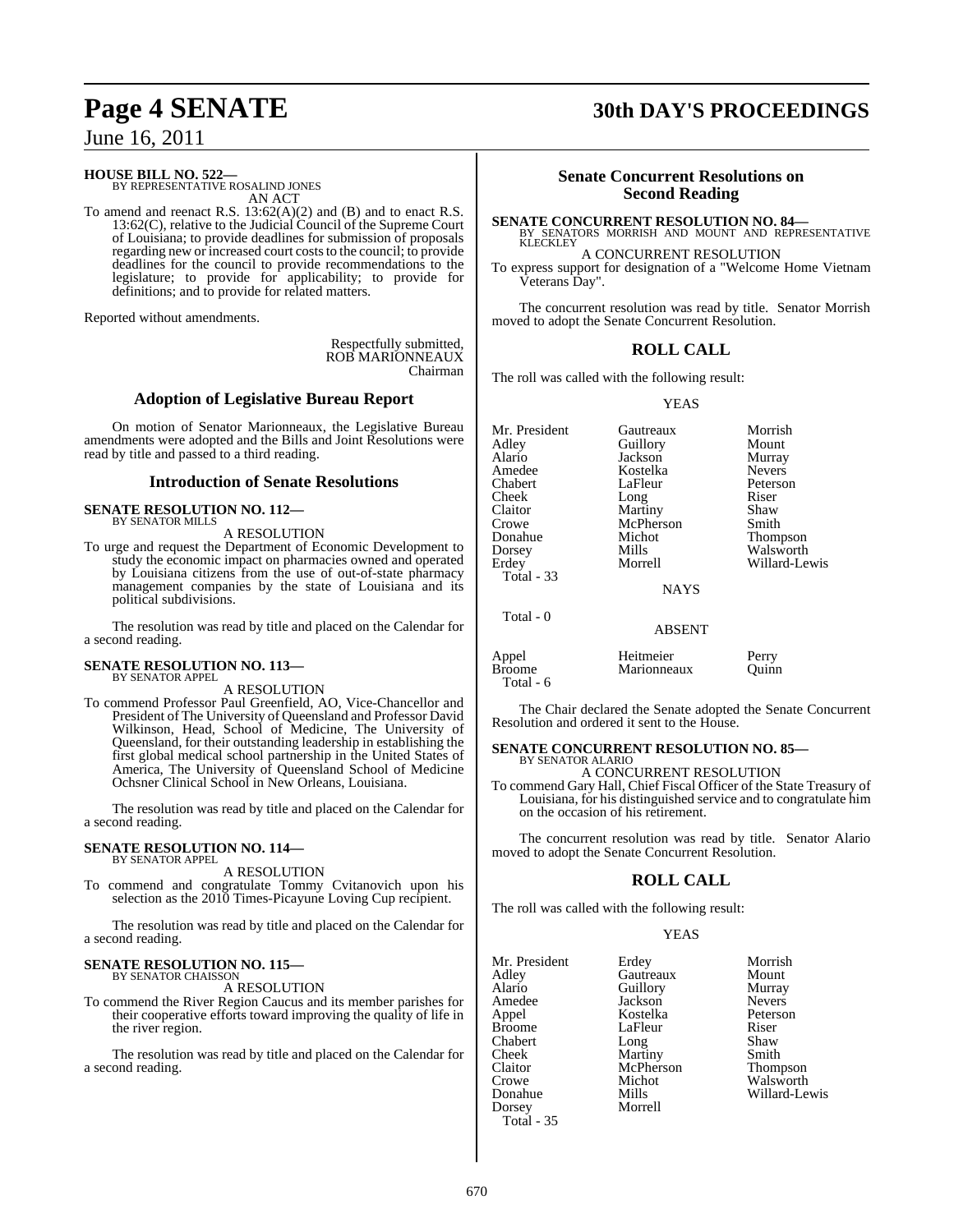**HOUSE BILL NO. 522—**
BY REPRESENTATIVE ROSALIND JONES

AN ACT

To amend and reenact R.S. 13:62(A)(2) and (B) and to enact R.S. 13:62(C), relative to the Judicial Council of the Supreme Court of Louisiana; to provide deadlines for submission of proposals regarding new or increased court costs to the council; to provide deadlines for the council to provide recommendations to the legislature; to provide for applicability; to provide for definitions; and to provide for related matters.

Reported without amendments.

Respectfully submitted,
ROB MARIONNEAUX
Chairman

## Adoption of Legislative Bureau Report

On motion of Senator Marionneaux, the Legislative Bureau amendments were adopted and the Bills and Joint Resolutions were read by title and passed to a third reading.

## Introduction of Senate Resolutions

**SENATE RESOLUTION NO. 112—**
BY SENATOR MILLS

A RESOLUTION

To urge and request the Department of Economic Development to study the economic impact on pharmacies owned and operated by Louisiana citizens from the use of out-of-state pharmacy management companies by the state of Louisiana and its political subdivisions.

The resolution was read by title and placed on the Calendar for a second reading.

**SENATE RESOLUTION NO. 113—**
BY SENATOR APPEL

A RESOLUTION

To commend Professor Paul Greenfield, AO, Vice-Chancellor and President of The University of Queensland and Professor David Wilkinson, Head, School of Medicine, The University of Queensland, for their outstanding leadership in establishing the first global medical school partnership in the United States of America, The University of Queensland School of Medicine Ochsner Clinical School in New Orleans, Louisiana.

The resolution was read by title and placed on the Calendar for a second reading.

**SENATE RESOLUTION NO. 114—**
BY SENATOR APPEL

A RESOLUTION

To commend and congratulate Tommy Cvitanovich upon his selection as the 2010 Times-Picayune Loving Cup recipient.

The resolution was read by title and placed on the Calendar for a second reading.

**SENATE RESOLUTION NO. 115—**
BY SENATOR CHAISSON

A RESOLUTION

To commend the River Region Caucus and its member parishes for their cooperative efforts toward improving the quality of life in the river region.

The resolution was read by title and placed on the Calendar for a second reading.

## Senate Concurrent Resolutions on Second Reading

**SENATE CONCURRENT RESOLUTION NO. 84—**
BY SENATORS MORRISH AND MOUNT AND REPRESENTATIVE KLECKLEY

A CONCURRENT RESOLUTION

To express support for designation of a "Welcome Home Vietnam Veterans Day".

The concurrent resolution was read by title. Senator Morrish moved to adopt the Senate Concurrent Resolution.

## ROLL CALL

The roll was called with the following result:

YEAS

| | | |
|---|---|---|
| Mr. President | Gautreaux | Morrish |
| Adley | Guillory | Mount |
| Alario | Jackson | Murray |
| Amedee | Kostelka | Nevers |
| Chabert | LaFleur | Peterson |
| Cheek | Long | Riser |
| Claitor | Martiny | Shaw |
| Crowe | McPherson | Smith |
| Donahue | Michot | Thompson |
| Dorsey | Mills | Walsworth |
| Erdey | Morrell | Willard-Lewis |

Total - 33

NAYS

Total - 0

ABSENT

| | | |
|---|---|---|
| Appel | Heitmeier | Perry |
| Broome | Marionneaux | Quinn |

Total - 6

The Chair declared the Senate adopted the Senate Concurrent Resolution and ordered it sent to the House.

**SENATE CONCURRENT RESOLUTION NO. 85—**
BY SENATOR ALARIO

A CONCURRENT RESOLUTION

To commend Gary Hall, Chief Fiscal Officer of the State Treasury of Louisiana, for his distinguished service and to congratulate him on the occasion of his retirement.

The concurrent resolution was read by title. Senator Alario moved to adopt the Senate Concurrent Resolution.

## ROLL CALL

The roll was called with the following result:

YEAS

| | | |
|---|---|---|
| Mr. President | Erdey | Morrish |
| Adley | Gautreaux | Mount |
| Alario | Guillory | Murray |
| Amedee | Jackson | Nevers |
| Appel | Kostelka | Peterson |
| Broome | LaFleur | Riser |
| Chabert | Long | Shaw |
| Cheek | Martiny | Smith |
| Claitor | McPherson | Thompson |
| Crowe | Michot | Walsworth |
| Donahue | Mills | Willard-Lewis |
| Dorsey | Morrell | |

Total - 35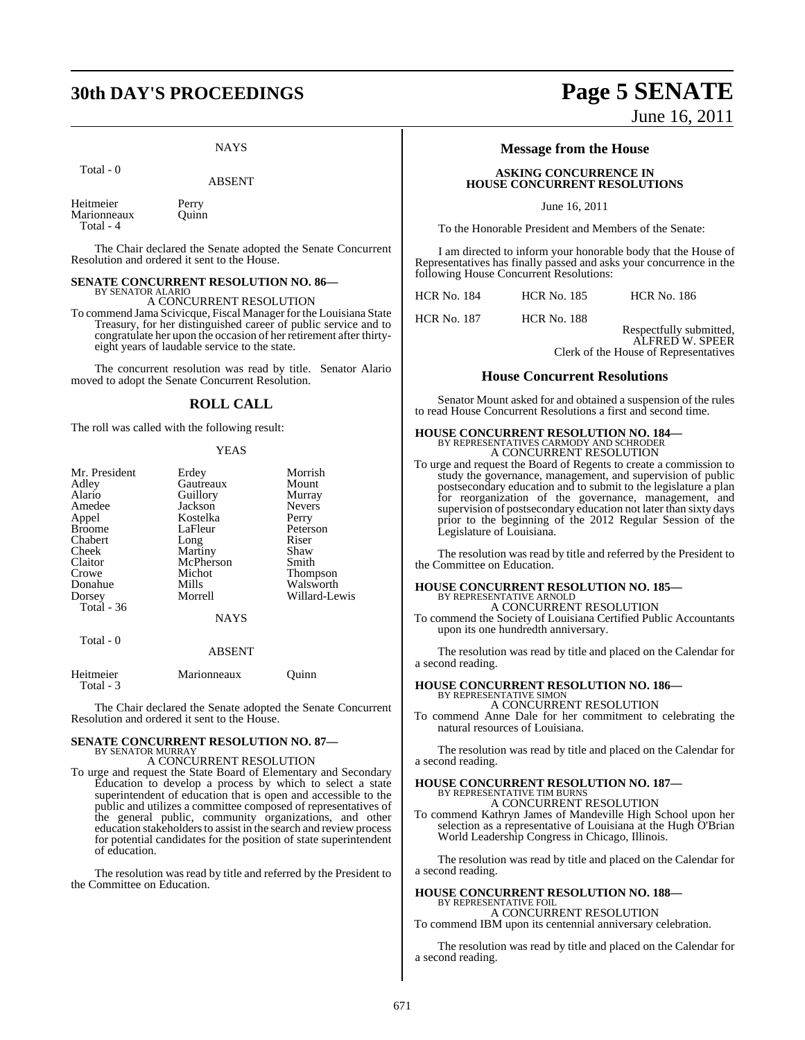NAYS

Total - 0

ABSENT

| | |
|---|---|
| Heitmeier | Perry |
| Marionneaux | Quinn |
| Total - 4 | |

The Chair declared the Senate adopted the Senate Concurrent Resolution and ordered it sent to the House.

**SENATE CONCURRENT RESOLUTION NO. 86—**
BY SENATOR ALARIO

A CONCURRENT RESOLUTION

To commend Jama Scivicque, Fiscal Manager for the Louisiana State Treasury, for her distinguished career of public service and to congratulate her upon the occasion of her retirement after thirty-eight years of laudable service to the state.

The concurrent resolution was read by title. Senator Alario moved to adopt the Senate Concurrent Resolution.

## ROLL CALL

The roll was called with the following result:

YEAS

| | | |
|---|---|---|
| Mr. President | Erdey | Morrish |
| Adley | Gautreaux | Mount |
| Alario | Guillory | Murray |
| Amedee | Jackson | Nevers |
| Appel | Kostelka | Perry |
| Broome | LaFleur | Peterson |
| Chabert | Long | Riser |
| Cheek | Martiny | Shaw |
| Claitor | McPherson | Smith |
| Crowe | Michot | Thompson |
| Donahue | Mills | Walsworth |
| Dorsey | Morrell | Willard-Lewis |
| Total - 36 | | |

NAYS

Total - 0

ABSENT

| | | |
|---|---|---|
| Heitmeier | Marionneaux | Quinn |
| Total - 3 | | |

The Chair declared the Senate adopted the Senate Concurrent Resolution and ordered it sent to the House.

**SENATE CONCURRENT RESOLUTION NO. 87—**
BY SENATOR MURRAY

A CONCURRENT RESOLUTION

To urge and request the State Board of Elementary and Secondary Education to develop a process by which to select a state superintendent of education that is open and accessible to the public and utilizes a committee composed of representatives of the general public, community organizations, and other education stakeholders to assist in the search and review process for potential candidates for the position of state superintendent of education.

The resolution was read by title and referred by the President to the Committee on Education.

## Message from the House

**ASKING CONCURRENCE IN HOUSE CONCURRENT RESOLUTIONS**

June 16, 2011

To the Honorable President and Members of the Senate:

I am directed to inform your honorable body that the House of Representatives has finally passed and asks your concurrence in the following House Concurrent Resolutions:

| | | |
|---|---|---|
| HCR No. 184 | HCR No. 185 | HCR No. 186 |
| HCR No. 187 | HCR No. 188 | |

Respectfully submitted,
ALFRED W. SPEER
Clerk of the House of Representatives

## House Concurrent Resolutions

Senator Mount asked for and obtained a suspension of the rules to read House Concurrent Resolutions a first and second time.

**HOUSE CONCURRENT RESOLUTION NO. 184—**
BY REPRESENTATIVES CARMODY AND SCHRODER

A CONCURRENT RESOLUTION

To urge and request the Board of Regents to create a commission to study the governance, management, and supervision of public postsecondary education and to submit to the legislature a plan for reorganization of the governance, management, and supervision of postsecondary education not later than sixty days prior to the beginning of the 2012 Regular Session of the Legislature of Louisiana.

The resolution was read by title and referred by the President to the Committee on Education.

**HOUSE CONCURRENT RESOLUTION NO. 185—**
BY REPRESENTATIVE ARNOLD

A CONCURRENT RESOLUTION

To commend the Society of Louisiana Certified Public Accountants upon its one hundredth anniversary.

The resolution was read by title and placed on the Calendar for a second reading.

**HOUSE CONCURRENT RESOLUTION NO. 186—**
BY REPRESENTATIVE SIMON

A CONCURRENT RESOLUTION

To commend Anne Dale for her commitment to celebrating the natural resources of Louisiana.

The resolution was read by title and placed on the Calendar for a second reading.

**HOUSE CONCURRENT RESOLUTION NO. 187—**
BY REPRESENTATIVE TIM BURNS

A CONCURRENT RESOLUTION

To commend Kathryn James of Mandeville High School upon her selection as a representative of Louisiana at the Hugh O'Brian World Leadership Congress in Chicago, Illinois.

The resolution was read by title and placed on the Calendar for a second reading.

**HOUSE CONCURRENT RESOLUTION NO. 188—**
BY REPRESENTATIVE FOIL

A CONCURRENT RESOLUTION

To commend IBM upon its centennial anniversary celebration.

The resolution was read by title and placed on the Calendar for a second reading.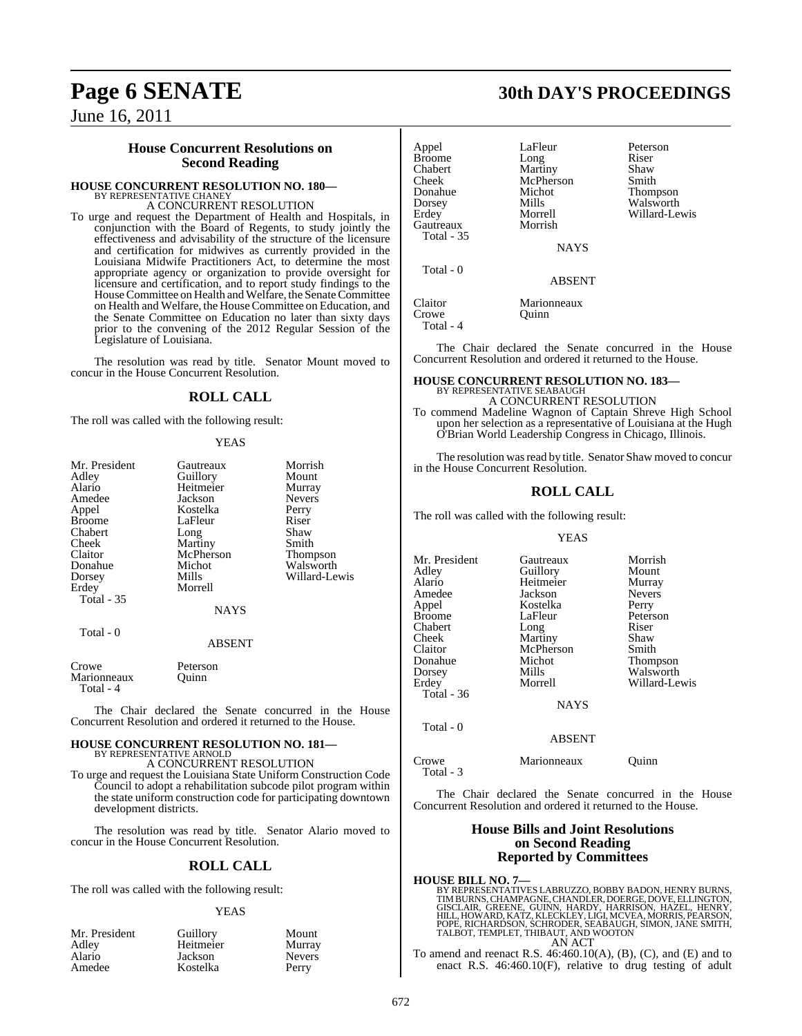## House Concurrent Resolutions on Second Reading

**HOUSE CONCURRENT RESOLUTION NO. 180—**
BY REPRESENTATIVE CHANEY
A CONCURRENT RESOLUTION

To urge and request the Department of Health and Hospitals, in conjunction with the Board of Regents, to study jointly the effectiveness and advisability of the structure of the licensure and certification for midwives as currently provided in the Louisiana Midwife Practitioners Act, to determine the most appropriate agency or organization to provide oversight for licensure and certification, and to report study findings to the House Committee on Health and Welfare, the Senate Committee on Health and Welfare, the House Committee on Education, and the Senate Committee on Education no later than sixty days prior to the convening of the 2012 Regular Session of the Legislature of Louisiana.

The resolution was read by title. Senator Mount moved to concur in the House Concurrent Resolution.

## ROLL CALL

The roll was called with the following result:

YEAS

| | | |
|---|---|---|
| Mr. President | Gautreaux | Morrish |
| Adley | Guillory | Mount |
| Alario | Heitmeier | Murray |
| Amedee | Jackson | Nevers |
| Appel | Kostelka | Perry |
| Broome | LaFleur | Riser |
| Chabert | Long | Shaw |
| Cheek | Martiny | Smith |
| Claitor | McPherson | Thompson |
| Donahue | Michot | Walsworth |
| Dorsey | Mills | Willard-Lewis |
| Erdey | Morrell | |
| Total - 35 | | |

NAYS

Total - 0

ABSENT

| | |
|---|---|
| Crowe | Peterson |
| Marionneaux | Quinn |
| Total - 4 | |

The Chair declared the Senate concurred in the House Concurrent Resolution and ordered it returned to the House.

**HOUSE CONCURRENT RESOLUTION NO. 181—**
BY REPRESENTATIVE ARNOLD
A CONCURRENT RESOLUTION

To urge and request the Louisiana State Uniform Construction Code Council to adopt a rehabilitation subcode pilot program within the state uniform construction code for participating downtown development districts.

The resolution was read by title. Senator Alario moved to concur in the House Concurrent Resolution.

## ROLL CALL

The roll was called with the following result:

YEAS

| | | |
|---|---|---|
| Mr. President | Guillory | Mount |
| Adley | Heitmeier | Murray |
| Alario | Jackson | Nevers |
| Amedee | Kostelka | Perry |
| Appel | LaFleur | Peterson |
| Broome | Long | Riser |
| Chabert | Martiny | Shaw |
| Cheek | McPherson | Smith |
| Donahue | Michot | Thompson |
| Dorsey | Mills | Walsworth |
| Erdey | Morrell | Willard-Lewis |
| Gautreaux | Morrish | |
| Total - 35 | | |

NAYS

Total - 0

ABSENT

| | |
|---|---|
| Claitor | Marionneaux |
| Crowe | Quinn |
| Total - 4 | |

The Chair declared the Senate concurred in the House Concurrent Resolution and ordered it returned to the House.

**HOUSE CONCURRENT RESOLUTION NO. 183—**
BY REPRESENTATIVE SEABAUGH
A CONCURRENT RESOLUTION

To commend Madeline Wagnon of Captain Shreve High School upon her selection as a representative of Louisiana at the Hugh O'Brian World Leadership Congress in Chicago, Illinois.

The resolution was read by title. Senator Shaw moved to concur in the House Concurrent Resolution.

## ROLL CALL

The roll was called with the following result:

YEAS

| | | |
|---|---|---|
| Mr. President | Gautreaux | Morrish |
| Adley | Guillory | Mount |
| Alario | Heitmeier | Murray |
| Amedee | Jackson | Nevers |
| Appel | Kostelka | Perry |
| Broome | LaFleur | Peterson |
| Chabert | Long | Riser |
| Cheek | Martiny | Shaw |
| Claitor | McPherson | Smith |
| Donahue | Michot | Thompson |
| Dorsey | Mills | Walsworth |
| Erdey | Morrell | Willard-Lewis |
| Total - 36 | | |

NAYS

Total - 0

ABSENT

| | | |
|---|---|---|
| Crowe | Marionneaux | Quinn |
| Total - 3 | | |

The Chair declared the Senate concurred in the House Concurrent Resolution and ordered it returned to the House.

## House Bills and Joint Resolutions on Second Reading Reported by Committees

**HOUSE BILL NO. 7—**
BY REPRESENTATIVES LABRUZZO, BOBBY BADON, HENRY BURNS, TIM BURNS, CHAMPAGNE, CHANDLER, DOERGE, DOVE, ELLINGTON, GISCLAIR, GREENE, GUINN, HARDY, HARRISON, HAZEL, HENRY, HILL, HOWARD, KATZ, KLECKLEY, LIGI, MCVEA, MORRIS, PEARSON, POPE, RICHARDSON, SCHRODER, SEABAUGH, SIMON, JANE SMITH, TALBOT, TEMPLET, THIBAUT, AND WOOTON
AN ACT

To amend and reenact R.S. 46:460.10(A), (B), (C), and (E) and to enact R.S. 46:460.10(F), relative to drug testing of adult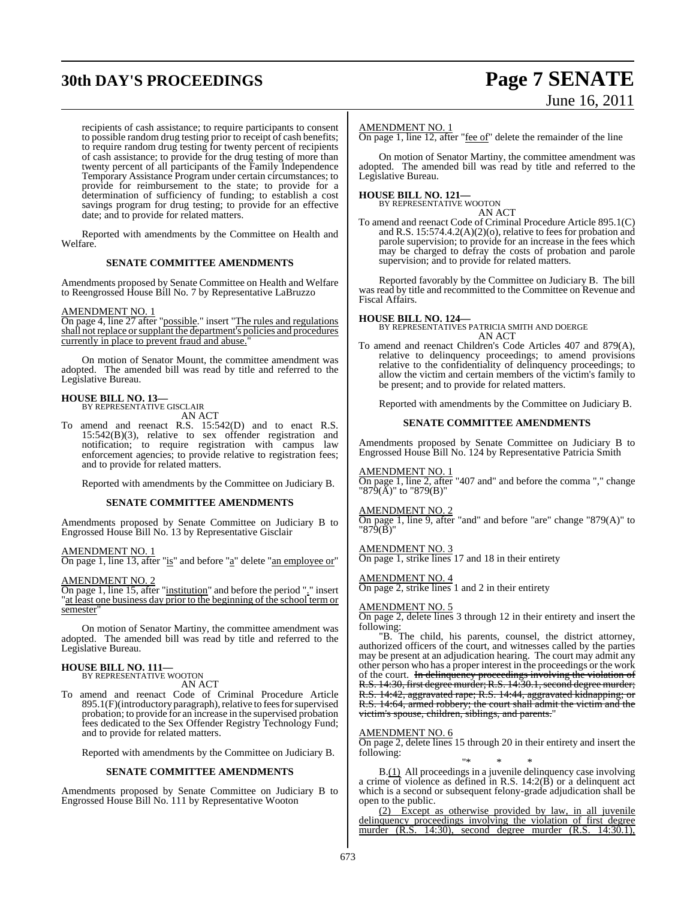recipients of cash assistance; to require participants to consent to possible random drug testing prior to receipt of cash benefits; to require random drug testing for twenty percent of recipients of cash assistance; to provide for the drug testing of more than twenty percent of all participants of the Family Independence Temporary Assistance Program under certain circumstances; to provide for reimbursement to the state; to provide for a determination of sufficiency of funding; to establish a cost savings program for drug testing; to provide for an effective date; and to provide for related matters.

Reported with amendments by the Committee on Health and Welfare.

## SENATE COMMITTEE AMENDMENTS

Amendments proposed by Senate Committee on Health and Welfare to Reengrossed House Bill No. 7 by Representative LaBruzzo

AMENDMENT NO. 1
On page 4, line 27 after "possible." insert "The rules and regulations shall not replace or supplant the department's policies and procedures currently in place to prevent fraud and abuse."

On motion of Senator Mount, the committee amendment was adopted. The amended bill was read by title and referred to the Legislative Bureau.

**HOUSE BILL NO. 13—**
BY REPRESENTATIVE GISCLAIR
AN ACT

To amend and reenact R.S. 15:542(D) and to enact R.S. 15:542(B)(3), relative to sex offender registration and notification; to require registration with campus law enforcement agencies; to provide relative to registration fees; and to provide for related matters.

Reported with amendments by the Committee on Judiciary B.

## SENATE COMMITTEE AMENDMENTS

Amendments proposed by Senate Committee on Judiciary B to Engrossed House Bill No. 13 by Representative Gisclair

AMENDMENT NO. 1
On page 1, line 13, after "is" and before "a" delete "an employee or"

AMENDMENT NO. 2
On page 1, line 15, after "institution" and before the period "." insert "at least one business day prior to the beginning of the school term or semester"

On motion of Senator Martiny, the committee amendment was adopted. The amended bill was read by title and referred to the Legislative Bureau.

**HOUSE BILL NO. 111—**
BY REPRESENTATIVE WOOTON
AN ACT

To amend and reenact Code of Criminal Procedure Article 895.1(F)(introductory paragraph), relative to fees for supervised probation; to provide for an increase in the supervised probation fees dedicated to the Sex Offender Registry Technology Fund; and to provide for related matters.

Reported with amendments by the Committee on Judiciary B.

## SENATE COMMITTEE AMENDMENTS

Amendments proposed by Senate Committee on Judiciary B to Engrossed House Bill No. 111 by Representative Wooton

AMENDMENT NO. 1
On page 1, line 12, after "fee of" delete the remainder of the line

On motion of Senator Martiny, the committee amendment was adopted. The amended bill was read by title and referred to the Legislative Bureau.

**HOUSE BILL NO. 121—**
BY REPRESENTATIVE WOOTON
AN ACT

To amend and reenact Code of Criminal Procedure Article 895.1(C) and R.S. 15:574.4.2(A)(2)(o), relative to fees for probation and parole supervision; to provide for an increase in the fees which may be charged to defray the costs of probation and parole supervision; and to provide for related matters.

Reported favorably by the Committee on Judiciary B. The bill was read by title and recommitted to the Committee on Revenue and Fiscal Affairs.

**HOUSE BILL NO. 124—**
BY REPRESENTATIVES PATRICIA SMITH AND DOERGE
AN ACT

To amend and reenact Children's Code Articles 407 and 879(A), relative to delinquency proceedings; to amend provisions relative to the confidentiality of delinquency proceedings; to allow the victim and certain members of the victim's family to be present; and to provide for related matters.

Reported with amendments by the Committee on Judiciary B.

## SENATE COMMITTEE AMENDMENTS

Amendments proposed by Senate Committee on Judiciary B to Engrossed House Bill No. 124 by Representative Patricia Smith

AMENDMENT NO. 1
On page 1, line 2, after "407 and" and before the comma "," change "879(A)" to "879(B)"

AMENDMENT NO. 2
On page 1, line 9, after "and" and before "are" change "879(A)" to "879(B)"

AMENDMENT NO. 3
On page 1, strike lines 17 and 18 in their entirety

AMENDMENT NO. 4
On page 2, strike lines 1 and 2 in their entirety

AMENDMENT NO. 5
On page 2, delete lines 3 through 12 in their entirety and insert the following:

"B. The child, his parents, counsel, the district attorney, authorized officers of the court, and witnesses called by the parties may be present at an adjudication hearing. The court may admit any other person who has a proper interest in the proceedings or the work of the court. ~~In delinquency proceedings involving the violation of R.S. 14:30, first degree murder; R.S. 14:30.1, second degree murder; R.S. 14:42, aggravated rape; R.S. 14:44, aggravated kidnapping; or R.S. 14:64, armed robbery; the court shall admit the victim and the victim's spouse, children, siblings, and parents.~~"

AMENDMENT NO. 6
On page 2, delete lines 15 through 20 in their entirety and insert the following:

"* * *

B.(1) All proceedings in a juvenile delinquency case involving a crime of violence as defined in R.S. 14:2(B) or a delinquent act which is a second or subsequent felony-grade adjudication shall be open to the public.

(2) Except as otherwise provided by law, in all juvenile delinquency proceedings involving the violation of first degree murder (R.S. 14:30), second degree murder (R.S. 14:30.1),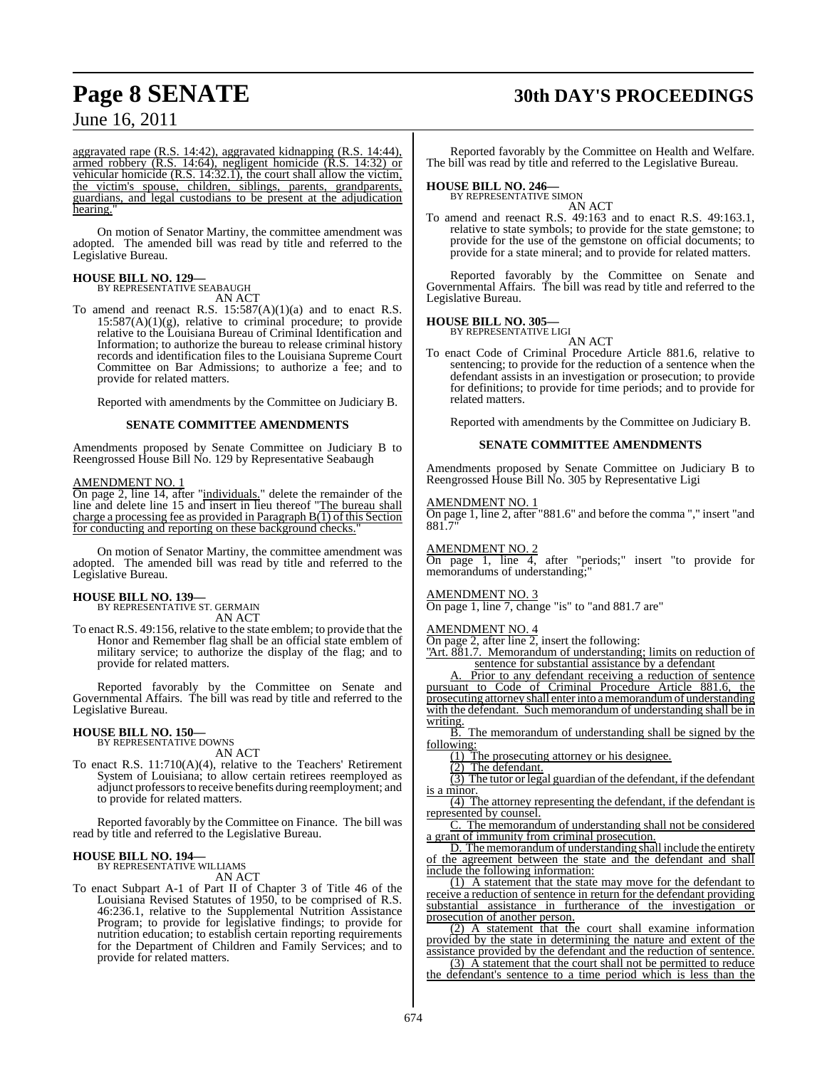aggravated rape (R.S. 14:42), aggravated kidnapping (R.S. 14:44), armed robbery (R.S. 14:64), negligent homicide (R.S. 14:32) or vehicular homicide (R.S. 14:32.1), the court shall allow the victim, the victim's spouse, children, siblings, parents, grandparents, guardians, and legal custodians to be present at the adjudication hearing."

On motion of Senator Martiny, the committee amendment was adopted. The amended bill was read by title and referred to the Legislative Bureau.

**HOUSE BILL NO. 129—**
BY REPRESENTATIVE SEABAUGH
AN ACT

To amend and reenact R.S. 15:587(A)(1)(a) and to enact R.S. 15:587(A)(1)(g), relative to criminal procedure; to provide relative to the Louisiana Bureau of Criminal Identification and Information; to authorize the bureau to release criminal history records and identification files to the Louisiana Supreme Court Committee on Bar Admissions; to authorize a fee; and to provide for related matters.

Reported with amendments by the Committee on Judiciary B.

**SENATE COMMITTEE AMENDMENTS**

Amendments proposed by Senate Committee on Judiciary B to Reengrossed House Bill No. 129 by Representative Seabaugh

AMENDMENT NO. 1
On page 2, line 14, after "individuals." delete the remainder of the line and delete line 15 and insert in lieu thereof "The bureau shall charge a processing fee as provided in Paragraph B(1) of this Section for conducting and reporting on these background checks."

On motion of Senator Martiny, the committee amendment was adopted. The amended bill was read by title and referred to the Legislative Bureau.

**HOUSE BILL NO. 139—**
BY REPRESENTATIVE ST. GERMAIN
AN ACT

To enact R.S. 49:156, relative to the state emblem; to provide that the Honor and Remember flag shall be an official state emblem of military service; to authorize the display of the flag; and to provide for related matters.

Reported favorably by the Committee on Senate and Governmental Affairs. The bill was read by title and referred to the Legislative Bureau.

**HOUSE BILL NO. 150—**
BY REPRESENTATIVE DOWNS
AN ACT

To enact R.S. 11:710(A)(4), relative to the Teachers' Retirement System of Louisiana; to allow certain retirees reemployed as adjunct professors to receive benefits during reemployment; and to provide for related matters.

Reported favorably by the Committee on Finance. The bill was read by title and referred to the Legislative Bureau.

**HOUSE BILL NO. 194—**
BY REPRESENTATIVE WILLIAMS
AN ACT

To enact Subpart A-1 of Part II of Chapter 3 of Title 46 of the Louisiana Revised Statutes of 1950, to be comprised of R.S. 46:236.1, relative to the Supplemental Nutrition Assistance Program; to provide for legislative findings; to provide for nutrition education; to establish certain reporting requirements for the Department of Children and Family Services; and to provide for related matters.

Reported favorably by the Committee on Health and Welfare. The bill was read by title and referred to the Legislative Bureau.

**HOUSE BILL NO. 246—**
BY REPRESENTATIVE SIMON
AN ACT

To amend and reenact R.S. 49:163 and to enact R.S. 49:163.1, relative to state symbols; to provide for the state gemstone; to provide for the use of the gemstone on official documents; to provide for a state mineral; and to provide for related matters.

Reported favorably by the Committee on Senate and Governmental Affairs. The bill was read by title and referred to the Legislative Bureau.

**HOUSE BILL NO. 305—**
BY REPRESENTATIVE LIGI
AN ACT

To enact Code of Criminal Procedure Article 881.6, relative to sentencing; to provide for the reduction of a sentence when the defendant assists in an investigation or prosecution; to provide for definitions; to provide for time periods; and to provide for related matters.

Reported with amendments by the Committee on Judiciary B.

**SENATE COMMITTEE AMENDMENTS**

Amendments proposed by Senate Committee on Judiciary B to Reengrossed House Bill No. 305 by Representative Ligi

AMENDMENT NO. 1
On page 1, line 2, after "881.6" and before the comma "," insert "and 881.7"

AMENDMENT NO. 2
On page 1, line 4, after "periods;" insert "to provide for memorandums of understanding;"

AMENDMENT NO. 3
On page 1, line 7, change "is" to "and 881.7 are"

AMENDMENT NO. 4
On page 2, after line 2, insert the following:
"Art. 881.7. Memorandum of understanding; limits on reduction of sentence for substantial assistance by a defendant

A. Prior to any defendant receiving a reduction of sentence pursuant to Code of Criminal Procedure Article 881.6, the prosecuting attorney shall enter into a memorandum of understanding with the defendant. Such memorandum of understanding shall be in writing.

B. The memorandum of understanding shall be signed by the following:

(1) The prosecuting attorney or his designee.

(2) The defendant.

(3) The tutor or legal guardian of the defendant, if the defendant is a minor.

(4) The attorney representing the defendant, if the defendant is represented by counsel.

C. The memorandum of understanding shall not be considered a grant of immunity from criminal prosecution.

D. The memorandum of understanding shall include the entirety of the agreement between the state and the defendant and shall include the following information:

(1) A statement that the state may move for the defendant to receive a reduction of sentence in return for the defendant providing substantial assistance in furtherance of the investigation or prosecution of another person.

(2) A statement that the court shall examine information provided by the state in determining the nature and extent of the assistance provided by the defendant and the reduction of sentence.

(3) A statement that the court shall not be permitted to reduce the defendant's sentence to a time period which is less than the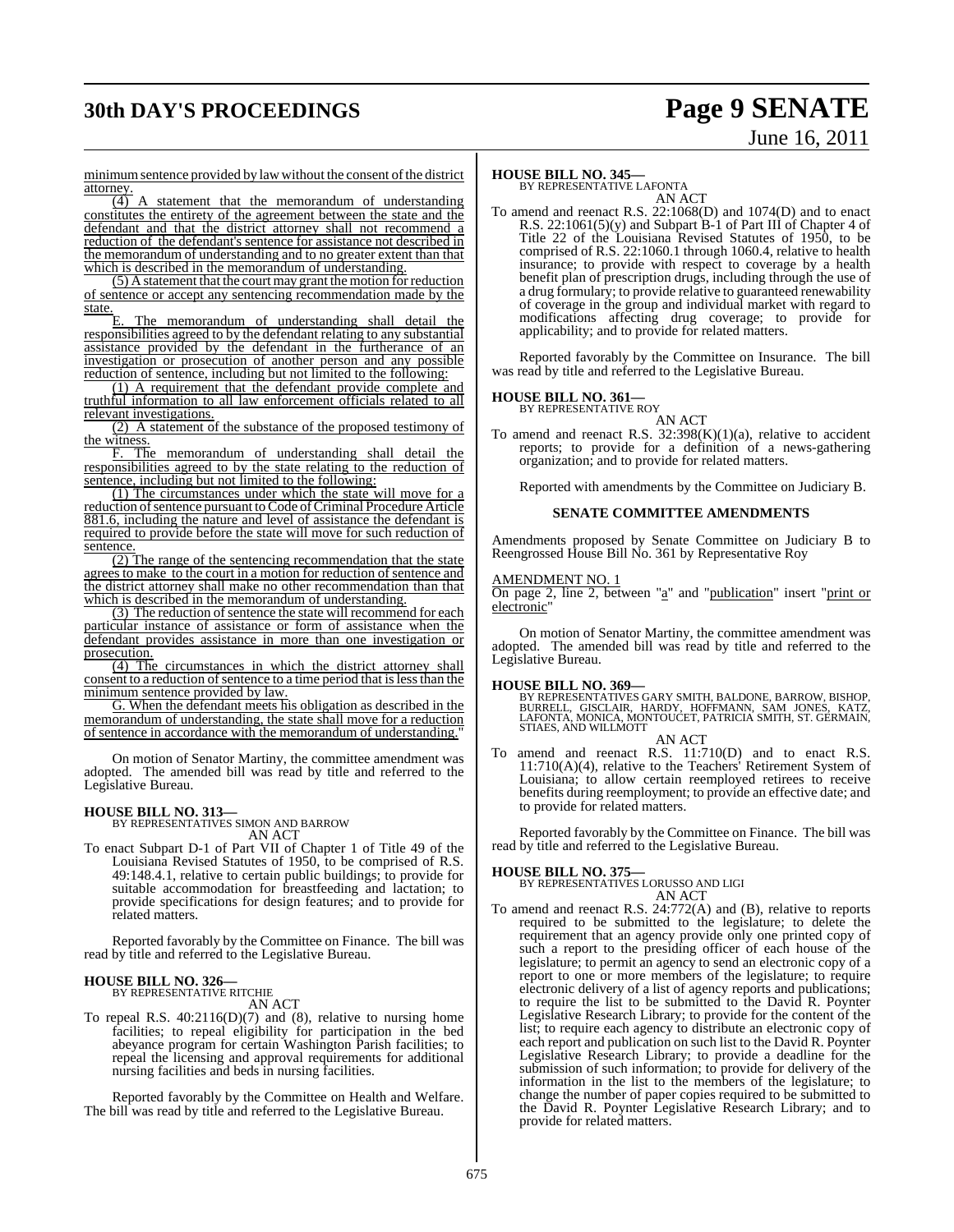minimum sentence provided by law without the consent of the district attorney.

(4) A statement that the memorandum of understanding constitutes the entirety of the agreement between the state and the defendant and that the district attorney shall not recommend a reduction of the defendant's sentence for assistance not described in the memorandum of understanding and to no greater extent than that which is described in the memorandum of understanding.

(5) A statement that the court may grant the motion for reduction of sentence or accept any sentencing recommendation made by the state.

E. The memorandum of understanding shall detail the responsibilities agreed to by the defendant relating to any substantial assistance provided by the defendant in the furtherance of an investigation or prosecution of another person and any possible reduction of sentence, including but not limited to the following:

(1) A requirement that the defendant provide complete and truthful information to all law enforcement officials related to all relevant investigations.

(2) A statement of the substance of the proposed testimony of the witness.

F. The memorandum of understanding shall detail the responsibilities agreed to by the state relating to the reduction of sentence, including but not limited to the following:

(1) The circumstances under which the state will move for a reduction of sentence pursuant to Code of Criminal Procedure Article 881.6, including the nature and level of assistance the defendant is required to provide before the state will move for such reduction of sentence.

(2) The range of the sentencing recommendation that the state agrees to make to the court in a motion for reduction of sentence and the district attorney shall make no other recommendation than that which is described in the memorandum of understanding.

(3) The reduction of sentence the state will recommend for each particular instance of assistance or form of assistance when the defendant provides assistance in more than one investigation or prosecution.

(4) The circumstances in which the district attorney shall consent to a reduction of sentence to a time period that is less than the minimum sentence provided by law.

G. When the defendant meets his obligation as described in the memorandum of understanding, the state shall move for a reduction of sentence in accordance with the memorandum of understanding."

On motion of Senator Martiny, the committee amendment was adopted. The amended bill was read by title and referred to the Legislative Bureau.

**HOUSE BILL NO. 313—**
BY REPRESENTATIVES SIMON AND BARROW
AN ACT

To enact Subpart D-1 of Part VII of Chapter 1 of Title 49 of the Louisiana Revised Statutes of 1950, to be comprised of R.S. 49:148.4.1, relative to certain public buildings; to provide for suitable accommodation for breastfeeding and lactation; to provide specifications for design features; and to provide for related matters.

Reported favorably by the Committee on Finance. The bill was read by title and referred to the Legislative Bureau.

**HOUSE BILL NO. 326—**
BY REPRESENTATIVE RITCHIE
AN ACT

To repeal R.S. 40:2116(D)(7) and (8), relative to nursing home facilities; to repeal eligibility for participation in the bed abeyance program for certain Washington Parish facilities; to repeal the licensing and approval requirements for additional nursing facilities and beds in nursing facilities.

Reported favorably by the Committee on Health and Welfare. The bill was read by title and referred to the Legislative Bureau.

**HOUSE BILL NO. 345—**
BY REPRESENTATIVE LAFONTA
AN ACT

To amend and reenact R.S. 22:1068(D) and 1074(D) and to enact R.S. 22:1061(5)(y) and Subpart B-1 of Part III of Chapter 4 of Title 22 of the Louisiana Revised Statutes of 1950, to be comprised of R.S. 22:1060.1 through 1060.4, relative to health insurance; to provide with respect to coverage by a health benefit plan of prescription drugs, including through the use of a drug formulary; to provide relative to guaranteed renewability of coverage in the group and individual market with regard to modifications affecting drug coverage; to provide for applicability; and to provide for related matters.

Reported favorably by the Committee on Insurance. The bill was read by title and referred to the Legislative Bureau.

**HOUSE BILL NO. 361—**
BY REPRESENTATIVE ROY
AN ACT

To amend and reenact R.S. 32:398(K)(1)(a), relative to accident reports; to provide for a definition of a news-gathering organization; and to provide for related matters.

Reported with amendments by the Committee on Judiciary B.

**SENATE COMMITTEE AMENDMENTS**

Amendments proposed by Senate Committee on Judiciary B to Reengrossed House Bill No. 361 by Representative Roy

AMENDMENT NO. 1
On page 2, line 2, between "a" and "publication" insert "print or electronic"

On motion of Senator Martiny, the committee amendment was adopted. The amended bill was read by title and referred to the Legislative Bureau.

**HOUSE BILL NO. 369—**
BY REPRESENTATIVES GARY SMITH, BALDONE, BARROW, BISHOP, BURRELL, GISCLAIR, HARDY, HOFFMANN, SAM JONES, KATZ, LAFONTA, MONICA, MONTOUCET, PATRICIA SMITH, ST. GERMAIN, STIAES, AND WILLMOTT
AN ACT

To amend and reenact R.S. 11:710(D) and to enact R.S. 11:710(A)(4), relative to the Teachers' Retirement System of Louisiana; to allow certain reemployed retirees to receive benefits during reemployment; to provide an effective date; and to provide for related matters.

Reported favorably by the Committee on Finance. The bill was read by title and referred to the Legislative Bureau.

**HOUSE BILL NO. 375—**
BY REPRESENTATIVES LORUSSO AND LIGI
AN ACT

To amend and reenact R.S. 24:772(A) and (B), relative to reports required to be submitted to the legislature; to delete the requirement that an agency provide only one printed copy of such a report to the presiding officer of each house of the legislature; to permit an agency to send an electronic copy of a report to one or more members of the legislature; to require electronic delivery of a list of agency reports and publications; to require the list to be submitted to the David R. Poynter Legislative Research Library; to provide for the content of the list; to require each agency to distribute an electronic copy of each report and publication on such list to the David R. Poynter Legislative Research Library; to provide a deadline for the submission of such information; to provide for delivery of the information in the list to the members of the legislature; to change the number of paper copies required to be submitted to the David R. Poynter Legislative Research Library; and to provide for related matters.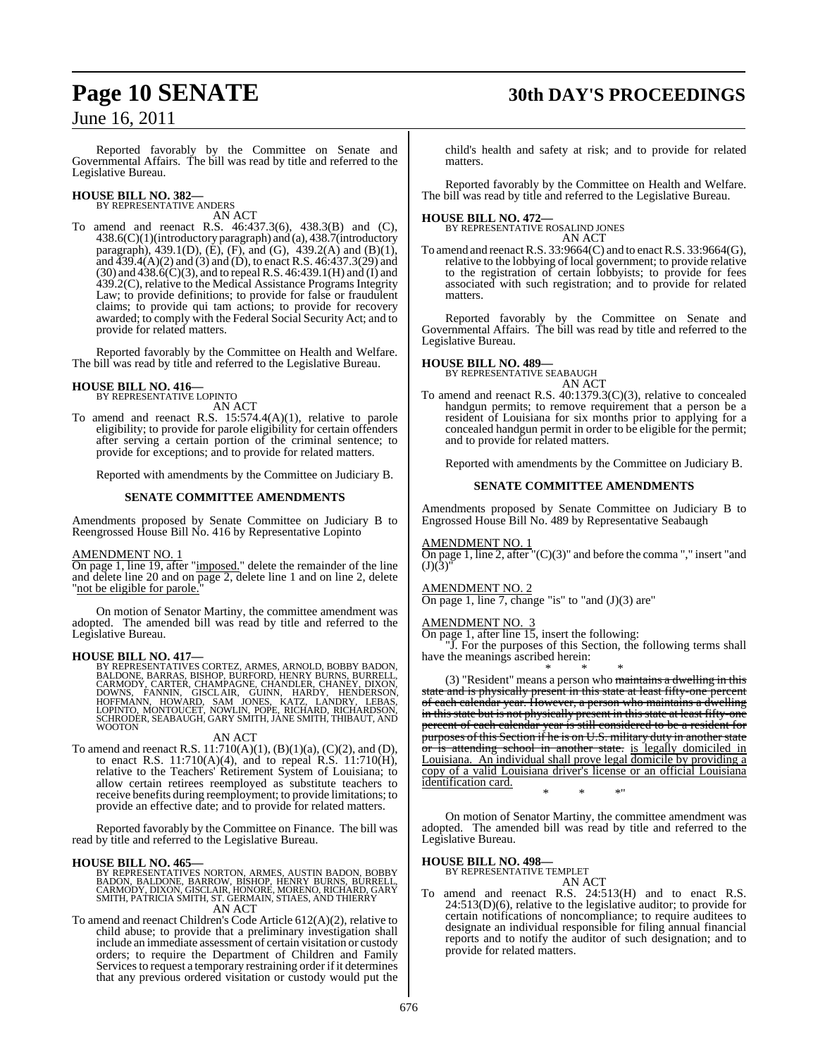Reported favorably by the Committee on Senate and Governmental Affairs. The bill was read by title and referred to the Legislative Bureau.

**HOUSE BILL NO. 382—**
BY REPRESENTATIVE ANDERS
AN ACT

To amend and reenact R.S. 46:437.3(6), 438.3(B) and (C), 438.6(C)(1)(introductory paragraph) and (a), 438.7(introductory paragraph), 439.1(D), (E), (F), and (G), 439.2(A) and (B)(1), and 439.4(A)(2) and (3) and (D), to enact R.S. 46:437.3(29) and (30) and 438.6(C)(3), and to repeal R.S. 46:439.1(H) and (I) and 439.2(C), relative to the Medical Assistance Programs Integrity Law; to provide definitions; to provide for false or fraudulent claims; to provide qui tam actions; to provide for recovery awarded; to comply with the Federal Social Security Act; and to provide for related matters.

Reported favorably by the Committee on Health and Welfare. The bill was read by title and referred to the Legislative Bureau.

**HOUSE BILL NO. 416—**
BY REPRESENTATIVE LOPINTO
AN ACT

To amend and reenact R.S. 15:574.4(A)(1), relative to parole eligibility; to provide for parole eligibility for certain offenders after serving a certain portion of the criminal sentence; to provide for exceptions; and to provide for related matters.

Reported with amendments by the Committee on Judiciary B.

**SENATE COMMITTEE AMENDMENTS**

Amendments proposed by Senate Committee on Judiciary B to Reengrossed House Bill No. 416 by Representative Lopinto

AMENDMENT NO. 1
On page 1, line 19, after "imposed." delete the remainder of the line and delete line 20 and on page 2, delete line 1 and on line 2, delete "not be eligible for parole."

On motion of Senator Martiny, the committee amendment was adopted. The amended bill was read by title and referred to the Legislative Bureau.

**HOUSE BILL NO. 417—**
BY REPRESENTATIVES CORTEZ, ARMES, ARNOLD, BOBBY BADON, BALDONE, BARRAS, BISHOP, BURFORD, HENRY BURNS, BURRELL, CARMODY, CARTER, CHAMPAGNE, CHANDLER, CHANEY, DIXON, DOWNS, FANNIN, GISCLAIR, GUINN, HARDY, HENDERSON, HOFFMANN, HOWARD, SAM JONES, KATZ, LANDRY, LEBAS, LOPINTO, MONTOUCET, NOWLIN, POPE, RICHARD, RICHARDSON, SCHRODER, SEABAUGH, GARY SMITH, JANE SMITH, THIBAUT, AND WOOTON
AN ACT

To amend and reenact R.S. 11:710(A)(1), (B)(1)(a), (C)(2), and (D), to enact R.S. 11:710(A)(4), and to repeal R.S. 11:710(H), relative to the Teachers' Retirement System of Louisiana; to allow certain retirees reemployed as substitute teachers to receive benefits during reemployment; to provide limitations; to provide an effective date; and to provide for related matters.

Reported favorably by the Committee on Finance. The bill was read by title and referred to the Legislative Bureau.

**HOUSE BILL NO. 465—**
BY REPRESENTATIVES NORTON, ARMES, AUSTIN BADON, BOBBY BADON, BALDONE, BARROW, BISHOP, HENRY BURNS, BURRELL, CARMODY, DIXON, GISCLAIR, HONORE, MORENO, RICHARD, GARY SMITH, PATRICIA SMITH, ST. GERMAIN, STIAES, AND THIERRY
AN ACT

To amend and reenact Children's Code Article 612(A)(2), relative to child abuse; to provide that a preliminary investigation shall include an immediate assessment of certain visitation or custody orders; to require the Department of Children and Family Services to request a temporary restraining order if it determines that any previous ordered visitation or custody would put the child's health and safety at risk; and to provide for related matters.

Reported favorably by the Committee on Health and Welfare. The bill was read by title and referred to the Legislative Bureau.

**HOUSE BILL NO. 472—**
BY REPRESENTATIVE ROSALIND JONES
AN ACT

To amend and reenact R.S. 33:9664(C) and to enact R.S. 33:9664(G), relative to the lobbying of local government; to provide relative to the registration of certain lobbyists; to provide for fees associated with such registration; and to provide for related matters.

Reported favorably by the Committee on Senate and Governmental Affairs. The bill was read by title and referred to the Legislative Bureau.

**HOUSE BILL NO. 489—**
BY REPRESENTATIVE SEABAUGH
AN ACT

To amend and reenact R.S. 40:1379.3(C)(3), relative to concealed handgun permits; to remove requirement that a person be a resident of Louisiana for six months prior to applying for a concealed handgun permit in order to be eligible for the permit; and to provide for related matters.

Reported with amendments by the Committee on Judiciary B.

**SENATE COMMITTEE AMENDMENTS**

Amendments proposed by Senate Committee on Judiciary B to Engrossed House Bill No. 489 by Representative Seabaugh

AMENDMENT NO. 1
On page 1, line 2, after "(C)(3)" and before the comma "," insert "and (J)(3)"

AMENDMENT NO. 2
On page 1, line 7, change "is" to "and (J)(3) are"

AMENDMENT NO. 3
On page 1, after line 15, insert the following:

"J. For the purposes of this Section, the following terms shall have the meanings ascribed herein:

\* \* \*

(3) "Resident" means a person who ~~maintains a dwelling in this state and is physically present in this state at least fifty-one percent of each calendar year. However, a person who maintains a dwelling in this state but is not physically present in this state at least fifty-one percent of each calendar year is still considered to be a resident for purposes of this Section if he is on U.S. military duty in another state or is attending school in another state.~~ is legally domiciled in Louisiana. An individual shall prove legal domicile by providing a copy of a valid Louisiana driver's license or an official Louisiana identification card.

\* \* \*"

On motion of Senator Martiny, the committee amendment was adopted. The amended bill was read by title and referred to the Legislative Bureau.

**HOUSE BILL NO. 498—**
BY REPRESENTATIVE TEMPLET
AN ACT

To amend and reenact R.S. 24:513(H) and to enact R.S. 24:513(D)(6), relative to the legislative auditor; to provide for certain notifications of noncompliance; to require auditees to designate an individual responsible for filing annual financial reports and to notify the auditor of such designation; and to provide for related matters.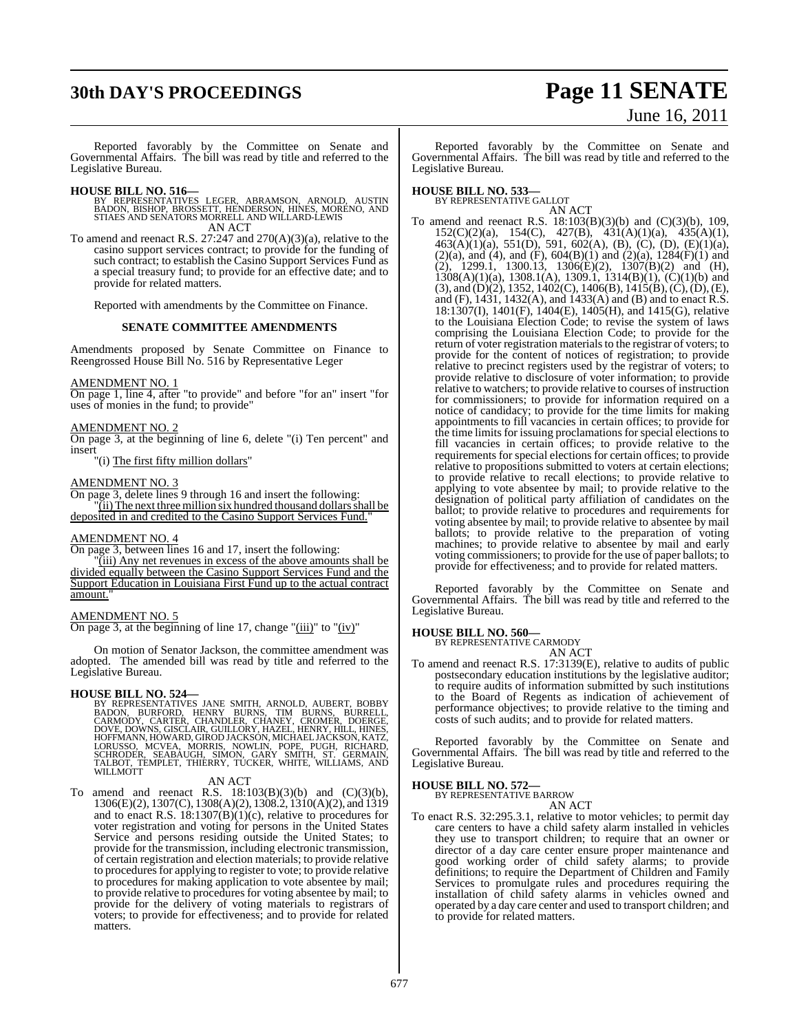Reported favorably by the Committee on Senate and Governmental Affairs. The bill was read by title and referred to the Legislative Bureau.

**HOUSE BILL NO. 516—**
BY REPRESENTATIVES LEGER, ABRAMSON, ARNOLD, AUSTIN BADON, BISHOP, BROSSETT, HENDERSON, HINES, MORENO, AND STIAES AND SENATORS MORRELL AND WILLARD-LEWIS
AN ACT
To amend and reenact R.S. 27:247 and 270(A)(3)(a), relative to the casino support services contract; to provide for the funding of such contract; to establish the Casino Support Services Fund as a special treasury fund; to provide for an effective date; and to provide for related matters.

Reported with amendments by the Committee on Finance.

**SENATE COMMITTEE AMENDMENTS**

Amendments proposed by Senate Committee on Finance to Reengrossed House Bill No. 516 by Representative Leger

AMENDMENT NO. 1
On page 1, line 4, after "to provide" and before "for an" insert "for uses of monies in the fund; to provide"

AMENDMENT NO. 2
On page 3, at the beginning of line 6, delete "(i) Ten percent" and insert
"(i) The first fifty million dollars"

AMENDMENT NO. 3
On page 3, delete lines 9 through 16 and insert the following:
"(ii) The next three million six hundred thousand dollars shall be deposited in and credited to the Casino Support Services Fund."

AMENDMENT NO. 4
On page 3, between lines 16 and 17, insert the following:
"(iii) Any net revenues in excess of the above amounts shall be divided equally between the Casino Support Services Fund and the Support Education in Louisiana First Fund up to the actual contract amount."

AMENDMENT NO. 5
On page 3, at the beginning of line 17, change "(iii)" to "(iv)"

On motion of Senator Jackson, the committee amendment was adopted. The amended bill was read by title and referred to the Legislative Bureau.

**HOUSE BILL NO. 524—**
BY REPRESENTATIVES JANE SMITH, ARNOLD, AUBERT, BOBBY BADON, BURFORD, HENRY BURNS, TIM BURNS, BURRELL, CARMODY, CARTER, CHANDLER, CHANEY, CROMER, DOERGE, DOVE, DOWNS, GISCLAIR, GUILLORY, HAZEL, HENRY, HILL, HINES, HOFFMANN, HOWARD, GIROD JACKSON, MICHAEL JACKSON, KATZ, LORUSSO, MCVEA, MORRIS, NOWLIN, POPE, PUGH, RICHARD, SCHRODER, SEABAUGH, SIMON, GARY SMITH, ST. GERMAIN, TALBOT, TEMPLET, THIERRY, TUCKER, WHITE, WILLIAMS, AND WILLMOTT
AN ACT
To amend and reenact R.S. 18:103(B)(3)(b) and (C)(3)(b), 1306(E)(2), 1307(C), 1308(A)(2), 1308.2, 1310(A)(2), and 1319 and to enact R.S. 18:1307(B)(1)(c), relative to procedures for voter registration and voting for persons in the United States Service and persons residing outside the United States; to provide for the transmission, including electronic transmission, of certain registration and election materials; to provide relative to procedures for applying to register to vote; to provide relative to procedures for making application to vote absentee by mail; to provide relative to procedures for voting absentee by mail; to provide for the delivery of voting materials to registrars of voters; to provide for effectiveness; and to provide for related matters.

Reported favorably by the Committee on Senate and Governmental Affairs. The bill was read by title and referred to the Legislative Bureau.

**HOUSE BILL NO. 533—**
BY REPRESENTATIVE GALLOT
AN ACT
To amend and reenact R.S. 18:103(B)(3)(b) and (C)(3)(b), 109, 152(C)(2)(a), 154(C), 427(B), 431(A)(1)(a), 435(A)(1), 463(A)(1)(a), 551(D), 591, 602(A), (B), (C), (D), (E)(1)(a), (2)(a), and (4), and (F), 604(B)(1) and (2)(a), 1284(F)(1) and (2), 1299.1, 1300.13, 1306(E)(2), 1307(B)(2) and (H), 1308(A)(1)(a), 1308.1(A), 1309.1, 1314(B)(1), (C)(1)(b) and (3), and (D)(2), 1352, 1402(C), 1406(B), 1415(B), (C), (D), (E), and (F), 1431, 1432(A), and 1433(A) and (B) and to enact R.S. 18:1307(I), 1401(F), 1404(E), 1405(H), and 1415(G), relative to the Louisiana Election Code; to revise the system of laws comprising the Louisiana Election Code; to provide for the return of voter registration materials to the registrar of voters; to provide for the content of notices of registration; to provide relative to precinct registers used by the registrar of voters; to provide relative to disclosure of voter information; to provide relative to watchers; to provide relative to courses of instruction for commissioners; to provide for information required on a notice of candidacy; to provide for the time limits for making appointments to fill vacancies in certain offices; to provide for the time limits for issuing proclamations for special elections to fill vacancies in certain offices; to provide relative to the requirements for special elections for certain offices; to provide relative to propositions submitted to voters at certain elections; to provide relative to recall elections; to provide relative to applying to vote absentee by mail; to provide relative to the designation of political party affiliation of candidates on the ballot; to provide relative to procedures and requirements for voting absentee by mail; to provide relative to absentee by mail ballots; to provide relative to the preparation of voting machines; to provide relative to absentee by mail and early voting commissioners; to provide for the use of paper ballots; to provide for effectiveness; and to provide for related matters.

Reported favorably by the Committee on Senate and Governmental Affairs. The bill was read by title and referred to the Legislative Bureau.

**HOUSE BILL NO. 560—**
BY REPRESENTATIVE CARMODY
AN ACT
To amend and reenact R.S. 17:3139(E), relative to audits of public postsecondary education institutions by the legislative auditor; to require audits of information submitted by such institutions to the Board of Regents as indication of achievement of performance objectives; to provide relative to the timing and costs of such audits; and to provide for related matters.

Reported favorably by the Committee on Senate and Governmental Affairs. The bill was read by title and referred to the Legislative Bureau.

**HOUSE BILL NO. 572—**
BY REPRESENTATIVE BARROW
AN ACT
To enact R.S. 32:295.3.1, relative to motor vehicles; to permit day care centers to have a child safety alarm installed in vehicles they use to transport children; to require that an owner or director of a day care center ensure proper maintenance and good working order of child safety alarms; to provide definitions; to require the Department of Children and Family Services to promulgate rules and procedures requiring the installation of child safety alarms in vehicles owned and operated by a day care center and used to transport children; and to provide for related matters.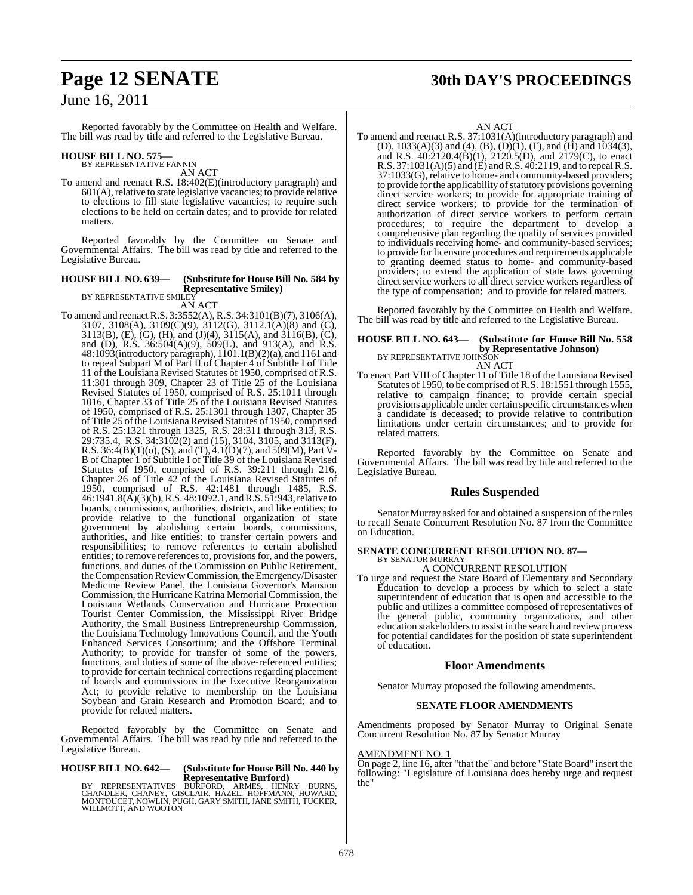Reported favorably by the Committee on Health and Welfare. The bill was read by title and referred to the Legislative Bureau.

**HOUSE BILL NO. 575—**
BY REPRESENTATIVE FANNIN

AN ACT

To amend and reenact R.S. 18:402(E)(introductory paragraph) and 601(A), relative to state legislative vacancies; to provide relative to elections to fill state legislative vacancies; to require such elections to be held on certain dates; and to provide for related matters.

Reported favorably by the Committee on Senate and Governmental Affairs. The bill was read by title and referred to the Legislative Bureau.

**HOUSE BILL NO. 639— (Substitute for House Bill No. 584 by Representative Smiley)**
BY REPRESENTATIVE SMILEY

AN ACT

To amend and reenact R.S. 3:3552(A), R.S. 34:3101(B)(7), 3106(A), 3107, 3108(A), 3109(C)(9), 3112(G), 3112.1(A)(8) and (C), 3113(B), (E), (G), (H), and (J)(4), 3115(A), and 3116(B), (C), and (D), R.S. 36:504(A)(9), 509(L), and 913(A), and R.S. 48:1093(introductory paragraph), 1101.1(B)(2)(a), and 1161 and to repeal Subpart M of Part II of Chapter 4 of Subtitle I of Title 11 of the Louisiana Revised Statutes of 1950, comprised of R.S. 11:301 through 309, Chapter 23 of Title 25 of the Louisiana Revised Statutes of 1950, comprised of R.S. 25:1011 through 1016, Chapter 33 of Title 25 of the Louisiana Revised Statutes of 1950, comprised of R.S. 25:1301 through 1307, Chapter 35 of Title 25 of the Louisiana Revised Statutes of 1950, comprised of R.S. 25:1321 through 1325, R.S. 28:311 through 313, R.S. 29:735.4, R.S. 34:3102(2) and (15), 3104, 3105, and 3113(F), R.S. 36:4(B)(1)(o), (S), and (T), 4.1(D)(7), and 509(M), Part V-B of Chapter 1 of Subtitle I of Title 39 of the Louisiana Revised Statutes of 1950, comprised of R.S. 39:211 through 216, Chapter 26 of Title 42 of the Louisiana Revised Statutes of 1950, comprised of R.S. 42:1481 through 1485, R.S. 46:1941.8(A)(3)(b), R.S. 48:1092.1, and R.S. 51:943, relative to boards, commissions, authorities, districts, and like entities; to provide relative to the functional organization of state government by abolishing certain boards, commissions, authorities, and like entities; to transfer certain powers and responsibilities; to remove references to certain abolished entities; to remove references to, provisions for, and the powers, functions, and duties of the Commission on Public Retirement, the Compensation Review Commission, the Emergency/Disaster Medicine Review Panel, the Louisiana Governor's Mansion Commission, the Hurricane Katrina Memorial Commission, the Louisiana Wetlands Conservation and Hurricane Protection Tourist Center Commission, the Mississippi River Bridge Authority, the Small Business Entrepreneurship Commission, the Louisiana Technology Innovations Council, and the Youth Enhanced Services Consortium; and the Offshore Terminal Authority; to provide for transfer of some of the powers, functions, and duties of some of the above-referenced entities; to provide for certain technical corrections regarding placement of boards and commissions in the Executive Reorganization Act; to provide relative to membership on the Louisiana Soybean and Grain Research and Promotion Board; and to provide for related matters.

Reported favorably by the Committee on Senate and Governmental Affairs. The bill was read by title and referred to the Legislative Bureau.

**HOUSE BILL NO. 642— (Substitute for House Bill No. 440 by Representative Burford)**
BY REPRESENTATIVES BURFORD, ARMES, HENRY BURNS, CHANDLER, CHANEY, GISCLAIR, HAZEL, HOFFMANN, HOWARD, MONTOUCET, NOWLIN, PUGH, GARY SMITH, JANE SMITH, TUCKER, WILLMOTT, AND WOOTON

AN ACT

To amend and reenact R.S. 37:1031(A)(introductory paragraph) and (D), 1033(A)(3) and (4), (B), (D)(1), (F), and (H) and 1034(3), and R.S. 40:2120.4(B)(1), 2120.5(D), and 2179(C), to enact R.S. 37:1031(A)(5) and (E) and R.S. 40:2119, and to repeal R.S. 37:1033(G), relative to home- and community-based providers; to provide for the applicability of statutory provisions governing direct service workers; to provide for appropriate training of direct service workers; to provide for the termination of authorization of direct service workers to perform certain procedures; to require the department to develop a comprehensive plan regarding the quality of services provided to individuals receiving home- and community-based services; to provide for licensure procedures and requirements applicable to granting deemed status to home- and community-based providers; to extend the application of state laws governing direct service workers to all direct service workers regardless of the type of compensation; and to provide for related matters.

Reported favorably by the Committee on Health and Welfare. The bill was read by title and referred to the Legislative Bureau.

**HOUSE BILL NO. 643— (Substitute for House Bill No. 558 by Representative Johnson)**
BY REPRESENTATIVE JOHNSON

AN ACT

To enact Part VIII of Chapter 11 of Title 18 of the Louisiana Revised Statutes of 1950, to be comprised of R.S. 18:1551 through 1555, relative to campaign finance; to provide certain special provisions applicable under certain specific circumstances when a candidate is deceased; to provide relative to contribution limitations under certain circumstances; and to provide for related matters.

Reported favorably by the Committee on Senate and Governmental Affairs. The bill was read by title and referred to the Legislative Bureau.

## Rules Suspended

Senator Murray asked for and obtained a suspension of the rules to recall Senate Concurrent Resolution No. 87 from the Committee on Education.

**SENATE CONCURRENT RESOLUTION NO. 87—**
BY SENATOR MURRAY

A CONCURRENT RESOLUTION

To urge and request the State Board of Elementary and Secondary Education to develop a process by which to select a state superintendent of education that is open and accessible to the public and utilizes a committee composed of representatives of the general public, community organizations, and other education stakeholders to assist in the search and review process for potential candidates for the position of state superintendent of education.

## Floor Amendments

Senator Murray proposed the following amendments.

### SENATE FLOOR AMENDMENTS

Amendments proposed by Senator Murray to Original Senate Concurrent Resolution No. 87 by Senator Murray

AMENDMENT NO. 1

On page 2, line 16, after "that the" and before "State Board" insert the following: "Legislature of Louisiana does hereby urge and request the"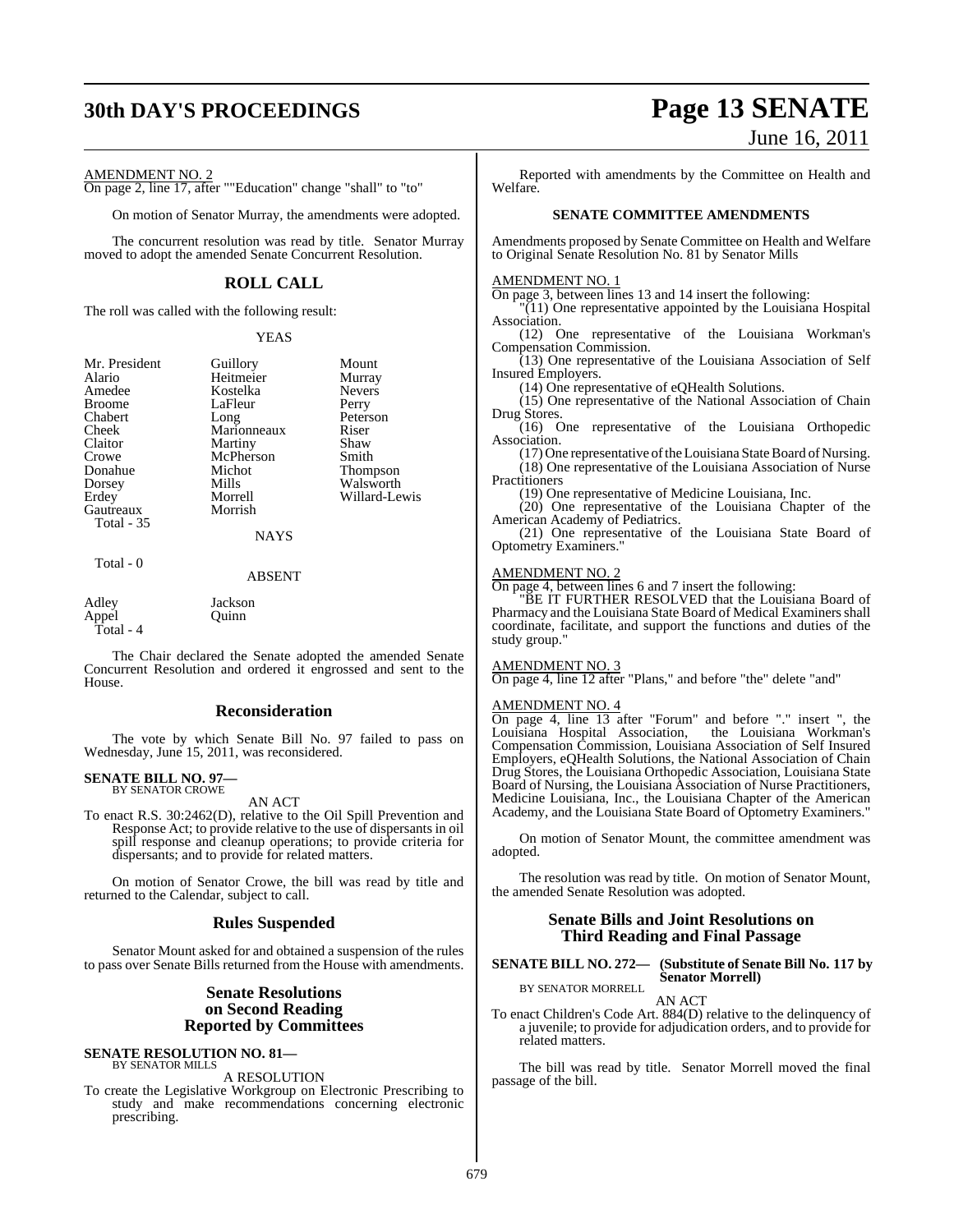AMENDMENT NO. 2

On page 2, line 17, after ""Education" change "shall" to "to"

On motion of Senator Murray, the amendments were adopted.

The concurrent resolution was read by title. Senator Murray moved to adopt the amended Senate Concurrent Resolution.

## ROLL CALL

The roll was called with the following result:

YEAS

| | | |
|---|---|---|
| Mr. President | Guillory | Mount |
| Alario | Heitmeier | Murray |
| Amedee | Kostelka | Nevers |
| Broome | LaFleur | Perry |
| Chabert | Long | Peterson |
| Cheek | Marionneaux | Riser |
| Claitor | Martiny | Shaw |
| Crowe | McPherson | Smith |
| Donahue | Michot | Thompson |
| Dorsey | Mills | Walsworth |
| Erdey | Morrell | Willard-Lewis |
| Gautreaux | Morrish | |
| Total - 35 | | |

NAYS

Total - 0

ABSENT

| | |
|---|---|
| Adley | Jackson |
| Appel | Quinn |
| Total - 4 | |

The Chair declared the Senate adopted the amended Senate Concurrent Resolution and ordered it engrossed and sent to the House.

## Reconsideration

The vote by which Senate Bill No. 97 failed to pass on Wednesday, June 15, 2011, was reconsidered.

**SENATE BILL NO. 97—**
BY SENATOR CROWE

AN ACT

To enact R.S. 30:2462(D), relative to the Oil Spill Prevention and Response Act; to provide relative to the use of dispersants in oil spill response and cleanup operations; to provide criteria for dispersants; and to provide for related matters.

On motion of Senator Crowe, the bill was read by title and returned to the Calendar, subject to call.

## Rules Suspended

Senator Mount asked for and obtained a suspension of the rules to pass over Senate Bills returned from the House with amendments.

## Senate Resolutions on Second Reading Reported by Committees

**SENATE RESOLUTION NO. 81—**
BY SENATOR MILLS

A RESOLUTION

To create the Legislative Workgroup on Electronic Prescribing to study and make recommendations concerning electronic prescribing.

Reported with amendments by the Committee on Health and Welfare.

### SENATE COMMITTEE AMENDMENTS

Amendments proposed by Senate Committee on Health and Welfare to Original Senate Resolution No. 81 by Senator Mills

AMENDMENT NO. 1

On page 3, between lines 13 and 14 insert the following:

"(11) One representative appointed by the Louisiana Hospital Association.

(12) One representative of the Louisiana Workman's Compensation Commission.

(13) One representative of the Louisiana Association of Self Insured Employers.

(14) One representative of eQHealth Solutions.

(15) One representative of the National Association of Chain Drug Stores.

(16) One representative of the Louisiana Orthopedic Association.

(17) One representative of the Louisiana State Board of Nursing.

(18) One representative of the Louisiana Association of Nurse Practitioners

(19) One representative of Medicine Louisiana, Inc.

(20) One representative of the Louisiana Chapter of the American Academy of Pediatrics.

(21) One representative of the Louisiana State Board of Optometry Examiners."

AMENDMENT NO. 2

On page 4, between lines 6 and 7 insert the following:

"BE IT FURTHER RESOLVED that the Louisiana Board of Pharmacy and the Louisiana State Board of Medical Examiners shall coordinate, facilitate, and support the functions and duties of the study group."

AMENDMENT NO. 3

On page 4, line 12 after "Plans," and before "the" delete "and"

AMENDMENT NO. 4

On page 4, line 13 after "Forum" and before "." insert ", the Louisiana Hospital Association, the Louisiana Workman's Compensation Commission, Louisiana Association of Self Insured Employers, eQHealth Solutions, the National Association of Chain Drug Stores, the Louisiana Orthopedic Association, Louisiana State Board of Nursing, the Louisiana Association of Nurse Practitioners, Medicine Louisiana, Inc., the Louisiana Chapter of the American Academy, and the Louisiana State Board of Optometry Examiners."

On motion of Senator Mount, the committee amendment was adopted.

The resolution was read by title. On motion of Senator Mount, the amended Senate Resolution was adopted.

## Senate Bills and Joint Resolutions on Third Reading and Final Passage

**SENATE BILL NO. 272— (Substitute of Senate Bill No. 117 by Senator Morrell)**
BY SENATOR MORRELL

AN ACT

To enact Children's Code Art. 884(D) relative to the delinquency of a juvenile; to provide for adjudication orders, and to provide for related matters.

The bill was read by title. Senator Morrell moved the final passage of the bill.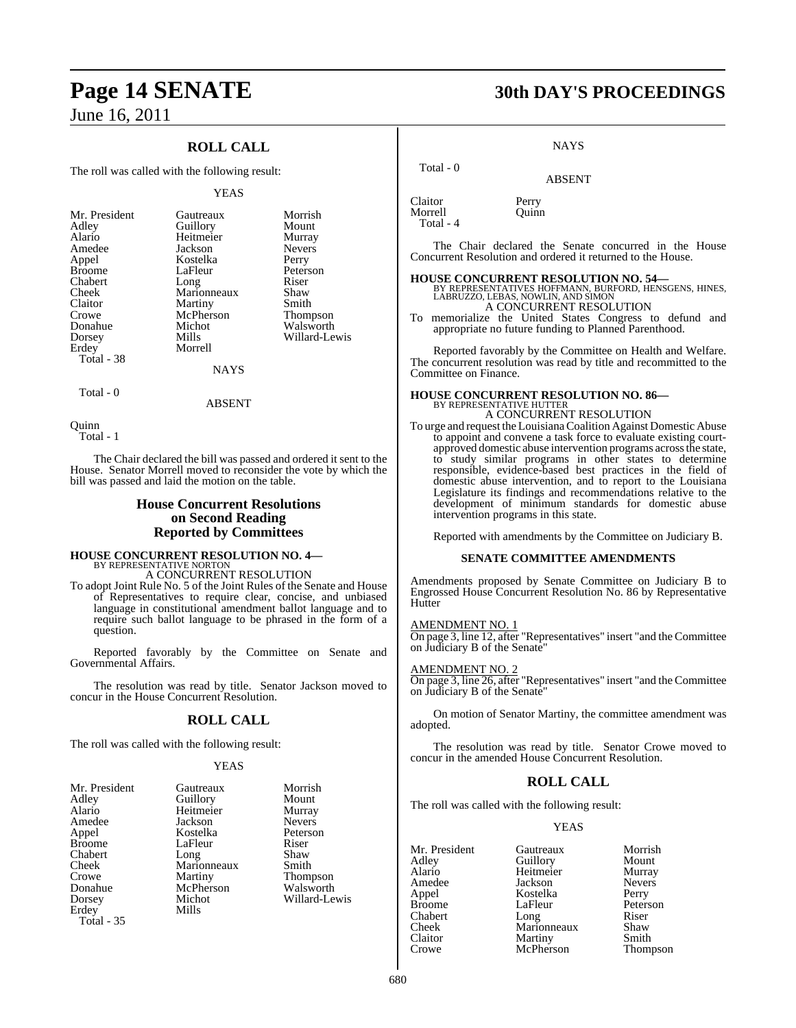## ROLL CALL

The roll was called with the following result:

YEAS

| | | |
|---|---|---|
| Mr. President | Gautreaux | Morrish |
| Adley | Guillory | Mount |
| Alario | Heitmeier | Murray |
| Amedee | Jackson | Nevers |
| Appel | Kostelka | Perry |
| Broome | LaFleur | Peterson |
| Chabert | Long | Riser |
| Cheek | Marionneaux | Shaw |
| Claitor | Martiny | Smith |
| Crowe | McPherson | Thompson |
| Donahue | Michot | Walsworth |
| Dorsey | Mills | Willard-Lewis |
| Erdey | Morrell | |

Total - 38

NAYS

Total - 0

ABSENT

Quinn

Total - 1

The Chair declared the bill was passed and ordered it sent to the House. Senator Morrell moved to reconsider the vote by which the bill was passed and laid the motion on the table.

## House Concurrent Resolutions on Second Reading Reported by Committees

**HOUSE CONCURRENT RESOLUTION NO. 4—**
BY REPRESENTATIVE NORTON
A CONCURRENT RESOLUTION

To adopt Joint Rule No. 5 of the Joint Rules of the Senate and House of Representatives to require clear, concise, and unbiased language in constitutional amendment ballot language and to require such ballot language to be phrased in the form of a question.

Reported favorably by the Committee on Senate and Governmental Affairs.

The resolution was read by title. Senator Jackson moved to concur in the House Concurrent Resolution.

## ROLL CALL

The roll was called with the following result:

YEAS

| | | |
|---|---|---|
| Mr. President | Gautreaux | Morrish |
| Adley | Guillory | Mount |
| Alario | Heitmeier | Murray |
| Amedee | Jackson | Nevers |
| Appel | Kostelka | Peterson |
| Broome | LaFleur | Riser |
| Chabert | Long | Shaw |
| Cheek | Marionneaux | Smith |
| Crowe | Martiny | Thompson |
| Donahue | McPherson | Walsworth |
| Dorsey | Michot | Willard-Lewis |
| Erdey | Mills | |

Total - 35

NAYS

Total - 0

ABSENT

| | |
|---|---|
| Claitor | Perry |
| Morrell | Quinn |

Total - 4

The Chair declared the Senate concurred in the House Concurrent Resolution and ordered it returned to the House.

**HOUSE CONCURRENT RESOLUTION NO. 54—**
BY REPRESENTATIVES HOFFMANN, BURFORD, HENSGENS, HINES, LABRUZZO, LEBAS, NOWLIN, AND SIMON
A CONCURRENT RESOLUTION

To memorialize the United States Congress to defund and appropriate no future funding to Planned Parenthood.

Reported favorably by the Committee on Health and Welfare. The concurrent resolution was read by title and recommitted to the Committee on Finance.

**HOUSE CONCURRENT RESOLUTION NO. 86—**
BY REPRESENTATIVE HUTTER
A CONCURRENT RESOLUTION

To urge and request the Louisiana Coalition Against Domestic Abuse to appoint and convene a task force to evaluate existing court-approved domestic abuse intervention programs across the state, to study similar programs in other states to determine responsible, evidence-based best practices in the field of domestic abuse intervention, and to report to the Louisiana Legislature its findings and recommendations relative to the development of minimum standards for domestic abuse intervention programs in this state.

Reported with amendments by the Committee on Judiciary B.

### SENATE COMMITTEE AMENDMENTS

Amendments proposed by Senate Committee on Judiciary B to Engrossed House Concurrent Resolution No. 86 by Representative Hutter

AMENDMENT NO. 1
On page 3, line 12, after "Representatives" insert "and the Committee on Judiciary B of the Senate"

AMENDMENT NO. 2
On page 3, line 26, after "Representatives" insert "and the Committee on Judiciary B of the Senate"

On motion of Senator Martiny, the committee amendment was adopted.

The resolution was read by title. Senator Crowe moved to concur in the amended House Concurrent Resolution.

## ROLL CALL

The roll was called with the following result:

YEAS

| | | |
|---|---|---|
| Mr. President | Gautreaux | Morrish |
| Adley | Guillory | Mount |
| Alario | Heitmeier | Murray |
| Amedee | Jackson | Nevers |
| Appel | Kostelka | Perry |
| Broome | LaFleur | Peterson |
| Chabert | Long | Riser |
| Cheek | Marionneaux | Shaw |
| Claitor | Martiny | Smith |
| Crowe | McPherson | Thompson |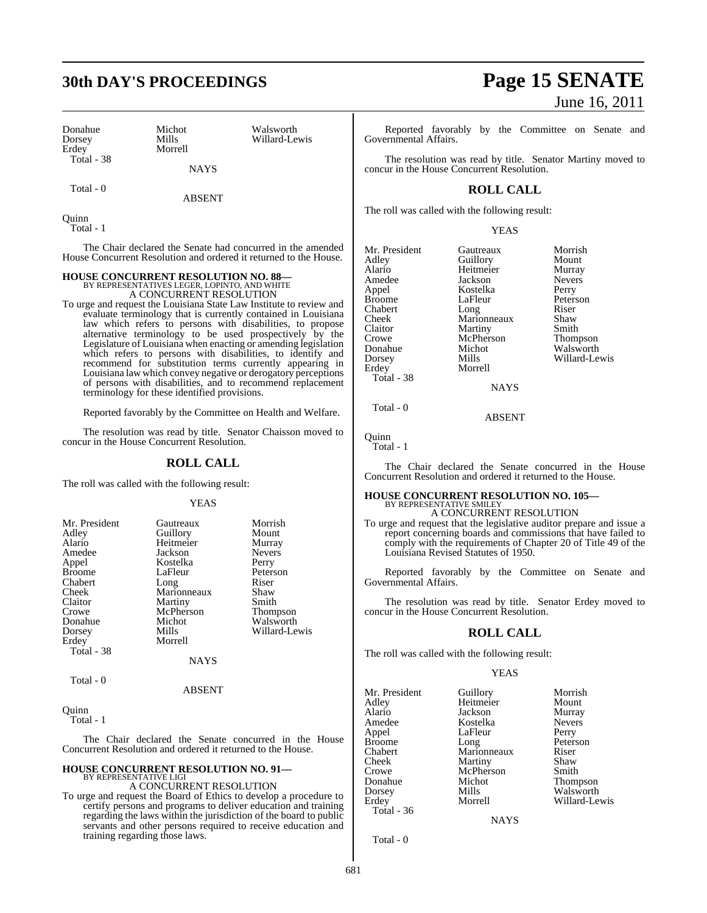| | | |
|---|---|---|
| Donahue | Michot | Walsworth |
| Dorsey | Mills | Willard-Lewis |
| Erdey | Morrell | |
| Total - 38 | | |

NAYS

Total - 0

ABSENT

Quinn
Total - 1

The Chair declared the Senate had concurred in the amended House Concurrent Resolution and ordered it returned to the House.

**HOUSE CONCURRENT RESOLUTION NO. 88—**
BY REPRESENTATIVES LEGER, LOPINTO, AND WHITE
A CONCURRENT RESOLUTION

To urge and request the Louisiana State Law Institute to review and evaluate terminology that is currently contained in Louisiana law which refers to persons with disabilities, to propose alternative terminology to be used prospectively by the Legislature of Louisiana when enacting or amending legislation which refers to persons with disabilities, to identify and recommend for substitution terms currently appearing in Louisiana law which convey negative or derogatory perceptions of persons with disabilities, and to recommend replacement terminology for these identified provisions.

Reported favorably by the Committee on Health and Welfare.

The resolution was read by title. Senator Chaisson moved to concur in the House Concurrent Resolution.

## ROLL CALL

The roll was called with the following result:

YEAS

| | | |
|---|---|---|
| Mr. President | Gautreaux | Morrish |
| Adley | Guillory | Mount |
| Alario | Heitmeier | Murray |
| Amedee | Jackson | Nevers |
| Appel | Kostelka | Perry |
| Broome | LaFleur | Peterson |
| Chabert | Long | Riser |
| Cheek | Marionneaux | Shaw |
| Claitor | Martiny | Smith |
| Crowe | McPherson | Thompson |
| Donahue | Michot | Walsworth |
| Dorsey | Mills | Willard-Lewis |
| Erdey | Morrell | |
| Total - 38 | | |

NAYS

Total - 0

ABSENT

Quinn
Total - 1

The Chair declared the Senate concurred in the House Concurrent Resolution and ordered it returned to the House.

**HOUSE CONCURRENT RESOLUTION NO. 91—**
BY REPRESENTATIVE LIGI
A CONCURRENT RESOLUTION

To urge and request the Board of Ethics to develop a procedure to certify persons and programs to deliver education and training regarding the laws within the jurisdiction of the board to public servants and other persons required to receive education and training regarding those laws.

Reported favorably by the Committee on Senate and Governmental Affairs.

The resolution was read by title. Senator Martiny moved to concur in the House Concurrent Resolution.

## ROLL CALL

The roll was called with the following result:

YEAS

| | | |
|---|---|---|
| Mr. President | Gautreaux | Morrish |
| Adley | Guillory | Mount |
| Alario | Heitmeier | Murray |
| Amedee | Jackson | Nevers |
| Appel | Kostelka | Perry |
| Broome | LaFleur | Peterson |
| Chabert | Long | Riser |
| Cheek | Marionneaux | Shaw |
| Claitor | Martiny | Smith |
| Crowe | McPherson | Thompson |
| Donahue | Michot | Walsworth |
| Dorsey | Mills | Willard-Lewis |
| Erdey | Morrell | |
| Total - 38 | | |

NAYS

Total - 0

ABSENT

Quinn
Total - 1

The Chair declared the Senate concurred in the House Concurrent Resolution and ordered it returned to the House.

**HOUSE CONCURRENT RESOLUTION NO. 105—**
BY REPRESENTATIVE SMILEY
A CONCURRENT RESOLUTION

To urge and request that the legislative auditor prepare and issue a report concerning boards and commissions that have failed to comply with the requirements of Chapter 20 of Title 49 of the Louisiana Revised Statutes of 1950.

Reported favorably by the Committee on Senate and Governmental Affairs.

The resolution was read by title. Senator Erdey moved to concur in the House Concurrent Resolution.

## ROLL CALL

The roll was called with the following result:

YEAS

| | | |
|---|---|---|
| Mr. President | Guillory | Morrish |
| Adley | Heitmeier | Mount |
| Alario | Jackson | Murray |
| Amedee | Kostelka | Nevers |
| Appel | LaFleur | Perry |
| Broome | Long | Peterson |
| Chabert | Marionneaux | Riser |
| Cheek | Martiny | Shaw |
| Crowe | McPherson | Smith |
| Donahue | Michot | Thompson |
| Dorsey | Mills | Walsworth |
| Erdey | Morrell | Willard-Lewis |
| Total - 36 | | |

NAYS

Total - 0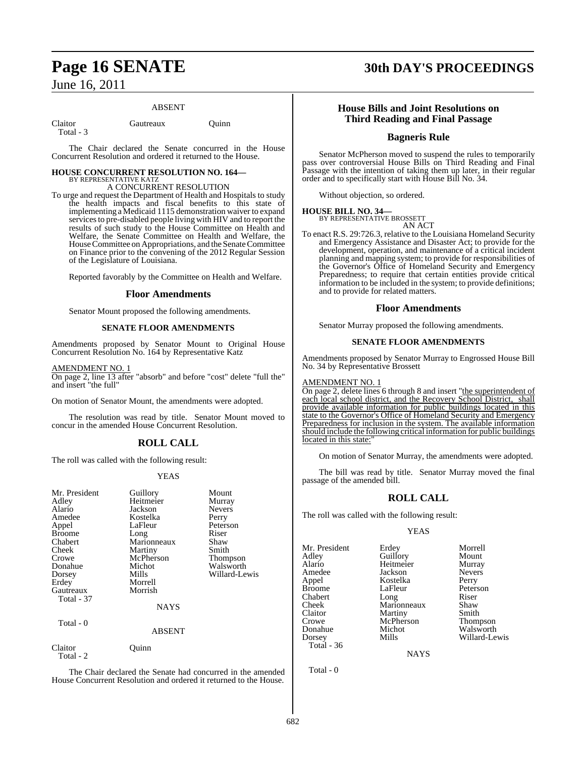ABSENT

| Claitor | Gautreaux | Quinn |
|---|---|---|
| Total - 3 | | |

The Chair declared the Senate concurred in the House Concurrent Resolution and ordered it returned to the House.

**HOUSE CONCURRENT RESOLUTION NO. 164—**
BY REPRESENTATIVE KATZ
A CONCURRENT RESOLUTION

To urge and request the Department of Health and Hospitals to study the health impacts and fiscal benefits to this state of implementing a Medicaid 1115 demonstration waiver to expand services to pre-disabled people living with HIV and to report the results of such study to the House Committee on Health and Welfare, the Senate Committee on Health and Welfare, the House Committee on Appropriations, and the Senate Committee on Finance prior to the convening of the 2012 Regular Session of the Legislature of Louisiana.

Reported favorably by the Committee on Health and Welfare.

## Floor Amendments

Senator Mount proposed the following amendments.

### SENATE FLOOR AMENDMENTS

Amendments proposed by Senator Mount to Original House Concurrent Resolution No. 164 by Representative Katz

AMENDMENT NO. 1
On page 2, line 13 after "absorb" and before "cost" delete "full the" and insert "the full"

On motion of Senator Mount, the amendments were adopted.

The resolution was read by title. Senator Mount moved to concur in the amended House Concurrent Resolution.

## ROLL CALL

The roll was called with the following result:

YEAS

| Mr. President | Guillory | Mount |
|---|---|---|
| Adley | Heitmeier | Murray |
| Alario | Jackson | Nevers |
| Amedee | Kostelka | Perry |
| Appel | LaFleur | Peterson |
| Broome | Long | Riser |
| Chabert | Marionneaux | Shaw |
| Cheek | Martiny | Smith |
| Crowe | McPherson | Thompson |
| Donahue | Michot | Walsworth |
| Dorsey | Mills | Willard-Lewis |
| Erdey | Morrell | |
| Gautreaux | Morrish | |
| Total - 37 | | |

NAYS

Total - 0

ABSENT

| Claitor | Quinn |
|---|---|
| Total - 2 | |

The Chair declared the Senate had concurred in the amended House Concurrent Resolution and ordered it returned to the House.

## House Bills and Joint Resolutions on Third Reading and Final Passage

## Bagneris Rule

Senator McPherson moved to suspend the rules to temporarily pass over controversial House Bills on Third Reading and Final Passage with the intention of taking them up later, in their regular order and to specifically start with House Bill No. 34.

Without objection, so ordered.

**HOUSE BILL NO. 34—**
BY REPRESENTATIVE BROSSETT
AN ACT

To enact R.S. 29:726.3, relative to the Louisiana Homeland Security and Emergency Assistance and Disaster Act; to provide for the development, operation, and maintenance of a critical incident planning and mapping system; to provide for responsibilities of the Governor's Office of Homeland Security and Emergency Preparedness; to require that certain entities provide critical information to be included in the system; to provide definitions; and to provide for related matters.

## Floor Amendments

Senator Murray proposed the following amendments.

### SENATE FLOOR AMENDMENTS

Amendments proposed by Senator Murray to Engrossed House Bill No. 34 by Representative Brossett

AMENDMENT NO. 1
On page 2, delete lines 6 through 8 and insert "the superintendent of each local school district, and the Recovery School District, shall provide available information for public buildings located in this state to the Governor's Office of Homeland Security and Emergency Preparedness for inclusion in the system. The available information should include the following critical information for public buildings located in this state:"

On motion of Senator Murray, the amendments were adopted.

The bill was read by title. Senator Murray moved the final passage of the amended bill.

## ROLL CALL

The roll was called with the following result:

YEAS

| Mr. President | Erdey | Morrell |
|---|---|---|
| Adley | Guillory | Mount |
| Alario | Heitmeier | Murray |
| Amedee | Jackson | Nevers |
| Appel | Kostelka | Perry |
| Broome | LaFleur | Peterson |
| Chabert | Long | Riser |
| Cheek | Marionneaux | Shaw |
| Claitor | Martiny | Smith |
| Crowe | McPherson | Thompson |
| Donahue | Michot | Walsworth |
| Dorsey | Mills | Willard-Lewis |
| Total - 36 | | |

NAYS

Total - 0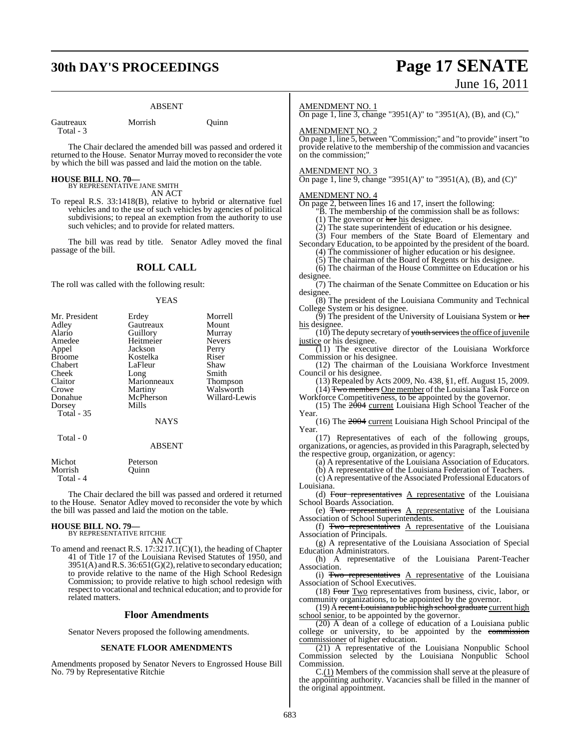ABSENT

| | | |
|---|---|---|
| Gautreaux | Morrish | Quinn |
| Total - 3 | | |

The Chair declared the amended bill was passed and ordered it returned to the House. Senator Murray moved to reconsider the vote by which the bill was passed and laid the motion on the table.

**HOUSE BILL NO. 70—**
BY REPRESENTATIVE JANE SMITH
AN ACT

To repeal R.S. 33:1418(B), relative to hybrid or alternative fuel vehicles and to the use of such vehicles by agencies of political subdivisions; to repeal an exemption from the authority to use such vehicles; and to provide for related matters.

The bill was read by title. Senator Adley moved the final passage of the bill.

## ROLL CALL

The roll was called with the following result:

YEAS

| | | |
|---|---|---|
| Mr. President | Erdey | Morrell |
| Adley | Gautreaux | Mount |
| Alario | Guillory | Murray |
| Amedee | Heitmeier | Nevers |
| Appel | Jackson | Perry |
| Broome | Kostelka | Riser |
| Chabert | LaFleur | Shaw |
| Cheek | Long | Smith |
| Claitor | Marionneaux | Thompson |
| Crowe | Martiny | Walsworth |
| Donahue | McPherson | Willard-Lewis |
| Dorsey | Mills | |
| Total - 35 | | |

NAYS

Total - 0

ABSENT

| | |
|---|---|
| Michot | Peterson |
| Morrish | Quinn |
| Total - 4 | |

The Chair declared the bill was passed and ordered it returned to the House. Senator Adley moved to reconsider the vote by which the bill was passed and laid the motion on the table.

**HOUSE BILL NO. 79—**
BY REPRESENTATIVE RITCHIE
AN ACT

To amend and reenact R.S. 17:3217.1(C)(1), the heading of Chapter 41 of Title 17 of the Louisiana Revised Statutes of 1950, and 3951(A) and R.S. 36:651(G)(2), relative to secondary education; to provide relative to the name of the High School Redesign Commission; to provide relative to high school redesign with respect to vocational and technical education; and to provide for related matters.

## Floor Amendments

Senator Nevers proposed the following amendments.

### SENATE FLOOR AMENDMENTS

Amendments proposed by Senator Nevers to Engrossed House Bill No. 79 by Representative Ritchie

AMENDMENT NO. 1
On page 1, line 3, change "3951(A)" to "3951(A), (B), and (C),"

AMENDMENT NO. 2
On page 1, line 5, between "Commission;" and "to provide" insert "to provide relative to the membership of the commission and vacancies on the commission;"

AMENDMENT NO. 3
On page 1, line 9, change "3951(A)" to "3951(A), (B), and (C)"

AMENDMENT NO. 4
On page 2, between lines 16 and 17, insert the following:

"B. The membership of the commission shall be as follows:

(1) The governor or ~~her~~ his designee.

(2) The state superintendent of education or his designee.

(3) Four members of the State Board of Elementary and Secondary Education, to be appointed by the president of the board.

(4) The commissioner of higher education or his designee.

(5) The chairman of the Board of Regents or his designee.

(6) The chairman of the House Committee on Education or his designee.

(7) The chairman of the Senate Committee on Education or his designee.

(8) The president of the Louisiana Community and Technical College System or his designee.

(9) The president of the University of Louisiana System or ~~her~~ his designee.

(10) The deputy secretary of ~~youth services~~ the office of juvenile justice or his designee.

(11) The executive director of the Louisiana Workforce Commission or his designee.

(12) The chairman of the Louisiana Workforce Investment Council or his designee.

(13) Repealed by Acts 2009, No. 438, §1, eff. August 15, 2009.

(14) ~~Two members~~ One member of the Louisiana Task Force on Workforce Competitiveness, to be appointed by the governor.

(15) The ~~2004~~ current Louisiana High School Teacher of the Year.

(16) The ~~2004~~ current Louisiana High School Principal of the Year.

(17) Representatives of each of the following groups, organizations, or agencies, as provided in this Paragraph, selected by the respective group, organization, or agency:

(a) A representative of the Louisiana Association of Educators.

(b) A representative of the Louisiana Federation of Teachers.

(c) A representative of the Associated Professional Educators of Louisiana.

(d) ~~Four representatives~~ A representative of the Louisiana School Boards Association.

(e) ~~Two representatives~~ A representative of the Louisiana Association of School Superintendents.

(f) ~~Two representatives~~ A representative of the Louisiana Association of Principals.

(g) A representative of the Louisiana Association of Special Education Administrators.

(h) A representative of the Louisiana Parent-Teacher Association.

(i) ~~Two representatives~~ A representative of the Louisiana Association of School Executives.

(18) ~~Four~~ Two representatives from business, civic, labor, or community organizations, to be appointed by the governor.

(19) A ~~recent Louisiana public high school graduate~~ current high school senior, to be appointed by the governor.

(20) A dean of a college of education of a Louisiana public college or university, to be appointed by the ~~commission~~ commissioner of higher education.

(21) A representative of the Louisiana Nonpublic School Commission selected by the Louisiana Nonpublic School Commission.

C.(1) Members of the commission shall serve at the pleasure of the appointing authority. Vacancies shall be filled in the manner of the original appointment.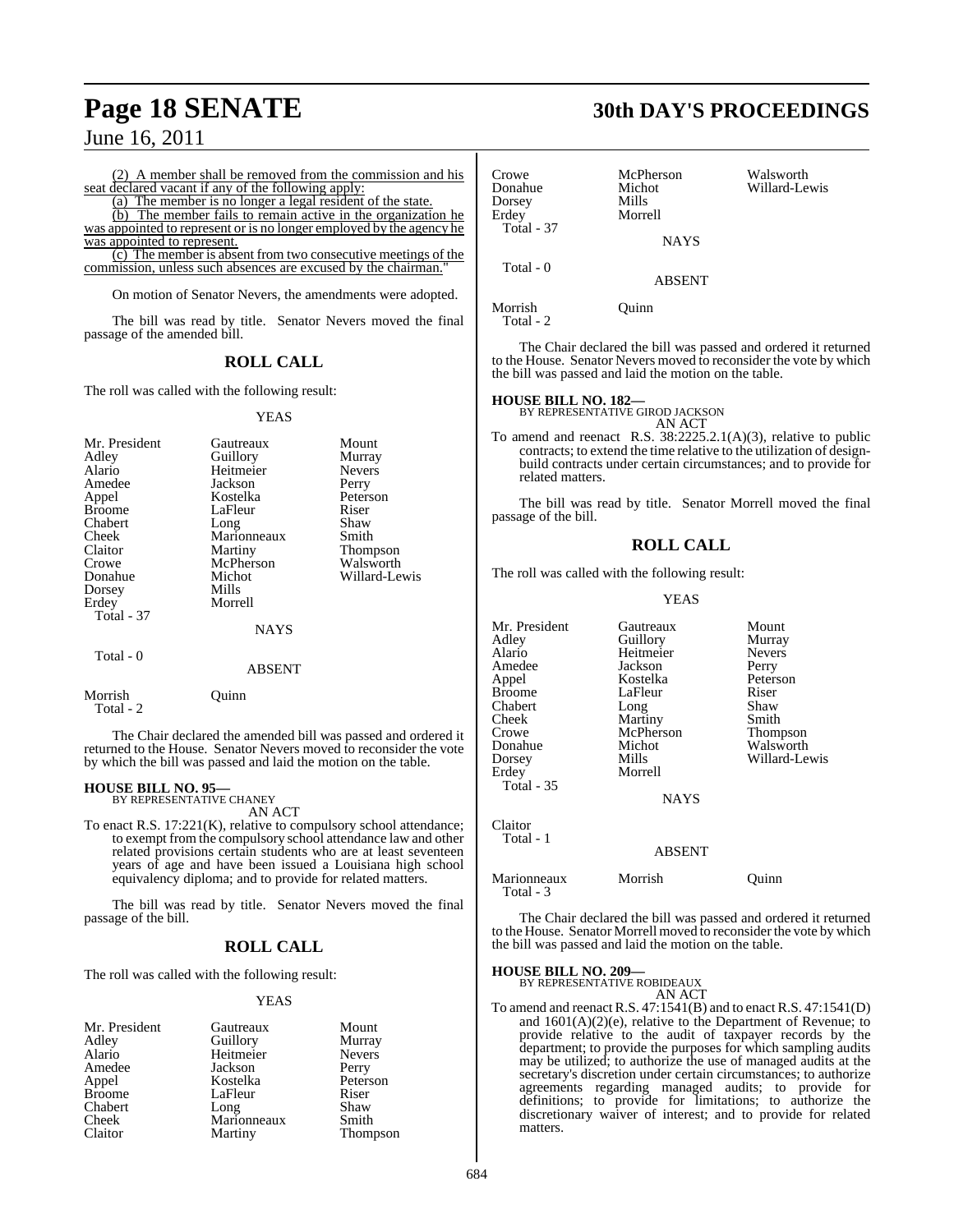(2) A member shall be removed from the commission and his seat declared vacant if any of the following apply:

(a) The member is no longer a legal resident of the state.

(b) The member fails to remain active in the organization he was appointed to represent or is no longer employed by the agency he was appointed to represent.

(c) The member is absent from two consecutive meetings of the commission, unless such absences are excused by the chairman."

On motion of Senator Nevers, the amendments were adopted.

The bill was read by title. Senator Nevers moved the final passage of the amended bill.

## ROLL CALL

The roll was called with the following result:

YEAS

| | | |
|---|---|---|
| Mr. President | Gautreaux | Mount |
| Adley | Guillory | Murray |
| Alario | Heitmeier | Nevers |
| Amedee | Jackson | Perry |
| Appel | Kostelka | Peterson |
| Broome | LaFleur | Riser |
| Chabert | Long | Shaw |
| Cheek | Marionneaux | Smith |
| Claitor | Martiny | Thompson |
| Crowe | McPherson | Walsworth |
| Donahue | Michot | Willard-Lewis |
| Dorsey | Mills | |
| Erdey | Morrell | |

Total - 37

NAYS

Total - 0

ABSENT

Morrish Quinn

Total - 2

The Chair declared the amended bill was passed and ordered it returned to the House. Senator Nevers moved to reconsider the vote by which the bill was passed and laid the motion on the table.

**HOUSE BILL NO. 95—**
BY REPRESENTATIVE CHANEY
AN ACT

To enact R.S. 17:221(K), relative to compulsory school attendance; to exempt from the compulsory school attendance law and other related provisions certain students who are at least seventeen years of age and have been issued a Louisiana high school equivalency diploma; and to provide for related matters.

The bill was read by title. Senator Nevers moved the final passage of the bill.

## ROLL CALL

The roll was called with the following result:

YEAS

| | | |
|---|---|---|
| Mr. President | Gautreaux | Mount |
| Adley | Guillory | Murray |
| Alario | Heitmeier | Nevers |
| Amedee | Jackson | Perry |
| Appel | Kostelka | Peterson |
| Broome | LaFleur | Riser |
| Chabert | Long | Shaw |
| Cheek | Marionneaux | Smith |
| Claitor | Martiny | Thompson |
| Crowe | McPherson | Walsworth |
| Donahue | Michot | Willard-Lewis |
| Dorsey | Mills | |
| Erdey | Morrell | |

Total - 37

NAYS

Total - 0

ABSENT

Morrish Quinn

Total - 2

The Chair declared the bill was passed and ordered it returned to the House. Senator Nevers moved to reconsider the vote by which the bill was passed and laid the motion on the table.

**HOUSE BILL NO. 182—**
BY REPRESENTATIVE GIROD JACKSON
AN ACT

To amend and reenact R.S. 38:2225.2.1(A)(3), relative to public contracts; to extend the time relative to the utilization of design-build contracts under certain circumstances; and to provide for related matters.

The bill was read by title. Senator Morrell moved the final passage of the bill.

## ROLL CALL

The roll was called with the following result:

YEAS

| | | |
|---|---|---|
| Mr. President | Gautreaux | Mount |
| Adley | Guillory | Murray |
| Alario | Heitmeier | Nevers |
| Amedee | Jackson | Perry |
| Appel | Kostelka | Peterson |
| Broome | LaFleur | Riser |
| Chabert | Long | Shaw |
| Cheek | Martiny | Smith |
| Crowe | McPherson | Thompson |
| Donahue | Michot | Walsworth |
| Dorsey | Mills | Willard-Lewis |
| Erdey | Morrell | |

Total - 35

NAYS

Claitor

Total - 1

ABSENT

Marionneaux Morrish Quinn

Total - 3

The Chair declared the bill was passed and ordered it returned to the House. Senator Morrell moved to reconsider the vote by which the bill was passed and laid the motion on the table.

**HOUSE BILL NO. 209—**
BY REPRESENTATIVE ROBIDEAUX
AN ACT

To amend and reenact R.S. 47:1541(B) and to enact R.S. 47:1541(D) and 1601(A)(2)(e), relative to the Department of Revenue; to provide relative to the audit of taxpayer records by the department; to provide the purposes for which sampling audits may be utilized; to authorize the use of managed audits at the secretary's discretion under certain circumstances; to authorize agreements regarding managed audits; to provide for definitions; to provide for limitations; to authorize the discretionary waiver of interest; and to provide for related matters.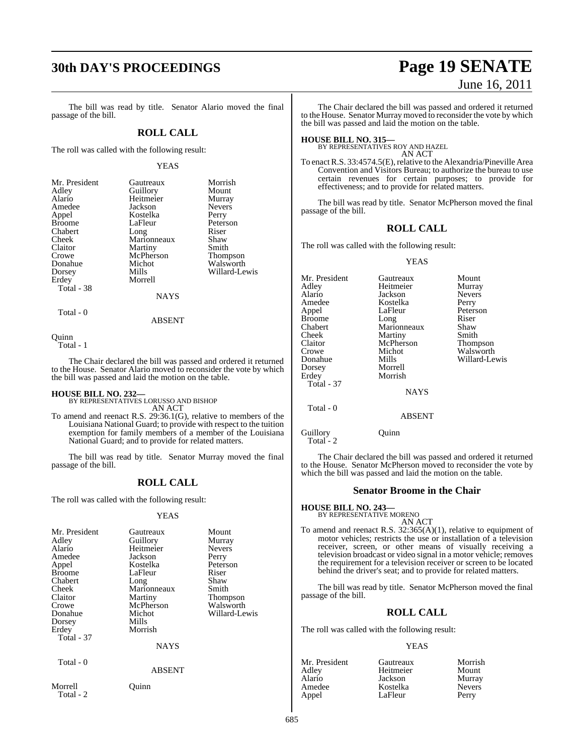The bill was read by title. Senator Alario moved the final passage of the bill.

## ROLL CALL

The roll was called with the following result:

YEAS

| | | |
|---|---|---|
| Mr. President | Gautreaux | Morrish |
| Adley | Guillory | Mount |
| Alario | Heitmeier | Murray |
| Amedee | Jackson | Nevers |
| Appel | Kostelka | Perry |
| Broome | LaFleur | Peterson |
| Chabert | Long | Riser |
| Cheek | Marionneaux | Shaw |
| Claitor | Martiny | Smith |
| Crowe | McPherson | Thompson |
| Donahue | Michot | Walsworth |
| Dorsey | Mills | Willard-Lewis |
| Erdey | Morrell | |
| Total - 38 | | |

NAYS

Total - 0

ABSENT

Quinn
Total - 1

The Chair declared the bill was passed and ordered it returned to the House. Senator Alario moved to reconsider the vote by which the bill was passed and laid the motion on the table.

**HOUSE BILL NO. 232—**
BY REPRESENTATIVES LORUSSO AND BISHOP
AN ACT

To amend and reenact R.S. 29:36.1(G), relative to members of the Louisiana National Guard; to provide with respect to the tuition exemption for family members of a member of the Louisiana National Guard; and to provide for related matters.

The bill was read by title. Senator Murray moved the final passage of the bill.

## ROLL CALL

The roll was called with the following result:

YEAS

| | | |
|---|---|---|
| Mr. President | Gautreaux | Mount |
| Adley | Guillory | Murray |
| Alario | Heitmeier | Nevers |
| Amedee | Jackson | Perry |
| Appel | Kostelka | Peterson |
| Broome | LaFleur | Riser |
| Chabert | Long | Shaw |
| Cheek | Marionneaux | Smith |
| Claitor | Martiny | Thompson |
| Crowe | McPherson | Walsworth |
| Donahue | Michot | Willard-Lewis |
| Dorsey | Mills | |
| Erdey | Morrish | |
| Total - 37 | | |

NAYS

Total - 0

ABSENT

Morrell Quinn
Total - 2

The Chair declared the bill was passed and ordered it returned to the House. Senator Murray moved to reconsider the vote by which the bill was passed and laid the motion on the table.

**HOUSE BILL NO. 315—**
BY REPRESENTATIVES ROY AND HAZEL
AN ACT

To enact R.S. 33:4574.5(E), relative to the Alexandria/Pineville Area Convention and Visitors Bureau; to authorize the bureau to use certain revenues for certain purposes; to provide for effectiveness; and to provide for related matters.

The bill was read by title. Senator McPherson moved the final passage of the bill.

## ROLL CALL

The roll was called with the following result:

YEAS

| | | |
|---|---|---|
| Mr. President | Gautreaux | Mount |
| Adley | Heitmeier | Murray |
| Alario | Jackson | Nevers |
| Amedee | Kostelka | Perry |
| Appel | LaFleur | Peterson |
| Broome | Long | Riser |
| Chabert | Marionneaux | Shaw |
| Cheek | Martiny | Smith |
| Claitor | McPherson | Thompson |
| Crowe | Michot | Walsworth |
| Donahue | Mills | Willard-Lewis |
| Dorsey | Morrell | |
| Erdey | Morrish | |
| Total - 37 | | |

NAYS

Total - 0

ABSENT

Guillory Quinn
Total - 2

The Chair declared the bill was passed and ordered it returned to the House. Senator McPherson moved to reconsider the vote by which the bill was passed and laid the motion on the table.

### Senator Broome in the Chair

**HOUSE BILL NO. 243—**
BY REPRESENTATIVE MORENO
AN ACT

To amend and reenact R.S. 32:365(A)(1), relative to equipment of motor vehicles; restricts the use or installation of a television receiver, screen, or other means of visually receiving a television broadcast or video signal in a motor vehicle; removes the requirement for a television receiver or screen to be located behind the driver's seat; and to provide for related matters.

The bill was read by title. Senator McPherson moved the final passage of the bill.

## ROLL CALL

The roll was called with the following result:

YEAS

| | | |
|---|---|---|
| Mr. President | Gautreaux | Morrish |
| Adley | Heitmeier | Mount |
| Alario | Jackson | Murray |
| Amedee | Kostelka | Nevers |
| Appel | LaFleur | Perry |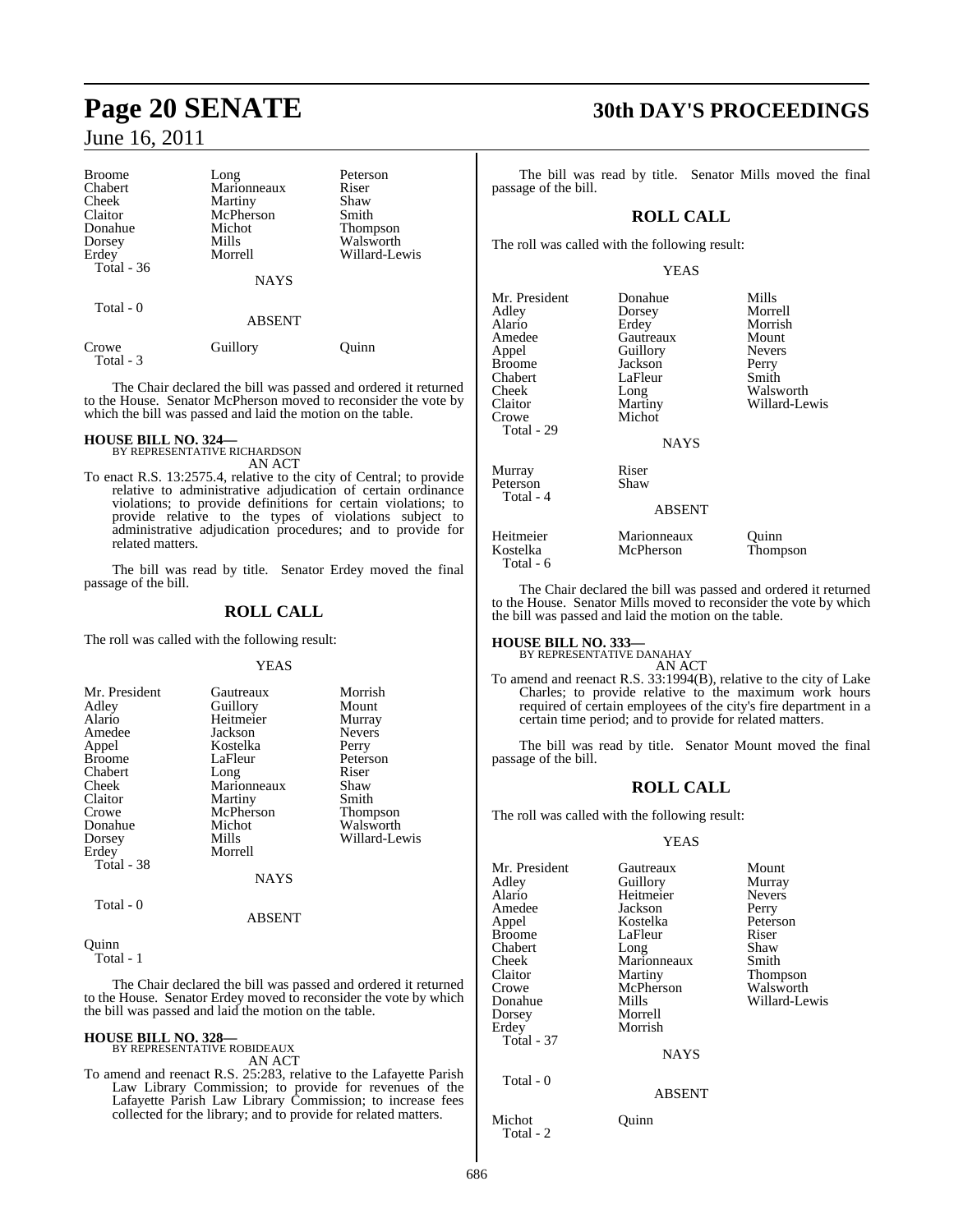| | | |
|---|---|---|
| Broome | Long | Peterson |
| Chabert | Marionneaux | Riser |
| Cheek | Martiny | Shaw |
| Claitor | McPherson | Smith |
| Donahue | Michot | Thompson |
| Dorsey | Mills | Walsworth |
| Erdey | Morrell | Willard-Lewis |
| Total - 36 | | |

NAYS

Total - 0

ABSENT

| | | |
|---|---|---|
| Crowe | Guillory | Quinn |
| Total - 3 | | |

The Chair declared the bill was passed and ordered it returned to the House. Senator McPherson moved to reconsider the vote by which the bill was passed and laid the motion on the table.

**HOUSE BILL NO. 324—**
BY REPRESENTATIVE RICHARDSON
AN ACT

To enact R.S. 13:2575.4, relative to the city of Central; to provide relative to administrative adjudication of certain ordinance violations; to provide definitions for certain violations; to provide relative to the types of violations subject to administrative adjudication procedures; and to provide for related matters.

The bill was read by title. Senator Erdey moved the final passage of the bill.

## ROLL CALL

The roll was called with the following result:

YEAS

| | | |
|---|---|---|
| Mr. President | Gautreaux | Morrish |
| Adley | Guillory | Mount |
| Alario | Heitmeier | Murray |
| Amedee | Jackson | Nevers |
| Appel | Kostelka | Perry |
| Broome | LaFleur | Peterson |
| Chabert | Long | Riser |
| Cheek | Marionneaux | Shaw |
| Claitor | Martiny | Smith |
| Crowe | McPherson | Thompson |
| Donahue | Michot | Walsworth |
| Dorsey | Mills | Willard-Lewis |
| Erdey | Morrell | |
| Total - 38 | | |

NAYS

Total - 0

ABSENT

Quinn
Total - 1

The Chair declared the bill was passed and ordered it returned to the House. Senator Erdey moved to reconsider the vote by which the bill was passed and laid the motion on the table.

**HOUSE BILL NO. 328—**
BY REPRESENTATIVE ROBIDEAUX
AN ACT

To amend and reenact R.S. 25:283, relative to the Lafayette Parish Law Library Commission; to provide for revenues of the Lafayette Parish Law Library Commission; to increase fees collected for the library; and to provide for related matters.

The bill was read by title. Senator Mills moved the final passage of the bill.

## ROLL CALL

The roll was called with the following result:

YEAS

| | | |
|---|---|---|
| Mr. President | Donahue | Mills |
| Adley | Dorsey | Morrell |
| Alario | Erdey | Morrish |
| Amedee | Gautreaux | Mount |
| Appel | Guillory | Nevers |
| Broome | Jackson | Perry |
| Chabert | LaFleur | Smith |
| Cheek | Long | Walsworth |
| Claitor | Martiny | Willard-Lewis |
| Crowe | Michot | |
| Total - 29 | | |

NAYS

| | |
|---|---|
| Murray | Riser |
| Peterson | Shaw |
| Total - 4 | |

ABSENT

| | | |
|---|---|---|
| Heitmeier | Marionneaux | Quinn |
| Kostelka | McPherson | Thompson |
| Total - 6 | | |

The Chair declared the bill was passed and ordered it returned to the House. Senator Mills moved to reconsider the vote by which the bill was passed and laid the motion on the table.

**HOUSE BILL NO. 333—**
BY REPRESENTATIVE DANAHAY
AN ACT

To amend and reenact R.S. 33:1994(B), relative to the city of Lake Charles; to provide relative to the maximum work hours required of certain employees of the city's fire department in a certain time period; and to provide for related matters.

The bill was read by title. Senator Mount moved the final passage of the bill.

## ROLL CALL

The roll was called with the following result:

YEAS

| | | |
|---|---|---|
| Mr. President | Gautreaux | Mount |
| Adley | Guillory | Murray |
| Alario | Heitmeier | Nevers |
| Amedee | Jackson | Perry |
| Appel | Kostelka | Peterson |
| Broome | LaFleur | Riser |
| Chabert | Long | Shaw |
| Cheek | Marionneaux | Smith |
| Claitor | Martiny | Thompson |
| Crowe | McPherson | Walsworth |
| Donahue | Mills | Willard-Lewis |
| Dorsey | Morrell | |
| Erdey | Morrish | |
| Total - 37 | | |

NAYS

Total - 0

ABSENT

| | |
|---|---|
| Michot | Quinn |
| Total - 2 | |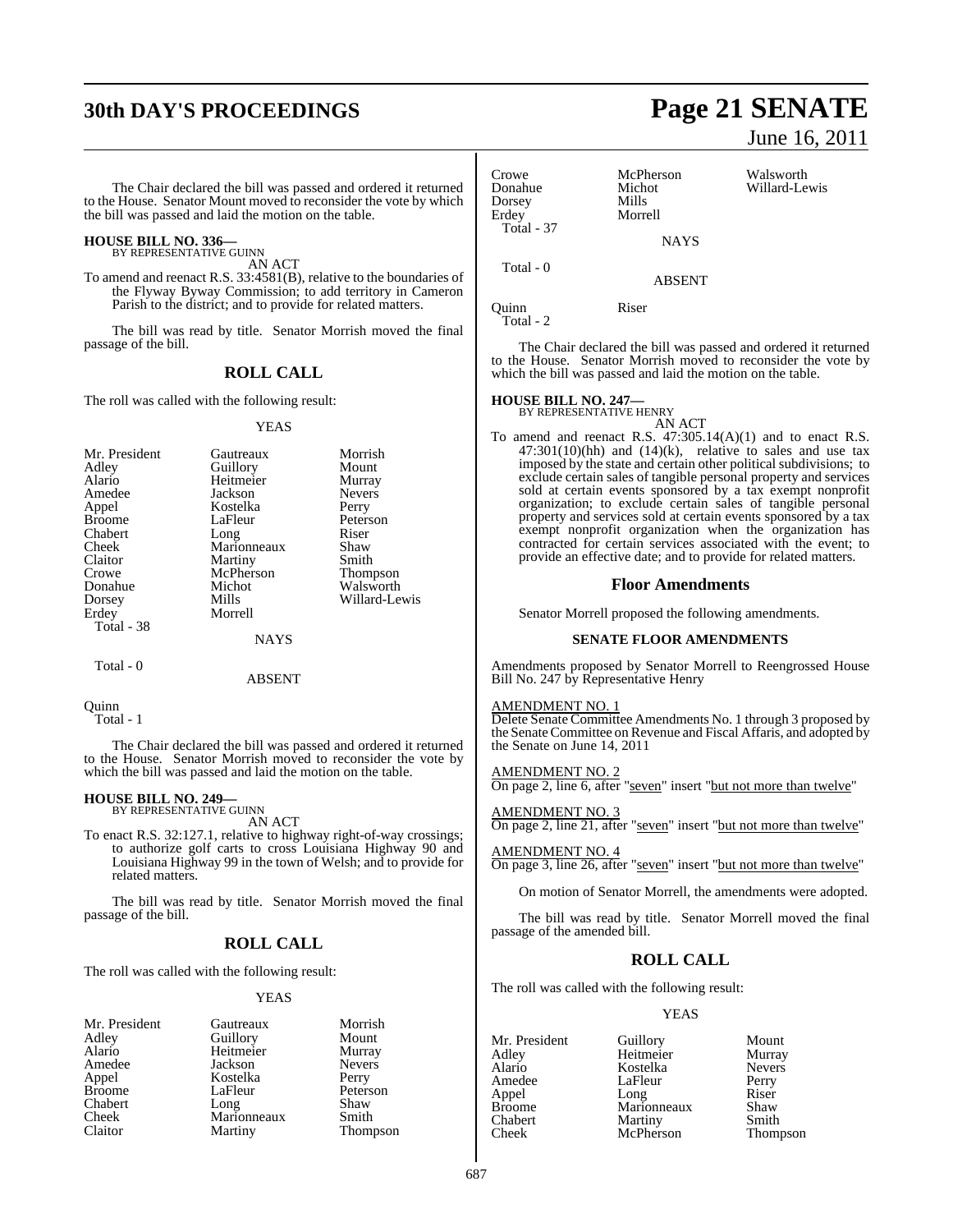The Chair declared the bill was passed and ordered it returned to the House. Senator Mount moved to reconsider the vote by which the bill was passed and laid the motion on the table.

**HOUSE BILL NO. 336—**
BY REPRESENTATIVE GUINN

AN ACT

To amend and reenact R.S. 33:4581(B), relative to the boundaries of the Flyway Byway Commission; to add territory in Cameron Parish to the district; and to provide for related matters.

The bill was read by title. Senator Morrish moved the final passage of the bill.

## ROLL CALL

The roll was called with the following result:

YEAS

| | | |
|---|---|---|
| Mr. President | Gautreaux | Morrish |
| Adley | Guillory | Mount |
| Alario | Heitmeier | Murray |
| Amedee | Jackson | Nevers |
| Appel | Kostelka | Perry |
| Broome | LaFleur | Peterson |
| Chabert | Long | Riser |
| Cheek | Marionneaux | Shaw |
| Claitor | Martiny | Smith |
| Crowe | McPherson | Thompson |
| Donahue | Michot | Walsworth |
| Dorsey | Mills | Willard-Lewis |
| Erdey | Morrell | |

Total - 38

NAYS

Total - 0

ABSENT

Quinn

Total - 1

The Chair declared the bill was passed and ordered it returned to the House. Senator Morrish moved to reconsider the vote by which the bill was passed and laid the motion on the table.

**HOUSE BILL NO. 249—**
BY REPRESENTATIVE GUINN

AN ACT

To enact R.S. 32:127.1, relative to highway right-of-way crossings; to authorize golf carts to cross Louisiana Highway 90 and Louisiana Highway 99 in the town of Welsh; and to provide for related matters.

The bill was read by title. Senator Morrish moved the final passage of the bill.

## ROLL CALL

The roll was called with the following result:

YEAS

| | | |
|---|---|---|
| Mr. President | Gautreaux | Morrish |
| Adley | Guillory | Mount |
| Alario | Heitmeier | Murray |
| Amedee | Jackson | Nevers |
| Appel | Kostelka | Perry |
| Broome | LaFleur | Peterson |
| Chabert | Long | Shaw |
| Cheek | Marionneaux | Smith |
| Claitor | Martiny | Thompson |
| Crowe | McPherson | Walsworth |
| Donahue | Michot | Willard-Lewis |
| Dorsey | Mills | |
| Erdey | Morrell | |

Total - 37

NAYS

Total - 0

ABSENT

Quinn Riser

Total - 2

The Chair declared the bill was passed and ordered it returned to the House. Senator Morrish moved to reconsider the vote by which the bill was passed and laid the motion on the table.

**HOUSE BILL NO. 247—**
BY REPRESENTATIVE HENRY

AN ACT

To amend and reenact R.S. 47:305.14(A)(1) and to enact R.S. 47:301(10)(hh) and (14)(k), relative to sales and use tax imposed by the state and certain other political subdivisions; to exclude certain sales of tangible personal property and services sold at certain events sponsored by a tax exempt nonprofit organization; to exclude certain sales of tangible personal property and services sold at certain events sponsored by a tax exempt nonprofit organization when the organization has contracted for certain services associated with the event; to provide an effective date; and to provide for related matters.

## Floor Amendments

Senator Morrell proposed the following amendments.

### SENATE FLOOR AMENDMENTS

Amendments proposed by Senator Morrell to Reengrossed House Bill No. 247 by Representative Henry

AMENDMENT NO. 1
Delete Senate Committee Amendments No. 1 through 3 proposed by the Senate Committee on Revenue and Fiscal Affaris, and adopted by the Senate on June 14, 2011

AMENDMENT NO. 2
On page 2, line 6, after "seven" insert "but not more than twelve"

AMENDMENT NO. 3
On page 2, line 21, after "seven" insert "but not more than twelve"

AMENDMENT NO. 4
On page 3, line 26, after "seven" insert "but not more than twelve"

On motion of Senator Morrell, the amendments were adopted.

The bill was read by title. Senator Morrell moved the final passage of the amended bill.

## ROLL CALL

The roll was called with the following result:

YEAS

| | | |
|---|---|---|
| Mr. President | Guillory | Mount |
| Adley | Heitmeier | Murray |
| Alario | Kostelka | Nevers |
| Amedee | LaFleur | Perry |
| Appel | Long | Riser |
| Broome | Marionneaux | Shaw |
| Chabert | Martiny | Smith |
| Cheek | McPherson | Thompson |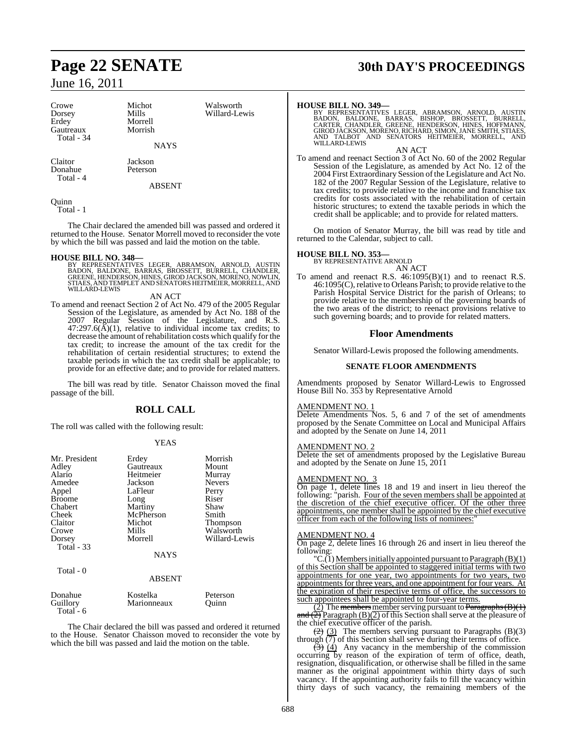| | | |
|---|---|---|
| Crowe | Michot | Walsworth |
| Dorsey | Mills | Willard-Lewis |
| Erdey | Morrell | |
| Gautreaux | Morrish | |
| Total - 34 | | |

NAYS

| | |
|---|---|
| Claitor | Jackson |
| Donahue | Peterson |
| Total - 4 | |

ABSENT

Quinn
Total - 1

The Chair declared the amended bill was passed and ordered it returned to the House. Senator Morrell moved to reconsider the vote by which the bill was passed and laid the motion on the table.

**HOUSE BILL NO. 348—**
BY REPRESENTATIVES LEGER, ABRAMSON, ARNOLD, AUSTIN BADON, BALDONE, BARRAS, BROSSETT, BURRELL, CHANDLER, GREENE, HENDERSON, HINES, GIROD JACKSON, MORENO, NOWLIN, STIAES, AND TEMPLET AND SENATORS HEITMEIER, MORRELL, AND WILLARD-LEWIS

AN ACT

To amend and reenact Section 2 of Act No. 479 of the 2005 Regular Session of the Legislature, as amended by Act No. 188 of the 2007 Regular Session of the Legislature, and R.S. 47:297.6(A)(1), relative to individual income tax credits; to decrease the amount of rehabilitation costs which qualify for the tax credit; to increase the amount of the tax credit for the rehabilitation of certain residential structures; to extend the taxable periods in which the tax credit shall be applicable; to provide for an effective date; and to provide for related matters.

The bill was read by title. Senator Chaisson moved the final passage of the bill.

## ROLL CALL

The roll was called with the following result:

YEAS

| | | |
|---|---|---|
| Mr. President | Erdey | Morrish |
| Adley | Gautreaux | Mount |
| Alario | Heitmeier | Murray |
| Amedee | Jackson | Nevers |
| Appel | LaFleur | Perry |
| Broome | Long | Riser |
| Chabert | Martiny | Shaw |
| Cheek | McPherson | Smith |
| Claitor | Michot | Thompson |
| Crowe | Mills | Walsworth |
| Dorsey | Morrell | Willard-Lewis |
| Total - 33 | | |

NAYS

Total - 0

ABSENT

| | | |
|---|---|---|
| Donahue | Kostelka | Peterson |
| Guillory | Marionneaux | Quinn |
| Total - 6 | | |

The Chair declared the bill was passed and ordered it returned to the House. Senator Chaisson moved to reconsider the vote by which the bill was passed and laid the motion on the table.

**HOUSE BILL NO. 349—**
BY REPRESENTATIVES LEGER, ABRAMSON, ARNOLD, AUSTIN BADON, BALDONE, BARRAS, BISHOP, BROSSETT, BURRELL, CARTER, CHANDLER, GREENE, HENDERSON, HINES, HOFFMANN, GIROD JACKSON, MORENO, RICHARD, SIMON, JANE SMITH, STIAES, AND TALBOT AND SENATORS HEITMEIER, MORRELL, AND WILLARD-LEWIS

AN ACT

To amend and reenact Section 3 of Act No. 60 of the 2002 Regular Session of the Legislature, as amended by Act No. 12 of the 2004 First Extraordinary Session of the Legislature and Act No. 182 of the 2007 Regular Session of the Legislature, relative to tax credits; to provide relative to the income and franchise tax credits for costs associated with the rehabilitation of certain historic structures; to extend the taxable periods in which the credit shall be applicable; and to provide for related matters.

On motion of Senator Murray, the bill was read by title and returned to the Calendar, subject to call.

**HOUSE BILL NO. 353—**
BY REPRESENTATIVE ARNOLD

AN ACT

To amend and reenact R.S. 46:1095(B)(1) and to reenact R.S. 46:1095(C), relative to Orleans Parish; to provide relative to the Parish Hospital Service District for the parish of Orleans; to provide relative to the membership of the governing boards of the two areas of the district; to reenact provisions relative to such governing boards; and to provide for related matters.

## Floor Amendments

Senator Willard-Lewis proposed the following amendments.

### SENATE FLOOR AMENDMENTS

Amendments proposed by Senator Willard-Lewis to Engrossed House Bill No. 353 by Representative Arnold

AMENDMENT NO. 1
Delete Amendments Nos. 5, 6 and 7 of the set of amendments proposed by the Senate Committee on Local and Municipal Affairs and adopted by the Senate on June 14, 2011

AMENDMENT NO. 2
Delete the set of amendments proposed by the Legislative Bureau and adopted by the Senate on June 15, 2011

AMENDMENT NO. 3
On page 1, delete lines 18 and 19 and insert in lieu thereof the following: "parish. Four of the seven members shall be appointed at the discretion of the chief executive officer. Of the other three appointments, one member shall be appointed by the chief executive officer from each of the following lists of nominees:"

AMENDMENT NO. 4
On page 2, delete lines 16 through 26 and insert in lieu thereof the following:

"C.(1) Members initially appointed pursuant to Paragraph (B)(1) of this Section shall be appointed to staggered initial terms with two appointments for one year, two appointments for two years, two appointments for three years, and one appointment for four years. At the expiration of their respective terms of office, the successors to such appointees shall be appointed to four-year terms.

(2) The ~~members~~ member serving pursuant to ~~Paragraphs (B)(1) and (2)~~ Paragraph (B)(2) of this Section shall serve at the pleasure of the chief executive officer of the parish.

~~(2)~~ (3) The members serving pursuant to Paragraphs (B)(3) through (7) of this Section shall serve during their terms of office.

~~(3)~~ (4) Any vacancy in the membership of the commission occurring by reason of the expiration of term of office, death, resignation, disqualification, or otherwise shall be filled in the same manner as the original appointment within thirty days of such vacancy. If the appointing authority fails to fill the vacancy within thirty days of such vacancy, the remaining members of the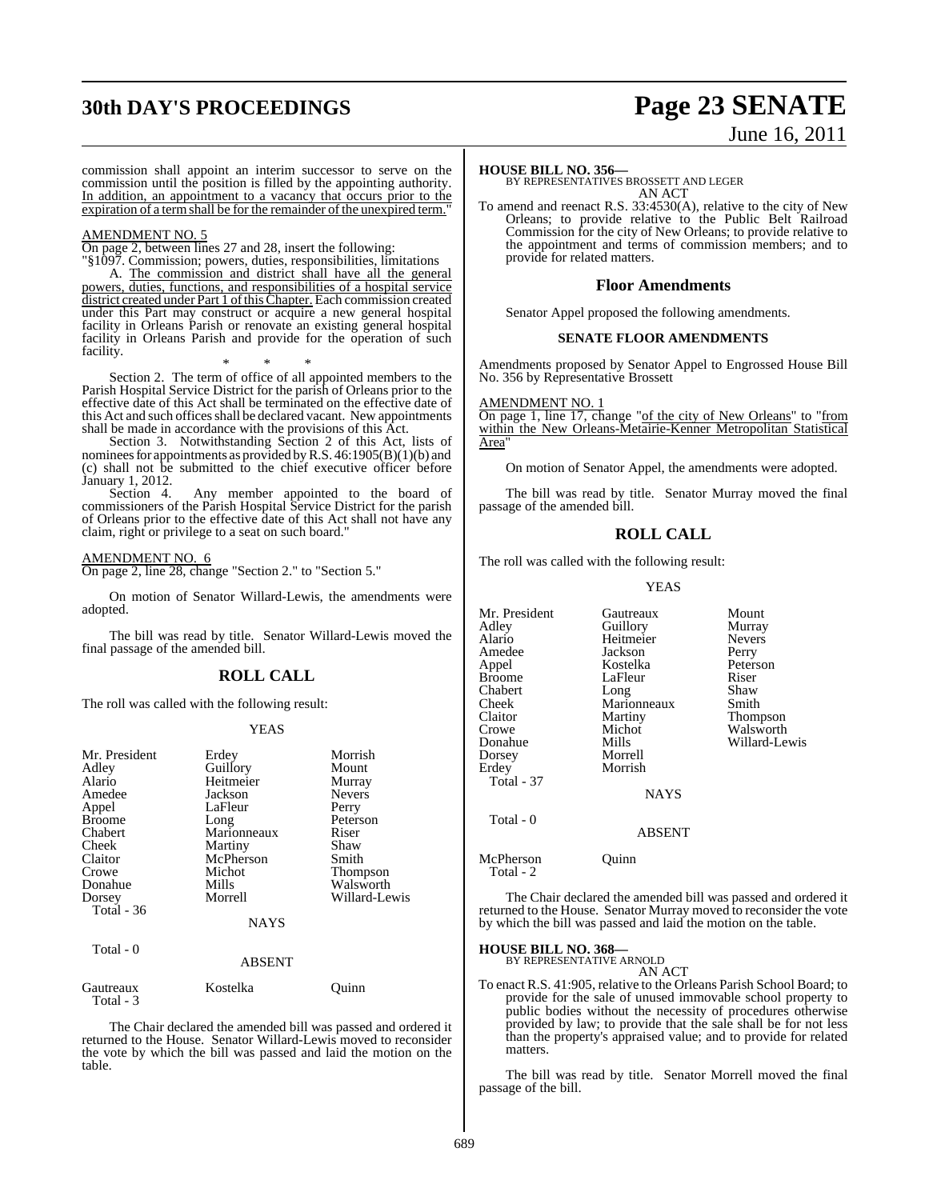commission shall appoint an interim successor to serve on the commission until the position is filled by the appointing authority. In addition, an appointment to a vacancy that occurs prior to the expiration of a term shall be for the remainder of the unexpired term."

AMENDMENT NO. 5

On page 2, between lines 27 and 28, insert the following:

"§1097. Commission; powers, duties, responsibilities, limitations

A. The commission and district shall have all the general powers, duties, functions, and responsibilities of a hospital service district created under Part 1 of this Chapter. Each commission created under this Part may construct or acquire a new general hospital facility in Orleans Parish or renovate an existing general hospital facility in Orleans Parish and provide for the operation of such facility.

\* \* \*

Section 2. The term of office of all appointed members to the Parish Hospital Service District for the parish of Orleans prior to the effective date of this Act shall be terminated on the effective date of this Act and such offices shall be declared vacant. New appointments shall be made in accordance with the provisions of this Act.

Section 3. Notwithstanding Section 2 of this Act, lists of nominees for appointments as provided by R.S. 46:1905(B)(1)(b) and (c) shall not be submitted to the chief executive officer before January 1, 2012.

Section 4. Any member appointed to the board of commissioners of the Parish Hospital Service District for the parish of Orleans prior to the effective date of this Act shall not have any claim, right or privilege to a seat on such board."

AMENDMENT NO. 6

On page 2, line 28, change "Section 2." to "Section 5."

On motion of Senator Willard-Lewis, the amendments were adopted.

The bill was read by title. Senator Willard-Lewis moved the final passage of the amended bill.

## ROLL CALL

The roll was called with the following result:

YEAS

| | | |
|---|---|---|
| Mr. President | Erdey | Morrish |
| Adley | Guillory | Mount |
| Alario | Heitmeier | Murray |
| Amedee | Jackson | Nevers |
| Appel | LaFleur | Perry |
| Broome | Long | Peterson |
| Chabert | Marionneaux | Riser |
| Cheek | Martiny | Shaw |
| Claitor | McPherson | Smith |
| Crowe | Michot | Thompson |
| Donahue | Mills | Walsworth |
| Dorsey | Morrell | Willard-Lewis |
| Total - 36 | | |

NAYS

Total - 0

ABSENT

| | | |
|---|---|---|
| Gautreaux | Kostelka | Quinn |
| Total - 3 | | |

The Chair declared the amended bill was passed and ordered it returned to the House. Senator Willard-Lewis moved to reconsider the vote by which the bill was passed and laid the motion on the table.

**HOUSE BILL NO. 356—**
BY REPRESENTATIVES BROSSETT AND LEGER

AN ACT

To amend and reenact R.S. 33:4530(A), relative to the city of New Orleans; to provide relative to the Public Belt Railroad Commission for the city of New Orleans; to provide relative to the appointment and terms of commission members; and to provide for related matters.

### Floor Amendments

Senator Appel proposed the following amendments.

#### SENATE FLOOR AMENDMENTS

Amendments proposed by Senator Appel to Engrossed House Bill No. 356 by Representative Brossett

AMENDMENT NO. 1

On page 1, line 17, change "of the city of New Orleans" to "from within the New Orleans-Metairie-Kenner Metropolitan Statistical Area"

On motion of Senator Appel, the amendments were adopted.

The bill was read by title. Senator Murray moved the final passage of the amended bill.

## ROLL CALL

The roll was called with the following result:

YEAS

| | | |
|---|---|---|
| Mr. President | Gautreaux | Mount |
| Adley | Guillory | Murray |
| Alario | Heitmeier | Nevers |
| Amedee | Jackson | Perry |
| Appel | Kostelka | Peterson |
| Broome | LaFleur | Riser |
| Chabert | Long | Shaw |
| Cheek | Marionneaux | Smith |
| Claitor | Martiny | Thompson |
| Crowe | Michot | Walsworth |
| Donahue | Mills | Willard-Lewis |
| Dorsey | Morrell | |
| Erdey | Morrish | |
| Total - 37 | | |

NAYS

Total - 0

ABSENT

| | |
|---|---|
| McPherson | Quinn |
| Total - 2 | |

The Chair declared the amended bill was passed and ordered it returned to the House. Senator Murray moved to reconsider the vote by which the bill was passed and laid the motion on the table.

**HOUSE BILL NO. 368—**
BY REPRESENTATIVE ARNOLD

AN ACT

To enact R.S. 41:905, relative to the Orleans Parish School Board; to provide for the sale of unused immovable school property to public bodies without the necessity of procedures otherwise provided by law; to provide that the sale shall be for not less than the property's appraised value; and to provide for related matters.

The bill was read by title. Senator Morrell moved the final passage of the bill.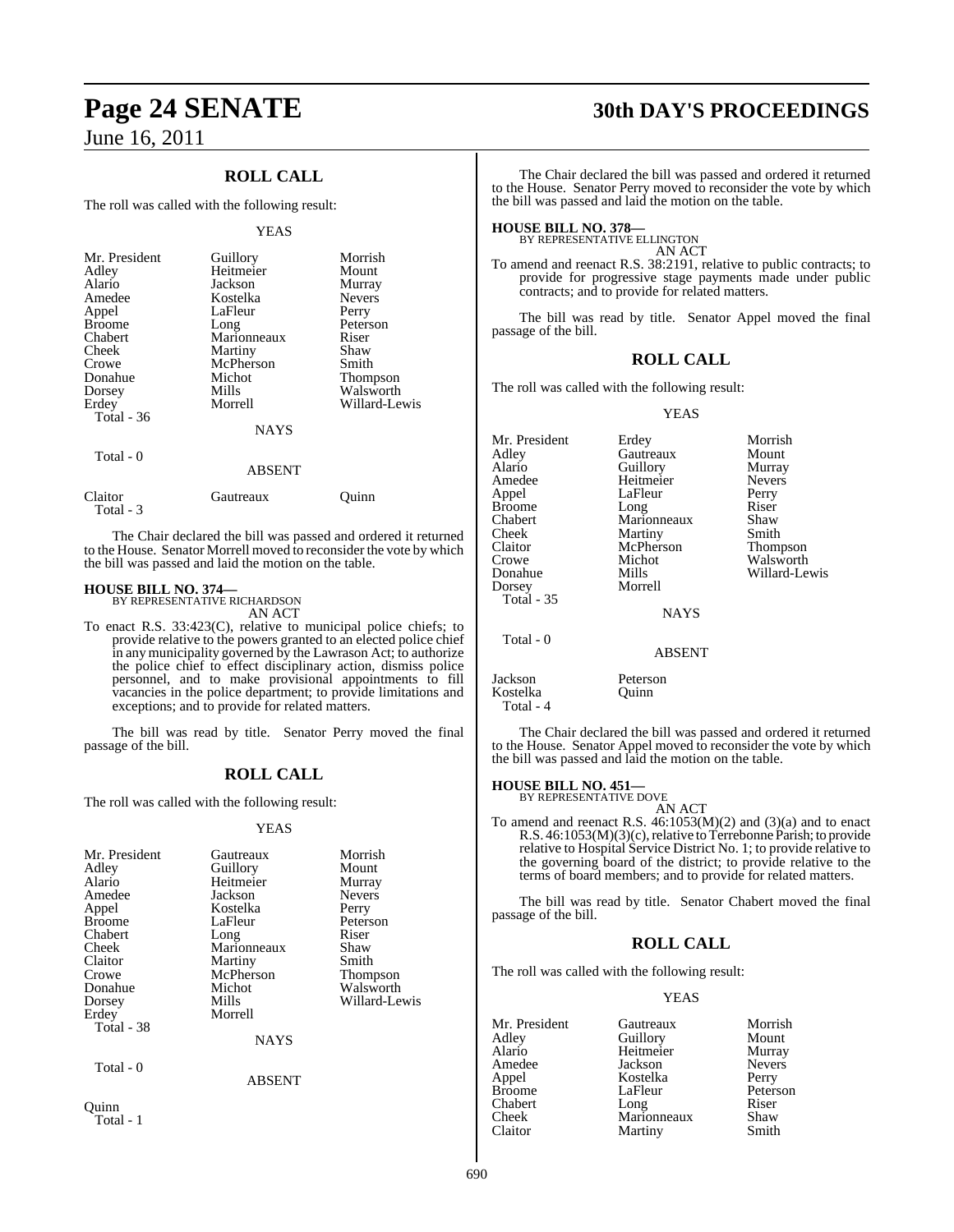## ROLL CALL

The roll was called with the following result:

YEAS

| | | |
|---|---|---|
| Mr. President | Guillory | Morrish |
| Adley | Heitmeier | Mount |
| Alario | Jackson | Murray |
| Amedee | Kostelka | Nevers |
| Appel | LaFleur | Perry |
| Broome | Long | Peterson |
| Chabert | Marionneaux | Riser |
| Cheek | Martiny | Shaw |
| Crowe | McPherson | Smith |
| Donahue | Michot | Thompson |
| Dorsey | Mills | Walsworth |
| Erdey | Morrell | Willard-Lewis |

Total - 36

NAYS

Total - 0

ABSENT

| | | |
|---|---|---|
| Claitor | Gautreaux | Quinn |

Total - 3

The Chair declared the bill was passed and ordered it returned to the House. Senator Morrell moved to reconsider the vote by which the bill was passed and laid the motion on the table.

**HOUSE BILL NO. 374—**
BY REPRESENTATIVE RICHARDSON
AN ACT

To enact R.S. 33:423(C), relative to municipal police chiefs; to provide relative to the powers granted to an elected police chief in any municipality governed by the Lawrason Act; to authorize the police chief to effect disciplinary action, dismiss police personnel, and to make provisional appointments to fill vacancies in the police department; to provide limitations and exceptions; and to provide for related matters.

The bill was read by title. Senator Perry moved the final passage of the bill.

## ROLL CALL

The roll was called with the following result:

YEAS

| | | |
|---|---|---|
| Mr. President | Gautreaux | Morrish |
| Adley | Guillory | Mount |
| Alario | Heitmeier | Murray |
| Amedee | Jackson | Nevers |
| Appel | Kostelka | Perry |
| Broome | LaFleur | Peterson |
| Chabert | Long | Riser |
| Cheek | Marionneaux | Shaw |
| Claitor | Martiny | Smith |
| Crowe | McPherson | Thompson |
| Donahue | Michot | Walsworth |
| Dorsey | Mills | Willard-Lewis |
| Erdey | Morrell | |

Total - 38

NAYS

Total - 0

ABSENT

Quinn

Total - 1

The Chair declared the bill was passed and ordered it returned to the House. Senator Perry moved to reconsider the vote by which the bill was passed and laid the motion on the table.

**HOUSE BILL NO. 378—**
BY REPRESENTATIVE ELLINGTON
AN ACT

To amend and reenact R.S. 38:2191, relative to public contracts; to provide for progressive stage payments made under public contracts; and to provide for related matters.

The bill was read by title. Senator Appel moved the final passage of the bill.

## ROLL CALL

The roll was called with the following result:

YEAS

| | | |
|---|---|---|
| Mr. President | Erdey | Morrish |
| Adley | Gautreaux | Mount |
| Alario | Guillory | Murray |
| Amedee | Heitmeier | Nevers |
| Appel | LaFleur | Perry |
| Broome | Long | Riser |
| Chabert | Marionneaux | Shaw |
| Cheek | Martiny | Smith |
| Claitor | McPherson | Thompson |
| Crowe | Michot | Walsworth |
| Donahue | Mills | Willard-Lewis |
| Dorsey | Morrell | |

Total - 35

NAYS

Total - 0

ABSENT

| | |
|---|---|
| Jackson | Peterson |
| Kostelka | Quinn |

Total - 4

The Chair declared the bill was passed and ordered it returned to the House. Senator Appel moved to reconsider the vote by which the bill was passed and laid the motion on the table.

**HOUSE BILL NO. 451—**
BY REPRESENTATIVE DOVE
AN ACT

To amend and reenact R.S. 46:1053(M)(2) and (3)(a) and to enact R.S. 46:1053(M)(3)(c), relative to Terrebonne Parish; to provide relative to Hospital Service District No. 1; to provide relative to the governing board of the district; to provide relative to the terms of board members; and to provide for related matters.

The bill was read by title. Senator Chabert moved the final passage of the bill.

## ROLL CALL

The roll was called with the following result:

YEAS

| | | |
|---|---|---|
| Mr. President | Gautreaux | Morrish |
| Adley | Guillory | Mount |
| Alario | Heitmeier | Murray |
| Amedee | Jackson | Nevers |
| Appel | Kostelka | Perry |
| Broome | LaFleur | Peterson |
| Chabert | Long | Riser |
| Cheek | Marionneaux | Shaw |
| Claitor | Martiny | Smith |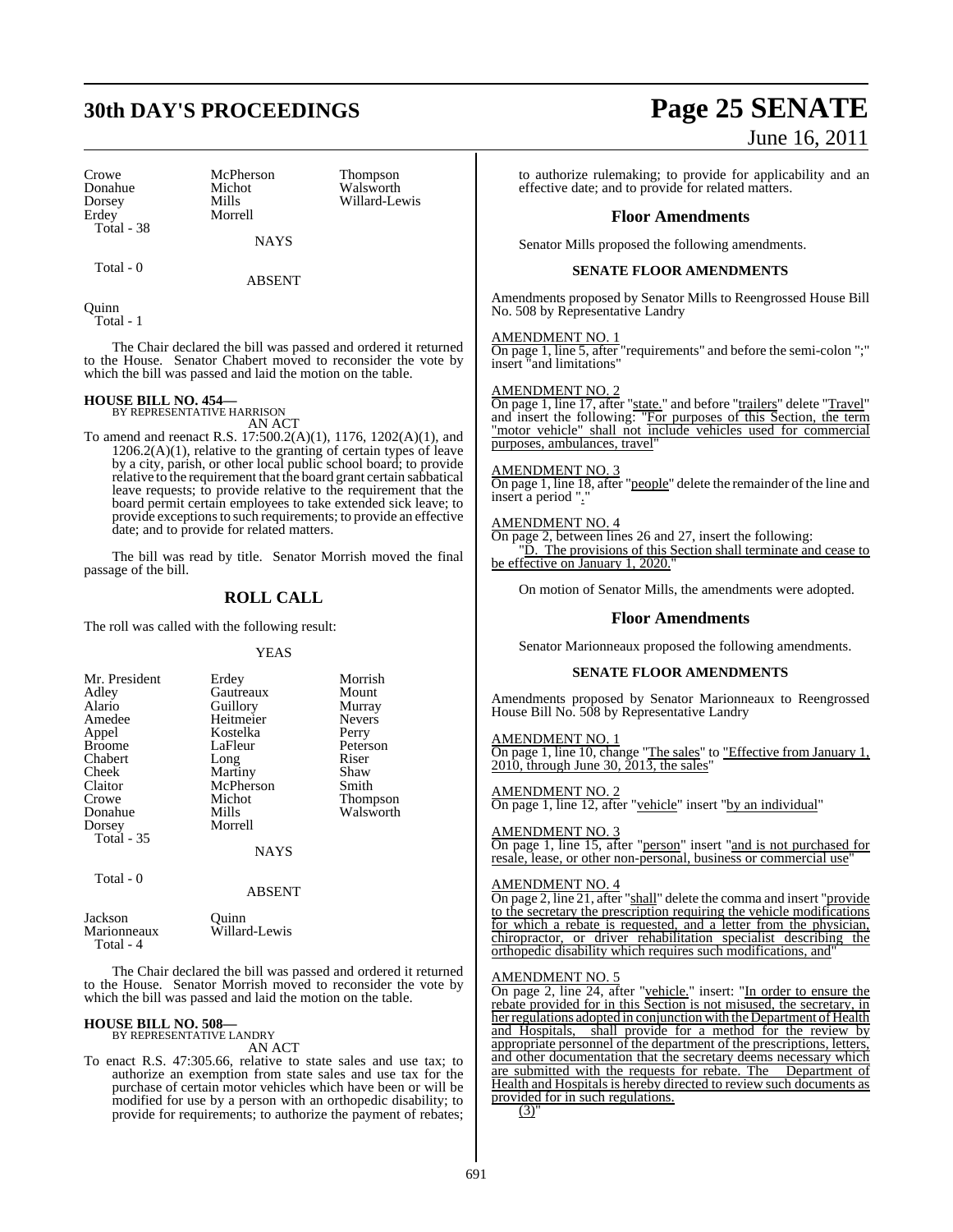| | | |
|---|---|---|
| Crowe | McPherson | Thompson |
| Donahue | Michot | Walsworth |
| Dorsey | Mills | Willard-Lewis |
| Erdey | Morrell | |
| Total - 38 | | |

NAYS

Total - 0

ABSENT

Quinn
Total - 1

The Chair declared the bill was passed and ordered it returned to the House. Senator Chabert moved to reconsider the vote by which the bill was passed and laid the motion on the table.

**HOUSE BILL NO. 454—**
BY REPRESENTATIVE HARRISON
AN ACT

To amend and reenact R.S. 17:500.2(A)(1), 1176, 1202(A)(1), and 1206.2(A)(1), relative to the granting of certain types of leave by a city, parish, or other local public school board; to provide relative to the requirement that the board grant certain sabbatical leave requests; to provide relative to the requirement that the board permit certain employees to take extended sick leave; to provide exceptions to such requirements; to provide an effective date; and to provide for related matters.

The bill was read by title. Senator Morrish moved the final passage of the bill.

## ROLL CALL

The roll was called with the following result:

YEAS

| | | |
|---|---|---|
| Mr. President | Erdey | Morrish |
| Adley | Gautreaux | Mount |
| Alario | Guillory | Murray |
| Amedee | Heitmeier | Nevers |
| Appel | Kostelka | Perry |
| Broome | LaFleur | Peterson |
| Chabert | Long | Riser |
| Cheek | Martiny | Shaw |
| Claitor | McPherson | Smith |
| Crowe | Michot | Thompson |
| Donahue | Mills | Walsworth |
| Dorsey | Morrell | |
| Total - 35 | | |

NAYS

Total - 0

ABSENT

| | |
|---|---|
| Jackson | Quinn |
| Marionneaux | Willard-Lewis |
| Total - 4 | |

The Chair declared the bill was passed and ordered it returned to the House. Senator Morrish moved to reconsider the vote by which the bill was passed and laid the motion on the table.

**HOUSE BILL NO. 508—**
BY REPRESENTATIVE LANDRY
AN ACT

To enact R.S. 47:305.66, relative to state sales and use tax; to authorize an exemption from state sales and use tax for the purchase of certain motor vehicles which have been or will be modified for use by a person with an orthopedic disability; to provide for requirements; to authorize the payment of rebates; to authorize rulemaking; to provide for applicability and an effective date; and to provide for related matters.

## Floor Amendments

Senator Mills proposed the following amendments.

### SENATE FLOOR AMENDMENTS

Amendments proposed by Senator Mills to Reengrossed House Bill No. 508 by Representative Landry

AMENDMENT NO. 1
On page 1, line 5, after "requirements" and before the semi-colon ";" insert "and limitations"

AMENDMENT NO. 2
On page 1, line 17, after "state." and before "trailers" delete "Travel" and insert the following: "For purposes of this Section, the term "motor vehicle" shall not include vehicles used for commercial purposes, ambulances, travel"

AMENDMENT NO. 3
On page 1, line 18, after "people" delete the remainder of the line and insert a period "."

AMENDMENT NO. 4
On page 2, between lines 26 and 27, insert the following:
"D. The provisions of this Section shall terminate and cease to be effective on January 1, 2020."

On motion of Senator Mills, the amendments were adopted.

## Floor Amendments

Senator Marionneaux proposed the following amendments.

### SENATE FLOOR AMENDMENTS

Amendments proposed by Senator Marionneaux to Reengrossed House Bill No. 508 by Representative Landry

AMENDMENT NO. 1
On page 1, line 10, change "The sales" to "Effective from January 1, 2010, through June 30, 2013, the sales"

AMENDMENT NO. 2
On page 1, line 12, after "vehicle" insert "by an individual"

AMENDMENT NO. 3
On page 1, line 15, after "person" insert "and is not purchased for resale, lease, or other non-personal, business or commercial use"

AMENDMENT NO. 4
On page 2, line 21, after "shall" delete the comma and insert "provide to the secretary the prescription requiring the vehicle modifications for which a rebate is requested, and a letter from the physician, chiropractor, or driver rehabilitation specialist describing the orthopedic disability which requires such modifications, and"

AMENDMENT NO. 5
On page 2, line 24, after "vehicle." insert: "In order to ensure the rebate provided for in this Section is not misused, the secretary, in her regulations adopted in conjunction with the Department of Health and Hospitals, shall provide for a method for the review by appropriate personnel of the department of the prescriptions, letters, and other documentation that the secretary deems necessary which are submitted with the requests for rebate. The Department of Health and Hospitals is hereby directed to review such documents as provided for in such regulations.
(3)"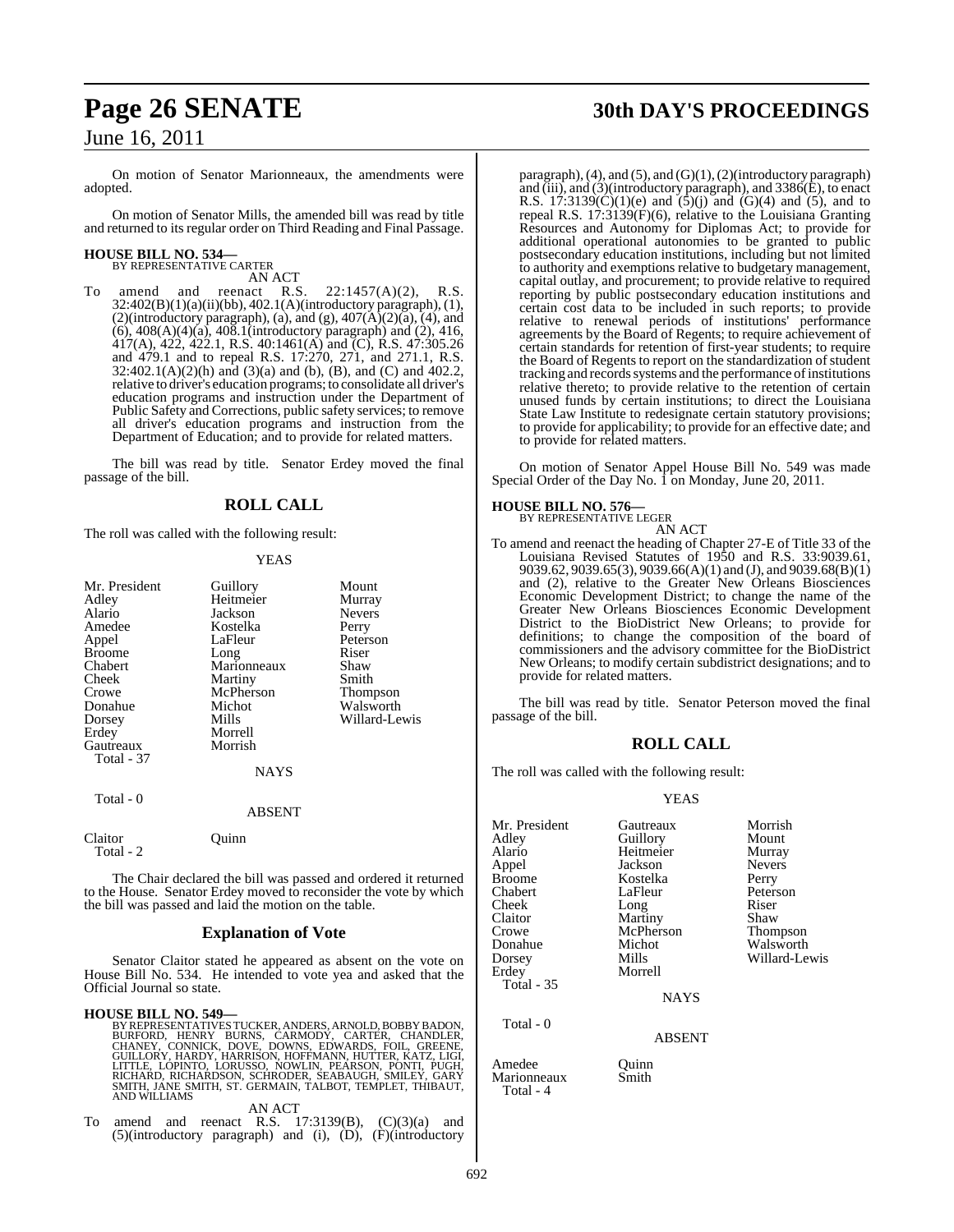On motion of Senator Marionneaux, the amendments were adopted.

On motion of Senator Mills, the amended bill was read by title and returned to its regular order on Third Reading and Final Passage.

**HOUSE BILL NO. 534—**
BY REPRESENTATIVE CARTER
AN ACT

To amend and reenact R.S. 22:1457(A)(2), R.S. 32:402(B)(1)(a)(ii)(bb), 402.1(A)(introductory paragraph), (1), (2)(introductory paragraph), (a), and (g), 407(A)(2)(a), (4), and (6), 408(A)(4)(a), 408.1(introductory paragraph) and (2), 416, 417(A), 422, 422.1, R.S. 40:1461(A) and (C), R.S. 47:305.26 and 479.1 and to repeal R.S. 17:270, 271, and 271.1, R.S. 32:402.1(A)(2)(h) and (3)(a) and (b), (B), and (C) and 402.2, relative to driver's education programs; to consolidate all driver's education programs and instruction under the Department of Public Safety and Corrections, public safety services; to remove all driver's education programs and instruction from the Department of Education; and to provide for related matters.

The bill was read by title. Senator Erdey moved the final passage of the bill.

## ROLL CALL

The roll was called with the following result:

YEAS

| | | |
|---|---|---|
| Mr. President | Guillory | Mount |
| Adley | Heitmeier | Murray |
| Alario | Jackson | Nevers |
| Amedee | Kostelka | Perry |
| Appel | LaFleur | Peterson |
| Broome | Long | Riser |
| Chabert | Marionneaux | Shaw |
| Cheek | Martiny | Smith |
| Crowe | McPherson | Thompson |
| Donahue | Michot | Walsworth |
| Dorsey | Mills | Willard-Lewis |
| Erdey | Morrell | |
| Gautreaux | Morrish | |
| Total - 37 | | |

NAYS

Total - 0

ABSENT

| | |
|---|---|
| Claitor | Quinn |
| Total - 2 | |

The Chair declared the bill was passed and ordered it returned to the House. Senator Erdey moved to reconsider the vote by which the bill was passed and laid the motion on the table.

## Explanation of Vote

Senator Claitor stated he appeared as absent on the vote on House Bill No. 534. He intended to vote yea and asked that the Official Journal so state.

**HOUSE BILL NO. 549—**
BY REPRESENTATIVES TUCKER, ANDERS, ARNOLD, BOBBY BADON, BURFORD, HENRY BURNS, CARMODY, CARTER, CHANDLER, CHANEY, CONNICK, DOVE, DOWNS, EDWARDS, FOIL, GREENE, GUILLORY, HARDY, HARRISON, HOFFMANN, HUTTER, KATZ, LIGI, LITTLE, LOPINTO, LORUSSO, NOWLIN, PEARSON, PONTI, PUGH, RICHARD, RICHARDSON, SCHRODER, SEABAUGH, SMILEY, GARY SMITH, JANE SMITH, ST. GERMAIN, TALBOT, TEMPLET, THIBAUT, AND WILLIAMS
AN ACT

To amend and reenact R.S. 17:3139(B), (C)(3)(a) and (5)(introductory paragraph) and (i), (D), (F)(introductory paragraph), (4), and (5), and (G)(1), (2)(introductory paragraph) and (iii), and (3)(introductory paragraph), and 3386(E), to enact R.S. 17:3139(C)(1)(e) and (5)(j) and (G)(4) and (5), and to repeal R.S. 17:3139(F)(6), relative to the Louisiana Granting Resources and Autonomy for Diplomas Act; to provide for additional operational autonomies to be granted to public postsecondary education institutions, including but not limited to authority and exemptions relative to budgetary management, capital outlay, and procurement; to provide relative to required reporting by public postsecondary education institutions and certain cost data to be included in such reports; to provide relative to renewal periods of institutions' performance agreements by the Board of Regents; to require achievement of certain standards for retention of first-year students; to require the Board of Regents to report on the standardization of student tracking and records systems and the performance of institutions relative thereto; to provide relative to the retention of certain unused funds by certain institutions; to direct the Louisiana State Law Institute to redesignate certain statutory provisions; to provide for applicability; to provide for an effective date; and to provide for related matters.

On motion of Senator Appel House Bill No. 549 was made Special Order of the Day No. 1 on Monday, June 20, 2011.

**HOUSE BILL NO. 576—**
BY REPRESENTATIVE LEGER
AN ACT

To amend and reenact the heading of Chapter 27-E of Title 33 of the Louisiana Revised Statutes of 1950 and R.S. 33:9039.61, 9039.62, 9039.65(3), 9039.66(A)(1) and (J), and 9039.68(B)(1) and (2), relative to the Greater New Orleans Biosciences Economic Development District; to change the name of the Greater New Orleans Biosciences Economic Development District to the BioDistrict New Orleans; to provide for definitions; to change the composition of the board of commissioners and the advisory committee for the BioDistrict New Orleans; to modify certain subdistrict designations; and to provide for related matters.

The bill was read by title. Senator Peterson moved the final passage of the bill.

## ROLL CALL

The roll was called with the following result:

YEAS

| | | |
|---|---|---|
| Mr. President | Gautreaux | Morrish |
| Adley | Guillory | Mount |
| Alario | Heitmeier | Murray |
| Appel | Jackson | Nevers |
| Broome | Kostelka | Perry |
| Chabert | LaFleur | Peterson |
| Cheek | Long | Riser |
| Claitor | Martiny | Shaw |
| Crowe | McPherson | Thompson |
| Donahue | Michot | Walsworth |
| Dorsey | Mills | Willard-Lewis |
| Erdey | Morrell | |
| Total - 35 | | |

NAYS

Total - 0

ABSENT

| | |
|---|---|
| Amedee | Quinn |
| Marionneaux | Smith |
| Total - 4 | |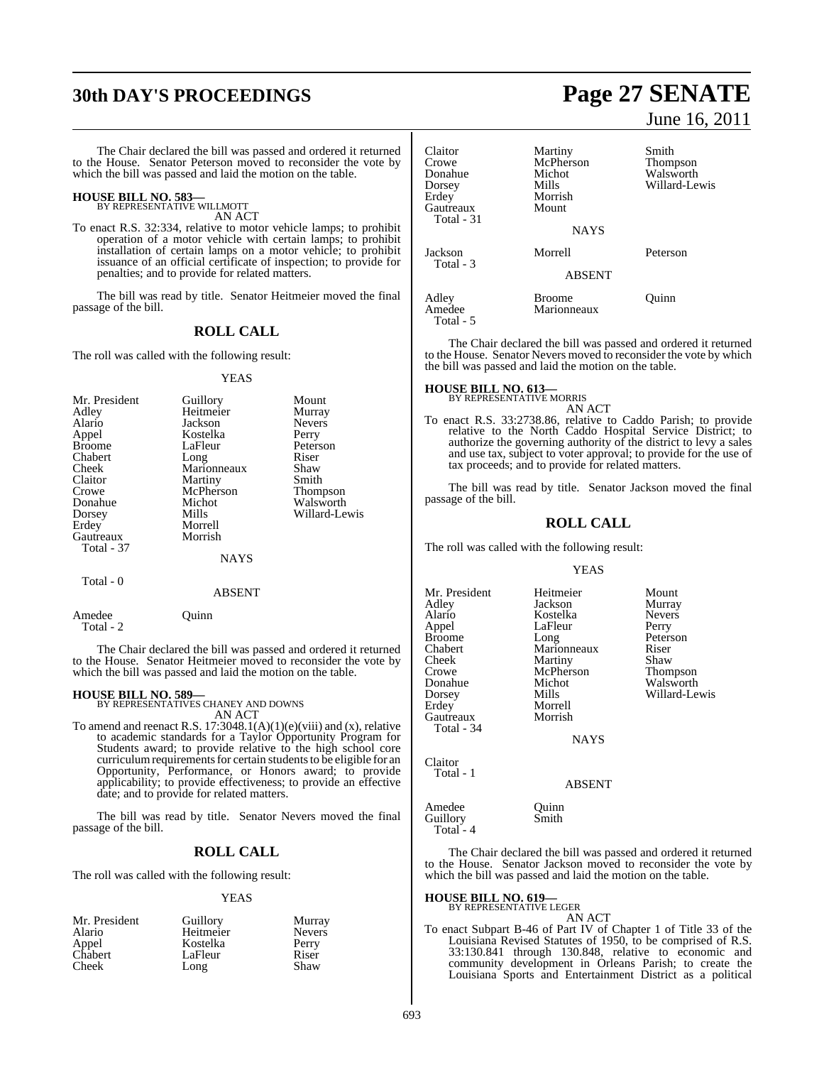The Chair declared the bill was passed and ordered it returned to the House. Senator Peterson moved to reconsider the vote by which the bill was passed and laid the motion on the table.

**HOUSE BILL NO. 583—**
BY REPRESENTATIVE WILLMOTT

AN ACT

To enact R.S. 32:334, relative to motor vehicle lamps; to prohibit operation of a motor vehicle with certain lamps; to prohibit installation of certain lamps on a motor vehicle; to prohibit issuance of an official certificate of inspection; to provide for penalties; and to provide for related matters.

The bill was read by title. Senator Heitmeier moved the final passage of the bill.

## ROLL CALL

The roll was called with the following result:

YEAS

| | | |
|---|---|---|
| Mr. President | Guillory | Mount |
| Adley | Heitmeier | Murray |
| Alario | Jackson | Nevers |
| Appel | Kostelka | Perry |
| Broome | LaFleur | Peterson |
| Chabert | Long | Riser |
| Cheek | Marionneaux | Shaw |
| Claitor | Martiny | Smith |
| Crowe | McPherson | Thompson |
| Donahue | Michot | Walsworth |
| Dorsey | Mills | Willard-Lewis |
| Erdey | Morrell | |
| Gautreaux | Morrish | |
| Total - 37 | | |

NAYS

Total - 0

ABSENT

| | |
|---|---|
| Amedee | Quinn |
| Total - 2 | |

The Chair declared the bill was passed and ordered it returned to the House. Senator Heitmeier moved to reconsider the vote by which the bill was passed and laid the motion on the table.

**HOUSE BILL NO. 589—**
BY REPRESENTATIVES CHANEY AND DOWNS

AN ACT

To amend and reenact R.S. 17:3048.1(A)(1)(e)(viii) and (x), relative to academic standards for a Taylor Opportunity Program for Students award; to provide relative to the high school core curriculum requirements for certain students to be eligible for an Opportunity, Performance, or Honors award; to provide applicability; to provide effectiveness; to provide an effective date; and to provide for related matters.

The bill was read by title. Senator Nevers moved the final passage of the bill.

## ROLL CALL

The roll was called with the following result:

YEAS

| | | |
|---|---|---|
| Mr. President | Guillory | Murray |
| Alario | Heitmeier | Nevers |
| Appel | Kostelka | Perry |
| Chabert | LaFleur | Riser |
| Cheek | Long | Shaw |
| Claitor | Martiny | Smith |
| Crowe | McPherson | Thompson |
| Donahue | Michot | Walsworth |
| Dorsey | Mills | Willard-Lewis |
| Erdey | Morrish | |
| Gautreaux | Mount | |
| Total - 31 | | |

NAYS

| | | |
|---|---|---|
| Jackson | Morrell | Peterson |
| Total - 3 | | |

ABSENT

| | | |
|---|---|---|
| Adley | Broome | Quinn |
| Amedee | Marionneaux | |
| Total - 5 | | |

The Chair declared the bill was passed and ordered it returned to the House. Senator Nevers moved to reconsider the vote by which the bill was passed and laid the motion on the table.

**HOUSE BILL NO. 613—**
BY REPRESENTATIVE MORRIS

AN ACT

To enact R.S. 33:2738.86, relative to Caddo Parish; to provide relative to the North Caddo Hospital Service District; to authorize the governing authority of the district to levy a sales and use tax, subject to voter approval; to provide for the use of tax proceeds; and to provide for related matters.

The bill was read by title. Senator Jackson moved the final passage of the bill.

## ROLL CALL

The roll was called with the following result:

YEAS

| | | |
|---|---|---|
| Mr. President | Heitmeier | Mount |
| Adley | Jackson | Murray |
| Alario | Kostelka | Nevers |
| Appel | LaFleur | Perry |
| Broome | Long | Peterson |
| Chabert | Marionneaux | Riser |
| Cheek | Martiny | Shaw |
| Crowe | McPherson | Thompson |
| Donahue | Michot | Walsworth |
| Dorsey | Mills | Willard-Lewis |
| Erdey | Morrell | |
| Gautreaux | Morrish | |
| Total - 34 | | |

NAYS

Claitor
Total - 1

ABSENT

| | |
|---|---|
| Amedee | Quinn |
| Guillory | Smith |
| Total - 4 | |

The Chair declared the bill was passed and ordered it returned to the House. Senator Jackson moved to reconsider the vote by which the bill was passed and laid the motion on the table.

**HOUSE BILL NO. 619—**
BY REPRESENTATIVE LEGER

AN ACT

To enact Subpart B-46 of Part IV of Chapter 1 of Title 33 of the Louisiana Revised Statutes of 1950, to be comprised of R.S. 33:130.841 through 130.848, relative to economic and community development in Orleans Parish; to create the Louisiana Sports and Entertainment District as a political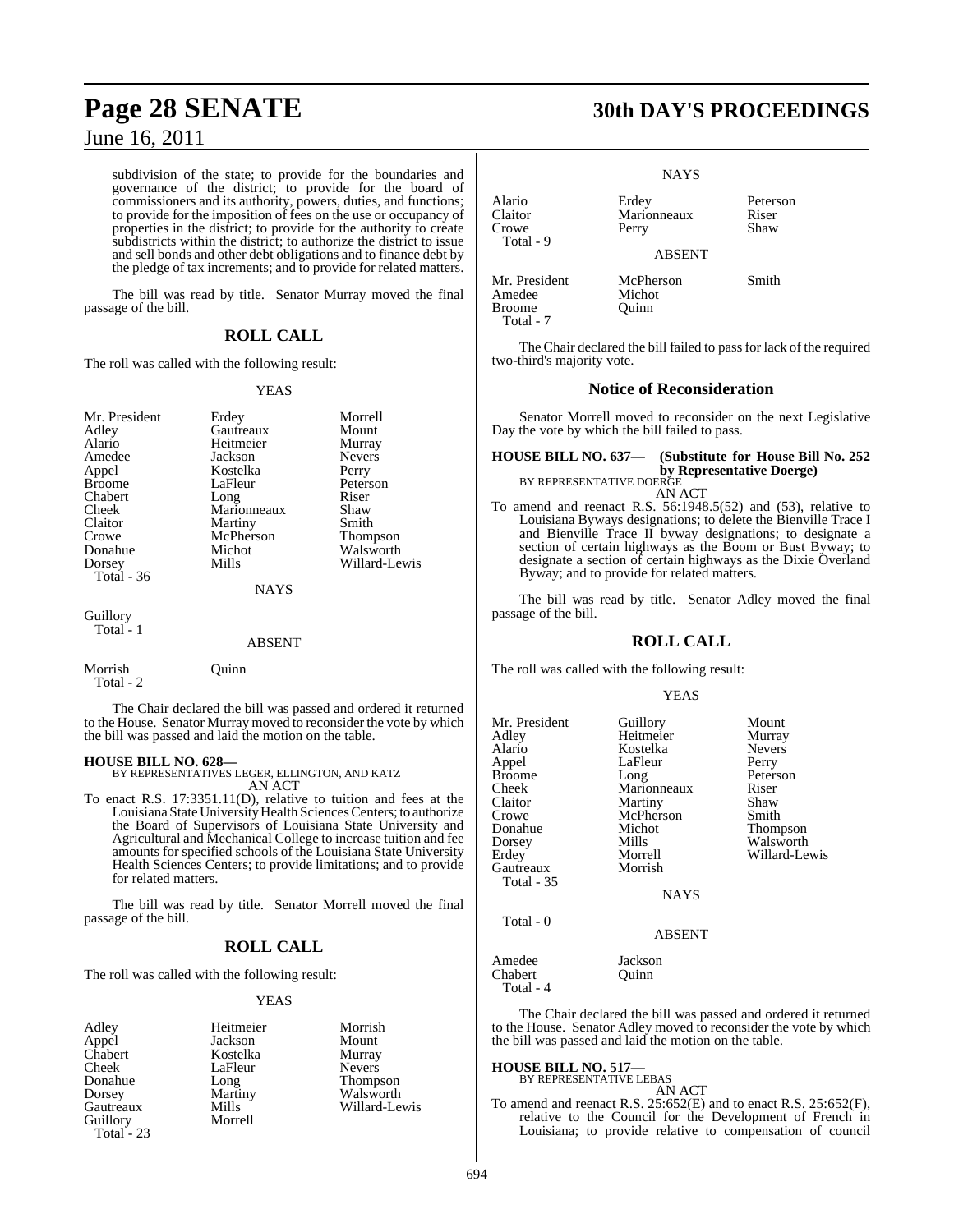subdivision of the state; to provide for the boundaries and governance of the district; to provide for the board of commissioners and its authority, powers, duties, and functions; to provide for the imposition of fees on the use or occupancy of properties in the district; to provide for the authority to create subdistricts within the district; to authorize the district to issue and sell bonds and other debt obligations and to finance debt by the pledge of tax increments; and to provide for related matters.

The bill was read by title. Senator Murray moved the final passage of the bill.

## ROLL CALL

The roll was called with the following result:

YEAS

| | | |
|---|---|---|
| Mr. President | Erdey | Morrell |
| Adley | Gautreaux | Mount |
| Alario | Heitmeier | Murray |
| Amedee | Jackson | Nevers |
| Appel | Kostelka | Perry |
| Broome | LaFleur | Peterson |
| Chabert | Long | Riser |
| Cheek | Marionneaux | Shaw |
| Claitor | Martiny | Smith |
| Crowe | McPherson | Thompson |
| Donahue | Michot | Walsworth |
| Dorsey | Mills | Willard-Lewis |
| Total - 36 | | |

NAYS

Guillory
Total - 1

ABSENT

| | |
|---|---|
| Morrish | Quinn |
| Total - 2 | |

The Chair declared the bill was passed and ordered it returned to the House. Senator Murray moved to reconsider the vote by which the bill was passed and laid the motion on the table.

**HOUSE BILL NO. 628—**
BY REPRESENTATIVES LEGER, ELLINGTON, AND KATZ
AN ACT

To enact R.S. 17:3351.11(D), relative to tuition and fees at the Louisiana State University Health Sciences Centers; to authorize the Board of Supervisors of Louisiana State University and Agricultural and Mechanical College to increase tuition and fee amounts for specified schools of the Louisiana State University Health Sciences Centers; to provide limitations; and to provide for related matters.

The bill was read by title. Senator Morrell moved the final passage of the bill.

## ROLL CALL

The roll was called with the following result:

YEAS

| | | |
|---|---|---|
| Adley | Heitmeier | Morrish |
| Appel | Jackson | Mount |
| Chabert | Kostelka | Murray |
| Cheek | LaFleur | Nevers |
| Donahue | Long | Thompson |
| Dorsey | Martiny | Walsworth |
| Gautreaux | Mills | Willard-Lewis |
| Guillory | Morrell | |
| Total - 23 | | |

NAYS

| | | |
|---|---|---|
| Alario | Erdey | Peterson |
| Claitor | Marionneaux | Riser |
| Crowe | Perry | Shaw |
| Total - 9 | | |

ABSENT

| | | |
|---|---|---|
| Mr. President | McPherson | Smith |
| Amedee | Michot | |
| Broome | Quinn | |
| Total - 7 | | |

The Chair declared the bill failed to pass for lack of the required two-third's majority vote.

## Notice of Reconsideration

Senator Morrell moved to reconsider on the next Legislative Day the vote by which the bill failed to pass.

**HOUSE BILL NO. 637— (Substitute for House Bill No. 252 by Representative Doerge)**
BY REPRESENTATIVE DOERGE
AN ACT

To amend and reenact R.S. 56:1948.5(52) and (53), relative to Louisiana Byways designations; to delete the Bienville Trace I and Bienville Trace II byway designations; to designate a section of certain highways as the Boom or Bust Byway; to designate a section of certain highways as the Dixie Overland Byway; and to provide for related matters.

The bill was read by title. Senator Adley moved the final passage of the bill.

## ROLL CALL

The roll was called with the following result:

YEAS

| | | |
|---|---|---|
| Mr. President | Guillory | Mount |
| Adley | Heitmeier | Murray |
| Alario | Kostelka | Nevers |
| Appel | LaFleur | Perry |
| Broome | Long | Peterson |
| Cheek | Marionneaux | Riser |
| Claitor | Martiny | Shaw |
| Crowe | McPherson | Smith |
| Donahue | Michot | Thompson |
| Dorsey | Mills | Walsworth |
| Erdey | Morrell | Willard-Lewis |
| Gautreaux | Morrish | |
| Total - 35 | | |

NAYS

Total - 0

ABSENT

| | |
|---|---|
| Amedee | Jackson |
| Chabert | Quinn |
| Total - 4 | |

The Chair declared the bill was passed and ordered it returned to the House. Senator Adley moved to reconsider the vote by which the bill was passed and laid the motion on the table.

**HOUSE BILL NO. 517—**
BY REPRESENTATIVE LEBAS
AN ACT

To amend and reenact R.S. 25:652(E) and to enact R.S. 25:652(F), relative to the Council for the Development of French in Louisiana; to provide relative to compensation of council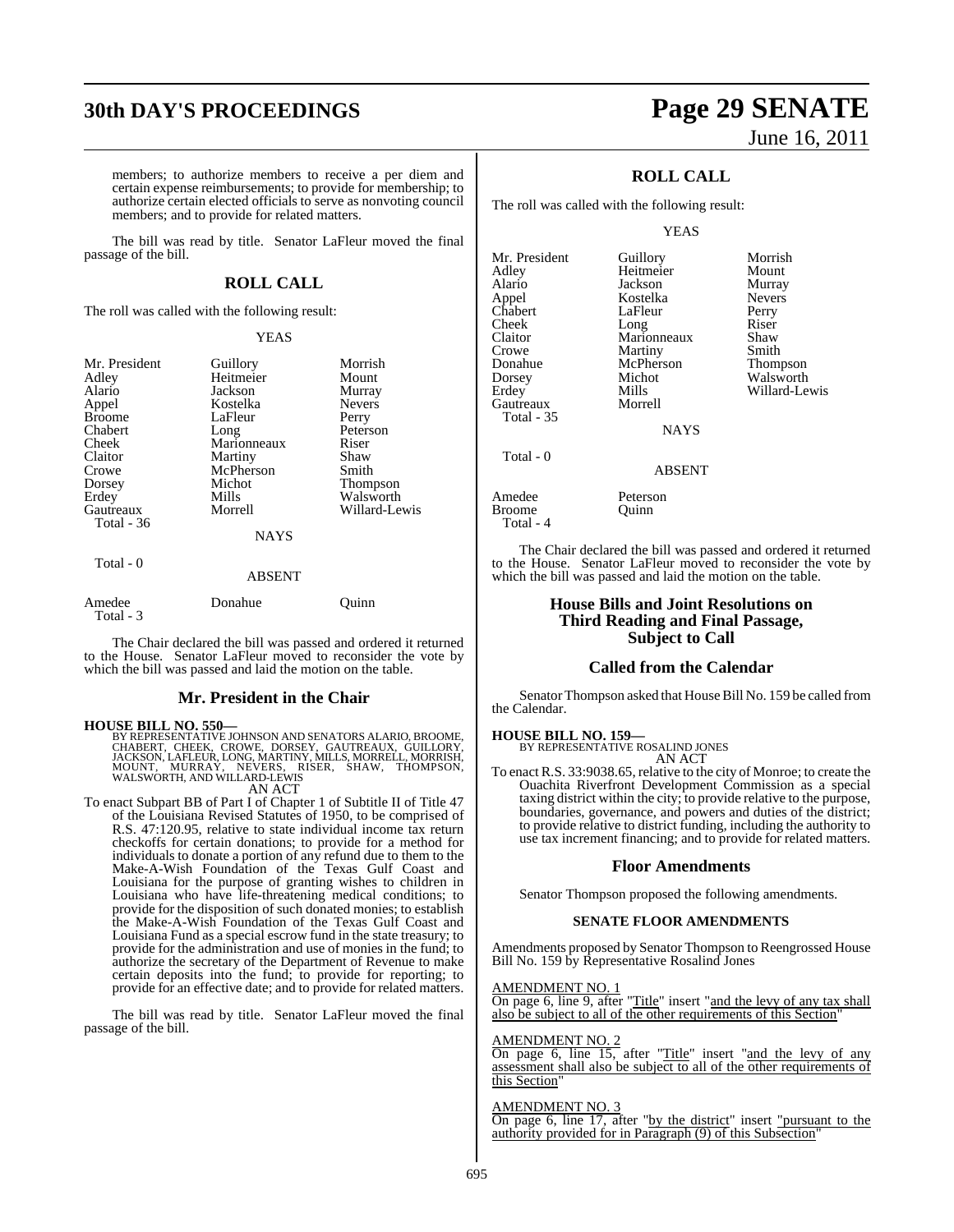members; to authorize members to receive a per diem and certain expense reimbursements; to provide for membership; to authorize certain elected officials to serve as nonvoting council members; and to provide for related matters.

The bill was read by title. Senator LaFleur moved the final passage of the bill.

## ROLL CALL

The roll was called with the following result:

YEAS

| | | |
|---|---|---|
| Mr. President | Guillory | Morrish |
| Adley | Heitmeier | Mount |
| Alario | Jackson | Murray |
| Appel | Kostelka | Nevers |
| Broome | LaFleur | Perry |
| Chabert | Long | Peterson |
| Cheek | Marionneaux | Riser |
| Claitor | Martiny | Shaw |
| Crowe | McPherson | Smith |
| Dorsey | Michot | Thompson |
| Erdey | Mills | Walsworth |
| Gautreaux | Morrell | Willard-Lewis |
| Total - 36 | | |

NAYS

Total - 0

ABSENT

| | | |
|---|---|---|
| Amedee | Donahue | Quinn |
| Total - 3 | | |

The Chair declared the bill was passed and ordered it returned to the House. Senator LaFleur moved to reconsider the vote by which the bill was passed and laid the motion on the table.

## Mr. President in the Chair

**HOUSE BILL NO. 550—**
BY REPRESENTATIVE JOHNSON AND SENATORS ALARIO, BROOME, CHABERT, CHEEK, CROWE, DORSEY, GAUTREAUX, GUILLORY, JACKSON, LAFLEUR, LONG, MARTINY, MILLS, MORRELL, MORRISH, MOUNT, MURRAY, NEVERS, RISER, SHAW, THOMPSON, WALSWORTH, AND WILLARD-LEWIS
AN ACT

To enact Subpart BB of Part I of Chapter 1 of Subtitle II of Title 47 of the Louisiana Revised Statutes of 1950, to be comprised of R.S. 47:120.95, relative to state individual income tax return checkoffs for certain donations; to provide for a method for individuals to donate a portion of any refund due to them to the Make-A-Wish Foundation of the Texas Gulf Coast and Louisiana for the purpose of granting wishes to children in Louisiana who have life-threatening medical conditions; to provide for the disposition of such donated monies; to establish the Make-A-Wish Foundation of the Texas Gulf Coast and Louisiana Fund as a special escrow fund in the state treasury; to provide for the administration and use of monies in the fund; to authorize the secretary of the Department of Revenue to make certain deposits into the fund; to provide for reporting; to provide for an effective date; and to provide for related matters.

The bill was read by title. Senator LaFleur moved the final passage of the bill.

## ROLL CALL

The roll was called with the following result:

YEAS

| | | |
|---|---|---|
| Mr. President | Guillory | Morrish |
| Adley | Heitmeier | Mount |
| Alario | Jackson | Murray |
| Appel | Kostelka | Nevers |
| Chabert | LaFleur | Perry |
| Cheek | Long | Riser |
| Claitor | Marionneaux | Shaw |
| Crowe | Martiny | Smith |
| Donahue | McPherson | Thompson |
| Dorsey | Michot | Walsworth |
| Erdey | Mills | Willard-Lewis |
| Gautreaux | Morrell | |
| Total - 35 | | |

NAYS

Total - 0

ABSENT

| | |
|---|---|
| Amedee | Peterson |
| Broome | Quinn |
| Total - 4 | |

The Chair declared the bill was passed and ordered it returned to the House. Senator LaFleur moved to reconsider the vote by which the bill was passed and laid the motion on the table.

## House Bills and Joint Resolutions on Third Reading and Final Passage, Subject to Call

## Called from the Calendar

Senator Thompson asked that House Bill No. 159 be called from the Calendar.

**HOUSE BILL NO. 159—**
BY REPRESENTATIVE ROSALIND JONES
AN ACT

To enact R.S. 33:9038.65, relative to the city of Monroe; to create the Ouachita Riverfront Development Commission as a special taxing district within the city; to provide relative to the purpose, boundaries, governance, and powers and duties of the district; to provide relative to district funding, including the authority to use tax increment financing; and to provide for related matters.

## Floor Amendments

Senator Thompson proposed the following amendments.

**SENATE FLOOR AMENDMENTS**

Amendments proposed by Senator Thompson to Reengrossed House Bill No. 159 by Representative Rosalind Jones

AMENDMENT NO. 1
On page 6, line 9, after "Title" insert "and the levy of any tax shall also be subject to all of the other requirements of this Section"

AMENDMENT NO. 2
On page 6, line 15, after "Title" insert "and the levy of any assessment shall also be subject to all of the other requirements of this Section"

AMENDMENT NO. 3
On page 6, line 17, after "by the district" insert "pursuant to the authority provided for in Paragraph (9) of this Subsection"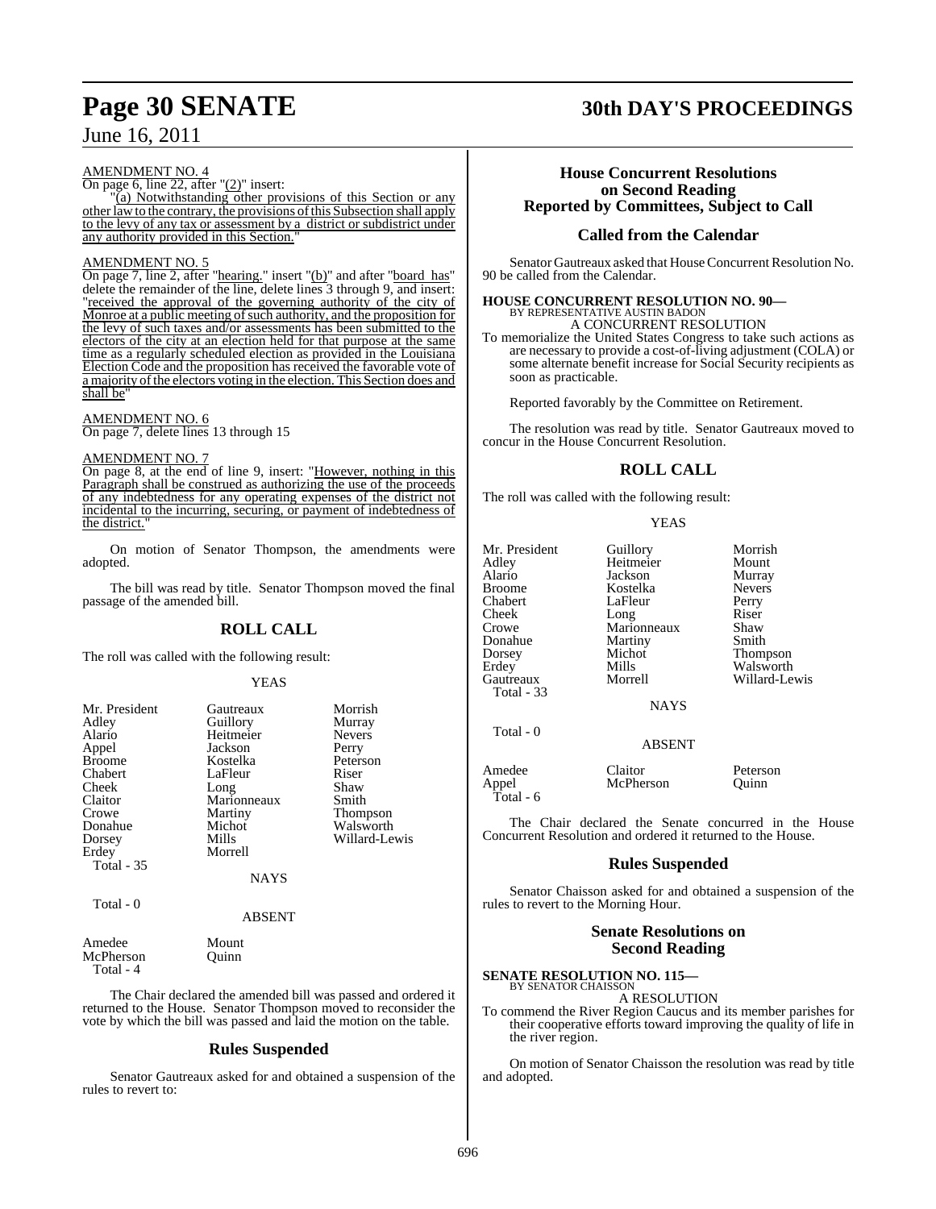AMENDMENT NO. 4

On page 6, line 22, after "(2)" insert:

"(a) Notwithstanding other provisions of this Section or any other law to the contrary, the provisions of this Subsection shall apply to the levy of any tax or assessment by a district or subdistrict under any authority provided in this Section."

AMENDMENT NO. 5

On page 7, line 2, after "hearing." insert "(b)" and after "board has" delete the remainder of the line, delete lines 3 through 9, and insert: "received the approval of the governing authority of the city of Monroe at a public meeting of such authority, and the proposition for the levy of such taxes and/or assessments has been submitted to the electors of the city at an election held for that purpose at the same time as a regularly scheduled election as provided in the Louisiana Election Code and the proposition has received the favorable vote of a majority of the electors voting in the election. This Section does and shall be"

AMENDMENT NO. 6

On page 7, delete lines 13 through 15

AMENDMENT NO. 7

On page 8, at the end of line 9, insert: "However, nothing in this Paragraph shall be construed as authorizing the use of the proceeds of any indebtedness for any operating expenses of the district not incidental to the incurring, securing, or payment of indebtedness of the district."

On motion of Senator Thompson, the amendments were adopted.

The bill was read by title. Senator Thompson moved the final passage of the amended bill.

## ROLL CALL

The roll was called with the following result:

YEAS

| | | |
|---|---|---|
| Mr. President | Gautreaux | Morrish |
| Adley | Guillory | Murray |
| Alario | Heitmeier | Nevers |
| Appel | Jackson | Perry |
| Broome | Kostelka | Peterson |
| Chabert | LaFleur | Riser |
| Cheek | Long | Shaw |
| Claitor | Marionneaux | Smith |
| Crowe | Martiny | Thompson |
| Donahue | Michot | Walsworth |
| Dorsey | Mills | Willard-Lewis |
| Erdey | Morrell | |

Total - 35

NAYS

Total - 0

ABSENT

| | |
|---|---|
| Amedee | Mount |
| McPherson | Quinn |

Total - 4

The Chair declared the amended bill was passed and ordered it returned to the House. Senator Thompson moved to reconsider the vote by which the bill was passed and laid the motion on the table.

## Rules Suspended

Senator Gautreaux asked for and obtained a suspension of the rules to revert to:

## House Concurrent Resolutions on Second Reading Reported by Committees, Subject to Call

## Called from the Calendar

Senator Gautreaux asked that House Concurrent Resolution No. 90 be called from the Calendar.

**HOUSE CONCURRENT RESOLUTION NO. 90—**
BY REPRESENTATIVE AUSTIN BADON
A CONCURRENT RESOLUTION

To memorialize the United States Congress to take such actions as are necessary to provide a cost-of-living adjustment (COLA) or some alternate benefit increase for Social Security recipients as soon as practicable.

Reported favorably by the Committee on Retirement.

The resolution was read by title. Senator Gautreaux moved to concur in the House Concurrent Resolution.

## ROLL CALL

The roll was called with the following result:

YEAS

| | | |
|---|---|---|
| Mr. President | Guillory | Morrish |
| Adley | Heitmeier | Mount |
| Alario | Jackson | Murray |
| Broome | Kostelka | Nevers |
| Chabert | LaFleur | Perry |
| Cheek | Long | Riser |
| Crowe | Marionneaux | Shaw |
| Donahue | Martiny | Smith |
| Dorsey | Michot | Thompson |
| Erdey | Mills | Walsworth |
| Gautreaux | Morrell | Willard-Lewis |

Total - 33

NAYS

Total - 0

ABSENT

| | | |
|---|---|---|
| Amedee | Claitor | Peterson |
| Appel | McPherson | Quinn |

Total - 6

The Chair declared the Senate concurred in the House Concurrent Resolution and ordered it returned to the House.

## Rules Suspended

Senator Chaisson asked for and obtained a suspension of the rules to revert to the Morning Hour.

## Senate Resolutions on Second Reading

**SENATE RESOLUTION NO. 115—**
BY SENATOR CHAISSON
A RESOLUTION

To commend the River Region Caucus and its member parishes for their cooperative efforts toward improving the quality of life in the river region.

On motion of Senator Chaisson the resolution was read by title and adopted.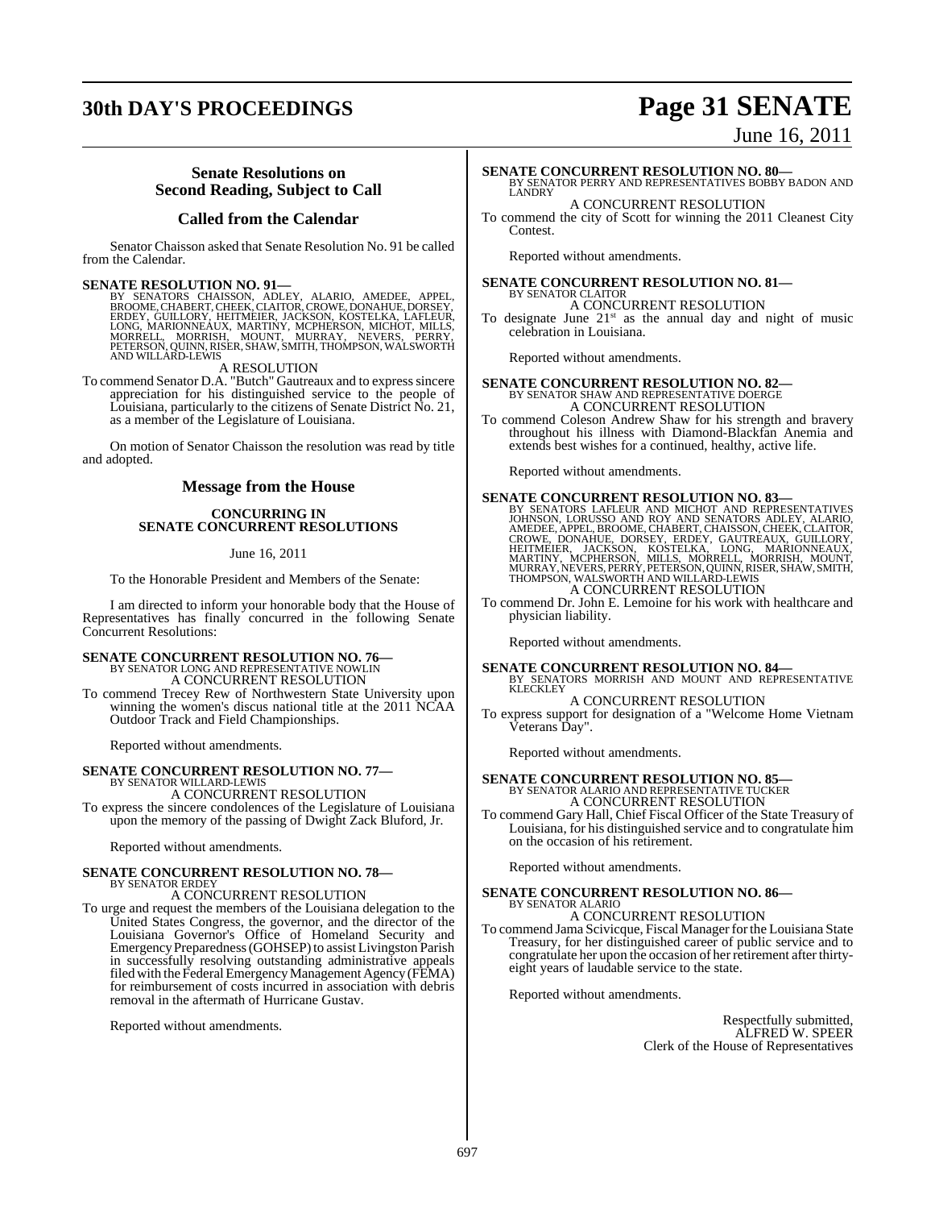## Senate Resolutions on Second Reading, Subject to Call

### Called from the Calendar

Senator Chaisson asked that Senate Resolution No. 91 be called from the Calendar.

**SENATE RESOLUTION NO. 91—**
BY SENATORS CHAISSON, ADLEY, ALARIO, AMEDEE, APPEL, BROOME, CHABERT, CHEEK, CLAITOR, CROWE, DONAHUE, DORSEY, ERDEY, GUILLORY, HEITMEIER, JACKSON, KOSTELKA, LAFLEUR, LONG, MARIONNEAUX, MARTINY, MCPHERSON, MICHOT, MILLS, MORRELL, MORRISH, MOUNT, MURRAY, NEVERS, PERRY, PETERSON, QUINN, RISER, SHAW, SMITH, THOMPSON, WALSWORTH AND WILLARD-LEWIS

A RESOLUTION

To commend Senator D.A. "Butch" Gautreaux and to express sincere appreciation for his distinguished service to the people of Louisiana, particularly to the citizens of Senate District No. 21, as a member of the Legislature of Louisiana.

On motion of Senator Chaisson the resolution was read by title and adopted.

## Message from the House

### CONCURRING IN SENATE CONCURRENT RESOLUTIONS

June 16, 2011

To the Honorable President and Members of the Senate:

I am directed to inform your honorable body that the House of Representatives has finally concurred in the following Senate Concurrent Resolutions:

**SENATE CONCURRENT RESOLUTION NO. 76—**
BY SENATOR LONG AND REPRESENTATIVE NOWLIN

A CONCURRENT RESOLUTION

To commend Trecey Rew of Northwestern State University upon winning the women's discus national title at the 2011 NCAA Outdoor Track and Field Championships.

Reported without amendments.

**SENATE CONCURRENT RESOLUTION NO. 77—**
BY SENATOR WILLARD-LEWIS

A CONCURRENT RESOLUTION

To express the sincere condolences of the Legislature of Louisiana upon the memory of the passing of Dwight Zack Bluford, Jr.

Reported without amendments.

**SENATE CONCURRENT RESOLUTION NO. 78—**
BY SENATOR ERDEY

A CONCURRENT RESOLUTION

To urge and request the members of the Louisiana delegation to the United States Congress, the governor, and the director of the Louisiana Governor's Office of Homeland Security and Emergency Preparedness (GOHSEP) to assist Livingston Parish in successfully resolving outstanding administrative appeals filed with the Federal Emergency Management Agency (FEMA) for reimbursement of costs incurred in association with debris removal in the aftermath of Hurricane Gustav.

Reported without amendments.

**SENATE CONCURRENT RESOLUTION NO. 80—**
BY SENATOR PERRY AND REPRESENTATIVES BOBBY BADON AND LANDRY

A CONCURRENT RESOLUTION

To commend the city of Scott for winning the 2011 Cleanest City Contest.

Reported without amendments.

**SENATE CONCURRENT RESOLUTION NO. 81—**
BY SENATOR CLAITOR

A CONCURRENT RESOLUTION

To designate June 21st as the annual day and night of music celebration in Louisiana.

Reported without amendments.

**SENATE CONCURRENT RESOLUTION NO. 82—**
BY SENATOR SHAW AND REPRESENTATIVE DOERGE

A CONCURRENT RESOLUTION

To commend Coleson Andrew Shaw for his strength and bravery throughout his illness with Diamond-Blackfan Anemia and extends best wishes for a continued, healthy, active life.

Reported without amendments.

**SENATE CONCURRENT RESOLUTION NO. 83—**
BY SENATORS LAFLEUR AND MICHOT AND REPRESENTATIVES JOHNSON, LORUSSO AND ROY AND SENATORS ADLEY, ALARIO, AMEDEE, APPEL, BROOME, CHABERT, CHAISSON, CHEEK, CLAITOR, CROWE, DONAHUE, DORSEY, ERDEY, GAUTREAUX, GUILLORY, HEITMEIER, JACKSON, KOSTELKA, LONG, MARIONNEAUX, MARTINY, MCPHERSON, MILLS, MORRELL, MORRISH, MOUNT, MURRAY, NEVERS, PERRY, PETERSON, QUINN, RISER, SHAW, SMITH, THOMPSON, WALSWORTH AND WILLARD-LEWIS

A CONCURRENT RESOLUTION

To commend Dr. John E. Lemoine for his work with healthcare and physician liability.

Reported without amendments.

**SENATE CONCURRENT RESOLUTION NO. 84—**
BY SENATORS MORRISH AND MOUNT AND REPRESENTATIVE KLECKLEY

A CONCURRENT RESOLUTION

To express support for designation of a "Welcome Home Vietnam Veterans Day".

Reported without amendments.

**SENATE CONCURRENT RESOLUTION NO. 85—**
BY SENATOR ALARIO AND REPRESENTATIVE TUCKER

A CONCURRENT RESOLUTION

To commend Gary Hall, Chief Fiscal Officer of the State Treasury of Louisiana, for his distinguished service and to congratulate him on the occasion of his retirement.

Reported without amendments.

**SENATE CONCURRENT RESOLUTION NO. 86—**
BY SENATOR ALARIO

A CONCURRENT RESOLUTION

To commend Jama Scivicque, Fiscal Manager for the Louisiana State Treasury, for her distinguished career of public service and to congratulate her upon the occasion of her retirement after thirty-eight years of laudable service to the state.

Reported without amendments.

Respectfully submitted,
ALFRED W. SPEER
Clerk of the House of Representatives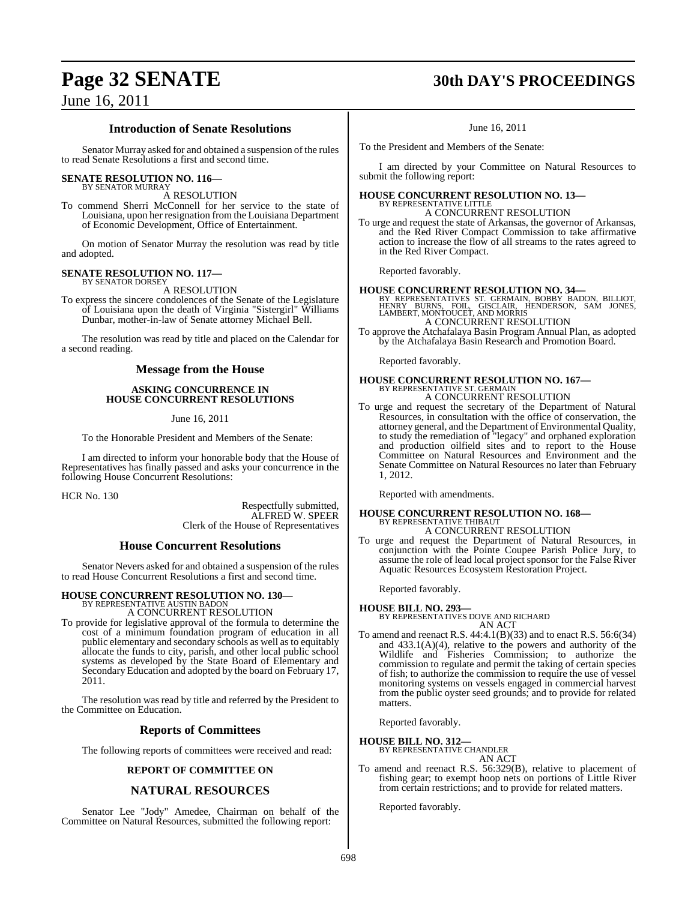## Introduction of Senate Resolutions

Senator Murray asked for and obtained a suspension of the rules to read Senate Resolutions a first and second time.

**SENATE RESOLUTION NO. 116—**
BY SENATOR MURRAY

A RESOLUTION

To commend Sherri McConnell for her service to the state of Louisiana, upon her resignation from the Louisiana Department of Economic Development, Office of Entertainment.

On motion of Senator Murray the resolution was read by title and adopted.

**SENATE RESOLUTION NO. 117—**
BY SENATOR DORSEY

A RESOLUTION

To express the sincere condolences of the Senate of the Legislature of Louisiana upon the death of Virginia "Sistergirl" Williams Dunbar, mother-in-law of Senate attorney Michael Bell.

The resolution was read by title and placed on the Calendar for a second reading.

## Message from the House

**ASKING CONCURRENCE IN HOUSE CONCURRENT RESOLUTIONS**

June 16, 2011

To the Honorable President and Members of the Senate:

I am directed to inform your honorable body that the House of Representatives has finally passed and asks your concurrence in the following House Concurrent Resolutions:

HCR No. 130

Respectfully submitted,
ALFRED W. SPEER
Clerk of the House of Representatives

## House Concurrent Resolutions

Senator Nevers asked for and obtained a suspension of the rules to read House Concurrent Resolutions a first and second time.

**HOUSE CONCURRENT RESOLUTION NO. 130—**
BY REPRESENTATIVE AUSTIN BADON

A CONCURRENT RESOLUTION

To provide for legislative approval of the formula to determine the cost of a minimum foundation program of education in all public elementary and secondary schools as well as to equitably allocate the funds to city, parish, and other local public school systems as developed by the State Board of Elementary and Secondary Education and adopted by the board on February 17, 2011.

The resolution was read by title and referred by the President to the Committee on Education.

## Reports of Committees

The following reports of committees were received and read:

**REPORT OF COMMITTEE ON**

## NATURAL RESOURCES

Senator Lee "Jody" Amedee, Chairman on behalf of the Committee on Natural Resources, submitted the following report:

June 16, 2011

To the President and Members of the Senate:

I am directed by your Committee on Natural Resources to submit the following report:

**HOUSE CONCURRENT RESOLUTION NO. 13—**
BY REPRESENTATIVE LITTLE

A CONCURRENT RESOLUTION

To urge and request the state of Arkansas, the governor of Arkansas, and the Red River Compact Commission to take affirmative action to increase the flow of all streams to the rates agreed to in the Red River Compact.

Reported favorably.

**HOUSE CONCURRENT RESOLUTION NO. 34—**
BY REPRESENTATIVES ST. GERMAIN, BOBBY BADON, BILLIOT, HENRY BURNS, FOIL, GISCLAIR, HENDERSON, SAM JONES, LAMBERT, MONTOUCET, AND MORRIS

A CONCURRENT RESOLUTION

To approve the Atchafalaya Basin Program Annual Plan, as adopted by the Atchafalaya Basin Research and Promotion Board.

Reported favorably.

**HOUSE CONCURRENT RESOLUTION NO. 167—**
BY REPRESENTATIVE ST. GERMAIN

A CONCURRENT RESOLUTION

To urge and request the secretary of the Department of Natural Resources, in consultation with the office of conservation, the attorney general, and the Department of Environmental Quality, to study the remediation of "legacy" and orphaned exploration and production oilfield sites and to report to the House Committee on Natural Resources and Environment and the Senate Committee on Natural Resources no later than February 1, 2012.

Reported with amendments.

**HOUSE CONCURRENT RESOLUTION NO. 168—**
BY REPRESENTATIVE THIBAUT

A CONCURRENT RESOLUTION

To urge and request the Department of Natural Resources, in conjunction with the Pointe Coupee Parish Police Jury, to assume the role of lead local project sponsor for the False River Aquatic Resources Ecosystem Restoration Project.

Reported favorably.

**HOUSE BILL NO. 293—**
BY REPRESENTATIVES DOVE AND RICHARD

AN ACT

To amend and reenact R.S. 44:4.1(B)(33) and to enact R.S. 56:6(34) and 433.1(A)(4), relative to the powers and authority of the Wildlife and Fisheries Commission; to authorize the commission to regulate and permit the taking of certain species of fish; to authorize the commission to require the use of vessel monitoring systems on vessels engaged in commercial harvest from the public oyster seed grounds; and to provide for related matters.

Reported favorably.

**HOUSE BILL NO. 312—**
BY REPRESENTATIVE CHANDLER

AN ACT

To amend and reenact R.S. 56:329(B), relative to placement of fishing gear; to exempt hoop nets on portions of Little River from certain restrictions; and to provide for related matters.

Reported favorably.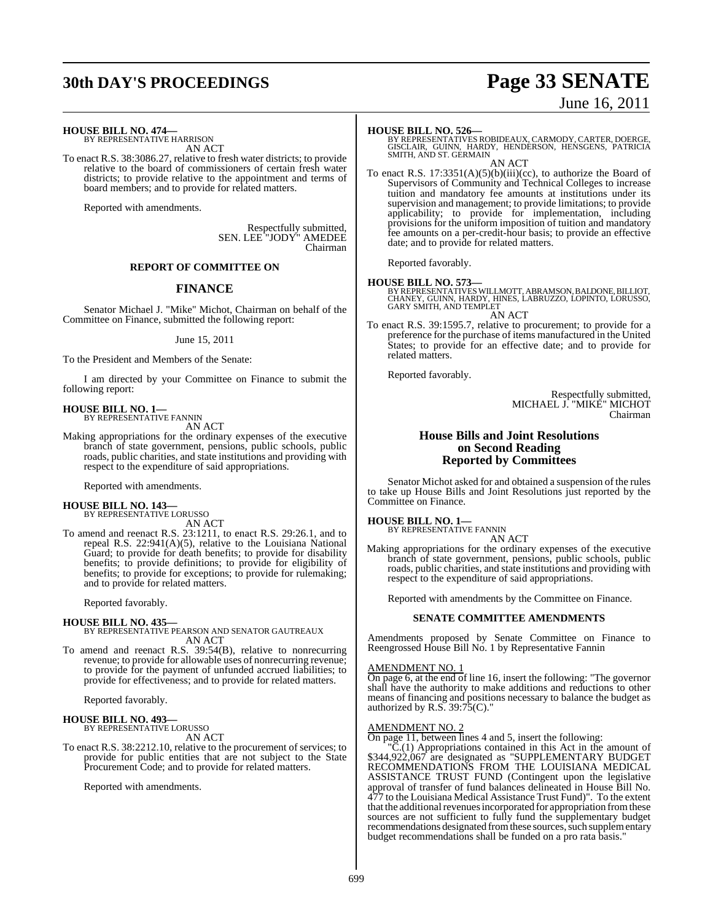**HOUSE BILL NO. 474—**
BY REPRESENTATIVE HARRISON
AN ACT

To enact R.S. 38:3086.27, relative to fresh water districts; to provide relative to the board of commissioners of certain fresh water districts; to provide relative to the appointment and terms of board members; and to provide for related matters.

Reported with amendments.

Respectfully submitted,
SEN. LEE "JODY" AMEDEE
Chairman

## REPORT OF COMMITTEE ON

## FINANCE

Senator Michael J. "Mike" Michot, Chairman on behalf of the Committee on Finance, submitted the following report:

June 15, 2011

To the President and Members of the Senate:

I am directed by your Committee on Finance to submit the following report:

**HOUSE BILL NO. 1—**
BY REPRESENTATIVE FANNIN
AN ACT

Making appropriations for the ordinary expenses of the executive branch of state government, pensions, public schools, public roads, public charities, and state institutions and providing with respect to the expenditure of said appropriations.

Reported with amendments.

**HOUSE BILL NO. 143—**
BY REPRESENTATIVE LORUSSO
AN ACT

To amend and reenact R.S. 23:1211, to enact R.S. 29:26.1, and to repeal R.S. 22:941(A)(5), relative to the Louisiana National Guard; to provide for death benefits; to provide for disability benefits; to provide definitions; to provide for eligibility of benefits; to provide for exceptions; to provide for rulemaking; and to provide for related matters.

Reported favorably.

**HOUSE BILL NO. 435—**
BY REPRESENTATIVE PEARSON AND SENATOR GAUTREAUX
AN ACT

To amend and reenact R.S. 39:54(B), relative to nonrecurring revenue; to provide for allowable uses of nonrecurring revenue; to provide for the payment of unfunded accrued liabilities; to provide for effectiveness; and to provide for related matters.

Reported favorably.

**HOUSE BILL NO. 493—**
BY REPRESENTATIVE LORUSSO
AN ACT

To enact R.S. 38:2212.10, relative to the procurement of services; to provide for public entities that are not subject to the State Procurement Code; and to provide for related matters.

Reported with amendments.

**HOUSE BILL NO. 526—**
BY REPRESENTATIVES ROBIDEAUX, CARMODY, CARTER, DOERGE, GISCLAIR, GUINN, HARDY, HENDERSON, HENSGENS, PATRICIA SMITH, AND ST. GERMAIN
AN ACT

To enact R.S. 17:3351(A)(5)(b)(iii)(cc), to authorize the Board of Supervisors of Community and Technical Colleges to increase tuition and mandatory fee amounts at institutions under its supervision and management; to provide limitations; to provide applicability; to provide for implementation, including provisions for the uniform imposition of tuition and mandatory fee amounts on a per-credit-hour basis; to provide an effective date; and to provide for related matters.

Reported favorably.

**HOUSE BILL NO. 573—**
BY REPRESENTATIVES WILLMOTT, ABRAMSON, BALDONE, BILLIOT, CHANEY, GUINN, HARDY, HINES, LABRUZZO, LOPINTO, LORUSSO, GARY SMITH, AND TEMPLET
AN ACT

To enact R.S. 39:1595.7, relative to procurement; to provide for a preference for the purchase of items manufactured in the United States; to provide for an effective date; and to provide for related matters.

Reported favorably.

Respectfully submitted,
MICHAEL J. "MIKE" MICHOT
Chairman

## House Bills and Joint Resolutions on Second Reading Reported by Committees

Senator Michot asked for and obtained a suspension of the rules to take up House Bills and Joint Resolutions just reported by the Committee on Finance.

**HOUSE BILL NO. 1—**
BY REPRESENTATIVE FANNIN
AN ACT

Making appropriations for the ordinary expenses of the executive branch of state government, pensions, public schools, public roads, public charities, and state institutions and providing with respect to the expenditure of said appropriations.

Reported with amendments by the Committee on Finance.

### SENATE COMMITTEE AMENDMENTS

Amendments proposed by Senate Committee on Finance to Reengrossed House Bill No. 1 by Representative Fannin

AMENDMENT NO. 1
On page 6, at the end of line 16, insert the following: "The governor shall have the authority to make additions and reductions to other means of financing and positions necessary to balance the budget as authorized by R.S. 39:75(C)."

AMENDMENT NO. 2
On page 11, between lines 4 and 5, insert the following:

"C.(1) Appropriations contained in this Act in the amount of \$344,922,067 are designated as "SUPPLEMENTARY BUDGET RECOMMENDATIONS FROM THE LOUISIANA MEDICAL ASSISTANCE TRUST FUND (Contingent upon the legislative approval of transfer of fund balances delineated in House Bill No. 477 to the Louisiana Medical Assistance Trust Fund)". To the extent that the additional revenues incorporated for appropriation from these sources are not sufficient to fully fund the supplementary budget recommendations designated from these sources, such supplementary budget recommendations shall be funded on a pro rata basis."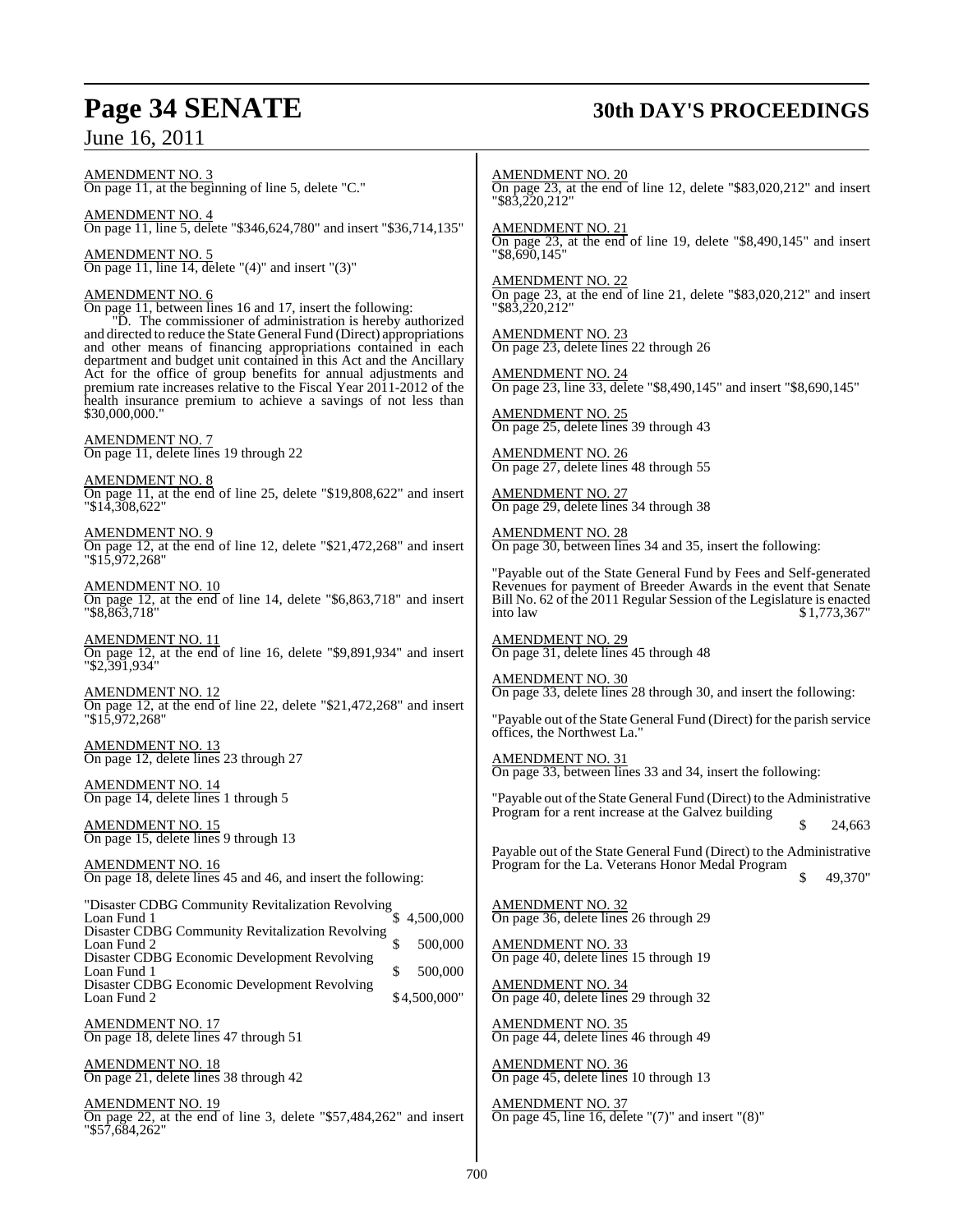AMENDMENT NO. 3
On page 11, at the beginning of line 5, delete "C."

AMENDMENT NO. 4
On page 11, line 5, delete "$346,624,780" and insert "$36,714,135"

AMENDMENT NO. 5
On page 11, line 14, delete "(4)" and insert "(3)"

AMENDMENT NO. 6
On page 11, between lines 16 and 17, insert the following:

"D. The commissioner of administration is hereby authorized and directed to reduce the State General Fund (Direct) appropriations and other means of financing appropriations contained in each department and budget unit contained in this Act and the Ancillary Act for the office of group benefits for annual adjustments and premium rate increases relative to the Fiscal Year 2011-2012 of the health insurance premium to achieve a savings of not less than $30,000,000."

AMENDMENT NO. 7
On page 11, delete lines 19 through 22

AMENDMENT NO. 8
On page 11, at the end of line 25, delete "$19,808,622" and insert "$14,308,622"

AMENDMENT NO. 9
On page 12, at the end of line 12, delete "$21,472,268" and insert "$15,972,268"

AMENDMENT NO. 10
On page 12, at the end of line 14, delete "$6,863,718" and insert "$8,863,718"

AMENDMENT NO. 11
On page 12, at the end of line 16, delete "$9,891,934" and insert "$2,391,934"

AMENDMENT NO. 12
On page 12, at the end of line 22, delete "$21,472,268" and insert "$15,972,268"

AMENDMENT NO. 13
On page 12, delete lines 23 through 27

AMENDMENT NO. 14
On page 14, delete lines 1 through 5

AMENDMENT NO. 15
On page 15, delete lines 9 through 13

AMENDMENT NO. 16
On page 18, delete lines 45 and 46, and insert the following:

"Disaster CDBG Community Revitalization Revolving Loan Fund 1 $ 4,500,000
Disaster CDBG Community Revitalization Revolving Loan Fund 2 $ 500,000
Disaster CDBG Economic Development Revolving Loan Fund 1 $ 500,000
Disaster CDBG Economic Development Revolving Loan Fund 2 $4,500,000"

AMENDMENT NO. 17
On page 18, delete lines 47 through 51

AMENDMENT NO. 18
On page 21, delete lines 38 through 42

AMENDMENT NO. 19
On page 22, at the end of line 3, delete "$57,484,262" and insert "$57,684,262"

AMENDMENT NO. 20
On page 23, at the end of line 12, delete "$83,020,212" and insert "$83,220,212"

AMENDMENT NO. 21
On page 23, at the end of line 19, delete "$8,490,145" and insert "$8,690,145"

AMENDMENT NO. 22
On page 23, at the end of line 21, delete "$83,020,212" and insert "$83,220,212"

AMENDMENT NO. 23
On page 23, delete lines 22 through 26

AMENDMENT NO. 24
On page 23, line 33, delete "$8,490,145" and insert "$8,690,145"

AMENDMENT NO. 25
On page 25, delete lines 39 through 43

AMENDMENT NO. 26
On page 27, delete lines 48 through 55

AMENDMENT NO. 27
On page 29, delete lines 34 through 38

AMENDMENT NO. 28
On page 30, between lines 34 and 35, insert the following:

"Payable out of the State General Fund by Fees and Self-generated Revenues for payment of Breeder Awards in the event that Senate Bill No. 62 of the 2011 Regular Session of the Legislature is enacted into law $1,773,367"

AMENDMENT NO. 29
On page 31, delete lines 45 through 48

AMENDMENT NO. 30
On page 33, delete lines 28 through 30, and insert the following:

"Payable out of the State General Fund (Direct) for the parish service offices, the Northwest La."

AMENDMENT NO. 31
On page 33, between lines 33 and 34, insert the following:

"Payable out of the State General Fund (Direct) to the Administrative Program for a rent increase at the Galvez building $ 24,663

Payable out of the State General Fund (Direct) to the Administrative Program for the La. Veterans Honor Medal Program $ 49,370"

AMENDMENT NO. 32
On page 36, delete lines 26 through 29

AMENDMENT NO. 33
On page 40, delete lines 15 through 19

AMENDMENT NO. 34
On page 40, delete lines 29 through 32

AMENDMENT NO. 35
On page 44, delete lines 46 through 49

AMENDMENT NO. 36
On page 45, delete lines 10 through 13

AMENDMENT NO. 37
On page 45, line 16, delete "(7)" and insert "(8)"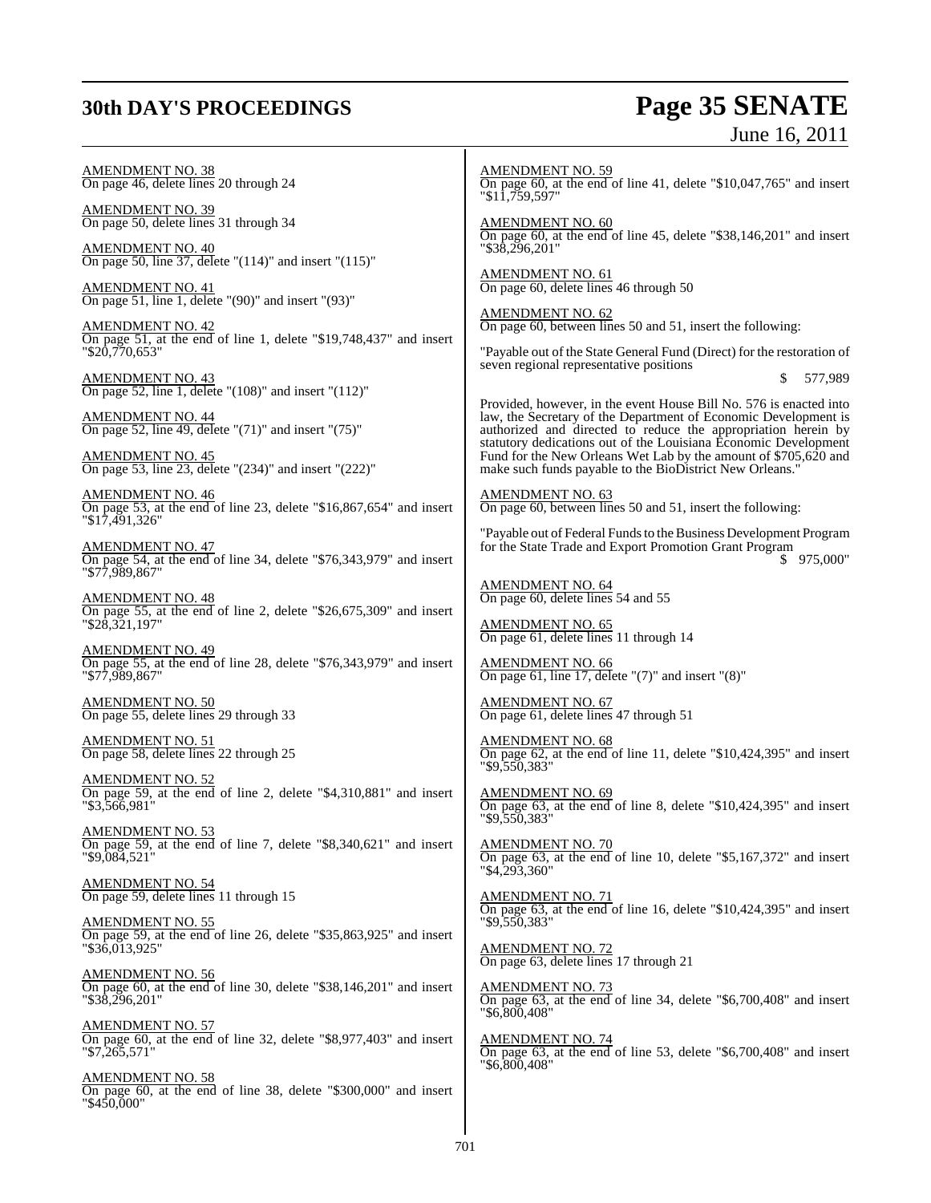AMENDMENT NO. 38
On page 46, delete lines 20 through 24

AMENDMENT NO. 39
On page 50, delete lines 31 through 34

AMENDMENT NO. 40
On page 50, line 37, delete "(114)" and insert "(115)"

AMENDMENT NO. 41
On page 51, line 1, delete "(90)" and insert "(93)"

AMENDMENT NO. 42
On page 51, at the end of line 1, delete "$19,748,437" and insert "$20,770,653"

AMENDMENT NO. 43
On page 52, line 1, delete "(108)" and insert "(112)"

AMENDMENT NO. 44
On page 52, line 49, delete "(71)" and insert "(75)"

AMENDMENT NO. 45
On page 53, line 23, delete "(234)" and insert "(222)"

AMENDMENT NO. 46
On page 53, at the end of line 23, delete "$16,867,654" and insert "$17,491,326"

AMENDMENT NO. 47
On page 54, at the end of line 34, delete "$76,343,979" and insert "$77,989,867"

AMENDMENT NO. 48
On page 55, at the end of line 2, delete "$26,675,309" and insert "$28,321,197"

AMENDMENT NO. 49
On page 55, at the end of line 28, delete "$76,343,979" and insert "$77,989,867"

AMENDMENT NO. 50
On page 55, delete lines 29 through 33

AMENDMENT NO. 51
On page 58, delete lines 22 through 25

AMENDMENT NO. 52
On page 59, at the end of line 2, delete "$4,310,881" and insert "$3,566,981"

AMENDMENT NO. 53
On page 59, at the end of line 7, delete "$8,340,621" and insert "$9,084,521"

AMENDMENT NO. 54
On page 59, delete lines 11 through 15

AMENDMENT NO. 55
On page 59, at the end of line 26, delete "$35,863,925" and insert "$36,013,925"

AMENDMENT NO. 56
On page 60, at the end of line 30, delete "$38,146,201" and insert "$38,296,201"

AMENDMENT NO. 57
On page 60, at the end of line 32, delete "$8,977,403" and insert "$7,265,571"

AMENDMENT NO. 58
On page 60, at the end of line 38, delete "$300,000" and insert "$450,000"

AMENDMENT NO. 59
On page 60, at the end of line 41, delete "$10,047,765" and insert "$11,759,597"

AMENDMENT NO. 60
On page 60, at the end of line 45, delete "$38,146,201" and insert "$38,296,201"

AMENDMENT NO. 61
On page 60, delete lines 46 through 50

AMENDMENT NO. 62
On page 60, between lines 50 and 51, insert the following:

"Payable out of the State General Fund (Direct) for the restoration of seven regional representative positions $ 577,989

Provided, however, in the event House Bill No. 576 is enacted into law, the Secretary of the Department of Economic Development is authorized and directed to reduce the appropriation herein by statutory dedications out of the Louisiana Economic Development Fund for the New Orleans Wet Lab by the amount of $705,620 and make such funds payable to the BioDistrict New Orleans."

AMENDMENT NO. 63
On page 60, between lines 50 and 51, insert the following:

"Payable out of Federal Funds to the Business Development Program for the State Trade and Export Promotion Grant Program $ 975,000"

AMENDMENT NO. 64
On page 60, delete lines 54 and 55

AMENDMENT NO. 65
On page 61, delete lines 11 through 14

AMENDMENT NO. 66
On page 61, line 17, delete "(7)" and insert "(8)"

AMENDMENT NO. 67
On page 61, delete lines 47 through 51

AMENDMENT NO. 68
On page 62, at the end of line 11, delete "$10,424,395" and insert "$9,550,383"

AMENDMENT NO. 69
On page 63, at the end of line 8, delete "$10,424,395" and insert "$9,550,383"

AMENDMENT NO. 70
On page 63, at the end of line 10, delete "$5,167,372" and insert "$4,293,360"

AMENDMENT NO. 71
On page 63, at the end of line 16, delete "$10,424,395" and insert "$9,550,383"

AMENDMENT NO. 72
On page 63, delete lines 17 through 21

AMENDMENT NO. 73
On page 63, at the end of line 34, delete "$6,700,408" and insert "$6,800,408"

AMENDMENT NO. 74
On page 63, at the end of line 53, delete "$6,700,408" and insert "$6,800,408"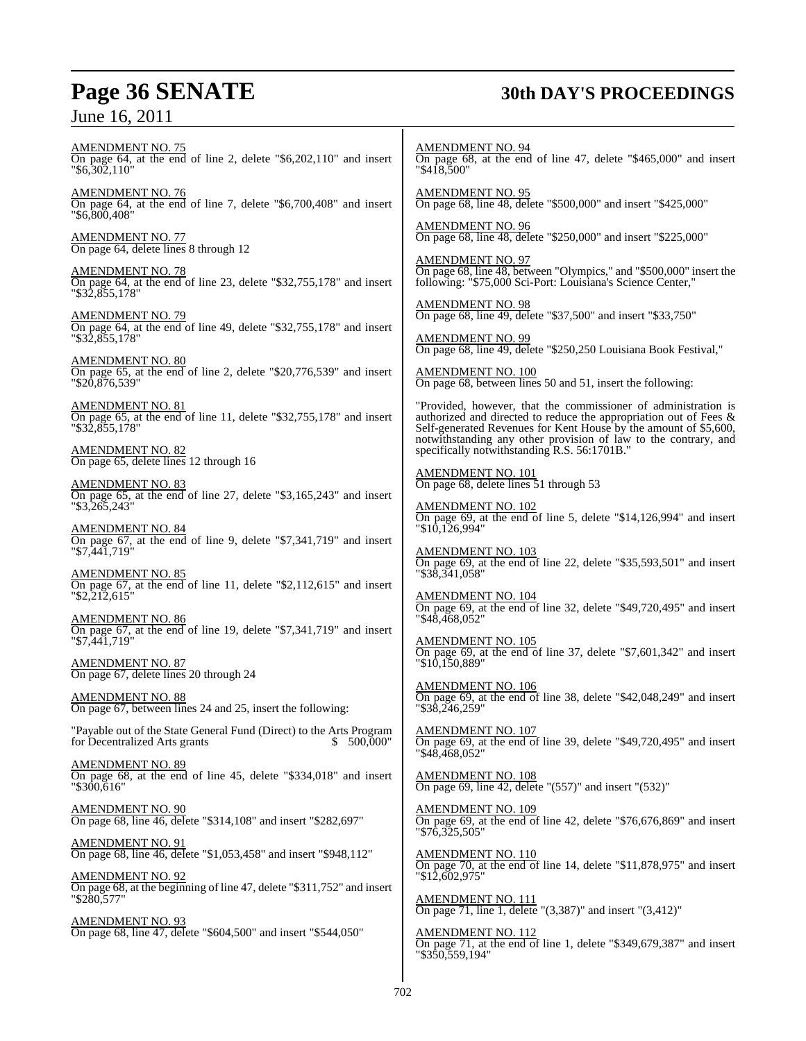AMENDMENT NO. 75
On page 64, at the end of line 2, delete "$6,202,110" and insert "$6,302,110"

AMENDMENT NO. 76
On page 64, at the end of line 7, delete "$6,700,408" and insert "$6,800,408"

AMENDMENT NO. 77
On page 64, delete lines 8 through 12

AMENDMENT NO. 78
On page 64, at the end of line 23, delete "$32,755,178" and insert "$32,855,178"

AMENDMENT NO. 79
On page 64, at the end of line 49, delete "$32,755,178" and insert "$32,855,178"

AMENDMENT NO. 80
On page 65, at the end of line 2, delete "$20,776,539" and insert "$20,876,539"

AMENDMENT NO. 81
On page 65, at the end of line 11, delete "$32,755,178" and insert "$32,855,178"

AMENDMENT NO. 82
On page 65, delete lines 12 through 16

AMENDMENT NO. 83
On page 65, at the end of line 27, delete "$3,165,243" and insert "$3,265,243"

AMENDMENT NO. 84
On page 67, at the end of line 9, delete "$7,341,719" and insert "$7,441,719"

AMENDMENT NO. 85
On page 67, at the end of line 11, delete "$2,112,615" and insert "$2,212,615"

AMENDMENT NO. 86
On page 67, at the end of line 19, delete "$7,341,719" and insert "$7,441,719"

AMENDMENT NO. 87
On page 67, delete lines 20 through 24

AMENDMENT NO. 88
On page 67, between lines 24 and 25, insert the following:

"Payable out of the State General Fund (Direct) to the Arts Program for Decentralized Arts grants $ 500,000"

AMENDMENT NO. 89
On page 68, at the end of line 45, delete "$334,018" and insert "$300,616"

AMENDMENT NO. 90
On page 68, line 46, delete "$314,108" and insert "$282,697"

AMENDMENT NO. 91
On page 68, line 46, delete "$1,053,458" and insert "$948,112"

AMENDMENT NO. 92
On page 68, at the beginning of line 47, delete "$311,752" and insert "$280,577"

AMENDMENT NO. 93
On page 68, line 47, delete "$604,500" and insert "$544,050"

AMENDMENT NO. 94
On page 68, at the end of line 47, delete "$465,000" and insert "$418,500"

AMENDMENT NO. 95
On page 68, line 48, delete "$500,000" and insert "$425,000"

AMENDMENT NO. 96
On page 68, line 48, delete "$250,000" and insert "$225,000"

AMENDMENT NO. 97
On page 68, line 48, between "Olympics," and "$500,000" insert the following: "$75,000 Sci-Port: Louisiana's Science Center,"

AMENDMENT NO. 98
On page 68, line 49, delete "$37,500" and insert "$33,750"

AMENDMENT NO. 99
On page 68, line 49, delete "$250,250 Louisiana Book Festival,"

AMENDMENT NO. 100
On page 68, between lines 50 and 51, insert the following:

"Provided, however, that the commissioner of administration is authorized and directed to reduce the appropriation out of Fees & Self-generated Revenues for Kent House by the amount of $5,600, notwithstanding any other provision of law to the contrary, and specifically notwithstanding R.S. 56:1701B."

AMENDMENT NO. 101
On page 68, delete lines 51 through 53

AMENDMENT NO. 102
On page 69, at the end of line 5, delete "$14,126,994" and insert "$10,126,994"

AMENDMENT NO. 103
On page 69, at the end of line 22, delete "$35,593,501" and insert "$38,341,058"

AMENDMENT NO. 104
On page 69, at the end of line 32, delete "$49,720,495" and insert "$48,468,052"

AMENDMENT NO. 105
On page 69, at the end of line 37, delete "$7,601,342" and insert "$10,150,889"

AMENDMENT NO. 106
On page 69, at the end of line 38, delete "$42,048,249" and insert "$38,246,259"

AMENDMENT NO. 107
On page 69, at the end of line 39, delete "$49,720,495" and insert "$48,468,052"

AMENDMENT NO. 108
On page 69, line 42, delete "(557)" and insert "(532)"

AMENDMENT NO. 109
On page 69, at the end of line 42, delete "$76,676,869" and insert "$76,325,505"

AMENDMENT NO. 110
On page 70, at the end of line 14, delete "$11,878,975" and insert "$12,602,975"

AMENDMENT NO. 111
On page 71, line 1, delete "(3,387)" and insert "(3,412)"

AMENDMENT NO. 112
On page 71, at the end of line 1, delete "$349,679,387" and insert "$350,559,194"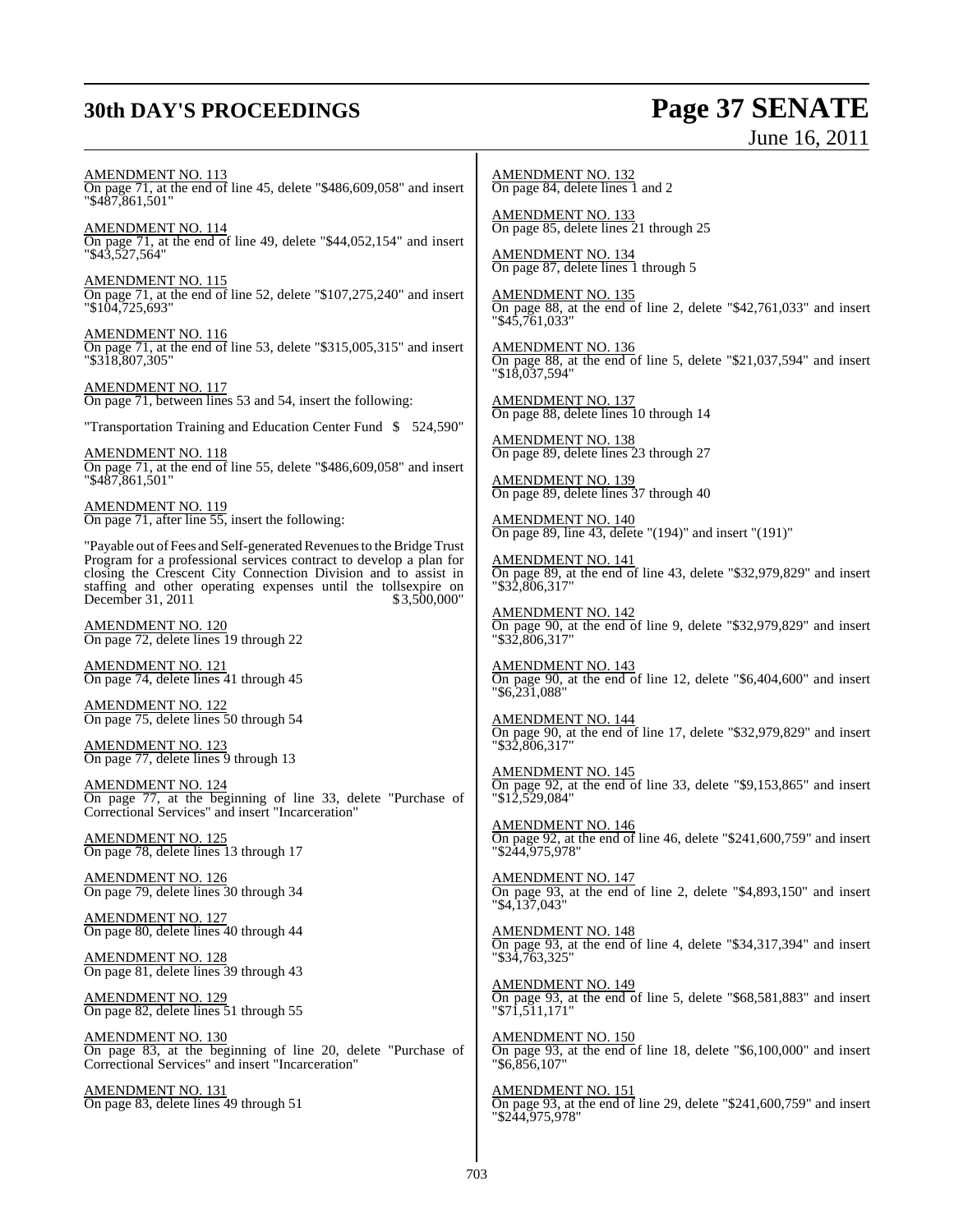AMENDMENT NO. 113
On page 71, at the end of line 45, delete "$486,609,058" and insert "$487,861,501"

AMENDMENT NO. 114
On page 71, at the end of line 49, delete "$44,052,154" and insert "$43,527,564"

AMENDMENT NO. 115
On page 71, at the end of line 52, delete "$107,275,240" and insert "$104,725,693"

AMENDMENT NO. 116
On page 71, at the end of line 53, delete "$315,005,315" and insert "$318,807,305"

AMENDMENT NO. 117
On page 71, between lines 53 and 54, insert the following:

"Transportation Training and Education Center Fund $ 524,590"

AMENDMENT NO. 118
On page 71, at the end of line 55, delete "$486,609,058" and insert "$487,861,501"

AMENDMENT NO. 119
On page 71, after line 55, insert the following:

"Payable out of Fees and Self-generated Revenues to the Bridge Trust Program for a professional services contract to develop a plan for closing the Crescent City Connection Division and to assist in staffing and other operating expenses until the tollsexpire on December 31, 2011 $ 3,500,000"

AMENDMENT NO. 120
On page 72, delete lines 19 through 22

AMENDMENT NO. 121
On page 74, delete lines 41 through 45

AMENDMENT NO. 122
On page 75, delete lines 50 through 54

AMENDMENT NO. 123
On page 77, delete lines 9 through 13

AMENDMENT NO. 124
On page 77, at the beginning of line 33, delete "Purchase of Correctional Services" and insert "Incarceration"

AMENDMENT NO. 125
On page 78, delete lines 13 through 17

AMENDMENT NO. 126
On page 79, delete lines 30 through 34

AMENDMENT NO. 127
On page 80, delete lines 40 through 44

AMENDMENT NO. 128
On page 81, delete lines 39 through 43

AMENDMENT NO. 129
On page 82, delete lines 51 through 55

AMENDMENT NO. 130
On page 83, at the beginning of line 20, delete "Purchase of Correctional Services" and insert "Incarceration"

AMENDMENT NO. 131
On page 83, delete lines 49 through 51

AMENDMENT NO. 132
On page 84, delete lines 1 and 2

AMENDMENT NO. 133
On page 85, delete lines 21 through 25

AMENDMENT NO. 134
On page 87, delete lines 1 through 5

AMENDMENT NO. 135
On page 88, at the end of line 2, delete "$42,761,033" and insert "$45,761,033"

AMENDMENT NO. 136
On page 88, at the end of line 5, delete "$21,037,594" and insert "$18,037,594"

AMENDMENT NO. 137
On page 88, delete lines 10 through 14

AMENDMENT NO. 138
On page 89, delete lines 23 through 27

AMENDMENT NO. 139
On page 89, delete lines 37 through 40

AMENDMENT NO. 140
On page 89, line 43, delete "(194)" and insert "(191)"

AMENDMENT NO. 141
On page 89, at the end of line 43, delete "$32,979,829" and insert "$32,806,317"

AMENDMENT NO. 142
On page 90, at the end of line 9, delete "$32,979,829" and insert "$32,806,317"

AMENDMENT NO. 143
On page 90, at the end of line 12, delete "$6,404,600" and insert "$6,231,088"

AMENDMENT NO. 144
On page 90, at the end of line 17, delete "$32,979,829" and insert "$32,806,317"

AMENDMENT NO. 145
On page 92, at the end of line 33, delete "$9,153,865" and insert "$12,529,084"

AMENDMENT NO. 146
On page 92, at the end of line 46, delete "$241,600,759" and insert "$244,975,978"

AMENDMENT NO. 147
On page 93, at the end of line 2, delete "$4,893,150" and insert "$4,137,043"

AMENDMENT NO. 148
On page 93, at the end of line 4, delete "$34,317,394" and insert "$34,763,325"

AMENDMENT NO. 149
On page 93, at the end of line 5, delete "$68,581,883" and insert "$71,511,171"

AMENDMENT NO. 150
On page 93, at the end of line 18, delete "$6,100,000" and insert "$6,856,107"

AMENDMENT NO. 151
On page 93, at the end of line 29, delete "$241,600,759" and insert "$244,975,978"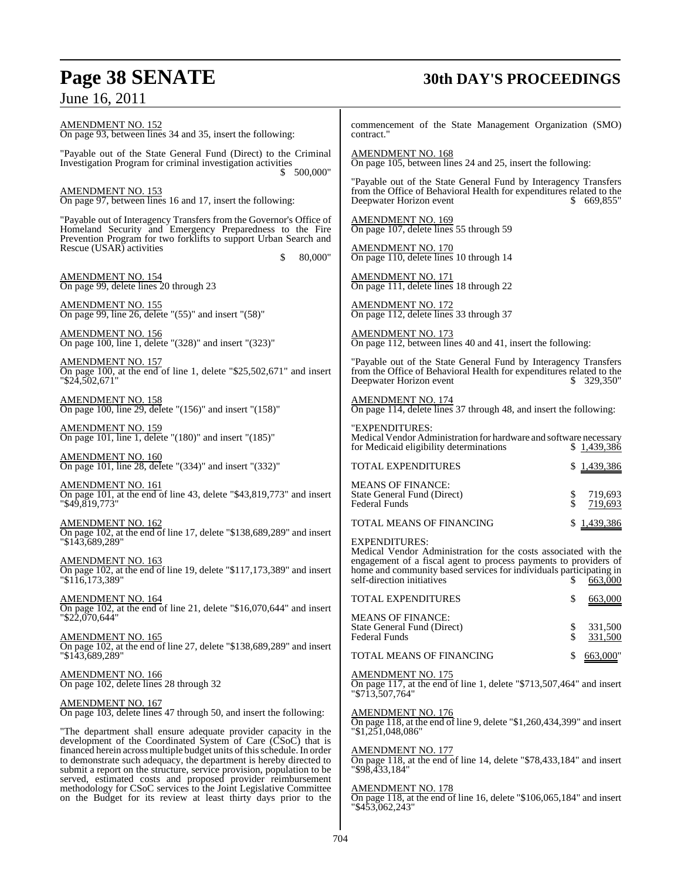AMENDMENT NO. 152
On page 93, between lines 34 and 35, insert the following:

"Payable out of the State General Fund (Direct) to the Criminal Investigation Program for criminal investigation activities $ 500,000"

AMENDMENT NO. 153
On page 97, between lines 16 and 17, insert the following:

"Payable out of Interagency Transfers from the Governor's Office of Homeland Security and Emergency Preparedness to the Fire Prevention Program for two forklifts to support Urban Search and Rescue (USAR) activities $ 80,000"

AMENDMENT NO. 154
On page 99, delete lines 20 through 23

AMENDMENT NO. 155
On page 99, line 26, delete "(55)" and insert "(58)"

AMENDMENT NO. 156
On page 100, line 1, delete "(328)" and insert "(323)"

AMENDMENT NO. 157
On page 100, at the end of line 1, delete "$25,502,671" and insert "$24,502,671"

AMENDMENT NO. 158
On page 100, line 29, delete "(156)" and insert "(158)"

AMENDMENT NO. 159
On page 101, line 1, delete "(180)" and insert "(185)"

AMENDMENT NO. 160
On page 101, line 28, delete "(334)" and insert "(332)"

AMENDMENT NO. 161
On page 101, at the end of line 43, delete "$43,819,773" and insert "$49,819,773"

AMENDMENT NO. 162
On page 102, at the end of line 17, delete "$138,689,289" and insert "$143,689,289"

AMENDMENT NO. 163
On page 102, at the end of line 19, delete "$117,173,389" and insert "$116,173,389"

AMENDMENT NO. 164
On page 102, at the end of line 21, delete "$16,070,644" and insert "$22,070,644"

AMENDMENT NO. 165
On page 102, at the end of line 27, delete "$138,689,289" and insert "$143,689,289"

AMENDMENT NO. 166
On page 102, delete lines 28 through 32

AMENDMENT NO. 167
On page 103, delete lines 47 through 50, and insert the following:

"The department shall ensure adequate provider capacity in the development of the Coordinated System of Care (CSoC) that is financed herein across multiple budget units of this schedule. In order to demonstrate such adequacy, the department is hereby directed to submit a report on the structure, service provision, population to be served, estimated costs and proposed provider reimbursement methodology for CSoC services to the Joint Legislative Committee on the Budget for its review at least thirty days prior to the commencement of the State Management Organization (SMO) contract."

AMENDMENT NO. 168
On page 105, between lines 24 and 25, insert the following:

"Payable out of the State General Fund by Interagency Transfers from the Office of Behavioral Health for expenditures related to the Deepwater Horizon event $ 669,855"

AMENDMENT NO. 169
On page 107, delete lines 55 through 59

AMENDMENT NO. 170
On page 110, delete lines 10 through 14

AMENDMENT NO. 171
On page 111, delete lines 18 through 22

AMENDMENT NO. 172
On page 112, delete lines 33 through 37

AMENDMENT NO. 173
On page 112, between lines 40 and 41, insert the following:

"Payable out of the State General Fund by Interagency Transfers from the Office of Behavioral Health for expenditures related to the Deepwater Horizon event $ 329,350"

AMENDMENT NO. 174
On page 114, delete lines 37 through 48, and insert the following:

| "EXPENDITURES: | |
|---|---|
| Medical Vendor Administration for hardware and software necessary for Medicaid eligibility determinations | $ 1,439,386 |
| TOTAL EXPENDITURES | $ 1,439,386 |
| MEANS OF FINANCE: | |
| State General Fund (Direct) | $ 719,693 |
| Federal Funds | $ 719,693 |
| TOTAL MEANS OF FINANCING | $ 1,439,386 |
| EXPENDITURES: | |
| Medical Vendor Administration for the costs associated with the engagement of a fiscal agent to process payments to providers of home and community based services for individuals participating in self-direction initiatives | $ 663,000 |
| TOTAL EXPENDITURES | $ 663,000 |
| MEANS OF FINANCE: | |
| State General Fund (Direct) | $ 331,500 |
| Federal Funds | $ 331,500 |
| TOTAL MEANS OF FINANCING | $ 663,000" |

AMENDMENT NO. 175
On page 117, at the end of line 1, delete "$713,507,464" and insert "$713,507,764"

AMENDMENT NO. 176
On page 118, at the end of line 9, delete "$1,260,434,399" and insert "$1,251,048,086"

AMENDMENT NO. 177
On page 118, at the end of line 14, delete "$78,433,184" and insert "$98,433,184"

AMENDMENT NO. 178
On page 118, at the end of line 16, delete "$106,065,184" and insert "$453,062,243"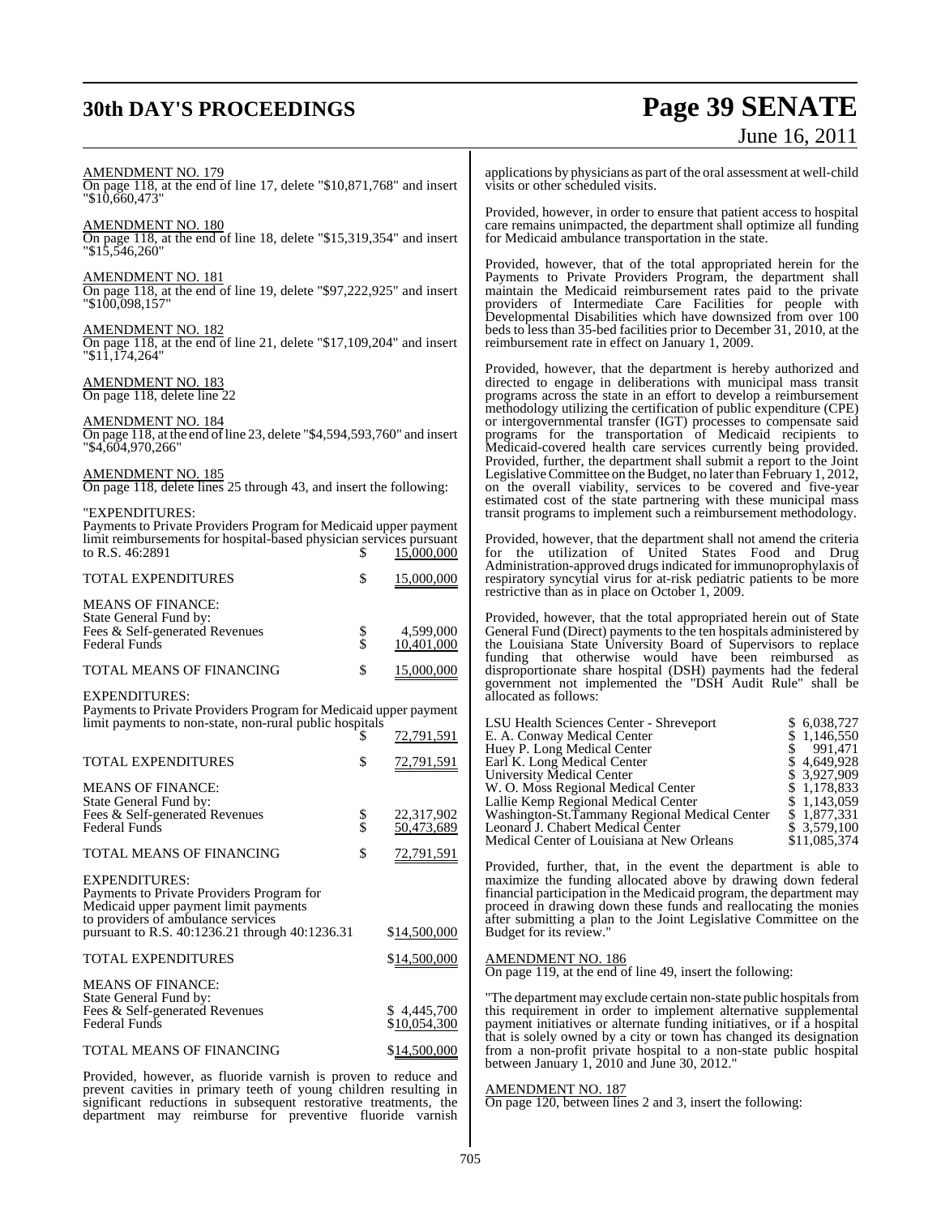AMENDMENT NO. 179
On page 118, at the end of line 17, delete "$10,871,768" and insert "$10,660,473"

AMENDMENT NO. 180
On page 118, at the end of line 18, delete "$15,319,354" and insert "$15,546,260"

AMENDMENT NO. 181
On page 118, at the end of line 19, delete "$97,222,925" and insert "$100,098,157"

AMENDMENT NO. 182
On page 118, at the end of line 21, delete "$17,109,204" and insert "$11,174,264"

AMENDMENT NO. 183
On page 118, delete line 22

AMENDMENT NO. 184
On page 118, at the end of line 23, delete "$4,594,593,760" and insert "$4,604,970,266"

AMENDMENT NO. 185
On page 118, delete lines 25 through 43, and insert the following:

"EXPENDITURES:
Payments to Private Providers Program for Medicaid upper payment limit reimbursements for hospital-based physician services pursuant to R.S. 46:2891 $ 15,000,000

TOTAL EXPENDITURES $ 15,000,000

MEANS OF FINANCE:
State General Fund by:
Fees & Self-generated Revenues $ 4,599,000
Federal Funds $ 10,401,000

TOTAL MEANS OF FINANCING $ 15,000,000

EXPENDITURES:
Payments to Private Providers Program for Medicaid upper payment limit payments to non-state, non-rural public hospitals $ 72,791,591

TOTAL EXPENDITURES $ 72,791,591

MEANS OF FINANCE:
State General Fund by:
Fees & Self-generated Revenues $ 22,317,902
Federal Funds $ 50,473,689

TOTAL MEANS OF FINANCING $ 72,791,591

EXPENDITURES:
Payments to Private Providers Program for Medicaid upper payment limit payments to providers of ambulance services pursuant to R.S. 40:1236.21 through 40:1236.31 $14,500,000

TOTAL EXPENDITURES $14,500,000

MEANS OF FINANCE:
State General Fund by:
Fees & Self-generated Revenues $ 4,445,700
Federal Funds $10,054,300

TOTAL MEANS OF FINANCING $14,500,000

Provided, however, as fluoride varnish is proven to reduce and prevent cavities in primary teeth of young children resulting in significant reductions in subsequent restorative treatments, the department may reimburse for preventive fluoride varnish applications by physicians as part of the oral assessment at well-child visits or other scheduled visits.

Provided, however, in order to ensure that patient access to hospital care remains unimpacted, the department shall optimize all funding for Medicaid ambulance transportation in the state.

Provided, however, that of the total appropriated herein for the Payments to Private Providers Program, the department shall maintain the Medicaid reimbursement rates paid to the private providers of Intermediate Care Facilities for people with Developmental Disabilities which have downsized from over 100 beds to less than 35-bed facilities prior to December 31, 2010, at the reimbursement rate in effect on January 1, 2009.

Provided, however, that the department is hereby authorized and directed to engage in deliberations with municipal mass transit programs across the state in an effort to develop a reimbursement methodology utilizing the certification of public expenditure (CPE) or intergovernmental transfer (IGT) processes to compensate said programs for the transportation of Medicaid recipients to Medicaid-covered health care services currently being provided. Provided, further, the department shall submit a report to the Joint Legislative Committee on the Budget, no later than February 1, 2012, on the overall viability, services to be covered and five-year estimated cost of the state partnering with these municipal mass transit programs to implement such a reimbursement methodology.

Provided, however, that the department shall not amend the criteria for the utilization of United States Food and Drug Administration-approved drugs indicated for immunoprophylaxis of respiratory syncytial virus for at-risk pediatric patients to be more restrictive than as in place on October 1, 2009.

Provided, however, that the total appropriated herein out of State General Fund (Direct) payments to the ten hospitals administered by the Louisiana State University Board of Supervisors to replace funding that otherwise would have been reimbursed as disproportionate share hospital (DSH) payments had the federal government not implemented the "DSH Audit Rule" shall be allocated as follows:

| | |
|---|---|
| LSU Health Sciences Center - Shreveport | $ 6,038,727 |
| E. A. Conway Medical Center | $ 1,146,550 |
| Huey P. Long Medical Center | $ 991,471 |
| Earl K. Long Medical Center | $ 4,649,928 |
| University Medical Center | $ 3,927,909 |
| W. O. Moss Regional Medical Center | $ 1,178,833 |
| Lallie Kemp Regional Medical Center | $ 1,143,059 |
| Washington-St.Tammany Regional Medical Center | $ 1,877,331 |
| Leonard J. Chabert Medical Center | $ 3,579,100 |
| Medical Center of Louisiana at New Orleans | $11,085,374 |

Provided, further, that, in the event the department is able to maximize the funding allocated above by drawing down federal financial participation in the Medicaid program, the department may proceed in drawing down these funds and reallocating the monies after submitting a plan to the Joint Legislative Committee on the Budget for its review."

AMENDMENT NO. 186
On page 119, at the end of line 49, insert the following:

"The department may exclude certain non-state public hospitals from this requirement in order to implement alternative supplemental payment initiatives or alternate funding initiatives, or if a hospital that is solely owned by a city or town has changed its designation from a non-profit private hospital to a non-state public hospital between January 1, 2010 and June 30, 2012."

AMENDMENT NO. 187
On page 120, between lines 2 and 3, insert the following: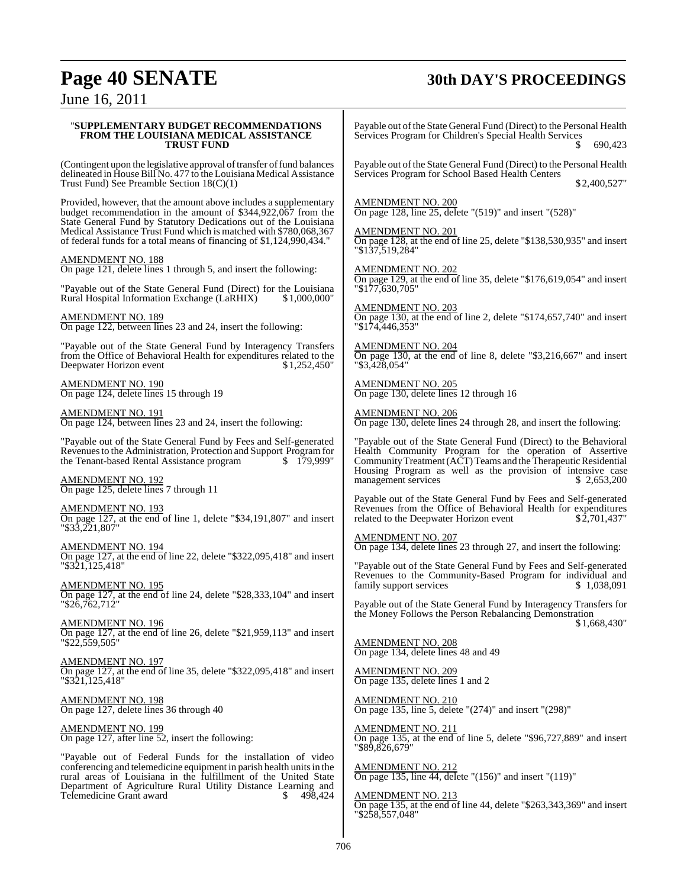"**SUPPLEMENTARY BUDGET RECOMMENDATIONS FROM THE LOUISIANA MEDICAL ASSISTANCE TRUST FUND**

(Contingent upon the legislative approval of transfer of fund balances delineated in House Bill No. 477 to the Louisiana Medical Assistance Trust Fund) See Preamble Section 18(C)(1)

Provided, however, that the amount above includes a supplementary budget recommendation in the amount of $344,922,067 from the State General Fund by Statutory Dedications out of the Louisiana Medical Assistance Trust Fund which is matched with $780,068,367 of federal funds for a total means of financing of $1,124,990,434."

AMENDMENT NO. 188
On page 121, delete lines 1 through 5, and insert the following:

"Payable out of the State General Fund (Direct) for the Louisiana Rural Hospital Information Exchange (LaRHIX) $1,000,000"

AMENDMENT NO. 189
On page 122, between lines 23 and 24, insert the following:

"Payable out of the State General Fund by Interagency Transfers from the Office of Behavioral Health for expenditures related to the Deepwater Horizon event $1,252,450"

AMENDMENT NO. 190
On page 124, delete lines 15 through 19

AMENDMENT NO. 191
On page 124, between lines 23 and 24, insert the following:

"Payable out of the State General Fund by Fees and Self-generated Revenues to the Administration, Protection and Support Program for the Tenant-based Rental Assistance program $ 179,999"

AMENDMENT NO. 192
On page 125, delete lines 7 through 11

AMENDMENT NO. 193
On page 127, at the end of line 1, delete "$34,191,807" and insert "$33,221,807"

AMENDMENT NO. 194
On page 127, at the end of line 22, delete "$322,095,418" and insert "$321,125,418"

AMENDMENT NO. 195
On page 127, at the end of line 24, delete "$28,333,104" and insert "$26,762,712"

AMENDMENT NO. 196
On page 127, at the end of line 26, delete "$21,959,113" and insert "$22,559,505"

AMENDMENT NO. 197
On page 127, at the end of line 35, delete "$322,095,418" and insert "$321,125,418"

AMENDMENT NO. 198
On page 127, delete lines 36 through 40

AMENDMENT NO. 199
On page 127, after line 52, insert the following:

"Payable out of Federal Funds for the installation of video conferencing and telemedicine equipment in parish health units in the rural areas of Louisiana in the fulfillment of the United State Department of Agriculture Rural Utility Distance Learning and Telemedicine Grant award $ 498,424

Payable out of the State General Fund (Direct) to the Personal Health Services Program for Children's Special Health Services $ 690,423

Payable out of the State General Fund (Direct) to the Personal Health Services Program for School Based Health Centers $2,400,527"

AMENDMENT NO. 200
On page 128, line 25, delete "(519)" and insert "(528)"

AMENDMENT NO. 201
On page 128, at the end of line 25, delete "$138,530,935" and insert "$137,519,284"

AMENDMENT NO. 202
On page 129, at the end of line 35, delete "$176,619,054" and insert "$177,630,705"

AMENDMENT NO. 203
On page 130, at the end of line 2, delete "$174,657,740" and insert "$174,446,353"

AMENDMENT NO. 204
On page 130, at the end of line 8, delete "$3,216,667" and insert "$3,428,054"

AMENDMENT NO. 205
On page 130, delete lines 12 through 16

AMENDMENT NO. 206
On page 130, delete lines 24 through 28, and insert the following:

"Payable out of the State General Fund (Direct) to the Behavioral Health Community Program for the operation of Assertive Community Treatment (ACT) Teams and the Therapeutic Residential Housing Program as well as the provision of intensive case management services $ 2,653,200

Payable out of the State General Fund by Fees and Self-generated Revenues from the Office of Behavioral Health for expenditures related to the Deepwater Horizon event $2,701,437"

AMENDMENT NO. 207
On page 134, delete lines 23 through 27, and insert the following:

"Payable out of the State General Fund by Fees and Self-generated Revenues to the Community-Based Program for individual and family support services $ 1,038,091

Payable out of the State General Fund by Interagency Transfers for the Money Follows the Person Rebalancing Demonstration $1,668,430"

AMENDMENT NO. 208
On page 134, delete lines 48 and 49

AMENDMENT NO. 209
On page 135, delete lines 1 and 2

AMENDMENT NO. 210
On page 135, line 5, delete "(274)" and insert "(298)"

AMENDMENT NO. 211
On page 135, at the end of line 5, delete "$96,727,889" and insert "$89,826,679"

AMENDMENT NO. 212
On page 135, line 44, delete "(156)" and insert "(119)"

AMENDMENT NO. 213
On page 135, at the end of line 44, delete "$263,343,369" and insert "$258,557,048"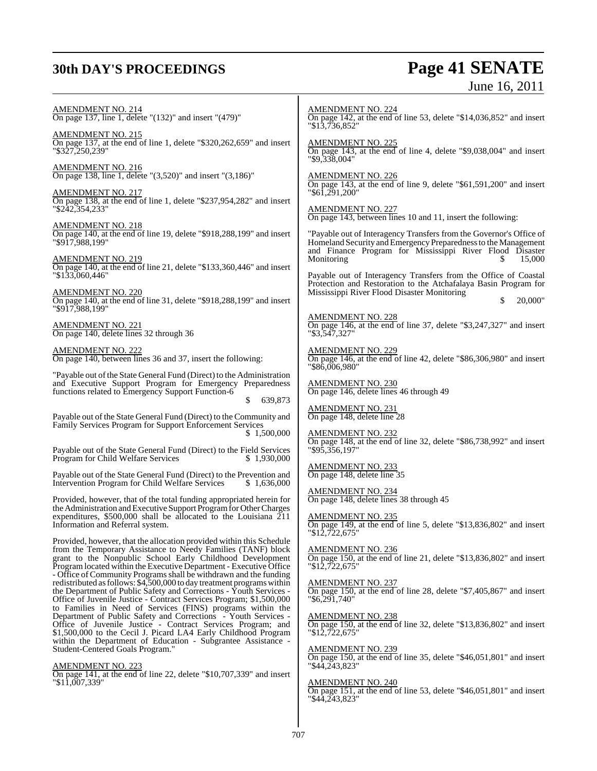AMENDMENT NO. 214
On page 137, line 1, delete "(132)" and insert "(479)"

AMENDMENT NO. 215
On page 137, at the end of line 1, delete "$320,262,659" and insert "$327,250,239"

AMENDMENT NO. 216
On page 138, line 1, delete "(3,520)" and insert "(3,186)"

AMENDMENT NO. 217
On page 138, at the end of line 1, delete "$237,954,282" and insert "$242,354,233"

AMENDMENT NO. 218
On page 140, at the end of line 19, delete "$918,288,199" and insert "$917,988,199"

AMENDMENT NO. 219
On page 140, at the end of line 21, delete "$133,360,446" and insert "$133,060,446"

AMENDMENT NO. 220
On page 140, at the end of line 31, delete "$918,288,199" and insert "$917,988,199"

AMENDMENT NO. 221
On page 140, delete lines 32 through 36

AMENDMENT NO. 222
On page 140, between lines 36 and 37, insert the following:

"Payable out of the State General Fund (Direct) to the Administration and Executive Support Program for Emergency Preparedness functions related to Emergency Support Function-6 $ 639,873

Payable out of the State General Fund (Direct) to the Community and Family Services Program for Support Enforcement Services $ 1,500,000

Payable out of the State General Fund (Direct) to the Field Services Program for Child Welfare Services $ 1,930,000

Payable out of the State General Fund (Direct) to the Prevention and Intervention Program for Child Welfare Services $ 1,636,000

Provided, however, that of the total funding appropriated herein for the Administration and Executive Support Program for Other Charges expenditures, $500,000 shall be allocated to the Louisiana 211 Information and Referral system.

Provided, however, that the allocation provided within this Schedule from the Temporary Assistance to Needy Families (TANF) block grant to the Nonpublic School Early Childhood Development Program located within the Executive Department - Executive Office - Office of Community Programs shall be withdrawn and the funding redistributed as follows: $4,500,000 to day treatment programs within the Department of Public Safety and Corrections - Youth Services - Office of Juvenile Justice - Contract Services Program; $1,500,000 to Families in Need of Services (FINS) programs within the Department of Public Safety and Corrections - Youth Services - Office of Juvenile Justice - Contract Services Program; and $1,500,000 to the Cecil J. Picard LA4 Early Childhood Program within the Department of Education - Subgrantee Assistance - Student-Centered Goals Program."

AMENDMENT NO. 223
On page 141, at the end of line 22, delete "$10,707,339" and insert "$11,007,339"

AMENDMENT NO. 224
On page 142, at the end of line 53, delete "$14,036,852" and insert "$13,736,852"

AMENDMENT NO. 225
On page 143, at the end of line 4, delete "$9,038,004" and insert "$9,338,004"

AMENDMENT NO. 226
On page 143, at the end of line 9, delete "$61,591,200" and insert "$61,291,200"

AMENDMENT NO. 227
On page 143, between lines 10 and 11, insert the following:

"Payable out of Interagency Transfers from the Governor's Office of Homeland Security and Emergency Preparedness to the Management and Finance Program for Mississippi River Flood Disaster Monitoring $ 15,000

Payable out of Interagency Transfers from the Office of Coastal Protection and Restoration to the Atchafalaya Basin Program for Mississippi River Flood Disaster Monitoring $ 20,000"

AMENDMENT NO. 228
On page 146, at the end of line 37, delete "$3,247,327" and insert "$3,547,327"

AMENDMENT NO. 229
On page 146, at the end of line 42, delete "$86,306,980" and insert "$86,006,980"

AMENDMENT NO. 230
On page 146, delete lines 46 through 49

AMENDMENT NO. 231
On page 148, delete line 28

AMENDMENT NO. 232
On page 148, at the end of line 32, delete "$86,738,992" and insert "$95,356,197"

AMENDMENT NO. 233
On page 148, delete line 35

AMENDMENT NO. 234
On page 148, delete lines 38 through 45

AMENDMENT NO. 235
On page 149, at the end of line 5, delete "$13,836,802" and insert "$12,722,675"

AMENDMENT NO. 236
On page 150, at the end of line 21, delete "$13,836,802" and insert "$12,722,675"

AMENDMENT NO. 237
On page 150, at the end of line 28, delete "$7,405,867" and insert "$6,291,740"

AMENDMENT NO. 238
On page 150, at the end of line 32, delete "$13,836,802" and insert "$12,722,675"

AMENDMENT NO. 239
On page 150, at the end of line 35, delete "$46,051,801" and insert "$44,243,823"

AMENDMENT NO. 240
On page 151, at the end of line 53, delete "$46,051,801" and insert "$44,243,823"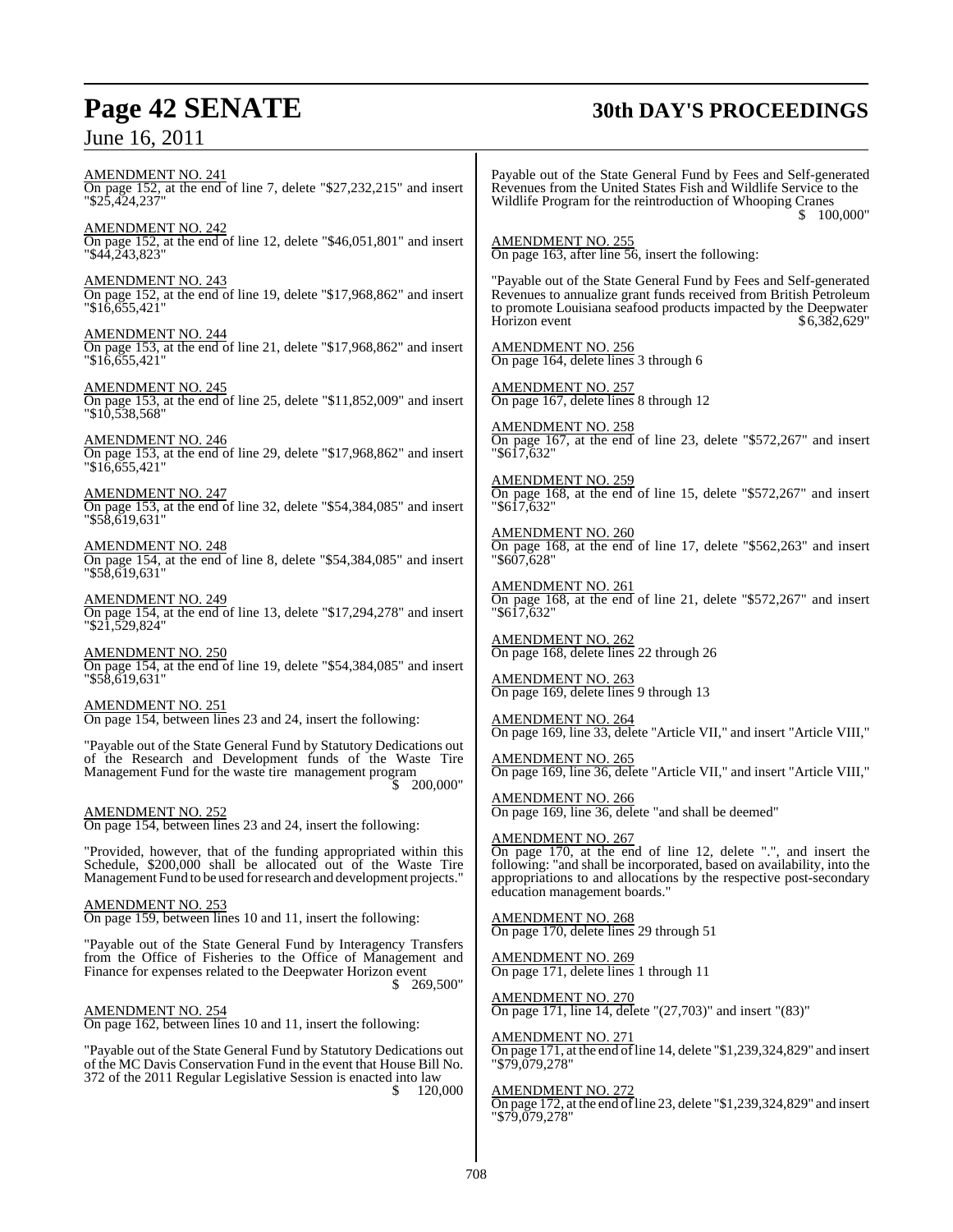AMENDMENT NO. 241
On page 152, at the end of line 7, delete "$27,232,215" and insert "$25,424,237"

AMENDMENT NO. 242
On page 152, at the end of line 12, delete "$46,051,801" and insert "$44,243,823"

AMENDMENT NO. 243
On page 152, at the end of line 19, delete "$17,968,862" and insert "$16,655,421"

AMENDMENT NO. 244
On page 153, at the end of line 21, delete "$17,968,862" and insert "$16,655,421"

AMENDMENT NO. 245
On page 153, at the end of line 25, delete "$11,852,009" and insert "$10,538,568"

AMENDMENT NO. 246
On page 153, at the end of line 29, delete "$17,968,862" and insert "$16,655,421"

AMENDMENT NO. 247
On page 153, at the end of line 32, delete "$54,384,085" and insert "$58,619,631"

AMENDMENT NO. 248
On page 154, at the end of line 8, delete "$54,384,085" and insert "$58,619,631"

AMENDMENT NO. 249
On page 154, at the end of line 13, delete "$17,294,278" and insert "$21,529,824"

AMENDMENT NO. 250
On page 154, at the end of line 19, delete "$54,384,085" and insert "$58,619,631"

AMENDMENT NO. 251
On page 154, between lines 23 and 24, insert the following:

"Payable out of the State General Fund by Statutory Dedications out of the Research and Development funds of the Waste Tire Management Fund for the waste tire management program $ 200,000"

AMENDMENT NO. 252
On page 154, between lines 23 and 24, insert the following:

"Provided, however, that of the funding appropriated within this Schedule, $200,000 shall be allocated out of the Waste Tire Management Fund to be used for research and development projects."

AMENDMENT NO. 253
On page 159, between lines 10 and 11, insert the following:

"Payable out of the State General Fund by Interagency Transfers from the Office of Fisheries to the Office of Management and Finance for expenses related to the Deepwater Horizon event $ 269,500"

AMENDMENT NO. 254
On page 162, between lines 10 and 11, insert the following:

"Payable out of the State General Fund by Statutory Dedications out of the MC Davis Conservation Fund in the event that House Bill No. 372 of the 2011 Regular Legislative Session is enacted into law $ 120,000

Payable out of the State General Fund by Fees and Self-generated Revenues from the United States Fish and Wildlife Service to the Wildlife Program for the reintroduction of Whooping Cranes $ 100,000"

AMENDMENT NO. 255
On page 163, after line 56, insert the following:

"Payable out of the State General Fund by Fees and Self-generated Revenues to annualize grant funds received from British Petroleum to promote Louisiana seafood products impacted by the Deepwater Horizon event $ 6,382,629"

AMENDMENT NO. 256
On page 164, delete lines 3 through 6

AMENDMENT NO. 257
On page 167, delete lines 8 through 12

AMENDMENT NO. 258
On page 167, at the end of line 23, delete "$572,267" and insert "$617,632"

AMENDMENT NO. 259
On page 168, at the end of line 15, delete "$572,267" and insert "$617,632"

AMENDMENT NO. 260
On page 168, at the end of line 17, delete "$562,263" and insert "$607,628"

AMENDMENT NO. 261
On page 168, at the end of line 21, delete "$572,267" and insert "$617,632"

AMENDMENT NO. 262
On page 168, delete lines 22 through 26

AMENDMENT NO. 263
On page 169, delete lines 9 through 13

AMENDMENT NO. 264
On page 169, line 33, delete "Article VII," and insert "Article VIII,"

AMENDMENT NO. 265
On page 169, line 36, delete "Article VII," and insert "Article VIII,"

AMENDMENT NO. 266
On page 169, line 36, delete "and shall be deemed"

AMENDMENT NO. 267
On page 170, at the end of line 12, delete ".", and insert the following: "and shall be incorporated, based on availability, into the appropriations to and allocations by the respective post-secondary education management boards."

AMENDMENT NO. 268
On page 170, delete lines 29 through 51

AMENDMENT NO. 269
On page 171, delete lines 1 through 11

AMENDMENT NO. 270
On page 171, line 14, delete "(27,703)" and insert "(83)"

AMENDMENT NO. 271
On page 171, at the end of line 14, delete "$1,239,324,829" and insert "$79,079,278"

AMENDMENT NO. 272
On page 172, at the end of line 23, delete "$1,239,324,829" and insert "$79,079,278"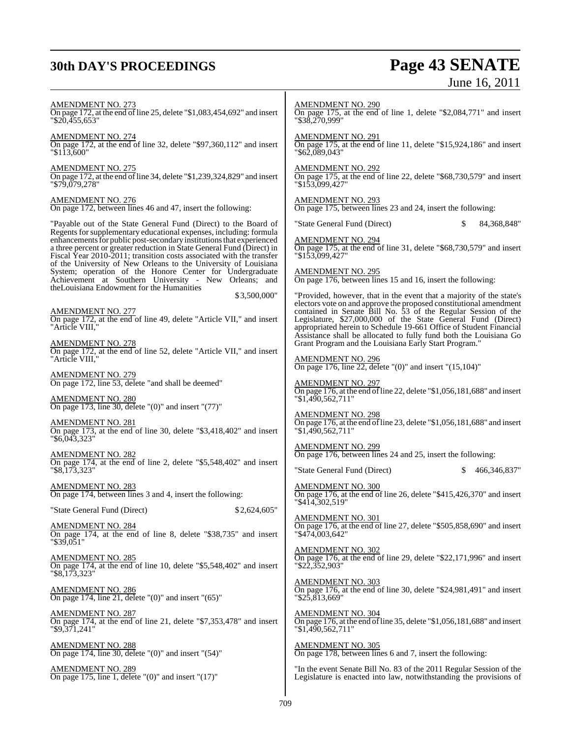AMENDMENT NO. 273
On page 172, at the end of line 25, delete "$1,083,454,692" and insert "$20,455,653"

AMENDMENT NO. 274
On page 172, at the end of line 32, delete "$97,360,112" and insert "$113,600"

AMENDMENT NO. 275
On page 172, at the end of line 34, delete "$1,239,324,829" and insert "$79,079,278"

AMENDMENT NO. 276
On page 172, between lines 46 and 47, insert the following:

"Payable out of the State General Fund (Direct) to the Board of Regents for supplementary educational expenses, including: formula enhancements for public post-secondary institutions that experienced a three percent or greater reduction in State General Fund (Direct) in Fiscal Year 2010-2011; transition costs associated with the transfer of the University of New Orleans to the University of Louisiana System; operation of the Honore Center for Undergraduate Achievement at Southern University - New Orleans; and theLouisiana Endowment for the Humanities
$3,500,000"

AMENDMENT NO. 277
On page 172, at the end of line 49, delete "Article VII," and insert "Article VIII,"

AMENDMENT NO. 278
On page 172, at the end of line 52, delete "Article VII," and insert "Article VIII,"

AMENDMENT NO. 279
On page 172, line 53, delete "and shall be deemed"

AMENDMENT NO. 280
On page 173, line 30, delete "(0)" and insert "(77)"

AMENDMENT NO. 281
On page 173, at the end of line 30, delete "$3,418,402" and insert "$6,043,323"

AMENDMENT NO. 282
On page 174, at the end of line 2, delete "$5,548,402" and insert "$8,173,323"

AMENDMENT NO. 283
On page 174, between lines 3 and 4, insert the following:

"State General Fund (Direct) $2,624,605"

AMENDMENT NO. 284
On page 174, at the end of line 8, delete "$38,735" and insert "$39,051"

AMENDMENT NO. 285
On page 174, at the end of line 10, delete "$5,548,402" and insert "$8,173,323"

AMENDMENT NO. 286
On page 174, line 21, delete "(0)" and insert "(65)"

AMENDMENT NO. 287
On page 174, at the end of line 21, delete "$7,353,478" and insert "$9,371,241"

AMENDMENT NO. 288
On page 174, line 30, delete "(0)" and insert "(54)"

AMENDMENT NO. 289
On page 175, line 1, delete "(0)" and insert "(17)"

AMENDMENT NO. 290
On page 175, at the end of line 1, delete "$2,084,771" and insert "$38,270,999"

AMENDMENT NO. 291
On page 175, at the end of line 11, delete "$15,924,186" and insert "$62,089,043"

AMENDMENT NO. 292
On page 175, at the end of line 22, delete "$68,730,579" and insert "$153,099,427"

AMENDMENT NO. 293
On page 175, between lines 23 and 24, insert the following:

"State General Fund (Direct) $ 84,368,848"

AMENDMENT NO. 294
On page 175, at the end of line 31, delete "$68,730,579" and insert "$153,099,427"

AMENDMENT NO. 295
On page 176, between lines 15 and 16, insert the following:

"Provided, however, that in the event that a majority of the state's electors vote on and approve the proposed constitutional amendment contained in Senate Bill No. 53 of the Regular Session of the Legislature, $27,000,000 of the State General Fund (Direct) appropriated herein to Schedule 19-661 Office of Student Financial Assistance shall be allocated to fully fund both the Louisiana Go Grant Program and the Louisiana Early Start Program."

AMENDMENT NO. 296
On page 176, line 22, delete "(0)" and insert "(15,104)"

AMENDMENT NO. 297
On page 176, at the end of line 22, delete "$1,056,181,688" and insert "$1,490,562,711"

AMENDMENT NO. 298
On page 176, at the end of line 23, delete "$1,056,181,688" and insert "$1,490,562,711"

AMENDMENT NO. 299
On page 176, between lines 24 and 25, insert the following:

"State General Fund (Direct) $ 466,346,837"

AMENDMENT NO. 300
On page 176, at the end of line 26, delete "$415,426,370" and insert "$414,302,519"

AMENDMENT NO. 301
On page 176, at the end of line 27, delete "$505,858,690" and insert "$474,003,642"

AMENDMENT NO. 302
On page 176, at the end of line 29, delete "$22,171,996" and insert "$22,352,903"

AMENDMENT NO. 303
On page 176, at the end of line 30, delete "$24,981,491" and insert "$25,813,669"

AMENDMENT NO. 304
On page 176, at the end of line 35, delete "$1,056,181,688" and insert "$1,490,562,711"

AMENDMENT NO. 305
On page 178, between lines 6 and 7, insert the following:

"In the event Senate Bill No. 83 of the 2011 Regular Session of the Legislature is enacted into law, notwithstanding the provisions of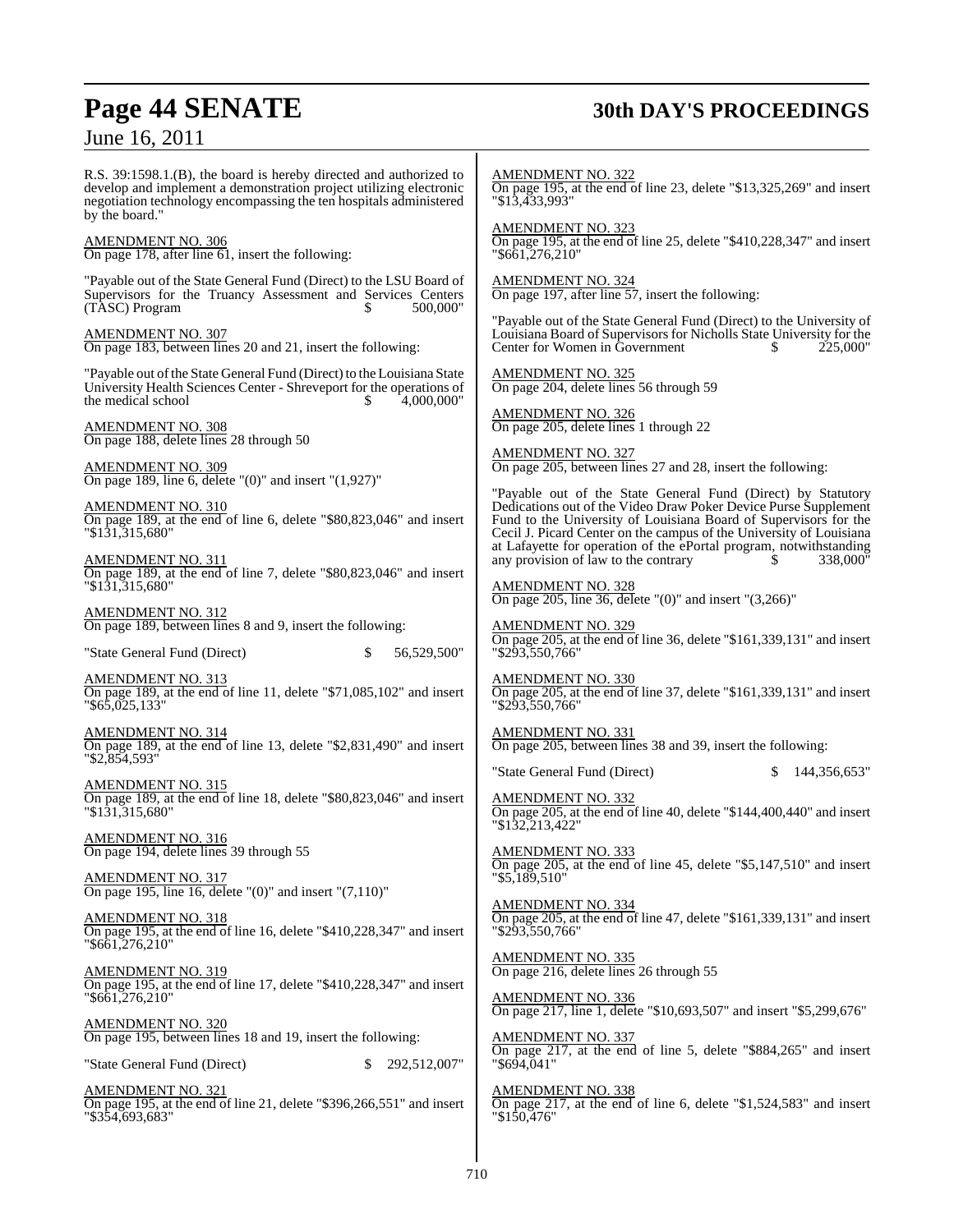R.S. 39:1598.1.(B), the board is hereby directed and authorized to develop and implement a demonstration project utilizing electronic negotiation technology encompassing the ten hospitals administered by the board."

AMENDMENT NO. 306
On page 178, after line 61, insert the following:

"Payable out of the State General Fund (Direct) to the LSU Board of Supervisors for the Truancy Assessment and Services Centers (TASC) Program $ 500,000"

AMENDMENT NO. 307
On page 183, between lines 20 and 21, insert the following:

"Payable out of the State General Fund (Direct) to the Louisiana State University Health Sciences Center - Shreveport for the operations of the medical school $ 4,000,000"

AMENDMENT NO. 308
On page 188, delete lines 28 through 50

AMENDMENT NO. 309
On page 189, line 6, delete "(0)" and insert "(1,927)"

AMENDMENT NO. 310
On page 189, at the end of line 6, delete "$80,823,046" and insert "$131,315,680"

AMENDMENT NO. 311
On page 189, at the end of line 7, delete "$80,823,046" and insert "$131,315,680"

AMENDMENT NO. 312
On page 189, between lines 8 and 9, insert the following:

"State General Fund (Direct) $ 56,529,500"

AMENDMENT NO. 313
On page 189, at the end of line 11, delete "$71,085,102" and insert "$65,025,133"

AMENDMENT NO. 314
On page 189, at the end of line 13, delete "$2,831,490" and insert "$2,854,593"

AMENDMENT NO. 315
On page 189, at the end of line 18, delete "$80,823,046" and insert "$131,315,680"

AMENDMENT NO. 316
On page 194, delete lines 39 through 55

AMENDMENT NO. 317
On page 195, line 16, delete "(0)" and insert "(7,110)"

AMENDMENT NO. 318
On page 195, at the end of line 16, delete "$410,228,347" and insert "$661,276,210"

AMENDMENT NO. 319
On page 195, at the end of line 17, delete "$410,228,347" and insert "$661,276,210"

AMENDMENT NO. 320
On page 195, between lines 18 and 19, insert the following:

"State General Fund (Direct) $ 292,512,007"

AMENDMENT NO. 321
On page 195, at the end of line 21, delete "$396,266,551" and insert "$354,693,683"

AMENDMENT NO. 322
On page 195, at the end of line 23, delete "$13,325,269" and insert "$13,433,993"

AMENDMENT NO. 323
On page 195, at the end of line 25, delete "$410,228,347" and insert "$661,276,210"

AMENDMENT NO. 324
On page 197, after line 57, insert the following:

"Payable out of the State General Fund (Direct) to the University of Louisiana Board of Supervisors for Nicholls State University for the Center for Women in Government $ 225,000"

AMENDMENT NO. 325
On page 204, delete lines 56 through 59

AMENDMENT NO. 326
On page 205, delete lines 1 through 22

AMENDMENT NO. 327
On page 205, between lines 27 and 28, insert the following:

"Payable out of the State General Fund (Direct) by Statutory Dedications out of the Video Draw Poker Device Purse Supplement Fund to the University of Louisiana Board of Supervisors for the Cecil J. Picard Center on the campus of the University of Louisiana at Lafayette for operation of the ePortal program, notwithstanding any provision of law to the contrary $ 338,000"

AMENDMENT NO. 328
On page 205, line 36, delete "(0)" and insert "(3,266)"

AMENDMENT NO. 329
On page 205, at the end of line 36, delete "$161,339,131" and insert "$293,550,766"

AMENDMENT NO. 330
On page 205, at the end of line 37, delete "$161,339,131" and insert "$293,550,766"

AMENDMENT NO. 331
On page 205, between lines 38 and 39, insert the following:

"State General Fund (Direct) $ 144,356,653"

AMENDMENT NO. 332
On page 205, at the end of line 40, delete "$144,400,440" and insert "$132,213,422"

AMENDMENT NO. 333
On page 205, at the end of line 45, delete "$5,147,510" and insert "$5,189,510"

AMENDMENT NO. 334
On page 205, at the end of line 47, delete "$161,339,131" and insert "$293,550,766"

AMENDMENT NO. 335
On page 216, delete lines 26 through 55

AMENDMENT NO. 336
On page 217, line 1, delete "$10,693,507" and insert "$5,299,676"

AMENDMENT NO. 337
On page 217, at the end of line 5, delete "$884,265" and insert "$694,041"

AMENDMENT NO. 338
On page 217, at the end of line 6, delete "$1,524,583" and insert "$150,476"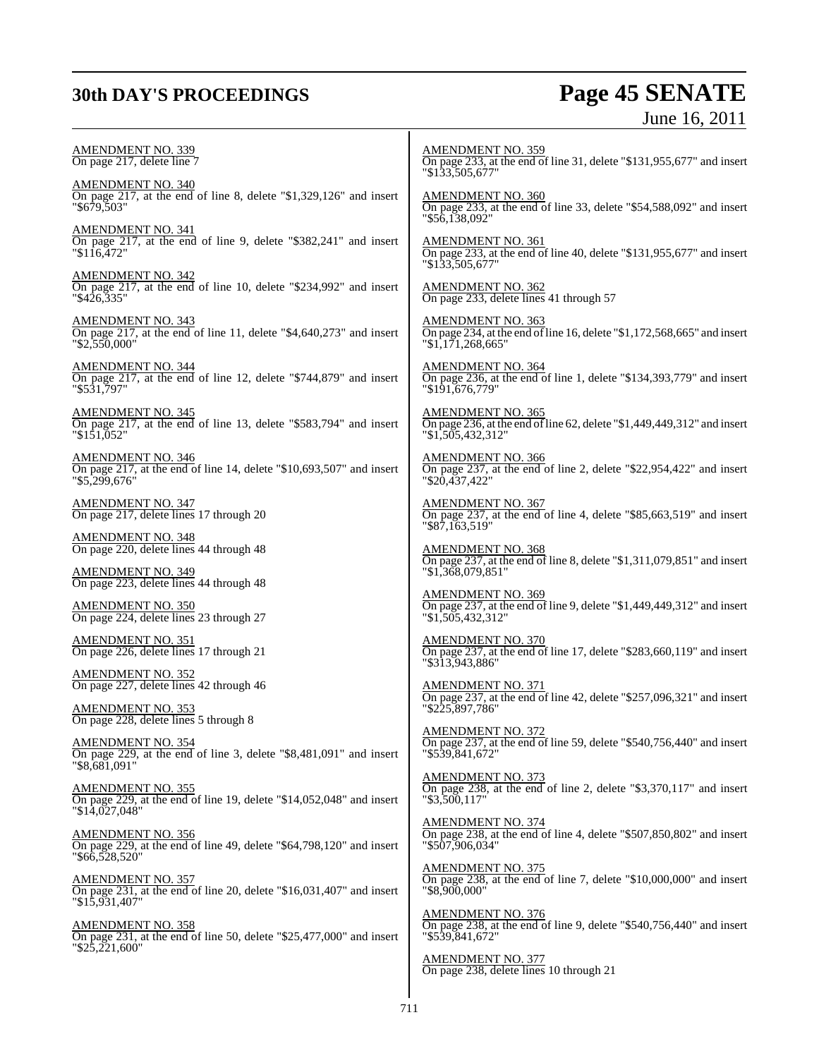AMENDMENT NO. 339
On page 217, delete line 7

AMENDMENT NO. 340
On page 217, at the end of line 8, delete "$1,329,126" and insert "$679,503"

AMENDMENT NO. 341
On page 217, at the end of line 9, delete "$382,241" and insert "$116,472"

AMENDMENT NO. 342
On page 217, at the end of line 10, delete "$234,992" and insert "$426,335"

AMENDMENT NO. 343
On page 217, at the end of line 11, delete "$4,640,273" and insert "$2,550,000"

AMENDMENT NO. 344
On page 217, at the end of line 12, delete "$744,879" and insert "$531,797"

AMENDMENT NO. 345
On page 217, at the end of line 13, delete "$583,794" and insert "$151,052"

AMENDMENT NO. 346
On page 217, at the end of line 14, delete "$10,693,507" and insert "$5,299,676"

AMENDMENT NO. 347
On page 217, delete lines 17 through 20

AMENDMENT NO. 348
On page 220, delete lines 44 through 48

AMENDMENT NO. 349
On page 223, delete lines 44 through 48

AMENDMENT NO. 350
On page 224, delete lines 23 through 27

AMENDMENT NO. 351
On page 226, delete lines 17 through 21

AMENDMENT NO. 352
On page 227, delete lines 42 through 46

AMENDMENT NO. 353
On page 228, delete lines 5 through 8

AMENDMENT NO. 354
On page 229, at the end of line 3, delete "$8,481,091" and insert "$8,681,091"

AMENDMENT NO. 355
On page 229, at the end of line 19, delete "$14,052,048" and insert "$14,027,048"

AMENDMENT NO. 356
On page 229, at the end of line 49, delete "$64,798,120" and insert "$66,528,520"

AMENDMENT NO. 357
On page 231, at the end of line 20, delete "$16,031,407" and insert "$15,931,407"

AMENDMENT NO. 358
On page 231, at the end of line 50, delete "$25,477,000" and insert "$25,221,600"

AMENDMENT NO. 359
On page 233, at the end of line 31, delete "$131,955,677" and insert "$133,505,677"

AMENDMENT NO. 360
On page 233, at the end of line 33, delete "$54,588,092" and insert "$56,138,092"

AMENDMENT NO. 361
On page 233, at the end of line 40, delete "$131,955,677" and insert "$133,505,677"

AMENDMENT NO. 362
On page 233, delete lines 41 through 57

AMENDMENT NO. 363
On page 234, at the end of line 16, delete "$1,172,568,665" and insert "$1,171,268,665"

AMENDMENT NO. 364
On page 236, at the end of line 1, delete "$134,393,779" and insert "$191,676,779"

AMENDMENT NO. 365
On page 236, at the end of line 62, delete "$1,449,449,312" and insert "$1,505,432,312"

AMENDMENT NO. 366
On page 237, at the end of line 2, delete "$22,954,422" and insert "$20,437,422"

AMENDMENT NO. 367
On page 237, at the end of line 4, delete "$85,663,519" and insert "$87,163,519"

AMENDMENT NO. 368
On page 237, at the end of line 8, delete "$1,311,079,851" and insert "$1,368,079,851"

AMENDMENT NO. 369
On page 237, at the end of line 9, delete "$1,449,449,312" and insert "$1,505,432,312"

AMENDMENT NO. 370
On page 237, at the end of line 17, delete "$283,660,119" and insert "$313,943,886"

AMENDMENT NO. 371
On page 237, at the end of line 42, delete "$257,096,321" and insert "$225,897,786"

AMENDMENT NO. 372
On page 237, at the end of line 59, delete "$540,756,440" and insert "$539,841,672"

AMENDMENT NO. 373
On page 238, at the end of line 2, delete "$3,370,117" and insert "$3,500,117"

AMENDMENT NO. 374
On page 238, at the end of line 4, delete "$507,850,802" and insert "$507,906,034"

AMENDMENT NO. 375
On page 238, at the end of line 7, delete "$10,000,000" and insert "$8,900,000"

AMENDMENT NO. 376
On page 238, at the end of line 9, delete "$540,756,440" and insert "$539,841,672"

AMENDMENT NO. 377
On page 238, delete lines 10 through 21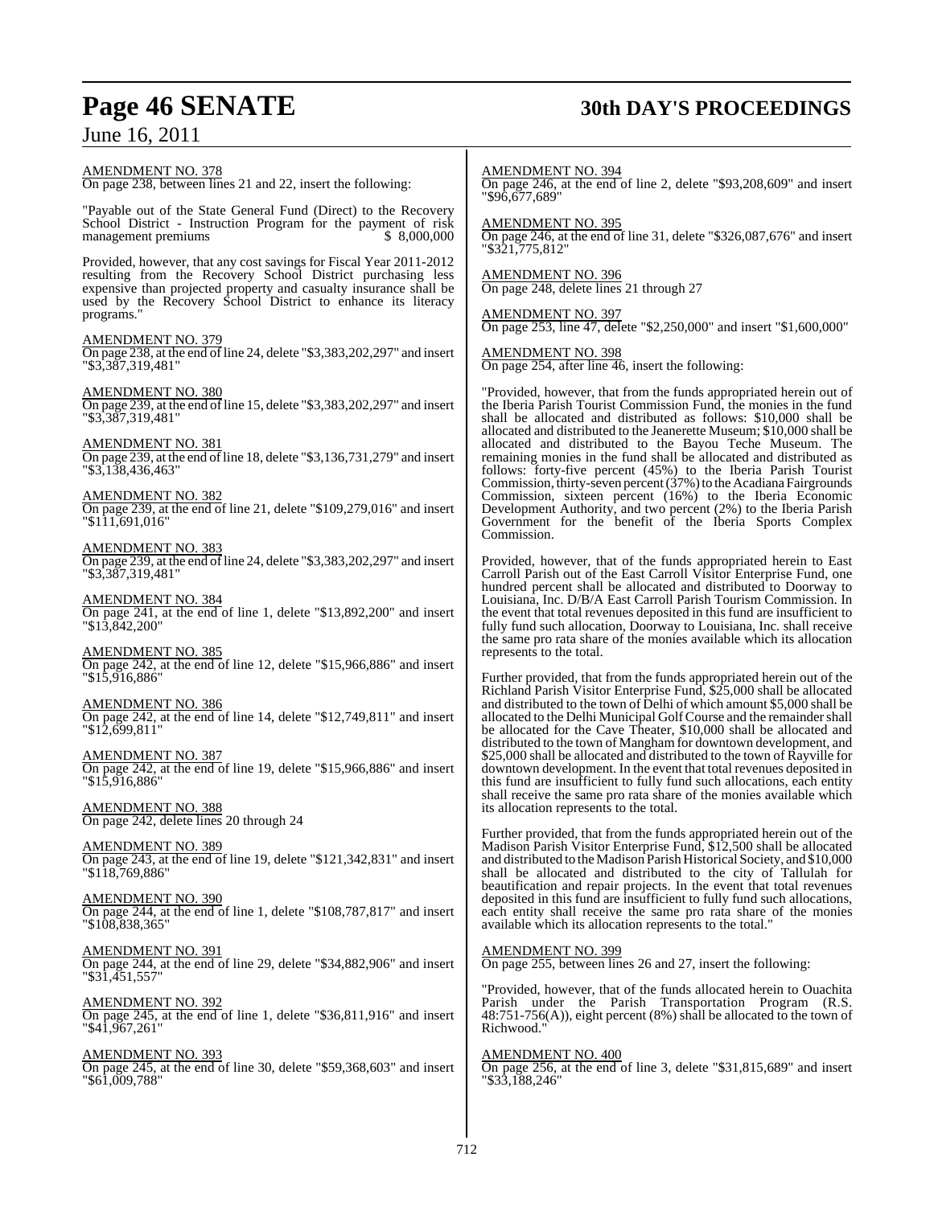AMENDMENT NO. 378
On page 238, between lines 21 and 22, insert the following:

"Payable out of the State General Fund (Direct) to the Recovery School District - Instruction Program for the payment of risk management premiums $ 8,000,000

Provided, however, that any cost savings for Fiscal Year 2011-2012 resulting from the Recovery School District purchasing less expensive than projected property and casualty insurance shall be used by the Recovery School District to enhance its literacy programs."

AMENDMENT NO. 379
On page 238, at the end of line 24, delete "$3,383,202,297" and insert "$3,387,319,481"

AMENDMENT NO. 380
On page 239, at the end of line 15, delete "$3,383,202,297" and insert "$3,387,319,481"

AMENDMENT NO. 381
On page 239, at the end of line 18, delete "$3,136,731,279" and insert "$3,138,436,463"

AMENDMENT NO. 382
On page 239, at the end of line 21, delete "$109,279,016" and insert "$111,691,016"

AMENDMENT NO. 383
On page 239, at the end of line 24, delete "$3,383,202,297" and insert "$3,387,319,481"

AMENDMENT NO. 384
On page 241, at the end of line 1, delete "$13,892,200" and insert "$13,842,200"

AMENDMENT NO. 385
On page 242, at the end of line 12, delete "$15,966,886" and insert "$15,916,886"

AMENDMENT NO. 386
On page 242, at the end of line 14, delete "$12,749,811" and insert "$12,699,811"

AMENDMENT NO. 387
On page 242, at the end of line 19, delete "$15,966,886" and insert "$15,916,886"

AMENDMENT NO. 388
On page 242, delete lines 20 through 24

AMENDMENT NO. 389
On page 243, at the end of line 19, delete "$121,342,831" and insert "$118,769,886"

AMENDMENT NO. 390
On page 244, at the end of line 1, delete "$108,787,817" and insert "$108,838,365"

AMENDMENT NO. 391
On page 244, at the end of line 29, delete "$34,882,906" and insert "$31,451,557"

AMENDMENT NO. 392
On page 245, at the end of line 1, delete "$36,811,916" and insert "$41,967,261"

AMENDMENT NO. 393
On page 245, at the end of line 30, delete "$59,368,603" and insert "$61,009,788"

AMENDMENT NO. 394
On page 246, at the end of line 2, delete "$93,208,609" and insert "$96,677,689"

AMENDMENT NO. 395
On page 246, at the end of line 31, delete "$326,087,676" and insert "$321,775,812"

AMENDMENT NO. 396
On page 248, delete lines 21 through 27

AMENDMENT NO. 397
On page 253, line 47, delete "$2,250,000" and insert "$1,600,000"

AMENDMENT NO. 398
On page 254, after line 46, insert the following:

"Provided, however, that from the funds appropriated herein out of the Iberia Parish Tourist Commission Fund, the monies in the fund shall be allocated and distributed as follows: $10,000 shall be allocated and distributed to the Jeanerette Museum; $10,000 shall be allocated and distributed to the Bayou Teche Museum. The remaining monies in the fund shall be allocated and distributed as follows: forty-five percent (45%) to the Iberia Parish Tourist Commission, thirty-seven percent (37%) to the Acadiana Fairgrounds Commission, sixteen percent (16%) to the Iberia Economic Development Authority, and two percent (2%) to the Iberia Parish Government for the benefit of the Iberia Sports Complex Commission.

Provided, however, that of the funds appropriated herein to East Carroll Parish out of the East Carroll Visitor Enterprise Fund, one hundred percent shall be allocated and distributed to Doorway to Louisiana, Inc. D/B/A East Carroll Parish Tourism Commission. In the event that total revenues deposited in this fund are insufficient to fully fund such allocation, Doorway to Louisiana, Inc. shall receive the same pro rata share of the monies available which its allocation represents to the total.

Further provided, that from the funds appropriated herein out of the Richland Parish Visitor Enterprise Fund, $25,000 shall be allocated and distributed to the town of Delhi of which amount $5,000 shall be allocated to the Delhi Municipal Golf Course and the remainder shall be allocated for the Cave Theater, $10,000 shall be allocated and distributed to the town of Mangham for downtown development, and $25,000 shall be allocated and distributed to the town of Rayville for downtown development. In the event that total revenues deposited in this fund are insufficient to fully fund such allocations, each entity shall receive the same pro rata share of the monies available which its allocation represents to the total.

Further provided, that from the funds appropriated herein out of the Madison Parish Visitor Enterprise Fund, $12,500 shall be allocated and distributed to the Madison Parish Historical Society, and $10,000 shall be allocated and distributed to the city of Tallulah for beautification and repair projects. In the event that total revenues deposited in this fund are insufficient to fully fund such allocations, each entity shall receive the same pro rata share of the monies available which its allocation represents to the total."

AMENDMENT NO. 399
On page 255, between lines 26 and 27, insert the following:

"Provided, however, that of the funds allocated herein to Ouachita Parish under the Parish Transportation Program (R.S. 48:751-756(A)), eight percent (8%) shall be allocated to the town of Richwood."

AMENDMENT NO. 400
On page 256, at the end of line 3, delete "$31,815,689" and insert "$33,188,246"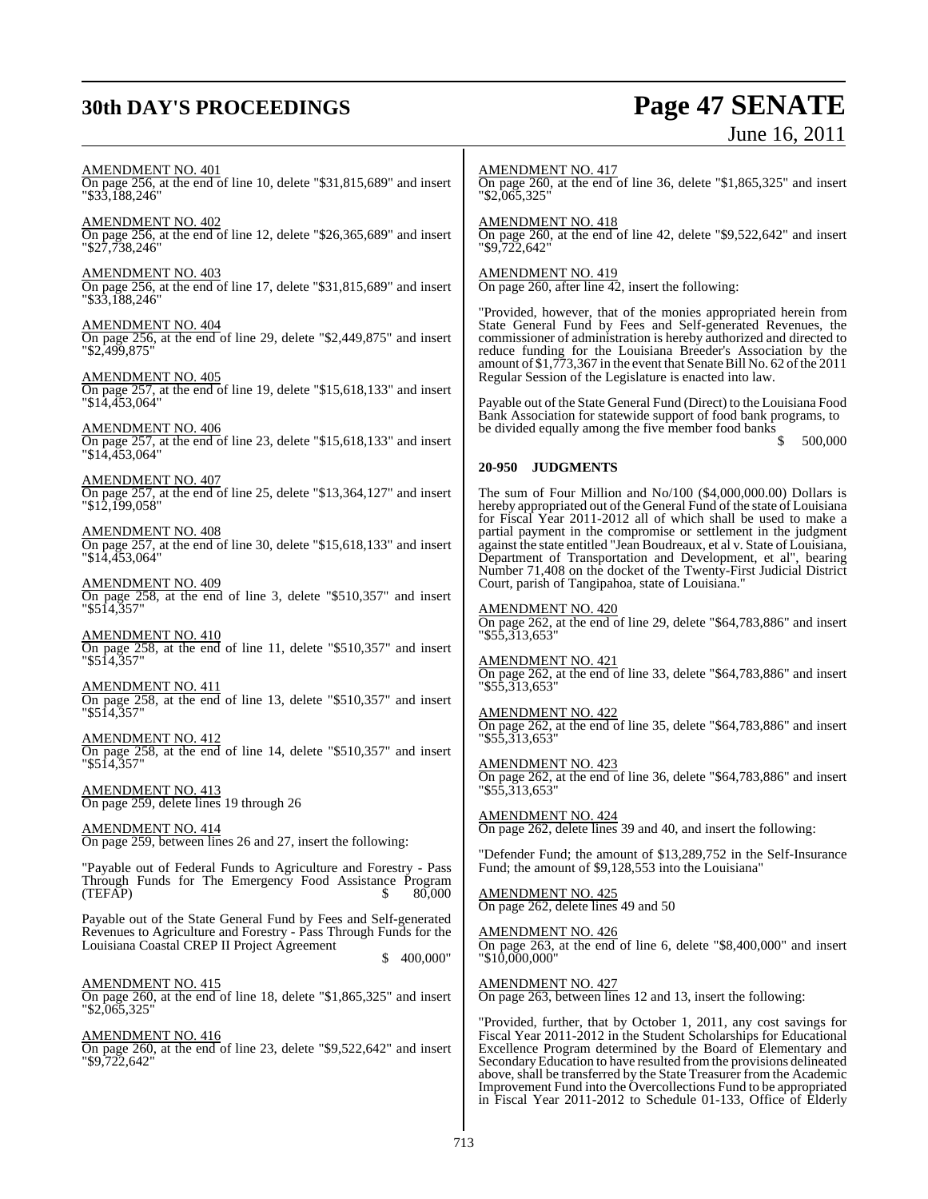AMENDMENT NO. 401
On page 256, at the end of line 10, delete "$31,815,689" and insert "$33,188,246"

AMENDMENT NO. 402
On page 256, at the end of line 12, delete "$26,365,689" and insert "$27,738,246"

AMENDMENT NO. 403
On page 256, at the end of line 17, delete "$31,815,689" and insert "$33,188,246"

AMENDMENT NO. 404
On page 256, at the end of line 29, delete "$2,449,875" and insert "$2,499,875"

AMENDMENT NO. 405
On page 257, at the end of line 19, delete "$15,618,133" and insert "$14,453,064"

AMENDMENT NO. 406
On page 257, at the end of line 23, delete "$15,618,133" and insert "$14,453,064"

AMENDMENT NO. 407
On page 257, at the end of line 25, delete "$13,364,127" and insert "$12,199,058"

AMENDMENT NO. 408
On page 257, at the end of line 30, delete "$15,618,133" and insert "$14,453,064"

AMENDMENT NO. 409
On page 258, at the end of line 3, delete "$510,357" and insert "$514,357"

AMENDMENT NO. 410
On page 258, at the end of line 11, delete "$510,357" and insert "$514,357"

AMENDMENT NO. 411
On page 258, at the end of line 13, delete "$510,357" and insert "$514,357"

AMENDMENT NO. 412
On page 258, at the end of line 14, delete "$510,357" and insert "$514,357"

AMENDMENT NO. 413
On page 259, delete lines 19 through 26

AMENDMENT NO. 414
On page 259, between lines 26 and 27, insert the following:

"Payable out of Federal Funds to Agriculture and Forestry - Pass Through Funds for The Emergency Food Assistance Program (TEFAP) $ 80,000

Payable out of the State General Fund by Fees and Self-generated Revenues to Agriculture and Forestry - Pass Through Funds for the Louisiana Coastal CREP II Project Agreement $ 400,000"

AMENDMENT NO. 415
On page 260, at the end of line 18, delete "$1,865,325" and insert "$2,065,325"

AMENDMENT NO. 416
On page 260, at the end of line 23, delete "$9,522,642" and insert "$9,722,642"

AMENDMENT NO. 417
On page 260, at the end of line 36, delete "$1,865,325" and insert "$2,065,325"

AMENDMENT NO. 418
On page 260, at the end of line 42, delete "$9,522,642" and insert "$9,722,642"

AMENDMENT NO. 419
On page 260, after line 42, insert the following:

"Provided, however, that of the monies appropriated herein from State General Fund by Fees and Self-generated Revenues, the commissioner of administration is hereby authorized and directed to reduce funding for the Louisiana Breeder's Association by the amount of $1,773,367 in the event that Senate Bill No. 62 of the 2011 Regular Session of the Legislature is enacted into law.

Payable out of the State General Fund (Direct) to the Louisiana Food Bank Association for statewide support of food bank programs, to be divided equally among the five member food banks $ 500,000

**20-950 JUDGMENTS**

The sum of Four Million and No/100 ($4,000,000.00) Dollars is hereby appropriated out of the General Fund of the state of Louisiana for Fiscal Year 2011-2012 all of which shall be used to make a partial payment in the compromise or settlement in the judgment against the state entitled "Jean Boudreaux, et al v. State of Louisiana, Department of Transportation and Development, et al", bearing Number 71,408 on the docket of the Twenty-First Judicial District Court, parish of Tangipahoa, state of Louisiana."

AMENDMENT NO. 420
On page 262, at the end of line 29, delete "$64,783,886" and insert "$55,313,653"

AMENDMENT NO. 421
On page 262, at the end of line 33, delete "$64,783,886" and insert "$55,313,653"

AMENDMENT NO. 422
On page 262, at the end of line 35, delete "$64,783,886" and insert "$55,313,653"

AMENDMENT NO. 423
On page 262, at the end of line 36, delete "$64,783,886" and insert "$55,313,653"

AMENDMENT NO. 424
On page 262, delete lines 39 and 40, and insert the following:

"Defender Fund; the amount of $13,289,752 in the Self-Insurance Fund; the amount of $9,128,553 into the Louisiana"

AMENDMENT NO. 425
On page 262, delete lines 49 and 50

AMENDMENT NO. 426
On page 263, at the end of line 6, delete "$8,400,000" and insert "$10,000,000"

AMENDMENT NO. 427
On page 263, between lines 12 and 13, insert the following:

"Provided, further, that by October 1, 2011, any cost savings for Fiscal Year 2011-2012 in the Student Scholarships for Educational Excellence Program determined by the Board of Elementary and Secondary Education to have resulted from the provisions delineated above, shall be transferred by the State Treasurer from the Academic Improvement Fund into the Overcollections Fund to be appropriated in Fiscal Year 2011-2012 to Schedule 01-133, Office of Elderly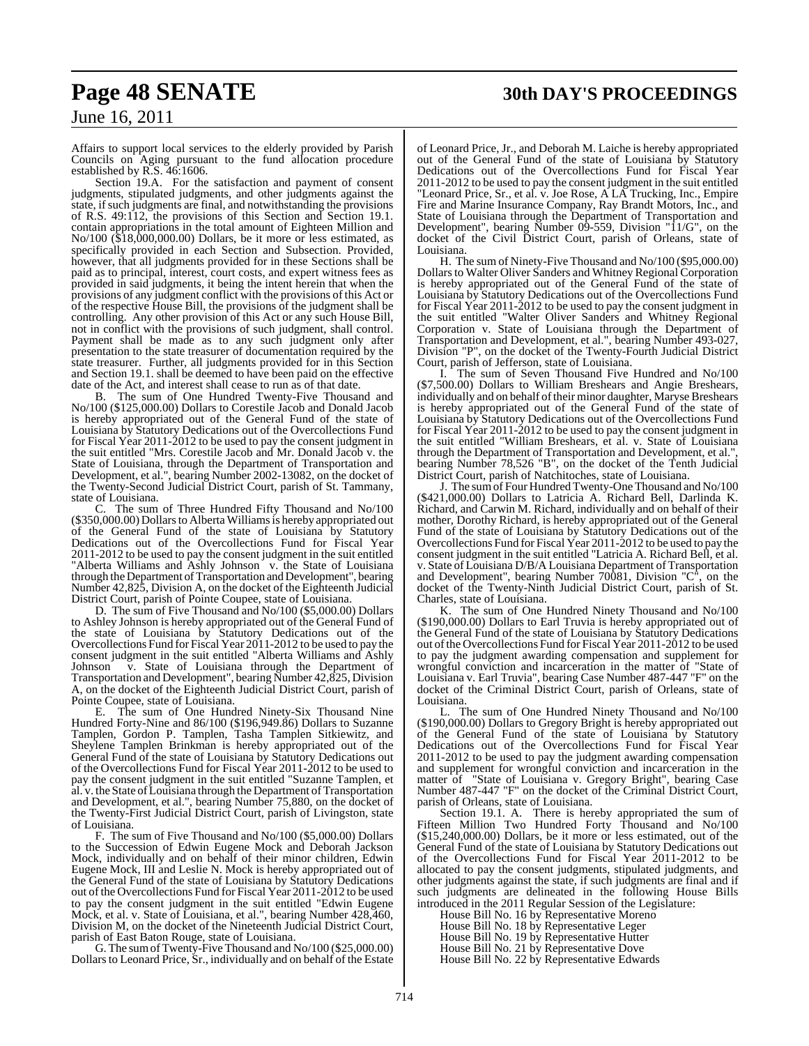Affairs to support local services to the elderly provided by Parish Councils on Aging pursuant to the fund allocation procedure established by R.S. 46:1606.

Section 19.A. For the satisfaction and payment of consent judgments, stipulated judgments, and other judgments against the state, if such judgments are final, and notwithstanding the provisions of R.S. 49:112, the provisions of this Section and Section 19.1. contain appropriations in the total amount of Eighteen Million and No/100 ($18,000,000.00) Dollars, be it more or less estimated, as specifically provided in each Section and Subsection. Provided, however, that all judgments provided for in these Sections shall be paid as to principal, interest, court costs, and expert witness fees as provided in said judgments, it being the intent herein that when the provisions of any judgment conflict with the provisions of this Act or of the respective House Bill, the provisions of the judgment shall be controlling. Any other provision of this Act or any such House Bill, not in conflict with the provisions of such judgment, shall control. Payment shall be made as to any such judgment only after presentation to the state treasurer of documentation required by the state treasurer. Further, all judgments provided for in this Section and Section 19.1. shall be deemed to have been paid on the effective date of the Act, and interest shall cease to run as of that date.

B. The sum of One Hundred Twenty-Five Thousand and No/100 ($125,000.00) Dollars to Corestile Jacob and Donald Jacob is hereby appropriated out of the General Fund of the state of Louisiana by Statutory Dedications out of the Overcollections Fund for Fiscal Year 2011-2012 to be used to pay the consent judgment in the suit entitled "Mrs. Corestile Jacob and Mr. Donald Jacob v. the State of Louisiana, through the Department of Transportation and Development, et al.", bearing Number 2002-13082, on the docket of the Twenty-Second Judicial District Court, parish of St. Tammany, state of Louisiana.

C. The sum of Three Hundred Fifty Thousand and No/100 ($350,000.00) Dollars to Alberta Williams is hereby appropriated out of the General Fund of the state of Louisiana by Statutory Dedications out of the Overcollections Fund for Fiscal Year 2011-2012 to be used to pay the consent judgment in the suit entitled "Alberta Williams and Ashly Johnson v. the State of Louisiana through the Department of Transportation and Development", bearing Number 42,825, Division A, on the docket of the Eighteenth Judicial District Court, parish of Pointe Coupee, state of Louisiana.

D. The sum of Five Thousand and No/100 ($5,000.00) Dollars to Ashley Johnson is hereby appropriated out of the General Fund of the state of Louisiana by Statutory Dedications out of the Overcollections Fund for Fiscal Year 2011-2012 to be used to pay the consent judgment in the suit entitled "Alberta Williams and Ashly Johnson v. State of Louisiana through the Department of Transportation and Development", bearing Number 42,825, Division A, on the docket of the Eighteenth Judicial District Court, parish of Pointe Coupee, state of Louisiana.

E. The sum of One Hundred Ninety-Six Thousand Nine Hundred Forty-Nine and 86/100 ($196,949.86) Dollars to Suzanne Tamplen, Gordon P. Tamplen, Tasha Tamplen Sitkiewitz, and Sheylene Tamplen Brinkman is hereby appropriated out of the General Fund of the state of Louisiana by Statutory Dedications out of the Overcollections Fund for Fiscal Year 2011-2012 to be used to pay the consent judgment in the suit entitled "Suzanne Tamplen, et al. v. the State of Louisiana through the Department of Transportation and Development, et al.", bearing Number 75,880, on the docket of the Twenty-First Judicial District Court, parish of Livingston, state of Louisiana.

F. The sum of Five Thousand and No/100 ($5,000.00) Dollars to the Succession of Edwin Eugene Mock and Deborah Jackson Mock, individually and on behalf of their minor children, Edwin Eugene Mock, III and Leslie N. Mock is hereby appropriated out of the General Fund of the state of Louisiana by Statutory Dedications out of the Overcollections Fund for Fiscal Year 2011-2012 to be used to pay the consent judgment in the suit entitled "Edwin Eugene Mock, et al. v. State of Louisiana, et al.", bearing Number 428,460, Division M, on the docket of the Nineteenth Judicial District Court, parish of East Baton Rouge, state of Louisiana.

G. The sum of Twenty-Five Thousand and No/100 ($25,000.00) Dollars to Leonard Price, Sr., individually and on behalf of the Estate of Leonard Price, Jr., and Deborah M. Laiche is hereby appropriated out of the General Fund of the state of Louisiana by Statutory Dedications out of the Overcollections Fund for Fiscal Year 2011-2012 to be used to pay the consent judgment in the suit entitled "Leonard Price, Sr., et al. v. Joe Rose, A LA Trucking, Inc., Empire Fire and Marine Insurance Company, Ray Brandt Motors, Inc., and State of Louisiana through the Department of Transportation and Development", bearing Number 09-559, Division "11/G", on the docket of the Civil District Court, parish of Orleans, state of Louisiana.

H. The sum of Ninety-Five Thousand and No/100 ($95,000.00) Dollars to Walter Oliver Sanders and Whitney Regional Corporation is hereby appropriated out of the General Fund of the state of Louisiana by Statutory Dedications out of the Overcollections Fund for Fiscal Year 2011-2012 to be used to pay the consent judgment in the suit entitled "Walter Oliver Sanders and Whitney Regional Corporation v. State of Louisiana through the Department of Transportation and Development, et al.", bearing Number 493-027, Division "P", on the docket of the Twenty-Fourth Judicial District Court, parish of Jefferson, state of Louisiana.

I. The sum of Seven Thousand Five Hundred and No/100 ($7,500.00) Dollars to William Breshears and Angie Breshears, individually and on behalf of their minor daughter, Maryse Breshears is hereby appropriated out of the General Fund of the state of Louisiana by Statutory Dedications out of the Overcollections Fund for Fiscal Year 2011-2012 to be used to pay the consent judgment in the suit entitled "William Breshears, et al. v. State of Louisiana through the Department of Transportation and Development, et al.", bearing Number 78,526 "B", on the docket of the Tenth Judicial District Court, parish of Natchitoches, state of Louisiana.

J. The sum of Four Hundred Twenty-One Thousand and No/100 ($421,000.00) Dollars to Latricia A. Richard Bell, Darlinda K. Richard, and Carwin M. Richard, individually and on behalf of their mother, Dorothy Richard, is hereby appropriated out of the General Fund of the state of Louisiana by Statutory Dedications out of the Overcollections Fund for Fiscal Year 2011-2012 to be used to pay the consent judgment in the suit entitled "Latricia A. Richard Bell, et al. v. State of Louisiana D/B/A Louisiana Department of Transportation and Development", bearing Number 70081, Division "C", on the docket of the Twenty-Ninth Judicial District Court, parish of St. Charles, state of Louisiana.

K. The sum of One Hundred Ninety Thousand and No/100 ($190,000.00) Dollars to Earl Truvia is hereby appropriated out of the General Fund of the state of Louisiana by Statutory Dedications out of the Overcollections Fund for Fiscal Year 2011-2012 to be used to pay the judgment awarding compensation and supplement for wrongful conviction and incarceration in the matter of "State of Louisiana v. Earl Truvia", bearing Case Number 487-447 "F" on the docket of the Criminal District Court, parish of Orleans, state of Louisiana.

L. The sum of One Hundred Ninety Thousand and No/100 ($190,000.00) Dollars to Gregory Bright is hereby appropriated out of the General Fund of the state of Louisiana by Statutory Dedications out of the Overcollections Fund for Fiscal Year 2011-2012 to be used to pay the judgment awarding compensation and supplement for wrongful conviction and incarceration in the matter of "State of Louisiana v. Gregory Bright", bearing Case Number 487-447 "F" on the docket of the Criminal District Court, parish of Orleans, state of Louisiana.

Section 19.1. A. There is hereby appropriated the sum of Fifteen Million Two Hundred Forty Thousand and No/100 ($15,240,000.00) Dollars, be it more or less estimated, out of the General Fund of the state of Louisiana by Statutory Dedications out of the Overcollections Fund for Fiscal Year 2011-2012 to be allocated to pay the consent judgments, stipulated judgments, and other judgments against the state, if such judgments are final and if such judgments are delineated in the following House Bills introduced in the 2011 Regular Session of the Legislature:

House Bill No. 16 by Representative Moreno
House Bill No. 18 by Representative Leger
House Bill No. 19 by Representative Hutter
House Bill No. 21 by Representative Dove
House Bill No. 22 by Representative Edwards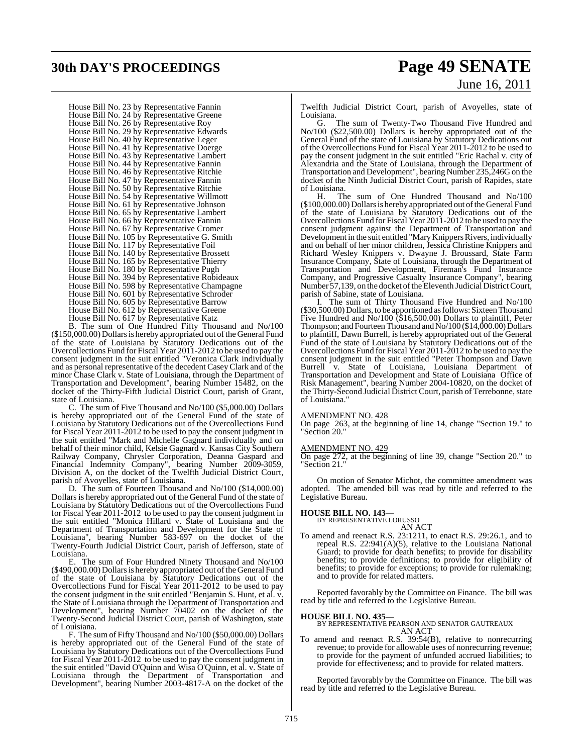House Bill No. 23 by Representative Fannin
House Bill No. 24 by Representative Greene
House Bill No. 26 by Representative Roy
House Bill No. 29 by Representative Edwards
House Bill No. 40 by Representative Leger
House Bill No. 41 by Representative Doerge
House Bill No. 43 by Representative Lambert
House Bill No. 44 by Representative Fannin
House Bill No. 46 by Representative Ritchie
House Bill No. 47 by Representative Fannin
House Bill No. 50 by Representative Ritchie
House Bill No. 54 by Representative Willmott
House Bill No. 61 by Representative Johnson
House Bill No. 65 by Representative Lambert
House Bill No. 66 by Representative Fannin
House Bill No. 67 by Representative Cromer
House Bill No. 105 by Representative G. Smith
House Bill No. 117 by Representative Foil
House Bill No. 140 by Representative Brossett
House Bill No. 165 by Representative Thierry
House Bill No. 180 by Representative Pugh
House Bill No. 394 by Representative Robideaux
House Bill No. 598 by Representative Champagne
House Bill No. 601 by Representative Schroder
House Bill No. 605 by Representative Barrow
House Bill No. 612 by Representative Greene
House Bill No. 617 by Representative Katz

B. The sum of One Hundred Fifty Thousand and No/100 ($150,000.00) Dollars is hereby appropriated out of the General Fund of the state of Louisiana by Statutory Dedications out of the Overcollections Fund for Fiscal Year 2011-2012 to be used to pay the consent judgment in the suit entitled "Veronica Clark individually and as personal representative of the decedent Casey Clark and of the minor Chase Clark v. State of Louisiana, through the Department of Transportation and Development", bearing Number 15482, on the docket of the Thirty-Fifth Judicial District Court, parish of Grant, state of Louisiana.

C. The sum of Five Thousand and No/100 ($5,000.00) Dollars is hereby appropriated out of the General Fund of the state of Louisiana by Statutory Dedications out of the Overcollections Fund for Fiscal Year 2011-2012 to be used to pay the consent judgment in the suit entitled "Mark and Michelle Gagnard individually and on behalf of their minor child, Kelsie Gagnard v. Kansas City Southern Railway Company, Chrysler Corporation, Deanna Gaspard and Financial Indemnity Company", bearing Number 2009-3059, Division A, on the docket of the Twelfth Judicial District Court, parish of Avoyelles, state of Louisiana.

D. The sum of Fourteen Thousand and No/100 ($14,000.00) Dollars is hereby appropriated out of the General Fund of the state of Louisiana by Statutory Dedications out of the Overcollections Fund for Fiscal Year 2011-2012 to be used to pay the consent judgment in the suit entitled "Monica Hillard v. State of Louisiana and the Department of Transportation and Development for the State of Louisiana", bearing Number 583-697 on the docket of the Twenty-Fourth Judicial District Court, parish of Jefferson, state of Louisiana.

E. The sum of Four Hundred Ninety Thousand and No/100 ($490,000.00) Dollars is hereby appropriated out of the General Fund of the state of Louisiana by Statutory Dedications out of the Overcollections Fund for Fiscal Year 2011-2012 to be used to pay the consent judgment in the suit entitled "Benjamin S. Hunt, et al. v. the State of Louisiana through the Department of Transportation and Development", bearing Number 70402 on the docket of the Twenty-Second Judicial District Court, parish of Washington, state of Louisiana.

F. The sum of Fifty Thousand and No/100 ($50,000.00) Dollars is hereby appropriated out of the General Fund of the state of Louisiana by Statutory Dedications out of the Overcollections Fund for Fiscal Year 2011-2012 to be used to pay the consent judgment in the suit entitled "David O'Quinn and Wisa O'Quinn, et al. v. State of Louisiana through the Department of Transportation and Development", bearing Number 2003-4817-A on the docket of the Twelfth Judicial District Court, parish of Avoyelles, state of Louisiana.

G. The sum of Twenty-Two Thousand Five Hundred and No/100 ($22,500.00) Dollars is hereby appropriated out of the General Fund of the state of Louisiana by Statutory Dedications out of the Overcollections Fund for Fiscal Year 2011-2012 to be used to pay the consent judgment in the suit entitled "Eric Rachal v. city of Alexandria and the State of Louisiana, through the Department of Transportation and Development", bearing Number 235,246G on the docket of the Ninth Judicial District Court, parish of Rapides, state of Louisiana.

H. The sum of One Hundred Thousand and No/100 ($100,000.00) Dollars is hereby appropriated out of the General Fund of the state of Louisiana by Statutory Dedications out of the Overcollections Fund for Fiscal Year 2011-2012 to be used to pay the consent judgment against the Department of Transportation and Development in the suit entitled "Mary Knippers Rivers, individually and on behalf of her minor children, Jessica Christine Knippers and Richard Wesley Knippers v. Dwayne J. Broussard, State Farm Insurance Company, State of Louisiana, through the Department of Transportation and Development, Fireman's Fund Insurance Company, and Progressive Casualty Insurance Company", bearing Number 57,139, on the docket of the Eleventh Judicial District Court, parish of Sabine, state of Louisiana.

I. The sum of Thirty Thousand Five Hundred and No/100 ($30,500.00) Dollars, to be apportioned as follows: Sixteen Thousand Five Hundred and No/100 ($16,500.00) Dollars to plaintiff, Peter Thompson; and Fourteen Thousand and No/100 ($14,000.00) Dollars to plaintiff, Dawn Burrell, is hereby appropriated out of the General Fund of the state of Louisiana by Statutory Dedications out of the Overcollections Fund for Fiscal Year 2011-2012 to be used to pay the consent judgment in the suit entitled "Peter Thompson and Dawn Burrell v. State of Louisiana, Louisiana Department of Transportation and Development and State of Louisiana Office of Risk Management", bearing Number 2004-10820, on the docket of the Thirty-Second Judicial District Court, parish of Terrebonne, state of Louisiana."

AMENDMENT NO. 428
On page 263, at the beginning of line 14, change "Section 19." to "Section 20."

AMENDMENT NO. 429
On page 272, at the beginning of line 39, change "Section 20." to "Section 21."

On motion of Senator Michot, the committee amendment was adopted. The amended bill was read by title and referred to the Legislative Bureau.

**HOUSE BILL NO. 143—**
BY REPRESENTATIVE LORUSSO
AN ACT

To amend and reenact R.S. 23:1211, to enact R.S. 29:26.1, and to repeal R.S. 22:941(A)(5), relative to the Louisiana National Guard; to provide for death benefits; to provide for disability benefits; to provide definitions; to provide for eligibility of benefits; to provide for exceptions; to provide for rulemaking; and to provide for related matters.

Reported favorably by the Committee on Finance. The bill was read by title and referred to the Legislative Bureau.

**HOUSE BILL NO. 435—**
BY REPRESENTATIVE PEARSON AND SENATOR GAUTREAUX
AN ACT

To amend and reenact R.S. 39:54(B), relative to nonrecurring revenue; to provide for allowable uses of nonrecurring revenue; to provide for the payment of unfunded accrued liabilities; to provide for effectiveness; and to provide for related matters.

Reported favorably by the Committee on Finance. The bill was read by title and referred to the Legislative Bureau.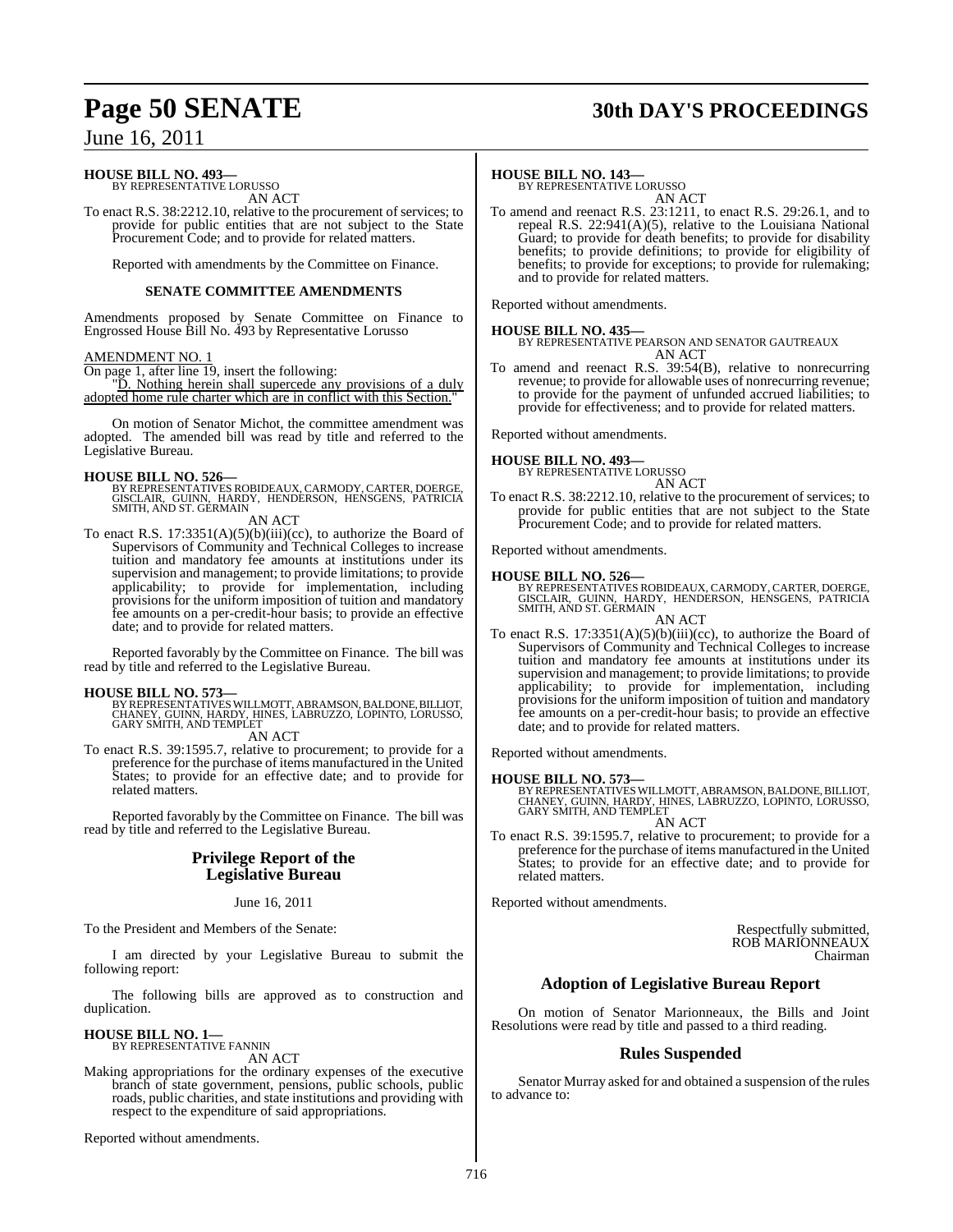**HOUSE BILL NO. 493—**
BY REPRESENTATIVE LORUSSO

AN ACT

To enact R.S. 38:2212.10, relative to the procurement of services; to provide for public entities that are not subject to the State Procurement Code; and to provide for related matters.

Reported with amendments by the Committee on Finance.

## SENATE COMMITTEE AMENDMENTS

Amendments proposed by Senate Committee on Finance to Engrossed House Bill No. 493 by Representative Lorusso

AMENDMENT NO. 1

On page 1, after line 19, insert the following:

"D. Nothing herein shall supercede any provisions of a duly adopted home rule charter which are in conflict with this Section."

On motion of Senator Michot, the committee amendment was adopted. The amended bill was read by title and referred to the Legislative Bureau.

**HOUSE BILL NO. 526—**
BY REPRESENTATIVES ROBIDEAUX, CARMODY, CARTER, DOERGE, GISCLAIR, GUINN, HARDY, HENDERSON, HENSGENS, PATRICIA SMITH, AND ST. GERMAIN

AN ACT

To enact R.S. 17:3351(A)(5)(b)(iii)(cc), to authorize the Board of Supervisors of Community and Technical Colleges to increase tuition and mandatory fee amounts at institutions under its supervision and management; to provide limitations; to provide applicability; to provide for implementation, including provisions for the uniform imposition of tuition and mandatory fee amounts on a per-credit-hour basis; to provide an effective date; and to provide for related matters.

Reported favorably by the Committee on Finance. The bill was read by title and referred to the Legislative Bureau.

**HOUSE BILL NO. 573—**
BY REPRESENTATIVES WILLMOTT, ABRAMSON, BALDONE, BILLIOT, CHANEY, GUINN, HARDY, HINES, LABRUZZO, LOPINTO, LORUSSO, GARY SMITH, AND TEMPLET

AN ACT

To enact R.S. 39:1595.7, relative to procurement; to provide for a preference for the purchase of items manufactured in the United States; to provide for an effective date; and to provide for related matters.

Reported favorably by the Committee on Finance. The bill was read by title and referred to the Legislative Bureau.

## Privilege Report of the Legislative Bureau

June 16, 2011

To the President and Members of the Senate:

I am directed by your Legislative Bureau to submit the following report:

The following bills are approved as to construction and duplication.

**HOUSE BILL NO. 1—**
BY REPRESENTATIVE FANNIN

AN ACT

Making appropriations for the ordinary expenses of the executive branch of state government, pensions, public schools, public roads, public charities, and state institutions and providing with respect to the expenditure of said appropriations.

Reported without amendments.

**HOUSE BILL NO. 143—**
BY REPRESENTATIVE LORUSSO

AN ACT

To amend and reenact R.S. 23:1211, to enact R.S. 29:26.1, and to repeal R.S. 22:941(A)(5), relative to the Louisiana National Guard; to provide for death benefits; to provide for disability benefits; to provide definitions; to provide for eligibility of benefits; to provide for exceptions; to provide for rulemaking; and to provide for related matters.

Reported without amendments.

**HOUSE BILL NO. 435—**
BY REPRESENTATIVE PEARSON AND SENATOR GAUTREAUX

AN ACT

To amend and reenact R.S. 39:54(B), relative to nonrecurring revenue; to provide for allowable uses of nonrecurring revenue; to provide for the payment of unfunded accrued liabilities; to provide for effectiveness; and to provide for related matters.

Reported without amendments.

**HOUSE BILL NO. 493—**
BY REPRESENTATIVE LORUSSO

AN ACT

To enact R.S. 38:2212.10, relative to the procurement of services; to provide for public entities that are not subject to the State Procurement Code; and to provide for related matters.

Reported without amendments.

**HOUSE BILL NO. 526—**
BY REPRESENTATIVES ROBIDEAUX, CARMODY, CARTER, DOERGE, GISCLAIR, GUINN, HARDY, HENDERSON, HENSGENS, PATRICIA SMITH, AND ST. GERMAIN

AN ACT

To enact R.S. 17:3351(A)(5)(b)(iii)(cc), to authorize the Board of Supervisors of Community and Technical Colleges to increase tuition and mandatory fee amounts at institutions under its supervision and management; to provide limitations; to provide applicability; to provide for implementation, including provisions for the uniform imposition of tuition and mandatory fee amounts on a per-credit-hour basis; to provide an effective date; and to provide for related matters.

Reported without amendments.

**HOUSE BILL NO. 573—**
BY REPRESENTATIVES WILLMOTT, ABRAMSON, BALDONE, BILLIOT, CHANEY, GUINN, HARDY, HINES, LABRUZZO, LOPINTO, LORUSSO, GARY SMITH, AND TEMPLET

AN ACT

To enact R.S. 39:1595.7, relative to procurement; to provide for a preference for the purchase of items manufactured in the United States; to provide for an effective date; and to provide for related matters.

Reported without amendments.

Respectfully submitted,
ROB MARIONNEAUX
Chairman

## Adoption of Legislative Bureau Report

On motion of Senator Marionneaux, the Bills and Joint Resolutions were read by title and passed to a third reading.

## Rules Suspended

Senator Murray asked for and obtained a suspension of the rules to advance to: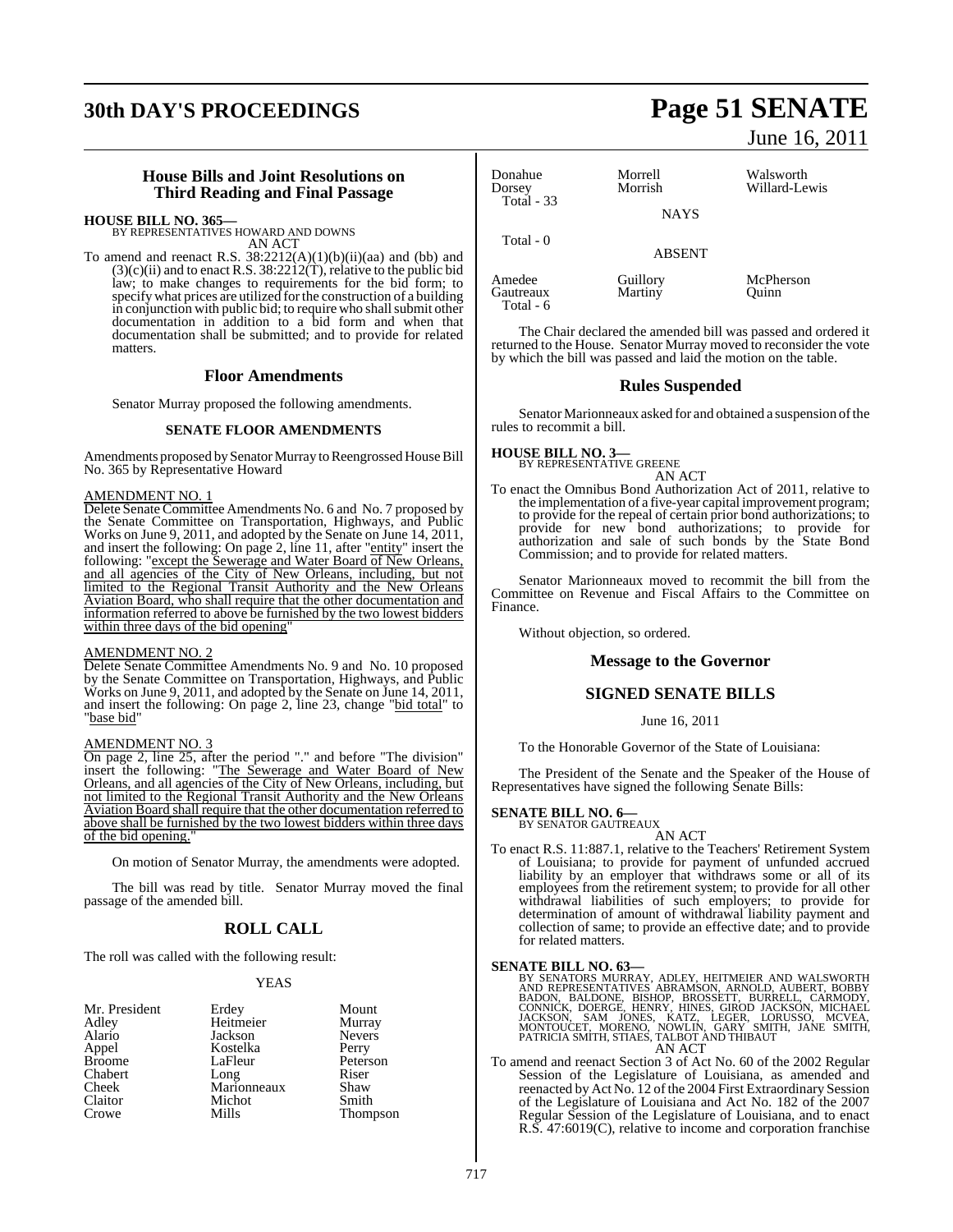## House Bills and Joint Resolutions on Third Reading and Final Passage

**HOUSE BILL NO. 365—**
BY REPRESENTATIVES HOWARD AND DOWNS

AN ACT

To amend and reenact R.S. 38:2212(A)(1)(b)(ii)(aa) and (bb) and (3)(c)(ii) and to enact R.S. 38:2212(T), relative to the public bid law; to make changes to requirements for the bid form; to specify what prices are utilized for the construction of a building in conjunction with public bid; to require who shall submit other documentation in addition to a bid form and when that documentation shall be submitted; and to provide for related matters.

### Floor Amendments

Senator Murray proposed the following amendments.

#### SENATE FLOOR AMENDMENTS

Amendments proposed by Senator Murray to Reengrossed House Bill No. 365 by Representative Howard

AMENDMENT NO. 1

Delete Senate Committee Amendments No. 6 and No. 7 proposed by the Senate Committee on Transportation, Highways, and Public Works on June 9, 2011, and adopted by the Senate on June 14, 2011, and insert the following: On page 2, line 11, after "entity" insert the following: "except the Sewerage and Water Board of New Orleans, and all agencies of the City of New Orleans, including, but not limited to the Regional Transit Authority and the New Orleans Aviation Board, who shall require that the other documentation and information referred to above be furnished by the two lowest bidders within three days of the bid opening"

AMENDMENT NO. 2

Delete Senate Committee Amendments No. 9 and No. 10 proposed by the Senate Committee on Transportation, Highways, and Public Works on June 9, 2011, and adopted by the Senate on June 14, 2011, and insert the following: On page 2, line 23, change "bid total" to "base bid"

AMENDMENT NO. 3

On page 2, line 25, after the period "." and before "The division" insert the following: "The Sewerage and Water Board of New Orleans, and all agencies of the City of New Orleans, including, but not limited to the Regional Transit Authority and the New Orleans Aviation Board shall require that the other documentation referred to above shall be furnished by the two lowest bidders within three days of the bid opening."

On motion of Senator Murray, the amendments were adopted.

The bill was read by title. Senator Murray moved the final passage of the amended bill.

### ROLL CALL

The roll was called with the following result:

YEAS

| | | |
|---|---|---|
| Mr. President | Erdey | Mount |
| Adley | Heitmeier | Murray |
| Alario | Jackson | Nevers |
| Appel | Kostelka | Perry |
| Broome | LaFleur | Peterson |
| Chabert | Long | Riser |
| Cheek | Marionneaux | Shaw |
| Claitor | Michot | Smith |
| Crowe | Mills | Thompson |
| Donahue | Morrell | Walsworth |
| Dorsey | Morrish | Willard-Lewis |
| Total - 33 | | |

NAYS

Total - 0

ABSENT

| | | |
|---|---|---|
| Amedee | Guillory | McPherson |
| Gautreaux | Martiny | Quinn |
| Total - 6 | | |

The Chair declared the amended bill was passed and ordered it returned to the House. Senator Murray moved to reconsider the vote by which the bill was passed and laid the motion on the table.

### Rules Suspended

Senator Marionneaux asked for and obtained a suspension of the rules to recommit a bill.

**HOUSE BILL NO. 3—**
BY REPRESENTATIVE GREENE

AN ACT

To enact the Omnibus Bond Authorization Act of 2011, relative to the implementation of a five-year capital improvement program; to provide for the repeal of certain prior bond authorizations; to provide for new bond authorizations; to provide for authorization and sale of such bonds by the State Bond Commission; and to provide for related matters.

Senator Marionneaux moved to recommit the bill from the Committee on Revenue and Fiscal Affairs to the Committee on Finance.

Without objection, so ordered.

### Message to the Governor

### SIGNED SENATE BILLS

June 16, 2011

To the Honorable Governor of the State of Louisiana:

The President of the Senate and the Speaker of the House of Representatives have signed the following Senate Bills:

**SENATE BILL NO. 6—**
BY SENATOR GAUTREAUX

AN ACT

To enact R.S. 11:887.1, relative to the Teachers' Retirement System of Louisiana; to provide for payment of unfunded accrued liability by an employer that withdraws some or all of its employees from the retirement system; to provide for all other withdrawal liabilities of such employers; to provide for determination of amount of withdrawal liability payment and collection of same; to provide an effective date; and to provide for related matters.

**SENATE BILL NO. 63—**
BY SENATORS MURRAY, ADLEY, HEITMEIER AND WALSWORTH AND REPRESENTATIVES ABRAMSON, ARNOLD, AUBERT, BOBBY BADON, BALDONE, BISHOP, BROSSETT, BURRELL, CARMODY, CONNICK, DOERGE, HENRY, HINES, GIROD JACKSON, MICHAEL JACKSON, SAM JONES, KATZ, LEGER, LORUSSO, MCVEA, MONTOUCET, MORENO, NOWLIN, GARY SMITH, JANE SMITH, PATRICIA SMITH, STIAES, TALBOT AND THIBAUT

AN ACT

To amend and reenact Section 3 of Act No. 60 of the 2002 Regular Session of the Legislature of Louisiana, as amended and reenacted by Act No. 12 of the 2004 First Extraordinary Session of the Legislature of Louisiana and Act No. 182 of the 2007 Regular Session of the Legislature of Louisiana, and to enact R.S. 47:6019(C), relative to income and corporation franchise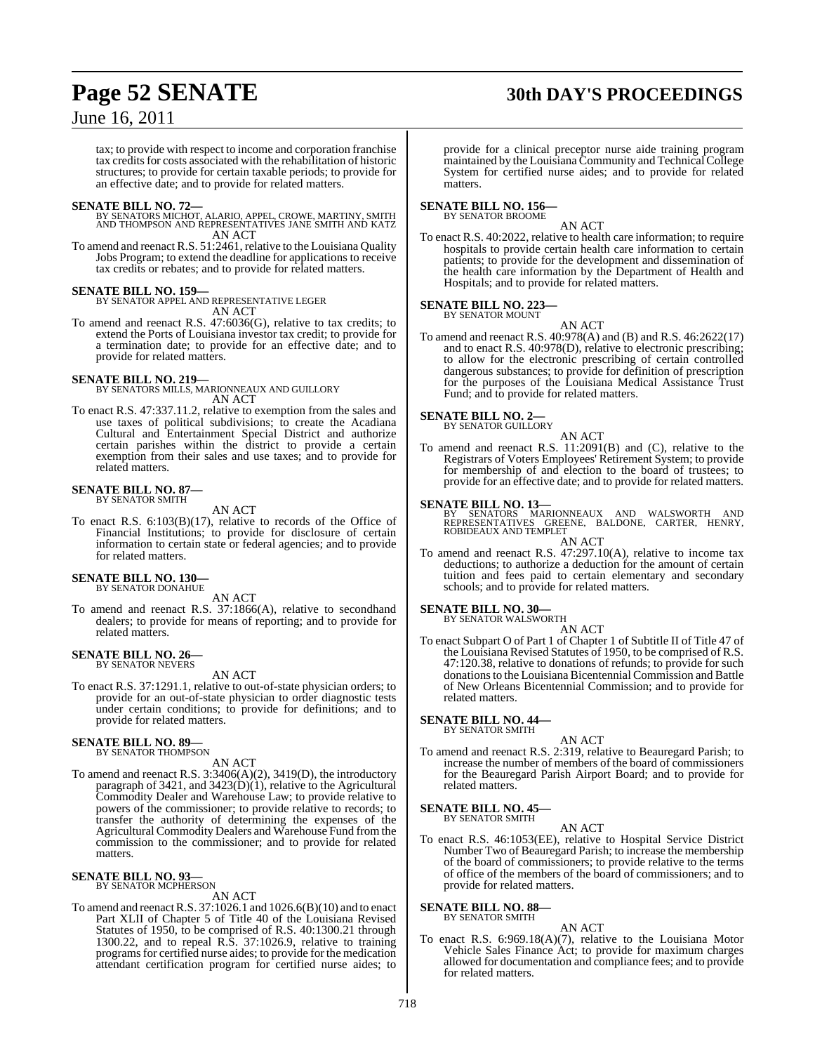tax; to provide with respect to income and corporation franchise tax credits for costs associated with the rehabilitation of historic structures; to provide for certain taxable periods; to provide for an effective date; and to provide for related matters.

**SENATE BILL NO. 72—**
BY SENATORS MICHOT, ALARIO, APPEL, CROWE, MARTINY, SMITH AND THOMPSON AND REPRESENTATIVES JANE SMITH AND KATZ
AN ACT

To amend and reenact R.S. 51:2461, relative to the Louisiana Quality Jobs Program; to extend the deadline for applications to receive tax credits or rebates; and to provide for related matters.

**SENATE BILL NO. 159—**
BY SENATOR APPEL AND REPRESENTATIVE LEGER
AN ACT

To amend and reenact R.S. 47:6036(G), relative to tax credits; to extend the Ports of Louisiana investor tax credit; to provide for a termination date; to provide for an effective date; and to provide for related matters.

**SENATE BILL NO. 219—**
BY SENATORS MILLS, MARIONNEAUX AND GUILLORY
AN ACT

To enact R.S. 47:337.11.2, relative to exemption from the sales and use taxes of political subdivisions; to create the Acadiana Cultural and Entertainment Special District and authorize certain parishes within the district to provide a certain exemption from their sales and use taxes; and to provide for related matters.

**SENATE BILL NO. 87—**
BY SENATOR SMITH
AN ACT

To enact R.S. 6:103(B)(17), relative to records of the Office of Financial Institutions; to provide for disclosure of certain information to certain state or federal agencies; and to provide for related matters.

**SENATE BILL NO. 130—**
BY SENATOR DONAHUE
AN ACT

To amend and reenact R.S. 37:1866(A), relative to secondhand dealers; to provide for means of reporting; and to provide for related matters.

**SENATE BILL NO. 26—**
BY SENATOR NEVERS
AN ACT

To enact R.S. 37:1291.1, relative to out-of-state physician orders; to provide for an out-of-state physician to order diagnostic tests under certain conditions; to provide for definitions; and to provide for related matters.

**SENATE BILL NO. 89—**
BY SENATOR THOMPSON
AN ACT

To amend and reenact R.S. 3:3406(A)(2), 3419(D), the introductory paragraph of 3421, and 3423(D)(1), relative to the Agricultural Commodity Dealer and Warehouse Law; to provide relative to powers of the commissioner; to provide relative to records; to transfer the authority of determining the expenses of the Agricultural Commodity Dealers and Warehouse Fund from the commission to the commissioner; and to provide for related matters.

**SENATE BILL NO. 93—**
BY SENATOR MCPHERSON
AN ACT

To amend and reenact R.S. 37:1026.1 and 1026.6(B)(10) and to enact Part XLII of Chapter 5 of Title 40 of the Louisiana Revised Statutes of 1950, to be comprised of R.S. 40:1300.21 through 1300.22, and to repeal R.S. 37:1026.9, relative to training programs for certified nurse aides; to provide for the medication attendant certification program for certified nurse aides; to provide for a clinical preceptor nurse aide training program maintained by the Louisiana Community and Technical College System for certified nurse aides; and to provide for related matters.

**SENATE BILL NO. 156—**
BY SENATOR BROOME
AN ACT

To enact R.S. 40:2022, relative to health care information; to require hospitals to provide certain health care information to certain patients; to provide for the development and dissemination of the health care information by the Department of Health and Hospitals; and to provide for related matters.

**SENATE BILL NO. 223—**
BY SENATOR MOUNT
AN ACT

To amend and reenact R.S. 40:978(A) and (B) and R.S. 46:2622(17) and to enact R.S. 40:978(D), relative to electronic prescribing; to allow for the electronic prescribing of certain controlled dangerous substances; to provide for definition of prescription for the purposes of the Louisiana Medical Assistance Trust Fund; and to provide for related matters.

**SENATE BILL NO. 2—**
BY SENATOR GUILLORY
AN ACT

To amend and reenact R.S. 11:2091(B) and (C), relative to the Registrars of Voters Employees' Retirement System; to provide for membership of and election to the board of trustees; to provide for an effective date; and to provide for related matters.

**SENATE BILL NO. 13—**
BY SENATORS MARIONNEAUX AND WALSWORTH AND REPRESENTATIVES GREENE, BALDONE, CARTER, HENRY, ROBIDEAUX AND TEMPLET
AN ACT

To amend and reenact R.S. 47:297.10(A), relative to income tax deductions; to authorize a deduction for the amount of certain tuition and fees paid to certain elementary and secondary schools; and to provide for related matters.

**SENATE BILL NO. 30—**
BY SENATOR WALSWORTH
AN ACT

To enact Subpart O of Part 1 of Chapter 1 of Subtitle II of Title 47 of the Louisiana Revised Statutes of 1950, to be comprised of R.S. 47:120.38, relative to donations of refunds; to provide for such donations to the Louisiana Bicentennial Commission and Battle of New Orleans Bicentennial Commission; and to provide for related matters.

**SENATE BILL NO. 44—**
BY SENATOR SMITH
AN ACT

To amend and reenact R.S. 2:319, relative to Beauregard Parish; to increase the number of members of the board of commissioners for the Beauregard Parish Airport Board; and to provide for related matters.

**SENATE BILL NO. 45—**
BY SENATOR SMITH
AN ACT

To enact R.S. 46:1053(EE), relative to Hospital Service District Number Two of Beauregard Parish; to increase the membership of the board of commissioners; to provide relative to the terms of office of the members of the board of commissioners; and to provide for related matters.

**SENATE BILL NO. 88—**
BY SENATOR SMITH
AN ACT

To enact R.S. 6:969.18(A)(7), relative to the Louisiana Motor Vehicle Sales Finance Act; to provide for maximum charges allowed for documentation and compliance fees; and to provide for related matters.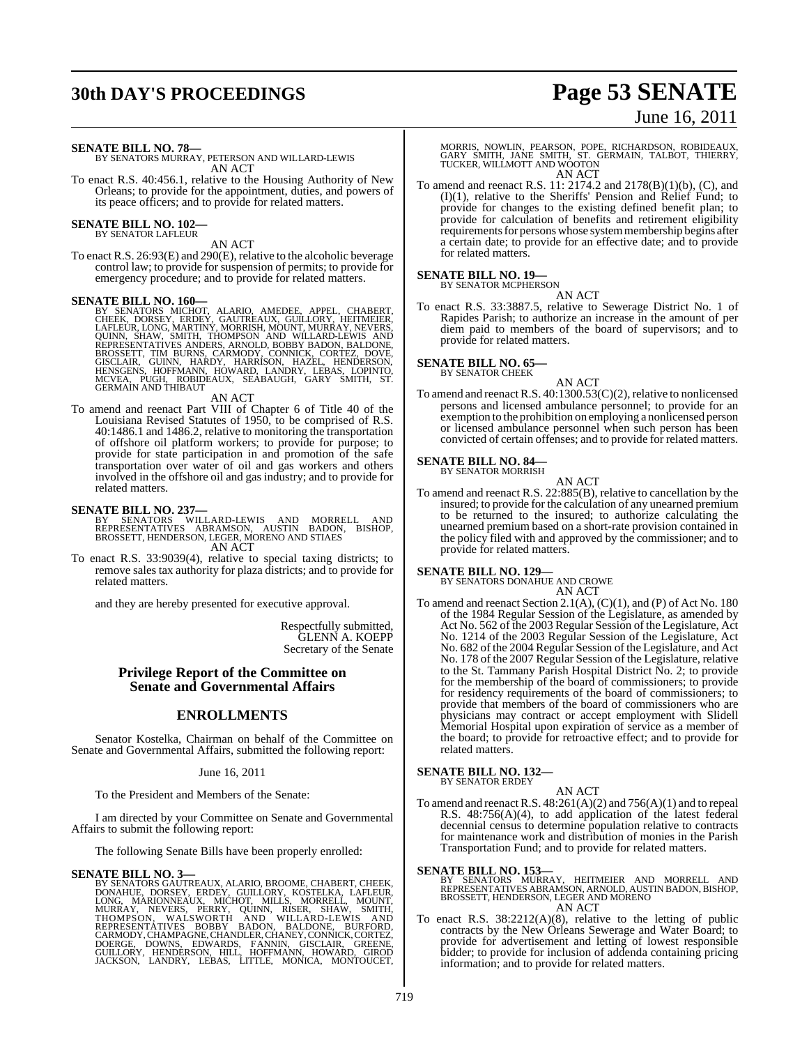**SENATE BILL NO. 78—**
BY SENATORS MURRAY, PETERSON AND WILLARD-LEWIS
AN ACT

To enact R.S. 40:456.1, relative to the Housing Authority of New Orleans; to provide for the appointment, duties, and powers of its peace officers; and to provide for related matters.

**SENATE BILL NO. 102—**
BY SENATOR LAFLEUR
AN ACT

To enact R.S. 26:93(E) and 290(E), relative to the alcoholic beverage control law; to provide for suspension of permits; to provide for emergency procedure; and to provide for related matters.

**SENATE BILL NO. 160—**
BY SENATORS MICHOT, ALARIO, AMEDEE, APPEL, CHABERT, CHEEK, DORSEY, ERDEY, GAUTREAUX, GUILLORY, HEITMEIER, LAFLEUR, LONG, MARTINY, MORRISH, MOUNT, MURRAY, NEVERS, QUINN, SHAW, SMITH, THOMPSON AND WILLARD-LEWIS AND REPRESENTATIVES ANDERS, ARNOLD, BOBBY BADON, BALDONE, BROSSETT, TIM BURNS, CARMODY, CONNICK, CORTEZ, DOVE, GISCLAIR, GUINN, HARDY, HARRISON, HAZEL, HENDERSON, HENSGENS, HOFFMANN, HOWARD, LANDRY, LEBAS, LOPINTO, MCVEA, PUGH, ROBIDEAUX, SEABAUGH, GARY SMITH, ST. GERMAIN AND THIBAUT
AN ACT

To amend and reenact Part VIII of Chapter 6 of Title 40 of the Louisiana Revised Statutes of 1950, to be comprised of R.S. 40:1486.1 and 1486.2, relative to monitoring the transportation of offshore oil platform workers; to provide for purpose; to provide for state participation in and promotion of the safe transportation over water of oil and gas workers and others involved in the offshore oil and gas industry; and to provide for related matters.

**SENATE BILL NO. 237—**
BY SENATORS WILLARD-LEWIS AND MORRELL AND REPRESENTATIVES ABRAMSON, AUSTIN BADON, BISHOP, BROSSETT, HENDERSON, LEGER, MORENO AND STIAES
AN ACT

To enact R.S. 33:9039(4), relative to special taxing districts; to remove sales tax authority for plaza districts; and to provide for related matters.

and they are hereby presented for executive approval.

Respectfully submitted,
GLENN A. KOEPP
Secretary of the Senate

## Privilege Report of the Committee on Senate and Governmental Affairs

## ENROLLMENTS

Senator Kostelka, Chairman on behalf of the Committee on Senate and Governmental Affairs, submitted the following report:

June 16, 2011

To the President and Members of the Senate:

I am directed by your Committee on Senate and Governmental Affairs to submit the following report:

The following Senate Bills have been properly enrolled:

**SENATE BILL NO. 3—**
BY SENATORS GAUTREAUX, ALARIO, BROOME, CHABERT, CHEEK, DONAHUE, DORSEY, ERDEY, GUILLORY, KOSTELKA, LAFLEUR, LONG, MARIONNEAUX, MICHOT, MILLS, MORRELL, MOUNT, MURRAY, NEVERS, PERRY, QUINN, RISER, SHAW, SMITH, THOMPSON, WALSWORTH AND WILLARD-LEWIS AND REPRESENTATIVES BOBBY BADON, BALDONE, BURFORD, CARMODY, CHAMPAGNE, CHANDLER, CHANEY, CONNICK, CORTEZ, DOERGE, DOWNS, EDWARDS, FANNIN, GISCLAIR, GREENE, GUILLORY, HENDERSON, HILL, HOFFMANN, HOWARD, GIROD JACKSON, LANDRY, LEBAS, LITTLE, MONICA, MONTOUCET, MORRIS, NOWLIN, PEARSON, POPE, RICHARDSON, ROBIDEAUX, GARY SMITH, JANE SMITH, ST. GERMAIN, TALBOT, THIERRY, TUCKER, WILLMOTT AND WOOTON
AN ACT

To amend and reenact R.S. 11: 2174.2 and 2178(B)(1)(b), (C), and (I)(1), relative to the Sheriffs' Pension and Relief Fund; to provide for changes to the existing defined benefit plan; to provide for calculation of benefits and retirement eligibility requirements for persons whose system membership begins after a certain date; to provide for an effective date; and to provide for related matters.

**SENATE BILL NO. 19—**
BY SENATOR MCPHERSON
AN ACT

To enact R.S. 33:3887.5, relative to Sewerage District No. 1 of Rapides Parish; to authorize an increase in the amount of per diem paid to members of the board of supervisors; and to provide for related matters.

**SENATE BILL NO. 65—**
BY SENATOR CHEEK
AN ACT

To amend and reenact R.S. 40:1300.53(C)(2), relative to nonlicensed persons and licensed ambulance personnel; to provide for an exemption to the prohibition on employing a nonlicensed person or licensed ambulance personnel when such person has been convicted of certain offenses; and to provide for related matters.

**SENATE BILL NO. 84—**
BY SENATOR MORRISH
AN ACT

To amend and reenact R.S. 22:885(B), relative to cancellation by the insured; to provide for the calculation of any unearned premium to be returned to the insured; to authorize calculating the unearned premium based on a short-rate provision contained in the policy filed with and approved by the commissioner; and to provide for related matters.

**SENATE BILL NO. 129—**
BY SENATORS DONAHUE AND CROWE
AN ACT

To amend and reenact Section 2.1(A), (C)(1), and (P) of Act No. 180 of the 1984 Regular Session of the Legislature, as amended by Act No. 562 of the 2003 Regular Session of the Legislature, Act No. 1214 of the 2003 Regular Session of the Legislature, Act No. 682 of the 2004 Regular Session of the Legislature, and Act No. 178 of the 2007 Regular Session of the Legislature, relative to the St. Tammany Parish Hospital District No. 2; to provide for the membership of the board of commissioners; to provide for residency requirements of the board of commissioners; to provide that members of the board of commissioners who are physicians may contract or accept employment with Slidell Memorial Hospital upon expiration of service as a member of the board; to provide for retroactive effect; and to provide for related matters.

**SENATE BILL NO. 132—**
BY SENATOR ERDEY
AN ACT

To amend and reenact R.S. 48:261(A)(2) and 756(A)(1) and to repeal R.S. 48:756(A)(4), to add application of the latest federal decennial census to determine population relative to contracts for maintenance work and distribution of monies in the Parish Transportation Fund; and to provide for related matters.

**SENATE BILL NO. 153—**
BY SENATORS MURRAY, HEITMEIER AND MORRELL AND REPRESENTATIVES ABRAMSON, ARNOLD, AUSTIN BADON, BISHOP, BROSSETT, HENDERSON, LEGER AND MORENO
AN ACT

To enact R.S. 38:2212(A)(8), relative to the letting of public contracts by the New Orleans Sewerage and Water Board; to provide for advertisement and letting of lowest responsible bidder; to provide for inclusion of addenda containing pricing information; and to provide for related matters.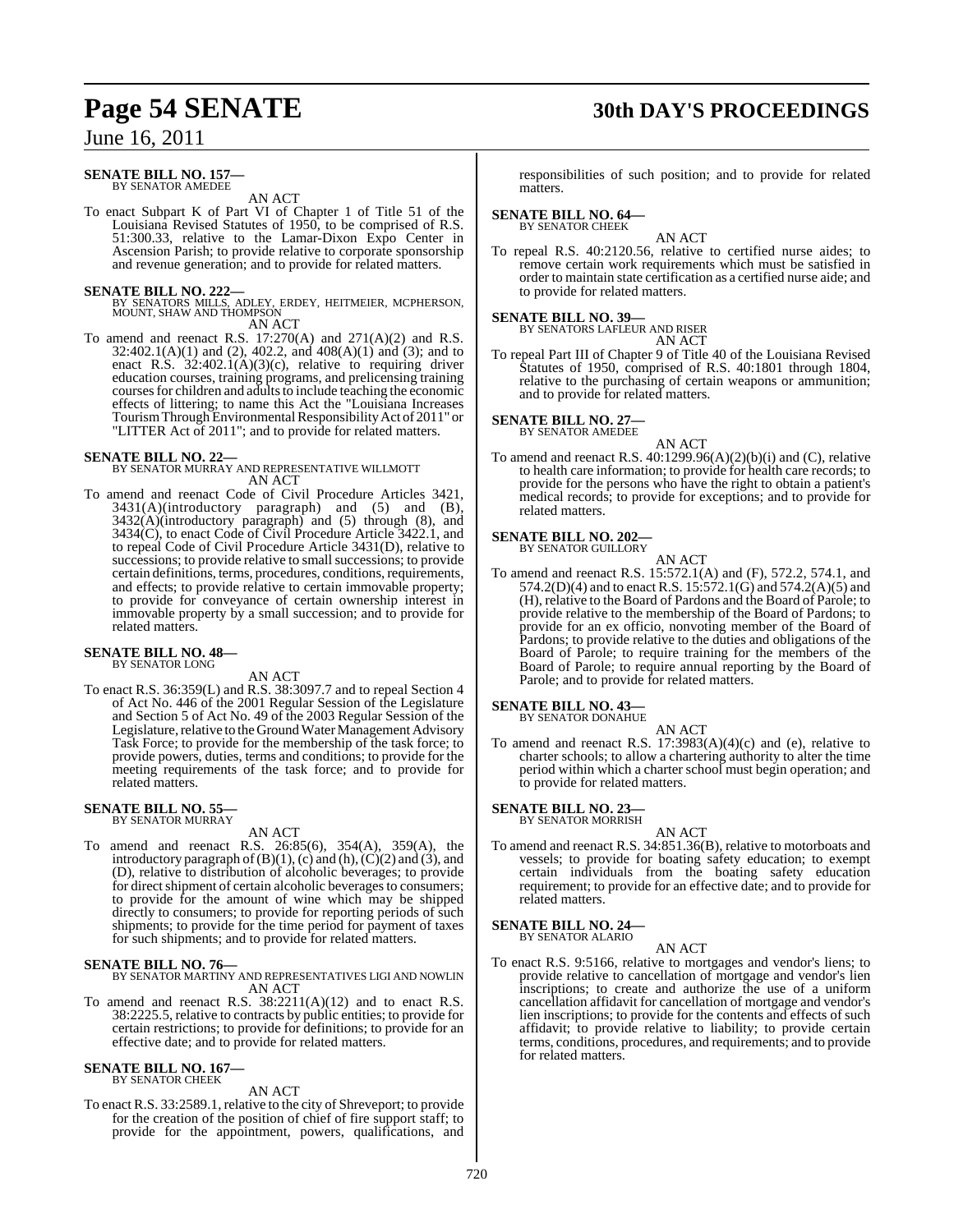**SENATE BILL NO. 157—**
BY SENATOR AMEDEE

AN ACT

To enact Subpart K of Part VI of Chapter 1 of Title 51 of the Louisiana Revised Statutes of 1950, to be comprised of R.S. 51:300.33, relative to the Lamar-Dixon Expo Center in Ascension Parish; to provide relative to corporate sponsorship and revenue generation; and to provide for related matters.

**SENATE BILL NO. 222—**
BY SENATORS MILLS, ADLEY, ERDEY, HEITMEIER, MCPHERSON, MOUNT, SHAW AND THOMPSON

AN ACT

To amend and reenact R.S. 17:270(A) and 271(A)(2) and R.S. 32:402.1(A)(1) and (2), 402.2, and 408(A)(1) and (3); and to enact R.S. 32:402.1(A)(3)(c), relative to requiring driver education courses, training programs, and prelicensing training courses for children and adults to include teaching the economic effects of littering; to name this Act the "Louisiana Increases Tourism Through Environmental Responsibility Act of 2011" or "LITTER Act of 2011"; and to provide for related matters.

**SENATE BILL NO. 22—**
BY SENATOR MURRAY AND REPRESENTATIVE WILLMOTT

AN ACT

To amend and reenact Code of Civil Procedure Articles 3421, 3431(A)(introductory paragraph) and (5) and (B), 3432(A)(introductory paragraph) and (5) through (8), and 3434(C), to enact Code of Civil Procedure Article 3422.1, and to repeal Code of Civil Procedure Article 3431(D), relative to successions; to provide relative to small successions; to provide certain definitions, terms, procedures, conditions, requirements, and effects; to provide relative to certain immovable property; to provide for conveyance of certain ownership interest in immovable property by a small succession; and to provide for related matters.

**SENATE BILL NO. 48—**
BY SENATOR LONG

AN ACT

To enact R.S. 36:359(L) and R.S. 38:3097.7 and to repeal Section 4 of Act No. 446 of the 2001 Regular Session of the Legislature and Section 5 of Act No. 49 of the 2003 Regular Session of the Legislature, relative to the Ground Water Management Advisory Task Force; to provide for the membership of the task force; to provide powers, duties, terms and conditions; to provide for the meeting requirements of the task force; and to provide for related matters.

**SENATE BILL NO. 55—**
BY SENATOR MURRAY

AN ACT

To amend and reenact R.S. 26:85(6), 354(A), 359(A), the introductory paragraph of (B)(1), (c) and (h), (C)(2) and (3), and (D), relative to distribution of alcoholic beverages; to provide for direct shipment of certain alcoholic beverages to consumers; to provide for the amount of wine which may be shipped directly to consumers; to provide for reporting periods of such shipments; to provide for the time period for payment of taxes for such shipments; and to provide for related matters.

**SENATE BILL NO. 76—**
BY SENATOR MARTINY AND REPRESENTATIVES LIGI AND NOWLIN

AN ACT

To amend and reenact R.S. 38:2211(A)(12) and to enact R.S. 38:2225.5, relative to contracts by public entities; to provide for certain restrictions; to provide for definitions; to provide for an effective date; and to provide for related matters.

**SENATE BILL NO. 167—**
BY SENATOR CHEEK

AN ACT

To enact R.S. 33:2589.1, relative to the city of Shreveport; to provide for the creation of the position of chief of fire support staff; to provide for the appointment, powers, qualifications, and responsibilities of such position; and to provide for related matters.

**SENATE BILL NO. 64—**
BY SENATOR CHEEK

AN ACT

To repeal R.S. 40:2120.56, relative to certified nurse aides; to remove certain work requirements which must be satisfied in order to maintain state certification as a certified nurse aide; and to provide for related matters.

**SENATE BILL NO. 39—**
BY SENATORS LAFLEUR AND RISER

AN ACT

To repeal Part III of Chapter 9 of Title 40 of the Louisiana Revised Statutes of 1950, comprised of R.S. 40:1801 through 1804, relative to the purchasing of certain weapons or ammunition; and to provide for related matters.

**SENATE BILL NO. 27—**
BY SENATOR AMEDEE

AN ACT

To amend and reenact R.S. 40:1299.96(A)(2)(b)(i) and (C), relative to health care information; to provide for health care records; to provide for the persons who have the right to obtain a patient's medical records; to provide for exceptions; and to provide for related matters.

**SENATE BILL NO. 202—**
BY SENATOR GUILLORY

AN ACT

To amend and reenact R.S. 15:572.1(A) and (F), 572.2, 574.1, and 574.2(D)(4) and to enact R.S. 15:572.1(G) and 574.2(A)(5) and (H), relative to the Board of Pardons and the Board of Parole; to provide relative to the membership of the Board of Pardons; to provide for an ex officio, nonvoting member of the Board of Pardons; to provide relative to the duties and obligations of the Board of Parole; to require training for the members of the Board of Parole; to require annual reporting by the Board of Parole; and to provide for related matters.

**SENATE BILL NO. 43—**
BY SENATOR DONAHUE

AN ACT

To amend and reenact R.S. 17:3983(A)(4)(c) and (e), relative to charter schools; to allow a chartering authority to alter the time period within which a charter school must begin operation; and to provide for related matters.

**SENATE BILL NO. 23—**
BY SENATOR MORRISH

AN ACT

To amend and reenact R.S. 34:851.36(B), relative to motorboats and vessels; to provide for boating safety education; to exempt certain individuals from the boating safety education requirement; to provide for an effective date; and to provide for related matters.

**SENATE BILL NO. 24—**
BY SENATOR ALARIO

AN ACT

To enact R.S. 9:5166, relative to mortgages and vendor's liens; to provide relative to cancellation of mortgage and vendor's lien inscriptions; to create and authorize the use of a uniform cancellation affidavit for cancellation of mortgage and vendor's lien inscriptions; to provide for the contents and effects of such affidavit; to provide relative to liability; to provide certain terms, conditions, procedures, and requirements; and to provide for related matters.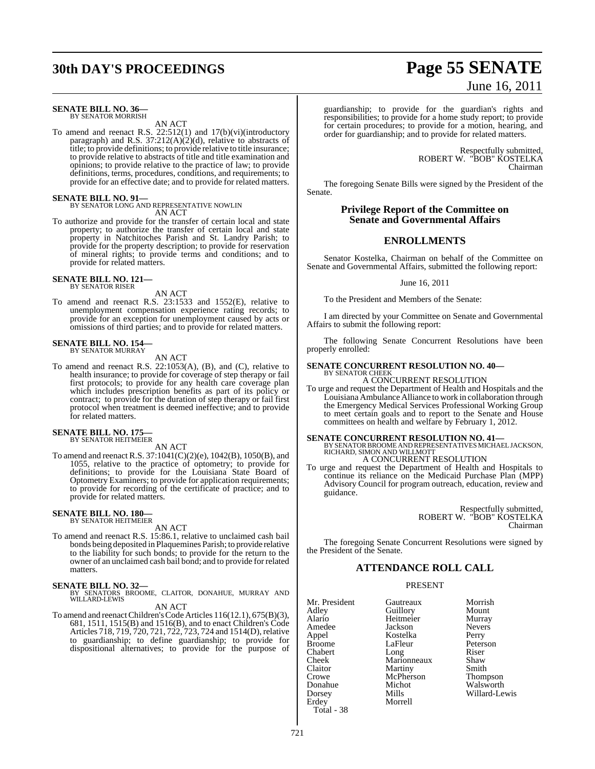**SENATE BILL NO. 36—**
BY SENATOR MORRISH

AN ACT

To amend and reenact R.S. 22:512(1) and 17(b)(vi)(introductory paragraph) and R.S. 37:212(A)(2)(d), relative to abstracts of title; to provide definitions; to provide relative to title insurance; to provide relative to abstracts of title and title examination and opinions; to provide relative to the practice of law; to provide definitions, terms, procedures, conditions, and requirements; to provide for an effective date; and to provide for related matters.

**SENATE BILL NO. 91—**
BY SENATOR LONG AND REPRESENTATIVE NOWLIN

AN ACT

To authorize and provide for the transfer of certain local and state property; to authorize the transfer of certain local and state property in Natchitoches Parish and St. Landry Parish; to provide for the property description; to provide for reservation of mineral rights; to provide terms and conditions; and to provide for related matters.

**SENATE BILL NO. 121—**
BY SENATOR RISER

AN ACT

To amend and reenact R.S. 23:1533 and 1552(E), relative to unemployment compensation experience rating records; to provide for an exception for unemployment caused by acts or omissions of third parties; and to provide for related matters.

**SENATE BILL NO. 154—**
BY SENATOR MURRAY

AN ACT

To amend and reenact R.S. 22:1053(A), (B), and (C), relative to health insurance; to provide for coverage of step therapy or fail first protocols; to provide for any health care coverage plan which includes prescription benefits as part of its policy or contract; to provide for the duration of step therapy or fail first protocol when treatment is deemed ineffective; and to provide for related matters.

**SENATE BILL NO. 175—**
BY SENATOR HEITMEIER

AN ACT

To amend and reenact R.S. 37:1041(C)(2)(e), 1042(B), 1050(B), and 1055, relative to the practice of optometry; to provide for definitions; to provide for the Louisiana State Board of Optometry Examiners; to provide for application requirements; to provide for recording of the certificate of practice; and to provide for related matters.

**SENATE BILL NO. 180—**
BY SENATOR HEITMEIER

AN ACT

To amend and reenact R.S. 15:86.1, relative to unclaimed cash bail bonds being deposited in Plaquemines Parish; to provide relative to the liability for such bonds; to provide for the return to the owner of an unclaimed cash bail bond; and to provide for related matters.

**SENATE BILL NO. 32—**
BY SENATORS BROOME, CLAITOR, DONAHUE, MURRAY AND WILLARD-LEWIS

AN ACT

To amend and reenact Children's Code Articles 116(12.1), 675(B)(3), 681, 1511, 1515(B) and 1516(B), and to enact Children's Code Articles 718, 719, 720, 721, 722, 723, 724 and 1514(D), relative to guardianship; to define guardianship; to provide for dispositional alternatives; to provide for the purpose of guardianship; to provide for the guardian's rights and responsibilities; to provide for a home study report; to provide for certain procedures; to provide for a motion, hearing, and order for guardianship; and to provide for related matters.

Respectfully submitted,
ROBERT W. "BOB" KOSTELKA
Chairman

The foregoing Senate Bills were signed by the President of the Senate.

## Privilege Report of the Committee on Senate and Governmental Affairs

## ENROLLMENTS

Senator Kostelka, Chairman on behalf of the Committee on Senate and Governmental Affairs, submitted the following report:

June 16, 2011

To the President and Members of the Senate:

I am directed by your Committee on Senate and Governmental Affairs to submit the following report:

The following Senate Concurrent Resolutions have been properly enrolled:

**SENATE CONCURRENT RESOLUTION NO. 40—**
BY SENATOR CHEEK

A CONCURRENT RESOLUTION

To urge and request the Department of Health and Hospitals and the Louisiana Ambulance Alliance to work in collaboration through the Emergency Medical Services Professional Working Group to meet certain goals and to report to the Senate and House committees on health and welfare by February 1, 2012.

**SENATE CONCURRENT RESOLUTION NO. 41—**
BY SENATOR BROOME AND REPRESENTATIVES MICHAEL JACKSON, RICHARD, SIMON AND WILLMOTT

A CONCURRENT RESOLUTION

To urge and request the Department of Health and Hospitals to continue its reliance on the Medicaid Purchase Plan (MPP) Advisory Council for program outreach, education, review and guidance.

Respectfully submitted,
ROBERT W. "BOB" KOSTELKA
Chairman

The foregoing Senate Concurrent Resolutions were signed by the President of the Senate.

## ATTENDANCE ROLL CALL

PRESENT

| | | |
|---|---|---|
| Mr. President | Gautreaux | Morrish |
| Adley | Guillory | Mount |
| Alario | Heitmeier | Murray |
| Amedee | Jackson | Nevers |
| Appel | Kostelka | Perry |
| Broome | LaFleur | Peterson |
| Chabert | Long | Riser |
| Cheek | Marionneaux | Shaw |
| Claitor | Martiny | Smith |
| Crowe | McPherson | Thompson |
| Donahue | Michot | Walsworth |
| Dorsey | Mills | Willard-Lewis |
| Erdey | Morrell | |

Total - 38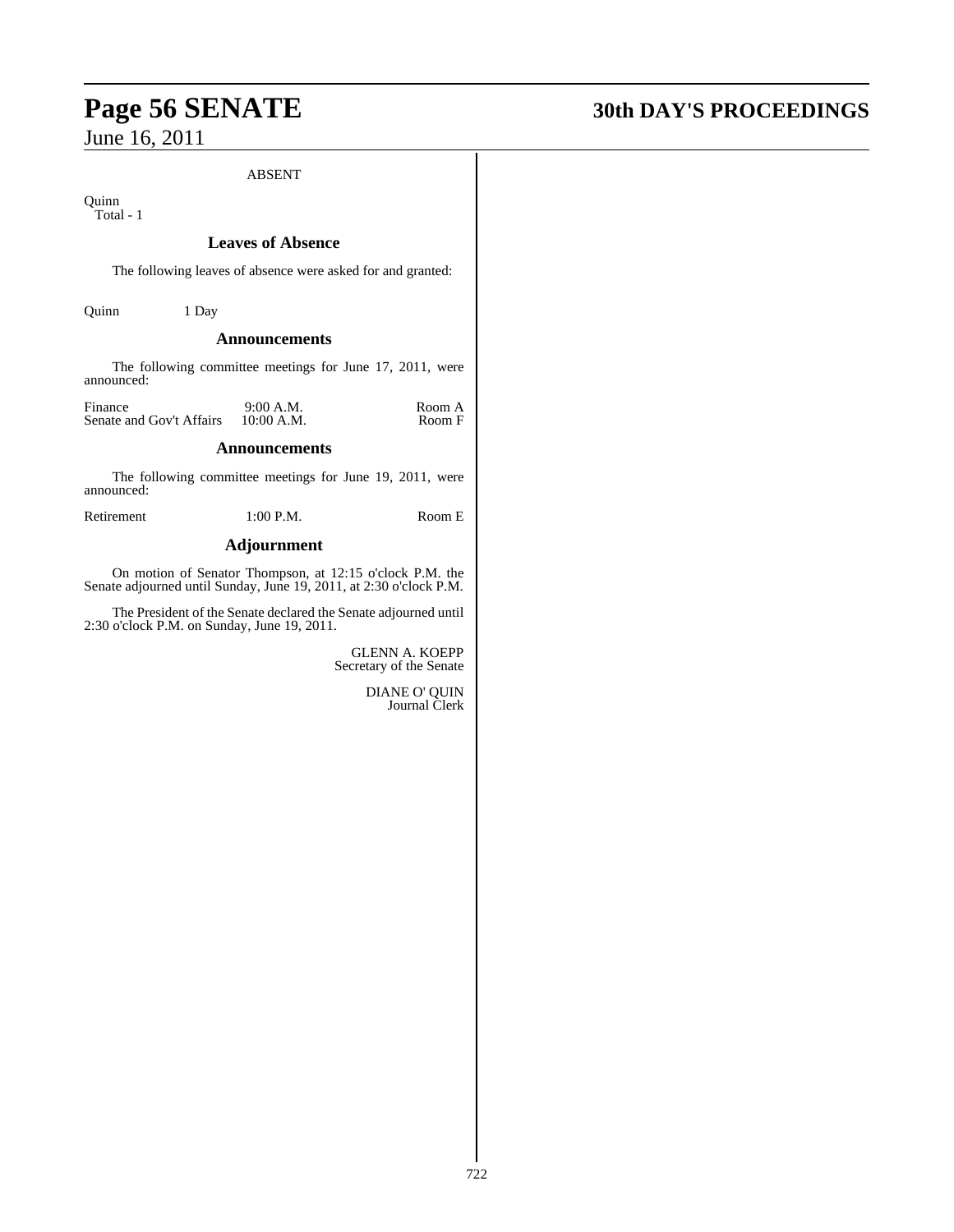ABSENT

Quinn
Total - 1

## Leaves of Absence

The following leaves of absence were asked for and granted:

Quinn 1 Day

## Announcements

The following committee meetings for June 17, 2011, were announced:

| | | |
|---|---|---|
| Finance | 9:00 A.M. | Room A |
| Senate and Gov't Affairs | 10:00 A.M. | Room F |

## Announcements

The following committee meetings for June 19, 2011, were announced:

| | | |
|---|---|---|
| Retirement | 1:00 P.M. | Room E |

## Adjournment

On motion of Senator Thompson, at 12:15 o'clock P.M. the Senate adjourned until Sunday, June 19, 2011, at 2:30 o'clock P.M.

The President of the Senate declared the Senate adjourned until 2:30 o'clock P.M. on Sunday, June 19, 2011.

GLENN A. KOEPP
Secretary of the Senate

DIANE O' QUIN
Journal Clerk